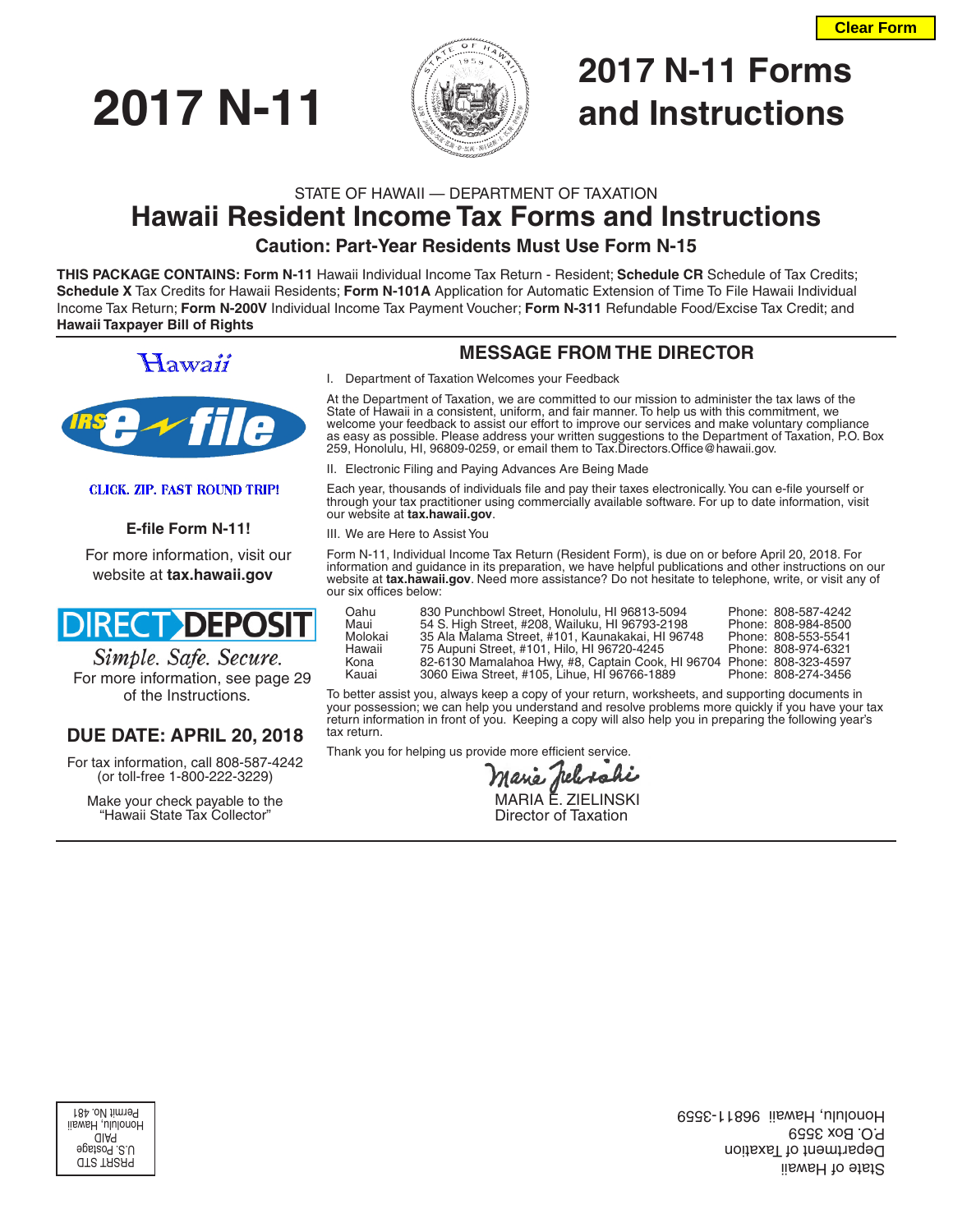Clear Form

# 2017 N-11

# 2017 N-11 Forms and Instructions

STATE OF HAWAII — DEPARTMENT OF TAXATION

## Hawaii Resident Income Tax Forms and Instructions

### Caution: Part-Year Residents Must Use Form N-15

**THIS PACKAGE CONTAINS: Form N-11** Hawaii Individual Income Tax Return - Resident; **Schedule CR** Schedule of Tax Credits; **Schedule X** Tax Credits for Hawaii Residents; **Form N-101A** Application for Automatic Extension of Time To File Hawaii Individual Income Tax Return; **Form N-200V** Individual Income Tax Payment Voucher; **Form N-311** Refundable Food/Excise Tax Credit; and **Hawaii Taxpayer Bill of Rights**

Hawaii

IRS e-file

CLICK. ZIP. FAST ROUND TRIP!

**E-file Form N-11!**

For more information, visit our website at **tax.hawaii.gov**

DIRECT DEPOSIT

*Simple. Safe. Secure.*

For more information, see page 29 of the Instructions.

### DUE DATE: APRIL 20, 2018

For tax information, call 808-587-4242 (or toll-free 1-800-222-3229)

Make your check payable to the "Hawaii State Tax Collector"

## MESSAGE FROM THE DIRECTOR

I. Department of Taxation Welcomes your Feedback

At the Department of Taxation, we are committed to our mission to administer the tax laws of the State of Hawaii in a consistent, uniform, and fair manner. To help us with this commitment, we welcome your feedback to assist our effort to improve our services and make voluntary compliance as easy as possible. Please address your written suggestions to the Department of Taxation, P.O. Box 259, Honolulu, HI, 96809-0259, or email them to Tax.Directors.Office@hawaii.gov.

II. Electronic Filing and Paying Advances Are Being Made

Each year, thousands of individuals file and pay their taxes electronically. You can e-file yourself or through your tax practitioner using commercially available software. For up to date information, visit our website at **tax.hawaii.gov**.

III. We are Here to Assist You

Form N-11, Individual Income Tax Return (Resident Form), is due on or before April 20, 2018. For information and guidance in its preparation, we have helpful publications and other instructions on our website at **tax.hawaii.gov**. Need more assistance? Do not hesitate to telephone, write, or visit any of our six offices below:

| | | |
|---|---|---|
| Oahu | 830 Punchbowl Street, Honolulu, HI 96813-5094 | Phone: 808-587-4242 |
| Maui | 54 S. High Street, #208, Wailuku, HI 96793-2198 | Phone: 808-984-8500 |
| Molokai | 35 Ala Malama Street, #101, Kaunakakai, HI 96748 | Phone: 808-553-5541 |
| Hawaii | 75 Aupuni Street, #101, Hilo, HI 96720-4245 | Phone: 808-974-6321 |
| Kona | 82-6130 Mamalahoa Hwy, #8, Captain Cook, HI 96704 | Phone: 808-323-4597 |
| Kauai | 3060 Eiwa Street, #105, Lihue, HI 96766-1889 | Phone: 808-274-3456 |

To better assist you, always keep a copy of your return, worksheets, and supporting documents in your possession; we can help you understand and resolve problems more quickly if you have your tax return information in front of you. Keeping a copy will also help you in preparing the following year's tax return.

Thank you for helping us provide more efficient service.

MARIA E. ZIELINSKI
Director of Taxation

State of Hawaii
Department of Taxation
P.O. Box 3559
Honolulu, Hawaii 96811-3559

PRSRT STD
U.S. Postage
PAID
Honolulu, Hawaii
Permit No. 481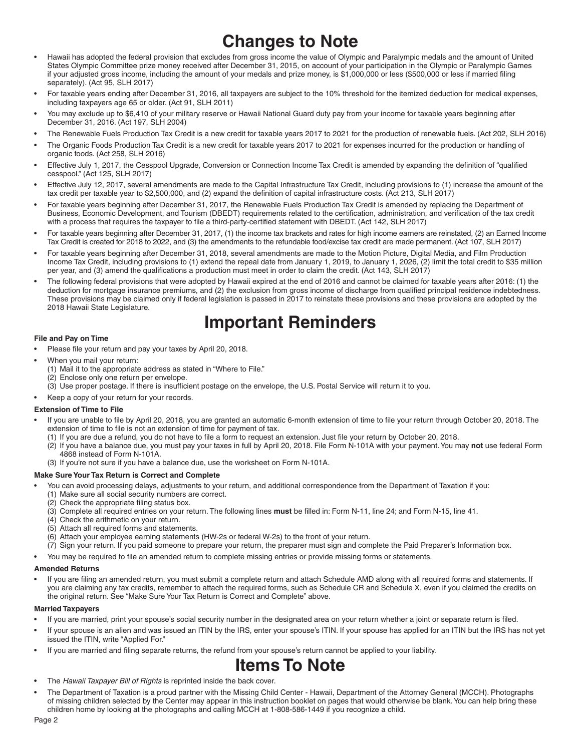# Changes to Note

- Hawaii has adopted the federal provision that excludes from gross income the value of Olympic and Paralympic medals and the amount of United States Olympic Committee prize money received after December 31, 2015, on account of your participation in the Olympic or Paralympic Games if your adjusted gross income, including the amount of your medals and prize money, is $1,000,000 or less ($500,000 or less if married filing separately). (Act 95, SLH 2017)
- For taxable years ending after December 31, 2016, all taxpayers are subject to the 10% threshold for the itemized deduction for medical expenses, including taxpayers age 65 or older. (Act 91, SLH 2011)
- You may exclude up to $6,410 of your military reserve or Hawaii National Guard duty pay from your income for taxable years beginning after December 31, 2016. (Act 197, SLH 2004)
- The Renewable Fuels Production Tax Credit is a new credit for taxable years 2017 to 2021 for the production of renewable fuels. (Act 202, SLH 2016)
- The Organic Foods Production Tax Credit is a new credit for taxable years 2017 to 2021 for expenses incurred for the production or handling of organic foods. (Act 258, SLH 2016)
- Effective July 1, 2017, the Cesspool Upgrade, Conversion or Connection Income Tax Credit is amended by expanding the definition of "qualified cesspool." (Act 125, SLH 2017)
- Effective July 12, 2017, several amendments are made to the Capital Infrastructure Tax Credit, including provisions to (1) increase the amount of the tax credit per taxable year to $2,500,000, and (2) expand the definition of capital infrastructure costs. (Act 213, SLH 2017)
- For taxable years beginning after December 31, 2017, the Renewable Fuels Production Tax Credit is amended by replacing the Department of Business, Economic Development, and Tourism (DBEDT) requirements related to the certification, administration, and verification of the tax credit with a process that requires the taxpayer to file a third-party-certified statement with DBEDT. (Act 142, SLH 2017)
- For taxable years beginning after December 31, 2017, (1) the income tax brackets and rates for high income earners are reinstated, (2) an Earned Income Tax Credit is created for 2018 to 2022, and (3) the amendments to the refundable food/excise tax credit are made permanent. (Act 107, SLH 2017)
- For taxable years beginning after December 31, 2018, several amendments are made to the Motion Picture, Digital Media, and Film Production Income Tax Credit, including provisions to (1) extend the repeal date from January 1, 2019, to January 1, 2026, (2) limit the total credit to $35 million per year, and (3) amend the qualifications a production must meet in order to claim the credit. (Act 143, SLH 2017)
- The following federal provisions that were adopted by Hawaii expired at the end of 2016 and cannot be claimed for taxable years after 2016: (1) the deduction for mortgage insurance premiums, and (2) the exclusion from gross income of discharge from qualified principal residence indebtedness. These provisions may be claimed only if federal legislation is passed in 2017 to reinstate these provisions and these provisions are adopted by the 2018 Hawaii State Legislature.

# Important Reminders

**File and Pay on Time**

- Please file your return and pay your taxes by April 20, 2018.
- When you mail your return:
  (1) Mail it to the appropriate address as stated in "Where to File."
  (2) Enclose only one return per envelope.
  (3) Use proper postage. If there is insufficient postage on the envelope, the U.S. Postal Service will return it to you.
- Keep a copy of your return for your records.

**Extension of Time to File**

- If you are unable to file by April 20, 2018, you are granted an automatic 6-month extension of time to file your return through October 20, 2018. The extension of time to file is not an extension of time for payment of tax.
  (1) If you are due a refund, you do not have to file a form to request an extension. Just file your return by October 20, 2018.
  (2) If you have a balance due, you must pay your taxes in full by April 20, 2018. File Form N-101A with your payment. You may **not** use federal Form 4868 instead of Form N-101A.
  (3) If you're not sure if you have a balance due, use the worksheet on Form N-101A.

**Make Sure Your Tax Return is Correct and Complete**

- You can avoid processing delays, adjustments to your return, and additional correspondence from the Department of Taxation if you:
  (1) Make sure all social security numbers are correct.
  (2) Check the appropriate filing status box.
  (3) Complete all required entries on your return. The following lines **must** be filled in: Form N-11, line 24; and Form N-15, line 41.
  (4) Check the arithmetic on your return.
  (5) Attach all required forms and statements.
  (6) Attach your employee earning statements (HW-2s or federal W-2s) to the front of your return.
  (7) Sign your return. If you paid someone to prepare your return, the preparer must sign and complete the Paid Preparer's Information box.
- You may be required to file an amended return to complete missing entries or provide missing forms or statements.

**Amended Returns**

- If you are filing an amended return, you must submit a complete return and attach Schedule AMD along with all required forms and statements. If you are claiming any tax credits, remember to attach the required forms, such as Schedule CR and Schedule X, even if you claimed the credits on the original return. See "Make Sure Your Tax Return is Correct and Complete" above.

**Married Taxpayers**

- If you are married, print your spouse's social security number in the designated area on your return whether a joint or separate return is filed.
- If your spouse is an alien and was issued an ITIN by the IRS, enter your spouse's ITIN. If your spouse has applied for an ITIN but the IRS has not yet issued the ITIN, write "Applied For."
- If you are married and filing separate returns, the refund from your spouse's return cannot be applied to your liability.

# Items To Note

- The *Hawaii Taxpayer Bill of Rights* is reprinted inside the back cover.
- The Department of Taxation is a proud partner with the Missing Child Center - Hawaii, Department of the Attorney General (MCCH). Photographs of missing children selected by the Center may appear in this instruction booklet on pages that would otherwise be blank. You can help bring these children home by looking at the photographs and calling MCCH at 1-808-586-1449 if you recognize a child.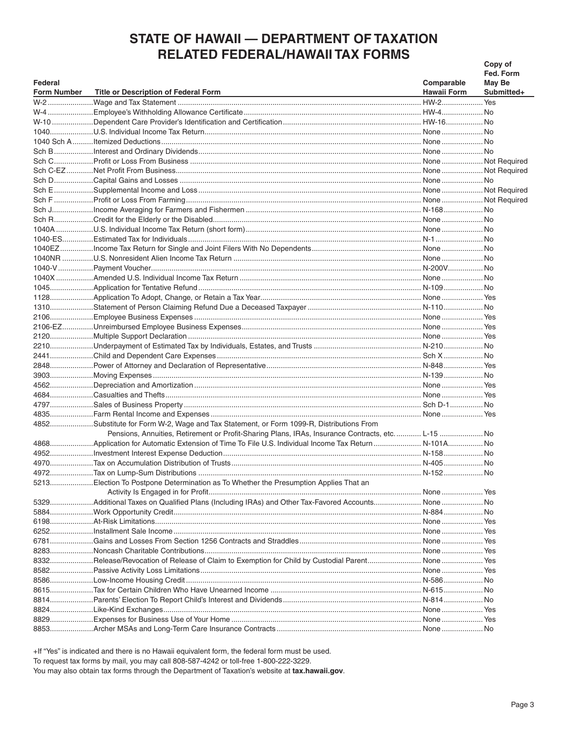# STATE OF HAWAII — DEPARTMENT OF TAXATION
## RELATED FEDERAL/HAWAII TAX FORMS

| Federal Form Number | Title or Description of Federal Form | Comparable Hawaii Form | Copy of Fed. Form May Be Submitted+ |
|---|---|---|---|
| W-2 | Wage and Tax Statement | HW-2 | Yes |
| W-4 | Employee's Withholding Allowance Certificate | HW-4 | No |
| W-10 | Dependent Care Provider's Identification and Certification | HW-16 | No |
| 1040 | U.S. Individual Income Tax Return | None | No |
| 1040 Sch A | Itemized Deductions | None | No |
| Sch B | Interest and Ordinary Dividends | None | No |
| Sch C | Profit or Loss From Business | None | Not Required |
| Sch C-EZ | Net Profit From Business | None | Not Required |
| Sch D | Capital Gains and Losses | None | No |
| Sch E | Supplemental Income and Loss | None | Not Required |
| Sch F | Profit or Loss From Farming | None | Not Required |
| Sch J | Income Averaging for Farmers and Fishermen | N-168 | No |
| Sch R | Credit for the Elderly or the Disabled | None | No |
| 1040A | U.S. Individual Income Tax Return (short form) | None | No |
| 1040-ES | Estimated Tax for Individuals | N-1 | No |
| 1040EZ | Income Tax Return for Single and Joint Filers With No Dependents | None | No |
| 1040NR | U.S. Nonresident Alien Income Tax Return | None | No |
| 1040-V | Payment Voucher | N-200V | No |
| 1040X | Amended U.S. Individual Income Tax Return | None | No |
| 1045 | Application for Tentative Refund | N-109 | No |
| 1128 | Application To Adopt, Change, or Retain a Tax Year | None | Yes |
| 1310 | Statement of Person Claiming Refund Due a Deceased Taxpayer | N-110 | No |
| 2106 | Employee Business Expenses | None | Yes |
| 2106-EZ | Unreimbursed Employee Business Expenses | None | Yes |
| 2120 | Multiple Support Declaration | None | Yes |
| 2210 | Underpayment of Estimated Tax by Individuals, Estates, and Trusts | N-210 | No |
| 2441 | Child and Dependent Care Expenses | Sch X | No |
| 2848 | Power of Attorney and Declaration of Representative | N-848 | Yes |
| 3903 | Moving Expenses | N-139 | No |
| 4562 | Depreciation and Amortization | None | Yes |
| 4684 | Casualties and Thefts | None | Yes |
| 4797 | Sales of Business Property | Sch D-1 | No |
| 4835 | Farm Rental Income and Expenses | None | Yes |
| 4852 | Substitute for Form W-2, Wage and Tax Statement, or Form 1099-R, Distributions From Pensions, Annuities, Retirement or Profit-Sharing Plans, IRAs, Insurance Contracts, etc. | L-15 | No |
| 4868 | Application for Automatic Extension of Time To File U.S. Individual Income Tax Return | N-101A | No |
| 4952 | Investment Interest Expense Deduction | N-158 | No |
| 4970 | Tax on Accumulation Distribution of Trusts | N-405 | No |
| 4972 | Tax on Lump-Sum Distributions | N-152 | No |
| 5213 | Election To Postpone Determination as To Whether the Presumption Applies That an Activity Is Engaged in for Profit | None | Yes |
| 5329 | Additional Taxes on Qualified Plans (Including IRAs) and Other Tax-Favored Accounts | None | No |
| 5884 | Work Opportunity Credit | N-884 | No |
| 6198 | At-Risk Limitations | None | Yes |
| 6252 | Installment Sale Income | None | Yes |
| 6781 | Gains and Losses From Section 1256 Contracts and Straddles | None | Yes |
| 8283 | Noncash Charitable Contributions | None | Yes |
| 8332 | Release/Revocation of Release of Claim to Exemption for Child by Custodial Parent | None | Yes |
| 8582 | Passive Activity Loss Limitations | None | Yes |
| 8586 | Low-Income Housing Credit | N-586 | No |
| 8615 | Tax for Certain Children Who Have Unearned Income | N-615 | No |
| 8814 | Parents' Election To Report Child's Interest and Dividends | N-814 | No |
| 8824 | Like-Kind Exchanges | None | Yes |
| 8829 | Expenses for Business Use of Your Home | None | Yes |
| 8853 | Archer MSAs and Long-Term Care Insurance Contracts | None | No |

+If "Yes" is indicated and there is no Hawaii equivalent form, the federal form must be used.

To request tax forms by mail, you may call 808-587-4242 or toll-free 1-800-222-3229.

You may also obtain tax forms through the Department of Taxation's website at **tax.hawaii.gov**.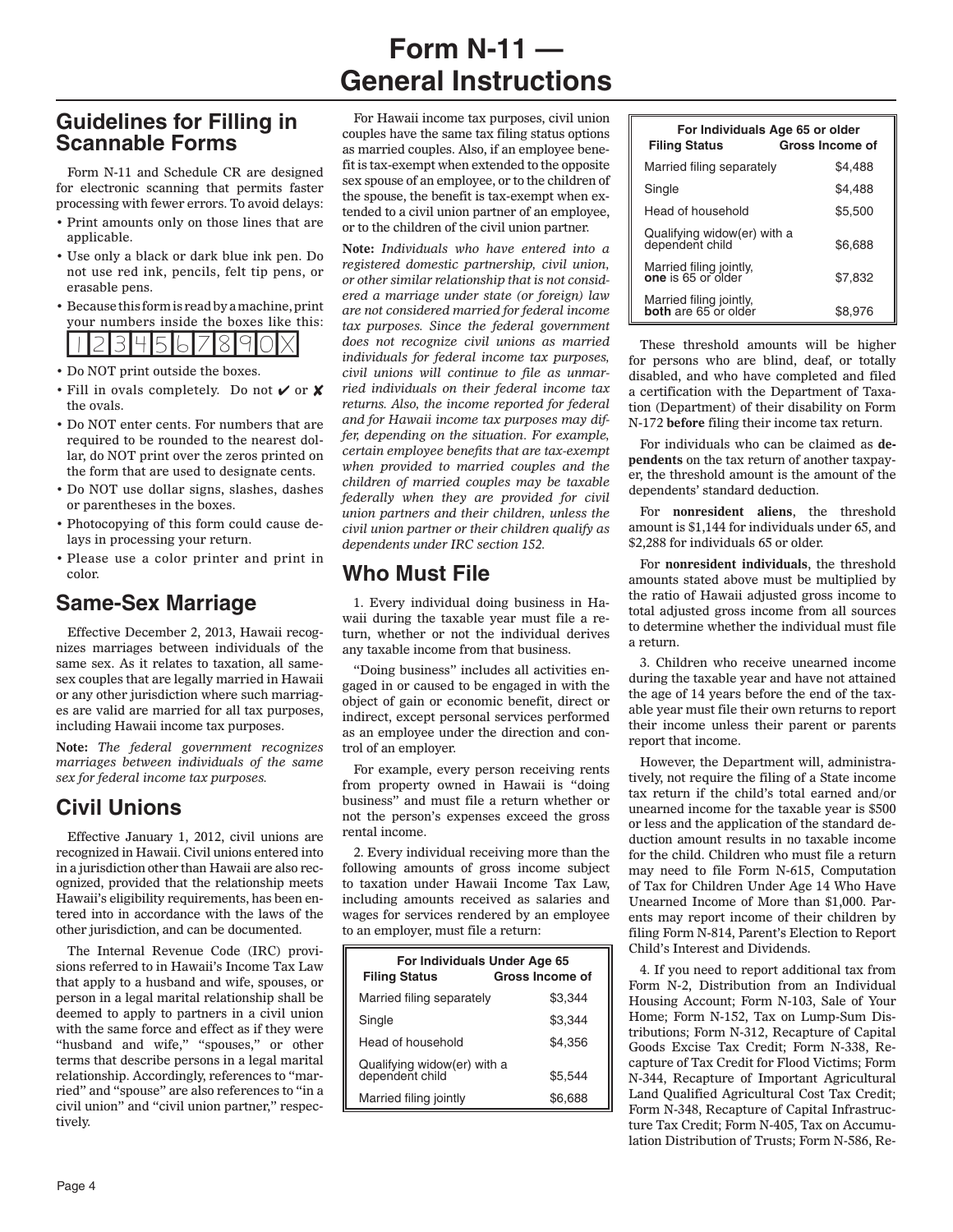# Form N-11 — General Instructions

## Guidelines for Filling in Scannable Forms

Form N-11 and Schedule CR are designed for electronic scanning that permits faster processing with fewer errors. To avoid delays:

- Print amounts only on those lines that are applicable.
- Use only a black or dark blue ink pen. Do not use red ink, pencils, felt tip pens, or erasable pens.
- Because this form is read by a machine, print your numbers inside the boxes like this: 1 2 3 4 5 6 7 8 9 0 X
- Do NOT print outside the boxes.
- Fill in ovals completely. Do not ✔ or ✘ the ovals.
- Do NOT enter cents. For numbers that are required to be rounded to the nearest dollar, do NOT print over the zeros printed on the form that are used to designate cents.
- Do NOT use dollar signs, slashes, dashes or parentheses in the boxes.
- Photocopying of this form could cause delays in processing your return.
- Please use a color printer and print in color.

## Same-Sex Marriage

Effective December 2, 2013, Hawaii recognizes marriages between individuals of the same sex. As it relates to taxation, all same-sex couples that are legally married in Hawaii or any other jurisdiction where such marriages are valid are married for all tax purposes, including Hawaii income tax purposes.

**Note:** *The federal government recognizes marriages between individuals of the same sex for federal income tax purposes.*

## Civil Unions

Effective January 1, 2012, civil unions are recognized in Hawaii. Civil unions entered into in a jurisdiction other than Hawaii are also recognized, provided that the relationship meets Hawaii's eligibility requirements, has been entered into in accordance with the laws of the other jurisdiction, and can be documented.

The Internal Revenue Code (IRC) provisions referred to in Hawaii's Income Tax Law that apply to a husband and wife, spouses, or person in a legal marital relationship shall be deemed to apply to partners in a civil union with the same force and effect as if they were "husband and wife," "spouses," or other terms that describe persons in a legal marital relationship. Accordingly, references to "married" and "spouse" are also references to "in a civil union" and "civil union partner," respectively.

For Hawaii income tax purposes, civil union couples have the same tax filing status options as married couples. Also, if an employee benefit is tax-exempt when extended to the opposite sex spouse of an employee, or to the children of the spouse, the benefit is tax-exempt when extended to a civil union partner of an employee, or to the children of the civil union partner.

**Note:** *Individuals who have entered into a registered domestic partnership, civil union, or other similar relationship that is not considered a marriage under state (or foreign) law are not considered married for federal income tax purposes. Since the federal government does not recognize civil unions as married individuals for federal income tax purposes, civil unions will continue to file as unmarried individuals on their federal income tax returns. Also, the income reported for federal and for Hawaii income tax purposes may differ, depending on the situation. For example, certain employee benefits that are tax-exempt when provided to married couples and the children of married couples may be taxable federally when they are provided for civil union partners and their children, unless the civil union partner or their children qualify as dependents under IRC section 152.*

## Who Must File

1. Every individual doing business in Hawaii during the taxable year must file a return, whether or not the individual derives any taxable income from that business.

"Doing business" includes all activities engaged in or caused to be engaged in with the object of gain or economic benefit, direct or indirect, except personal services performed as an employee under the direction and control of an employer.

For example, every person receiving rents from property owned in Hawaii is "doing business" and must file a return whether or not the person's expenses exceed the gross rental income.

2. Every individual receiving more than the following amounts of gross income subject to taxation under Hawaii Income Tax Law, including amounts received as salaries and wages for services rendered by an employee to an employer, must file a return:

| For Individuals Under Age 65 | |
|---|---|
| **Filing Status** | **Gross Income of** |
| Married filing separately | $3,344 |
| Single | $3,344 |
| Head of household | $4,356 |
| Qualifying widow(er) with a dependent child | $5,544 |
| Married filing jointly | $6,688 |

| For Individuals Age 65 or older | |
|---|---|
| **Filing Status** | **Gross Income of** |
| Married filing separately | $4,488 |
| Single | $4,488 |
| Head of household | $5,500 |
| Qualifying widow(er) with a dependent child | $6,688 |
| Married filing jointly, **one** is 65 or older | $7,832 |
| Married filing jointly, **both** are 65 or older | $8,976 |

These threshold amounts will be higher for persons who are blind, deaf, or totally disabled, and who have completed and filed a certification with the Department of Taxation (Department) of their disability on Form N-172 **before** filing their income tax return.

For individuals who can be claimed as **dependents** on the tax return of another taxpayer, the threshold amount is the amount of the dependents' standard deduction.

For **nonresident aliens**, the threshold amount is $1,144 for individuals under 65, and $2,288 for individuals 65 or older.

For **nonresident individuals**, the threshold amounts stated above must be multiplied by the ratio of Hawaii adjusted gross income to total adjusted gross income from all sources to determine whether the individual must file a return.

3. Children who receive unearned income during the taxable year and have not attained the age of 14 years before the end of the taxable year must file their own returns to report their income unless their parent or parents report that income.

However, the Department will, administratively, not require the filing of a State income tax return if the child's total earned and/or unearned income for the taxable year is $500 or less and the application of the standard deduction amount results in no taxable income for the child. Children who must file a return may need to file Form N-615, Computation of Tax for Children Under Age 14 Who Have Unearned Income of More than $1,000. Parents may report income of their children by filing Form N-814, Parent's Election to Report Child's Interest and Dividends.

4. If you need to report additional tax from Form N-2, Distribution from an Individual Housing Account; Form N-103, Sale of Your Home; Form N-152, Tax on Lump-Sum Distributions; Form N-312, Recapture of Capital Goods Excise Tax Credit; Form N-338, Recapture of Tax Credit for Flood Victims; Form N-344, Recapture of Important Agricultural Land Qualified Agricultural Cost Tax Credit; Form N-348, Recapture of Capital Infrastructure Tax Credit; Form N-405, Tax on Accumulation Distribution of Trusts; Form N-586, Re-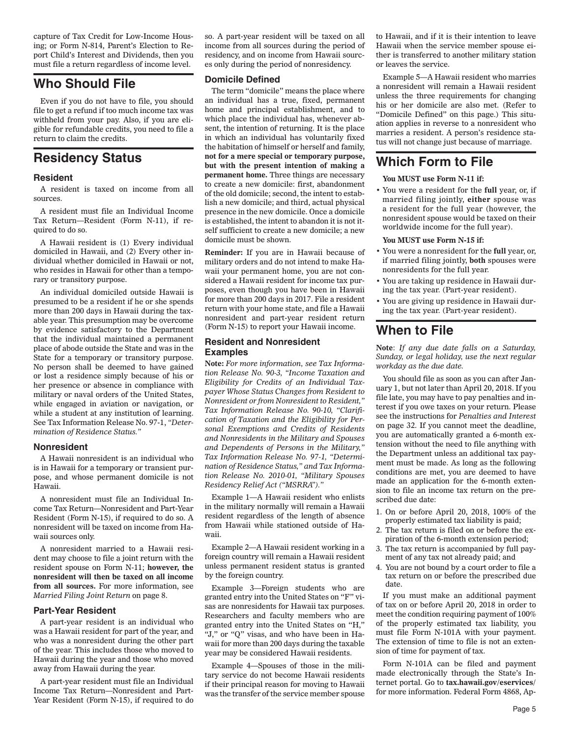capture of Tax Credit for Low-Income Housing; or Form N-814, Parent's Election to Report Child's Interest and Dividends, then you must file a return regardless of income level.

## Who Should File

Even if you do not have to file, you should file to get a refund if too much income tax was withheld from your pay. Also, if you are eligible for refundable credits, you need to file a return to claim the credits.

## Residency Status

### Resident

A resident is taxed on income from all sources.

A resident must file an Individual Income Tax Return—Resident (Form N-11), if required to do so.

A Hawaii resident is (1) Every individual domiciled in Hawaii, and (2) Every other individual whether domiciled in Hawaii or not, who resides in Hawaii for other than a temporary or transitory purpose.

An individual domiciled outside Hawaii is presumed to be a resident if he or she spends more than 200 days in Hawaii during the taxable year. This presumption may be overcome by evidence satisfactory to the Department that the individual maintained a permanent place of abode outside the State and was in the State for a temporary or transitory purpose. No person shall be deemed to have gained or lost a residence simply because of his or her presence or absence in compliance with military or naval orders of the United States, while engaged in aviation or navigation, or while a student at any institution of learning. See Tax Information Release No. 97-1, *"Determination of Residence Status."*

### Nonresident

A Hawaii nonresident is an individual who is in Hawaii for a temporary or transient purpose, and whose permanent domicile is not Hawaii.

A nonresident must file an Individual Income Tax Return—Nonresident and Part-Year Resident (Form N-15), if required to do so. A nonresident will be taxed on income from Hawaii sources only.

A nonresident married to a Hawaii resident may choose to file a joint return with the resident spouse on Form N-11; **however, the nonresident will then be taxed on all income from all sources.** For more information, see *Married Filing Joint Return* on page 8.

### Part-Year Resident

A part-year resident is an individual who was a Hawaii resident for part of the year, and who was a nonresident during the other part of the year. This includes those who moved to Hawaii during the year and those who moved away from Hawaii during the year.

A part-year resident must file an Individual Income Tax Return—Nonresident and Part-Year Resident (Form N-15), if required to do so. A part-year resident will be taxed on all income from all sources during the period of residency, and on income from Hawaii sources only during the period of nonresidency.

### Domicile Defined

The term "domicile" means the place where an individual has a true, fixed, permanent home and principal establishment, and to which place the individual has, whenever absent, the intention of returning. It is the place in which an individual has voluntarily fixed the habitation of himself or herself and family, **not for a mere special or temporary purpose, but with the present intention of making a permanent home.** Three things are necessary to create a new domicile: first, abandonment of the old domicile; second, the intent to establish a new domicile; and third, actual physical presence in the new domicile. Once a domicile is established, the intent to abandon it is not itself sufficient to create a new domicile; a new domicile must be shown.

**Reminder:** If you are in Hawaii because of military orders and do not intend to make Hawaii your permanent home, you are not considered a Hawaii resident for income tax purposes, even though you have been in Hawaii for more than 200 days in 2017. File a resident return with your home state, and file a Hawaii nonresident and part-year resident return (Form N-15) to report your Hawaii income.

### Resident and Nonresident Examples

**Note:** *For more information, see Tax Information Release No. 90-3, "Income Taxation and Eligibility for Credits of an Individual Taxpayer Whose Status Changes from Resident to Nonresident or from Nonresident to Resident," Tax Information Release No. 90-10, "Clarification of Taxation and the Eligibility for Personal Exemptions and Credits of Residents and Nonresidents in the Military and Spouses and Dependents of Persons in the Military," Tax Information Release No. 97-1, "Determination of Residence Status," and Tax Information Release No. 2010-01, "Military Spouses Residency Relief Act ("MSRRA")."*

Example 1—A Hawaii resident who enlists in the military normally will remain a Hawaii resident regardless of the length of absence from Hawaii while stationed outside of Hawaii.

Example 2—A Hawaii resident working in a foreign country will remain a Hawaii resident unless permanent resident status is granted by the foreign country.

Example 3—Foreign students who are granted entry into the United States on "F" visas are nonresidents for Hawaii tax purposes. Researchers and faculty members who are granted entry into the United States on "H," "J," or "Q" visas, and who have been in Hawaii for more than 200 days during the taxable year may be considered Hawaii residents.

Example 4—Spouses of those in the military service do not become Hawaii residents if their principal reason for moving to Hawaii was the transfer of the service member spouse to Hawaii, and if it is their intention to leave Hawaii when the service member spouse either is transferred to another military station or leaves the service.

Example 5—A Hawaii resident who marries a nonresident will remain a Hawaii resident unless the three requirements for changing his or her domicile are also met. (Refer to "Domicile Defined" on this page.) This situation applies in reverse to a nonresident who marries a resident. A person's residence status will not change just because of marriage.

## Which Form to File

**You MUST use Form N-11 if:**

- You were a resident for the **full** year, or, if married filing jointly, **either** spouse was a resident for the full year (however, the nonresident spouse would be taxed on their worldwide income for the full year).

**You MUST use Form N-15 if:**

- You were a nonresident for the **full** year, or, if married filing jointly, **both** spouses were nonresidents for the full year.
- You are taking up residence in Hawaii during the tax year. (Part-year resident).
- You are giving up residence in Hawaii during the tax year. (Part-year resident).

## When to File

**Note**: *If any due date falls on a Saturday, Sunday, or legal holiday, use the next regular workday as the due date.*

You should file as soon as you can after January 1, but not later than April 20, 2018. If you file late, you may have to pay penalties and interest if you owe taxes on your return. Please see the instructions for *Penalties and Interest* on page 32. If you cannot meet the deadline, you are automatically granted a 6-month extension without the need to file anything with the Department unless an additional tax payment must be made. As long as the following conditions are met, you are deemed to have made an application for the 6-month extension to file an income tax return on the prescribed due date:

1. On or before April 20, 2018, 100% of the properly estimated tax liability is paid;
2. The tax return is filed on or before the expiration of the 6-month extension period;
3. The tax return is accompanied by full payment of any tax not already paid; and
4. You are not bound by a court order to file a tax return on or before the prescribed due date.

If you must make an additional payment of tax on or before April 20, 2018 in order to meet the condition requiring payment of 100% of the properly estimated tax liability, you must file Form N-101A with your payment. The extension of time to file is not an extension of time for payment of tax.

Form N-101A can be filed and payment made electronically through the State's Internet portal. Go to **tax.hawaii.gov/eservices/** for more information. Federal Form 4868, Ap-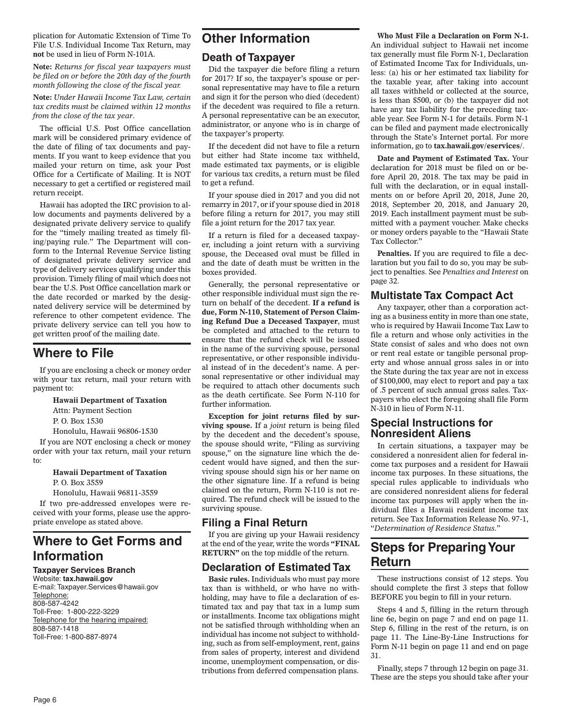plication for Automatic Extension of Time To File U.S. Individual Income Tax Return, may **not** be used in lieu of Form N-101A.

**Note:** *Returns for fiscal year taxpayers must be filed on or before the 20th day of the fourth month following the close of the fiscal year.*

**Note:** *Under Hawaii Income Tax Law, certain tax credits must be claimed within 12 months from the close of the tax year*.

The official U.S. Post Office cancellation mark will be considered primary evidence of the date of filing of tax documents and payments. If you want to keep evidence that you mailed your return on time, ask your Post Office for a Certificate of Mailing. It is NOT necessary to get a certified or registered mail return receipt.

Hawaii has adopted the IRC provision to allow documents and payments delivered by a designated private delivery service to qualify for the "timely mailing treated as timely filing/paying rule." The Department will conform to the Internal Revenue Service listing of designated private delivery service and type of delivery services qualifying under this provision. Timely filing of mail which does not bear the U.S. Post Office cancellation mark or the date recorded or marked by the designated delivery service will be determined by reference to other competent evidence. The private delivery service can tell you how to get written proof of the mailing date.

# Where to File

If you are enclosing a check or money order with your tax return, mail your return with payment to:

**Hawaii Department of Taxation**
Attn: Payment Section
P. O. Box 1530
Honolulu, Hawaii 96806-1530

If you are NOT enclosing a check or money order with your tax return, mail your return to:

**Hawaii Department of Taxation**
P. O. Box 3559
Honolulu, Hawaii 96811-3559

If two pre-addressed envelopes were received with your forms, please use the appropriate envelope as stated above.

# Where to Get Forms and Information

### Taxpayer Services Branch

Website: **tax.hawaii.gov**
E-mail: Taxpayer.Services@hawaii.gov
Telephone:
808-587-4242
Toll-Free: 1-800-222-3229
Telephone for the hearing impaired:
808-587-1418
Toll-Free: 1-800-887-8974

# Other Information

## Death of Taxpayer

Did the taxpayer die before filing a return for 2017? If so, the taxpayer's spouse or personal representative may have to file a return and sign it for the person who died (decedent) if the decedent was required to file a return. A personal representative can be an executor, administrator, or anyone who is in charge of the taxpayer's property.

If the decedent did not have to file a return but either had State income tax withheld, made estimated tax payments, or is eligible for various tax credits, a return must be filed to get a refund.

If your spouse died in 2017 and you did not remarry in 2017, or if your spouse died in 2018 before filing a return for 2017, you may still file a joint return for the 2017 tax year.

If a return is filed for a deceased taxpayer, including a joint return with a surviving spouse, the Deceased oval must be filled in and the date of death must be written in the boxes provided.

Generally, the personal representative or other responsible individual must sign the return on behalf of the decedent. **If a refund is due, Form N-110, Statement of Person Claiming Refund Due a Deceased Taxpayer**, must be completed and attached to the return to ensure that the refund check will be issued in the name of the surviving spouse, personal representative, or other responsible individual instead of in the decedent's name. A personal representative or other individual may be required to attach other documents such as the death certificate. See Form N-110 for further information.

**Exception for joint returns filed by surviving spouse.** If a *joint* return is being filed by the decedent and the decedent's spouse, the spouse should write, "Filing as surviving spouse," on the signature line which the decedent would have signed, and then the surviving spouse should sign his or her name on the other signature line. If a refund is being claimed on the return, Form N-110 is not required. The refund check will be issued to the surviving spouse.

## Filing a Final Return

If you are giving up your Hawaii residency at the end of the year, write the words **"FINAL RETURN"** on the top middle of the return.

## Declaration of Estimated Tax

**Basic rules.** Individuals who must pay more tax than is withheld, or who have no withholding, may have to file a declaration of estimated tax and pay that tax in a lump sum or installments. Income tax obligations might not be satisfied through withholding when an individual has income not subject to withholding, such as from self-employment, rent, gains from sales of property, interest and dividend income, unemployment compensation, or distributions from deferred compensation plans.

**Who Must File a Declaration on Form N-1.** An individual subject to Hawaii net income tax generally must file Form N-1, Declaration of Estimated Income Tax for Individuals, unless: (a) his or her estimated tax liability for the taxable year, after taking into account all taxes withheld or collected at the source, is less than $500, or (b) the taxpayer did not have any tax liability for the preceding taxable year. See Form N-1 for details. Form N-1 can be filed and payment made electronically through the State's Internet portal. For more information, go to **tax.hawaii.gov/eservices/**.

**Date and Payment of Estimated Tax.** Your declaration for 2018 must be filed on or before April 20, 2018. The tax may be paid in full with the declaration, or in equal installments on or before April 20, 2018, June 20, 2018, September 20, 2018, and January 20, 2019. Each installment payment must be submitted with a payment voucher. Make checks or money orders payable to the "Hawaii State Tax Collector."

**Penalties.** If you are required to file a declaration but you fail to do so, you may be subject to penalties. See *Penalties and Interest* on page 32.

## Multistate Tax Compact Act

Any taxpayer, other than a corporation acting as a business entity in more than one state, who is required by Hawaii Income Tax Law to file a return and whose only activities in the State consist of sales and who does not own or rent real estate or tangible personal property and whose annual gross sales in or into the State during the tax year are not in excess of $100,000, may elect to report and pay a tax of .5 percent of such annual gross sales. Taxpayers who elect the foregoing shall file Form N-310 in lieu of Form N-11.

## Special Instructions for Nonresident Aliens

In certain situations, a taxpayer may be considered a nonresident alien for federal income tax purposes and a resident for Hawaii income tax purposes. In these situations, the special rules applicable to individuals who are considered nonresident aliens for federal income tax purposes will apply when the individual files a Hawaii resident income tax return. See Tax Information Release No. 97-1, "*Determination of Residence Status*."

# Steps for Preparing Your Return

These instructions consist of 12 steps. You should complete the first 3 steps that follow BEFORE you begin to fill in your return.

Steps 4 and 5, filling in the return through line 6e, begin on page 7 and end on page 11. Step 6, filling in the rest of the return, is on page 11. The Line-By-Line Instructions for Form N-11 begin on page 11 and end on page 31.

Finally, steps 7 through 12 begin on page 31. These are the steps you should take after your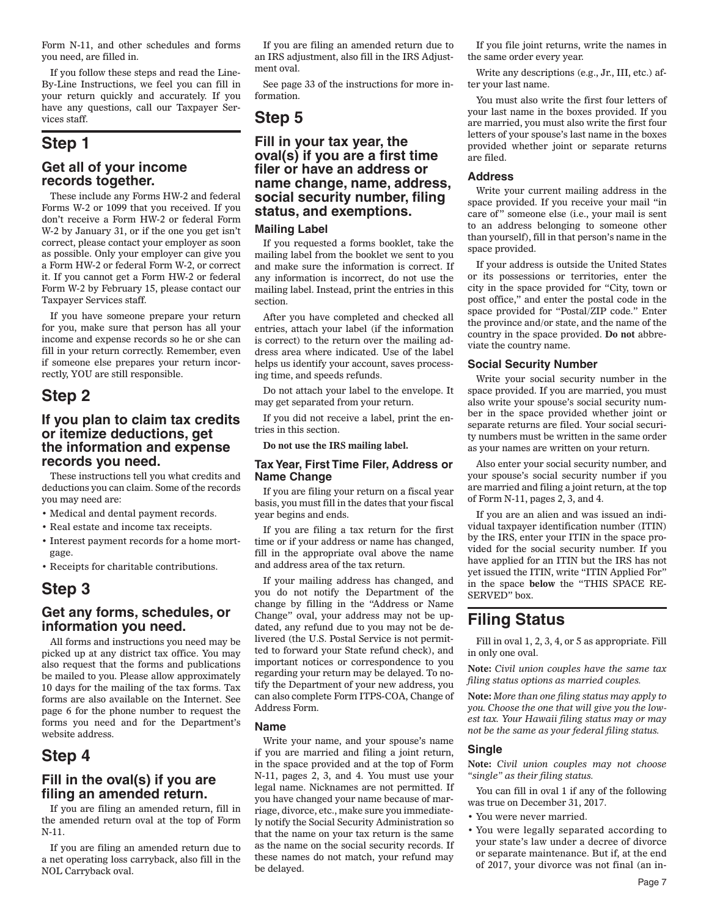Form N-11, and other schedules and forms you need, are filled in.

If you follow these steps and read the Line-By-Line Instructions, we feel you can fill in your return quickly and accurately. If you have any questions, call our Taxpayer Services staff.

## Step 1

### Get all of your income records together.

These include any Forms HW-2 and federal Forms W-2 or 1099 that you received. If you don't receive a Form HW-2 or federal Form W-2 by January 31, or if the one you get isn't correct, please contact your employer as soon as possible. Only your employer can give you a Form HW-2 or federal Form W-2, or correct it. If you cannot get a Form HW-2 or federal Form W-2 by February 15, please contact our Taxpayer Services staff.

If you have someone prepare your return for you, make sure that person has all your income and expense records so he or she can fill in your return correctly. Remember, even if someone else prepares your return incorrectly, YOU are still responsible.

## Step 2

### If you plan to claim tax credits or itemize deductions, get the information and expense records you need.

These instructions tell you what credits and deductions you can claim. Some of the records you may need are:

- Medical and dental payment records.
- Real estate and income tax receipts.
- Interest payment records for a home mortgage.
- Receipts for charitable contributions.

## Step 3

### Get any forms, schedules, or information you need.

All forms and instructions you need may be picked up at any district tax office. You may also request that the forms and publications be mailed to you. Please allow approximately 10 days for the mailing of the tax forms. Tax forms are also available on the Internet. See page 6 for the phone number to request the forms you need and for the Department's website address.

## Step 4

### Fill in the oval(s) if you are filing an amended return.

If you are filing an amended return, fill in the amended return oval at the top of Form N-11.

If you are filing an amended return due to a net operating loss carryback, also fill in the NOL Carryback oval.

If you are filing an amended return due to an IRS adjustment, also fill in the IRS Adjustment oval.

See page 33 of the instructions for more information.

## Step 5

### Fill in your tax year, the oval(s) if you are a first time filer or have an address or name change, name, address, social security number, filing status, and exemptions.

#### Mailing Label

If you requested a forms booklet, take the mailing label from the booklet we sent to you and make sure the information is correct. If any information is incorrect, do not use the mailing label. Instead, print the entries in this section.

After you have completed and checked all entries, attach your label (if the information is correct) to the return over the mailing address area where indicated. Use of the label helps us identify your account, saves processing time, and speeds refunds.

Do not attach your label to the envelope. It may get separated from your return.

If you did not receive a label, print the entries in this section.

**Do not use the IRS mailing label.**

#### Tax Year, First Time Filer, Address or Name Change

If you are filing your return on a fiscal year basis, you must fill in the dates that your fiscal year begins and ends.

If you are filing a tax return for the first time or if your address or name has changed, fill in the appropriate oval above the name and address area of the tax return.

If your mailing address has changed, and you do not notify the Department of the change by filling in the "Address or Name Change" oval, your address may not be updated, any refund due to you may not be delivered (the U.S. Postal Service is not permitted to forward your State refund check), and important notices or correspondence to you regarding your return may be delayed. To notify the Department of your new address, you can also complete Form ITPS-COA, Change of Address Form.

#### Name

Write your name, and your spouse's name if you are married and filing a joint return, in the space provided and at the top of Form N-11, pages 2, 3, and 4. You must use your legal name. Nicknames are not permitted. If you have changed your name because of marriage, divorce, etc., make sure you immediately notify the Social Security Administration so that the name on your tax return is the same as the name on the social security records. If these names do not match, your refund may be delayed.

If you file joint returns, write the names in the same order every year.

Write any descriptions (e.g., Jr., III, etc.) after your last name.

You must also write the first four letters of your last name in the boxes provided. If you are married, you must also write the first four letters of your spouse's last name in the boxes provided whether joint or separate returns are filed.

#### Address

Write your current mailing address in the space provided. If you receive your mail "in care of" someone else (i.e., your mail is sent to an address belonging to someone other than yourself), fill in that person's name in the space provided.

If your address is outside the United States or its possessions or territories, enter the city in the space provided for "City, town or post office," and enter the postal code in the space provided for "Postal/ZIP code." Enter the province and/or state, and the name of the country in the space provided. **Do not** abbreviate the country name.

#### Social Security Number

Write your social security number in the space provided. If you are married, you must also write your spouse's social security number in the space provided whether joint or separate returns are filed. Your social security numbers must be written in the same order as your names are written on your return.

Also enter your social security number, and your spouse's social security number if you are married and filing a joint return, at the top of Form N-11, pages 2, 3, and 4.

If you are an alien and was issued an individual taxpayer identification number (ITIN) by the IRS, enter your ITIN in the space provided for the social security number. If you have applied for an ITIN but the IRS has not yet issued the ITIN, write "ITIN Applied For" in the space **below** the "THIS SPACE RESERVED" box.

## Filing Status

Fill in oval 1, 2, 3, 4, or 5 as appropriate. Fill in only one oval.

**Note:** *Civil union couples have the same tax filing status options as married couples.*

**Note:** *More than one filing status may apply to you. Choose the one that will give you the lowest tax. Your Hawaii filing status may or may not be the same as your federal filing status.*

#### Single

**Note:** *Civil union couples may not choose "single" as their filing status.*

You can fill in oval 1 if any of the following was true on December 31, 2017.

- You were never married.
- You were legally separated according to your state's law under a decree of divorce or separate maintenance. But if, at the end of 2017, your divorce was not final (an in-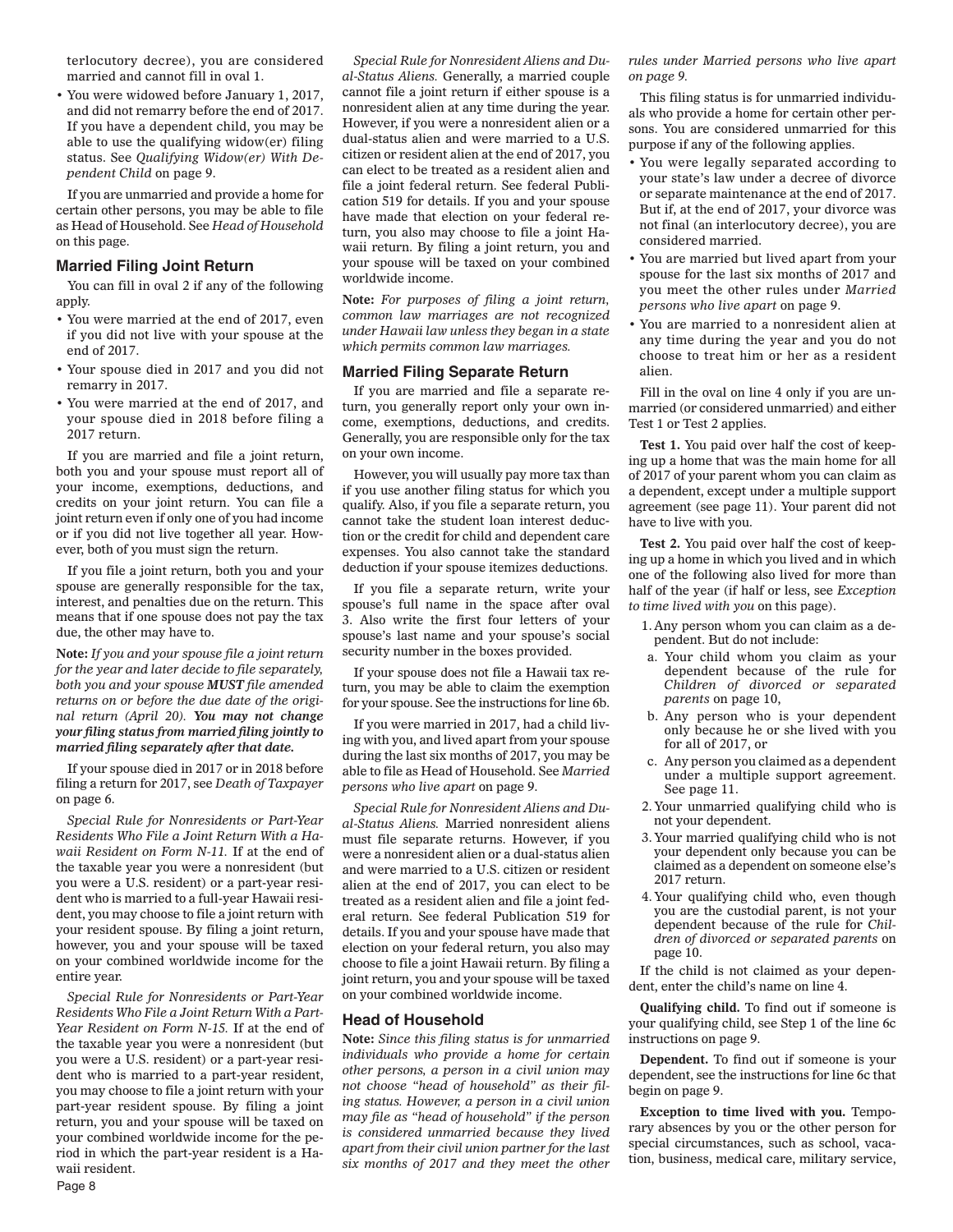terlocutory decree), you are considered married and cannot fill in oval 1.

- You were widowed before January 1, 2017, and did not remarry before the end of 2017. If you have a dependent child, you may be able to use the qualifying widow(er) filing status. See *Qualifying Widow(er) With Dependent Child* on page 9.

If you are unmarried and provide a home for certain other persons, you may be able to file as Head of Household. See *Head of Household* on this page.

### Married Filing Joint Return

You can fill in oval 2 if any of the following apply.

- You were married at the end of 2017, even if you did not live with your spouse at the end of 2017.
- Your spouse died in 2017 and you did not remarry in 2017.
- You were married at the end of 2017, and your spouse died in 2018 before filing a 2017 return.

If you are married and file a joint return, both you and your spouse must report all of your income, exemptions, deductions, and credits on your joint return. You can file a joint return even if only one of you had income or if you did not live together all year. However, both of you must sign the return.

If you file a joint return, both you and your spouse are generally responsible for the tax, interest, and penalties due on the return. This means that if one spouse does not pay the tax due, the other may have to.

**Note:** *If you and your spouse file a joint return for the year and later decide to file separately, both you and your spouse **MUST** file amended returns on or before the due date of the original return (April 20).* ***You may not change your filing status from married filing jointly to married filing separately after that date.***

If your spouse died in 2017 or in 2018 before filing a return for 2017, see *Death of Taxpayer* on page 6.

*Special Rule for Nonresidents or Part-Year Residents Who File a Joint Return With a Hawaii Resident on Form N-11.* If at the end of the taxable year you were a nonresident (but you were a U.S. resident) or a part-year resident who is married to a full-year Hawaii resident, you may choose to file a joint return with your resident spouse. By filing a joint return, however, you and your spouse will be taxed on your combined worldwide income for the entire year.

*Special Rule for Nonresidents or Part-Year Residents Who File a Joint Return With a Part-Year Resident on Form N-15.* If at the end of the taxable year you were a nonresident (but you were a U.S. resident) or a part-year resident who is married to a part-year resident, you may choose to file a joint return with your part-year resident spouse. By filing a joint return, you and your spouse will be taxed on your combined worldwide income for the period in which the part-year resident is a Hawaii resident.

*Special Rule for Nonresident Aliens and Dual-Status Aliens.* Generally, a married couple cannot file a joint return if either spouse is a nonresident alien at any time during the year. However, if you were a nonresident alien or a dual-status alien and were married to a U.S. citizen or resident alien at the end of 2017, you can elect to be treated as a resident alien and file a joint federal return. See federal Publication 519 for details. If you and your spouse have made that election on your federal return, you also may choose to file a joint Hawaii return. By filing a joint return, you and your spouse will be taxed on your combined worldwide income.

**Note:** *For purposes of filing a joint return, common law marriages are not recognized under Hawaii law unless they began in a state which permits common law marriages.*

### Married Filing Separate Return

If you are married and file a separate return, you generally report only your own income, exemptions, deductions, and credits. Generally, you are responsible only for the tax on your own income.

However, you will usually pay more tax than if you use another filing status for which you qualify. Also, if you file a separate return, you cannot take the student loan interest deduction or the credit for child and dependent care expenses. You also cannot take the standard deduction if your spouse itemizes deductions.

If you file a separate return, write your spouse's full name in the space after oval 3. Also write the first four letters of your spouse's last name and your spouse's social security number in the boxes provided.

If your spouse does not file a Hawaii tax return, you may be able to claim the exemption for your spouse. See the instructions for line 6b.

If you were married in 2017, had a child living with you, and lived apart from your spouse during the last six months of 2017, you may be able to file as Head of Household. See *Married persons who live apart* on page 9.

*Special Rule for Nonresident Aliens and Dual-Status Aliens.* Married nonresident aliens must file separate returns. However, if you were a nonresident alien or a dual-status alien and were married to a U.S. citizen or resident alien at the end of 2017, you can elect to be treated as a resident alien and file a joint federal return. See federal Publication 519 for details. If you and your spouse have made that election on your federal return, you also may choose to file a joint Hawaii return. By filing a joint return, you and your spouse will be taxed on your combined worldwide income.

### Head of Household

**Note:** *Since this filing status is for unmarried individuals who provide a home for certain other persons, a person in a civil union may not choose "head of household" as their filing status. However, a person in a civil union may file as "head of household" if the person is considered unmarried because they lived apart from their civil union partner for the last six months of 2017 and they meet the other rules under Married persons who live apart on page 9.*

This filing status is for unmarried individuals who provide a home for certain other persons. You are considered unmarried for this purpose if any of the following applies.

- You were legally separated according to your state's law under a decree of divorce or separate maintenance at the end of 2017. But if, at the end of 2017, your divorce was not final (an interlocutory decree), you are considered married.
- You are married but lived apart from your spouse for the last six months of 2017 and you meet the other rules under *Married persons who live apart* on page 9.
- You are married to a nonresident alien at any time during the year and you do not choose to treat him or her as a resident alien.

Fill in the oval on line 4 only if you are unmarried (or considered unmarried) and either Test 1 or Test 2 applies.

**Test 1.** You paid over half the cost of keeping up a home that was the main home for all of 2017 of your parent whom you can claim as a dependent, except under a multiple support agreement (see page 11). Your parent did not have to live with you.

**Test 2.** You paid over half the cost of keeping up a home in which you lived and in which one of the following also lived for more than half of the year (if half or less, see *Exception to time lived with you* on this page).

1. Any person whom you can claim as a dependent. But do not include:
   a. Your child whom you claim as your dependent because of the rule for *Children of divorced or separated parents* on page 10,
   b. Any person who is your dependent only because he or she lived with you for all of 2017, or
   c. Any person you claimed as a dependent under a multiple support agreement. See page 11.
2. Your unmarried qualifying child who is not your dependent.
3. Your married qualifying child who is not your dependent only because you can be claimed as a dependent on someone else's 2017 return.
4. Your qualifying child who, even though you are the custodial parent, is not your dependent because of the rule for *Children of divorced or separated parents* on page 10.

If the child is not claimed as your dependent, enter the child's name on line 4.

**Qualifying child.** To find out if someone is your qualifying child, see Step 1 of the line 6c instructions on page 9.

**Dependent.** To find out if someone is your dependent, see the instructions for line 6c that begin on page 9.

**Exception to time lived with you.** Temporary absences by you or the other person for special circumstances, such as school, vacation, business, medical care, military service,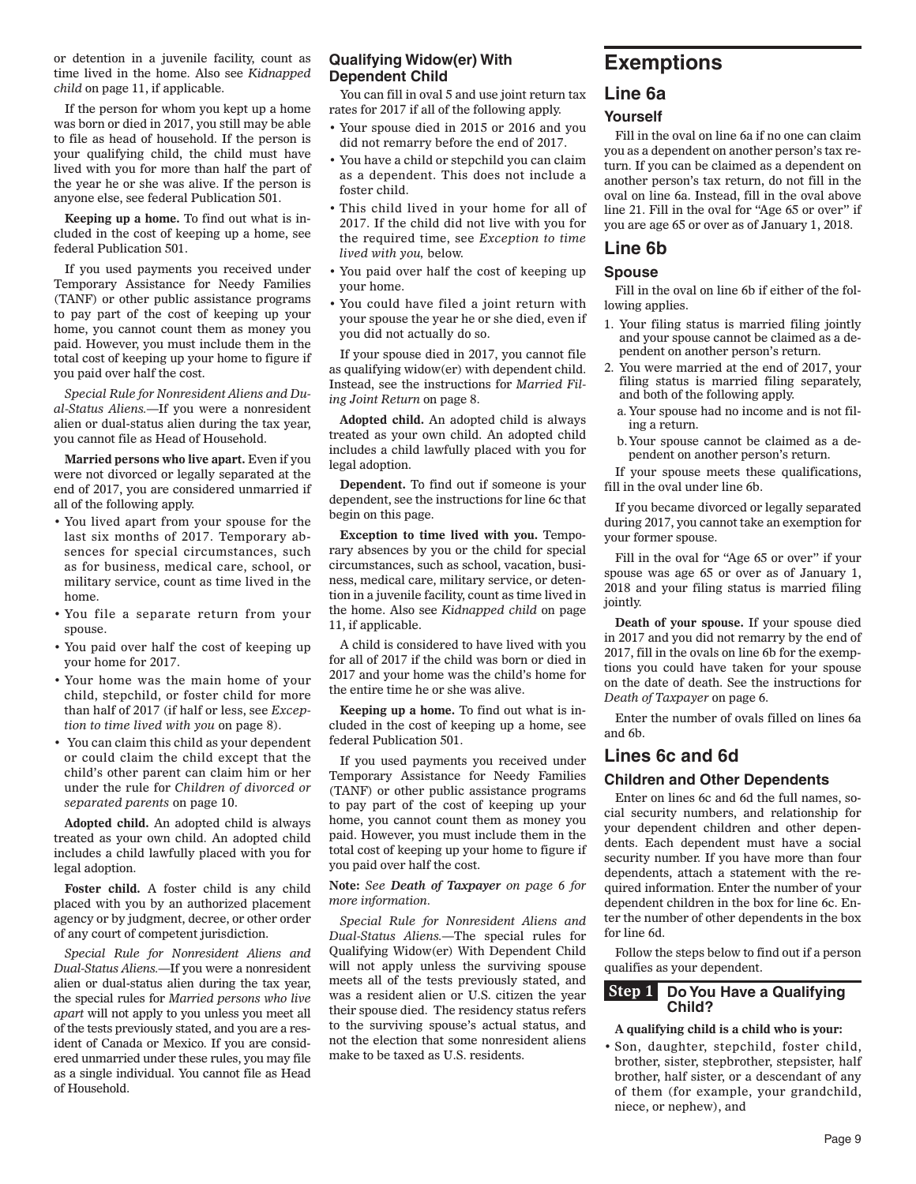or detention in a juvenile facility, count as time lived in the home. Also see *Kidnapped child* on page 11, if applicable.

If the person for whom you kept up a home was born or died in 2017, you still may be able to file as head of household. If the person is your qualifying child, the child must have lived with you for more than half the part of the year he or she was alive. If the person is anyone else, see federal Publication 501.

**Keeping up a home.** To find out what is included in the cost of keeping up a home, see federal Publication 501.

If you used payments you received under Temporary Assistance for Needy Families (TANF) or other public assistance programs to pay part of the cost of keeping up your home, you cannot count them as money you paid. However, you must include them in the total cost of keeping up your home to figure if you paid over half the cost.

*Special Rule for Nonresident Aliens and Dual-Status Aliens.*—If you were a nonresident alien or dual-status alien during the tax year, you cannot file as Head of Household.

**Married persons who live apart.** Even if you were not divorced or legally separated at the end of 2017, you are considered unmarried if all of the following apply.

- You lived apart from your spouse for the last six months of 2017. Temporary absences for special circumstances, such as for business, medical care, school, or military service, count as time lived in the home.
- You file a separate return from your spouse.
- You paid over half the cost of keeping up your home for 2017.
- Your home was the main home of your child, stepchild, or foster child for more than half of 2017 (if half or less, see *Exception to time lived with you* on page 8).
- You can claim this child as your dependent or could claim the child except that the child's other parent can claim him or her under the rule for *Children of divorced or separated parents* on page 10.

**Adopted child.** An adopted child is always treated as your own child. An adopted child includes a child lawfully placed with you for legal adoption.

**Foster child.** A foster child is any child placed with you by an authorized placement agency or by judgment, decree, or other order of any court of competent jurisdiction.

*Special Rule for Nonresident Aliens and Dual-Status Aliens.*—If you were a nonresident alien or dual-status alien during the tax year, the special rules for *Married persons who live apart* will not apply to you unless you meet all of the tests previously stated, and you are a resident of Canada or Mexico. If you are considered unmarried under these rules, you may file as a single individual. You cannot file as Head of Household.

### Qualifying Widow(er) With Dependent Child

You can fill in oval 5 and use joint return tax rates for 2017 if all of the following apply.

- Your spouse died in 2015 or 2016 and you did not remarry before the end of 2017.
- You have a child or stepchild you can claim as a dependent. This does not include a foster child.
- This child lived in your home for all of 2017. If the child did not live with you for the required time, see *Exception to time lived with you,* below.
- You paid over half the cost of keeping up your home.
- You could have filed a joint return with your spouse the year he or she died, even if you did not actually do so.

If your spouse died in 2017, you cannot file as qualifying widow(er) with dependent child. Instead, see the instructions for *Married Filing Joint Return* on page 8.

**Adopted child.** An adopted child is always treated as your own child. An adopted child includes a child lawfully placed with you for legal adoption.

**Dependent.** To find out if someone is your dependent, see the instructions for line 6c that begin on this page.

**Exception to time lived with you.** Temporary absences by you or the child for special circumstances, such as school, vacation, business, medical care, military service, or detention in a juvenile facility, count as time lived in the home. Also see *Kidnapped child* on page 11, if applicable.

A child is considered to have lived with you for all of 2017 if the child was born or died in 2017 and your home was the child's home for the entire time he or she was alive.

**Keeping up a home.** To find out what is included in the cost of keeping up a home, see federal Publication 501.

If you used payments you received under Temporary Assistance for Needy Families (TANF) or other public assistance programs to pay part of the cost of keeping up your home, you cannot count them as money you paid. However, you must include them in the total cost of keeping up your home to figure if you paid over half the cost.

**Note:** *See **Death of Taxpayer** on page 6 for more information.*

*Special Rule for Nonresident Aliens and Dual-Status Aliens.*—The special rules for Qualifying Widow(er) With Dependent Child will not apply unless the surviving spouse meets all of the tests previously stated, and was a resident alien or U.S. citizen the year their spouse died. The residency status refers to the surviving spouse's actual status, and not the election that some nonresident aliens make to be taxed as U.S. residents.

# Exemptions

## Line 6a

### Yourself

Fill in the oval on line 6a if no one can claim you as a dependent on another person's tax return. If you can be claimed as a dependent on another person's tax return, do not fill in the oval on line 6a. Instead, fill in the oval above line 21. Fill in the oval for "Age 65 or over" if you are age 65 or over as of January 1, 2018.

## Line 6b

### Spouse

Fill in the oval on line 6b if either of the following applies.

1. Your filing status is married filing jointly and your spouse cannot be claimed as a dependent on another person's return.
2. You were married at the end of 2017, your filing status is married filing separately, and both of the following apply.
   a. Your spouse had no income and is not filing a return.
   b. Your spouse cannot be claimed as a dependent on another person's return.

If your spouse meets these qualifications, fill in the oval under line 6b.

If you became divorced or legally separated during 2017, you cannot take an exemption for your former spouse.

Fill in the oval for "Age 65 or over" if your spouse was age 65 or over as of January 1, 2018 and your filing status is married filing jointly.

**Death of your spouse.** If your spouse died in 2017 and you did not remarry by the end of 2017, fill in the ovals on line 6b for the exemptions you could have taken for your spouse on the date of death. See the instructions for *Death of Taxpayer* on page 6.

Enter the number of ovals filled on lines 6a and 6b.

## Lines 6c and 6d

### Children and Other Dependents

Enter on lines 6c and 6d the full names, social security numbers, and relationship for your dependent children and other dependents. Each dependent must have a social security number. If you have more than four dependents, attach a statement with the required information. Enter the number of your dependent children in the box for line 6c. Enter the number of other dependents in the box for line 6d.

Follow the steps below to find out if a person qualifies as your dependent.

### Step 1 Do You Have a Qualifying Child?

**A qualifying child is a child who is your:**

- Son, daughter, stepchild, foster child, brother, sister, stepbrother, stepsister, half brother, half sister, or a descendant of any of them (for example, your grandchild, niece, or nephew), and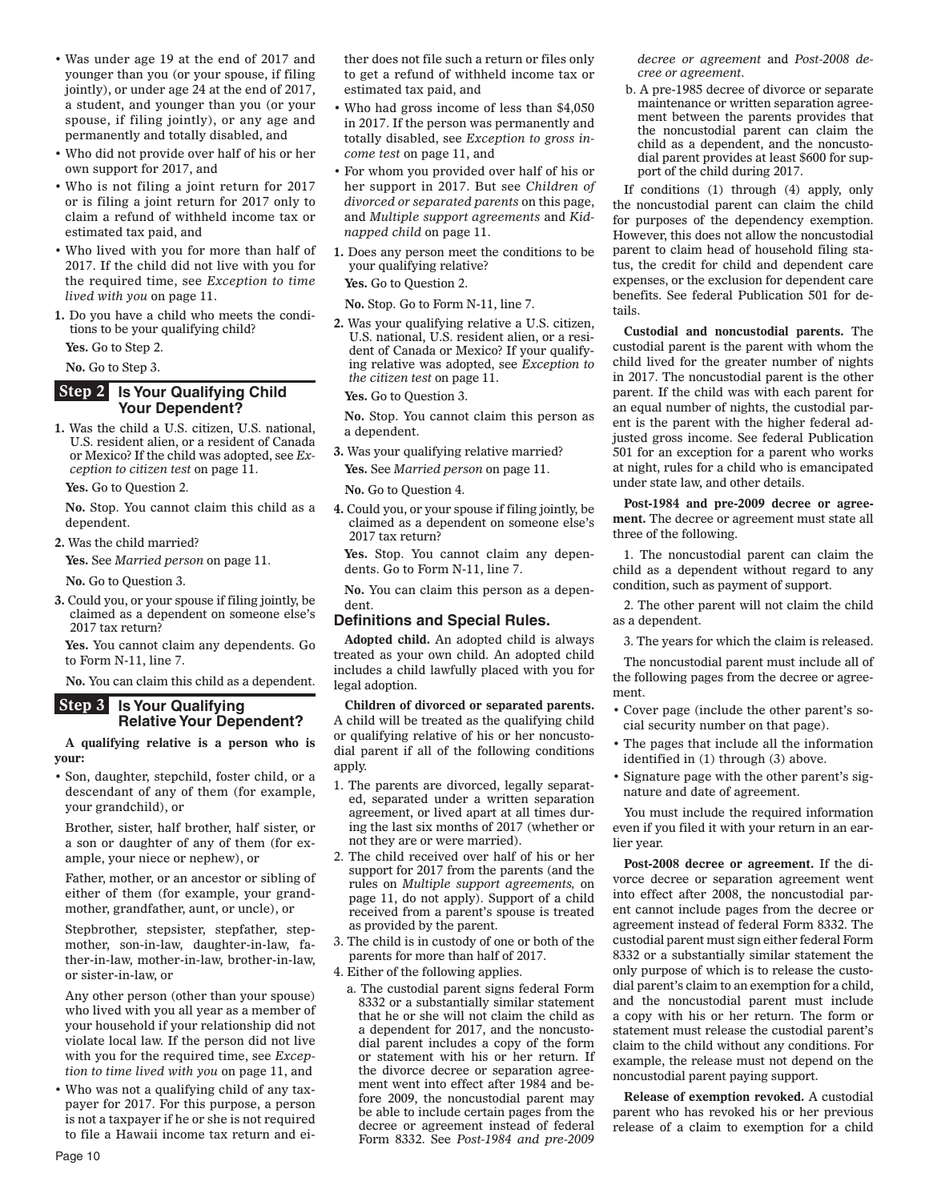- Was under age 19 at the end of 2017 and younger than you (or your spouse, if filing jointly), or under age 24 at the end of 2017, a student, and younger than you (or your spouse, if filing jointly), or any age and permanently and totally disabled, and
- Who did not provide over half of his or her own support for 2017, and
- Who is not filing a joint return for 2017 or is filing a joint return for 2017 only to claim a refund of withheld income tax or estimated tax paid, and
- Who lived with you for more than half of 2017. If the child did not live with you for the required time, see *Exception to time lived with you* on page 11.

**1.** Do you have a child who meets the conditions to be your qualifying child?

**Yes.** Go to Step 2.

**No.** Go to Step 3.

## Step 2 Is Your Qualifying Child Your Dependent?

**1.** Was the child a U.S. citizen, U.S. national, U.S. resident alien, or a resident of Canada or Mexico? If the child was adopted, see *Exception to citizen test* on page 11.

**Yes.** Go to Question 2.

**No.** Stop. You cannot claim this child as a dependent.

**2.** Was the child married?

**Yes.** See *Married person* on page 11.

**No.** Go to Question 3.

**3.** Could you, or your spouse if filing jointly, be claimed as a dependent on someone else's 2017 tax return?

**Yes.** You cannot claim any dependents. Go to Form N-11, line 7.

**No.** You can claim this child as a dependent.

## Step 3 Is Your Qualifying Relative Your Dependent?

**A qualifying relative is a person who is your:**

- Son, daughter, stepchild, foster child, or a descendant of any of them (for example, your grandchild), or

  Brother, sister, half brother, half sister, or a son or daughter of any of them (for example, your niece or nephew), or

  Father, mother, or an ancestor or sibling of either of them (for example, your grandmother, grandfather, aunt, or uncle), or

  Stepbrother, stepsister, stepfather, stepmother, son-in-law, daughter-in-law, father-in-law, mother-in-law, brother-in-law, or sister-in-law, or

  Any other person (other than your spouse) who lived with you all year as a member of your household if your relationship did not violate local law. If the person did not live with you for the required time, see *Exception to time lived with you* on page 11, and
- Who was not a qualifying child of any taxpayer for 2017. For this purpose, a person is not a taxpayer if he or she is not required to file a Hawaii income tax return and either does not file such a return or files only to get a refund of withheld income tax or estimated tax paid, and
- Who had gross income of less than $4,050 in 2017. If the person was permanently and totally disabled, see *Exception to gross income test* on page 11, and
- For whom you provided over half of his or her support in 2017. But see *Children of divorced or separated parents* on this page, and *Multiple support agreements* and *Kidnapped child* on page 11.

**1.** Does any person meet the conditions to be your qualifying relative?

**Yes.** Go to Question 2.

**No.** Stop. Go to Form N-11, line 7.

**2.** Was your qualifying relative a U.S. citizen, U.S. national, U.S. resident alien, or a resident of Canada or Mexico? If your qualifying relative was adopted, see *Exception to the citizen test* on page 11.

**Yes.** Go to Question 3.

**No.** Stop. You cannot claim this person as a dependent.

**3.** Was your qualifying relative married?

**Yes.** See *Married person* on page 11.

**No.** Go to Question 4.

**4.** Could you, or your spouse if filing jointly, be claimed as a dependent on someone else's 2017 tax return?

**Yes.** Stop. You cannot claim any dependents. Go to Form N-11, line 7.

**No.** You can claim this person as a dependent.

## Definitions and Special Rules.

**Adopted child.** An adopted child is always treated as your own child. An adopted child includes a child lawfully placed with you for legal adoption.

**Children of divorced or separated parents.** A child will be treated as the qualifying child or qualifying relative of his or her noncustodial parent if all of the following conditions apply.

1. The parents are divorced, legally separated, separated under a written separation agreement, or lived apart at all times during the last six months of 2017 (whether or not they are or were married).
2. The child received over half of his or her support for 2017 from the parents (and the rules on *Multiple support agreements,* on page 11, do not apply). Support of a child received from a parent's spouse is treated as provided by the parent.
3. The child is in custody of one or both of the parents for more than half of 2017.
4. Either of the following applies.
   a. The custodial parent signs federal Form 8332 or a substantially similar statement that he or she will not claim the child as a dependent for 2017, and the noncustodial parent includes a copy of the form or statement with his or her return. If the divorce decree or separation agreement went into effect after 1984 and before 2009, the noncustodial parent may be able to include certain pages from the decree or agreement instead of federal Form 8332. See *Post-1984 and pre-2009 decree or agreement* and *Post-2008 decree or agreement*.
   b. A pre-1985 decree of divorce or separate maintenance or written separation agreement between the parents provides that the noncustodial parent can claim the child as a dependent, and the noncustodial parent provides at least $600 for support of the child during 2017.

If conditions (1) through (4) apply, only the noncustodial parent can claim the child for purposes of the dependency exemption. However, this does not allow the noncustodial parent to claim head of household filing status, the credit for child and dependent care expenses, or the exclusion for dependent care benefits. See federal Publication 501 for details.

**Custodial and noncustodial parents.** The custodial parent is the parent with whom the child lived for the greater number of nights in 2017. The noncustodial parent is the other parent. If the child was with each parent for an equal number of nights, the custodial parent is the parent with the higher federal adjusted gross income. See federal Publication 501 for an exception for a parent who works at night, rules for a child who is emancipated under state law, and other details.

**Post-1984 and pre-2009 decree or agreement.** The decree or agreement must state all three of the following.

1. The noncustodial parent can claim the child as a dependent without regard to any condition, such as payment of support.

2. The other parent will not claim the child as a dependent.

3. The years for which the claim is released.

The noncustodial parent must include all of the following pages from the decree or agreement.

- Cover page (include the other parent's social security number on that page).
- The pages that include all the information identified in (1) through (3) above.
- Signature page with the other parent's signature and date of agreement.

You must include the required information even if you filed it with your return in an earlier year.

**Post-2008 decree or agreement.** If the divorce decree or separation agreement went into effect after 2008, the noncustodial parent cannot include pages from the decree or agreement instead of federal Form 8332. The custodial parent must sign either federal Form 8332 or a substantially similar statement the only purpose of which is to release the custodial parent's claim to an exemption for a child, and the noncustodial parent must include a copy with his or her return. The form or statement must release the custodial parent's claim to the child without any conditions. For example, the release must not depend on the noncustodial parent paying support.

**Release of exemption revoked.** A custodial parent who has revoked his or her previous release of a claim to exemption for a child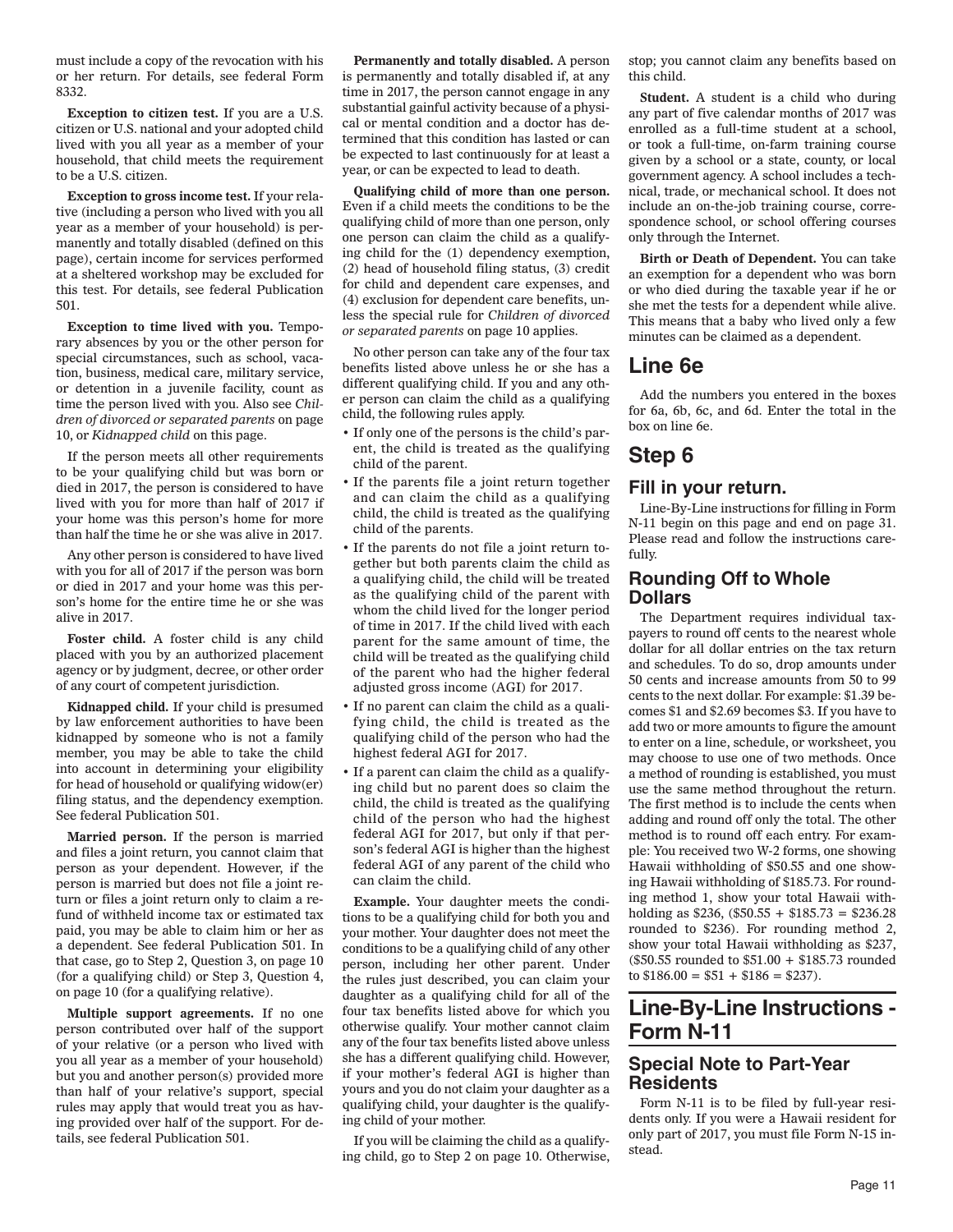must include a copy of the revocation with his or her return. For details, see federal Form 8332.

**Exception to citizen test.** If you are a U.S. citizen or U.S. national and your adopted child lived with you all year as a member of your household, that child meets the requirement to be a U.S. citizen.

**Exception to gross income test.** If your relative (including a person who lived with you all year as a member of your household) is permanently and totally disabled (defined on this page), certain income for services performed at a sheltered workshop may be excluded for this test. For details, see federal Publication 501.

**Exception to time lived with you.** Temporary absences by you or the other person for special circumstances, such as school, vacation, business, medical care, military service, or detention in a juvenile facility, count as time the person lived with you. Also see *Children of divorced or separated parents* on page 10, or *Kidnapped child* on this page.

If the person meets all other requirements to be your qualifying child but was born or died in 2017, the person is considered to have lived with you for more than half of 2017 if your home was this person's home for more than half the time he or she was alive in 2017.

Any other person is considered to have lived with you for all of 2017 if the person was born or died in 2017 and your home was this person's home for the entire time he or she was alive in 2017.

**Foster child.** A foster child is any child placed with you by an authorized placement agency or by judgment, decree, or other order of any court of competent jurisdiction.

**Kidnapped child.** If your child is presumed by law enforcement authorities to have been kidnapped by someone who is not a family member, you may be able to take the child into account in determining your eligibility for head of household or qualifying widow(er) filing status, and the dependency exemption. See federal Publication 501.

**Married person.** If the person is married and files a joint return, you cannot claim that person as your dependent. However, if the person is married but does not file a joint return or files a joint return only to claim a refund of withheld income tax or estimated tax paid, you may be able to claim him or her as a dependent. See federal Publication 501. In that case, go to Step 2, Question 3, on page 10 (for a qualifying child) or Step 3, Question 4, on page 10 (for a qualifying relative).

**Multiple support agreements.** If no one person contributed over half of the support of your relative (or a person who lived with you all year as a member of your household) but you and another person(s) provided more than half of your relative's support, special rules may apply that would treat you as having provided over half of the support. For details, see federal Publication 501.

**Permanently and totally disabled.** A person is permanently and totally disabled if, at any time in 2017, the person cannot engage in any substantial gainful activity because of a physical or mental condition and a doctor has determined that this condition has lasted or can be expected to last continuously for at least a year, or can be expected to lead to death.

**Qualifying child of more than one person.** Even if a child meets the conditions to be the qualifying child of more than one person, only one person can claim the child as a qualifying child for the (1) dependency exemption, (2) head of household filing status, (3) credit for child and dependent care expenses, and (4) exclusion for dependent care benefits, unless the special rule for *Children of divorced or separated parents* on page 10 applies.

No other person can take any of the four tax benefits listed above unless he or she has a different qualifying child. If you and any other person can claim the child as a qualifying child, the following rules apply.

- If only one of the persons is the child's parent, the child is treated as the qualifying child of the parent.
- If the parents file a joint return together and can claim the child as a qualifying child, the child is treated as the qualifying child of the parents.
- If the parents do not file a joint return together but both parents claim the child as a qualifying child, the child will be treated as the qualifying child of the parent with whom the child lived for the longer period of time in 2017. If the child lived with each parent for the same amount of time, the child will be treated as the qualifying child of the parent who had the higher federal adjusted gross income (AGI) for 2017.
- If no parent can claim the child as a qualifying child, the child is treated as the qualifying child of the person who had the highest federal AGI for 2017.
- If a parent can claim the child as a qualifying child but no parent does so claim the child, the child is treated as the qualifying child of the person who had the highest federal AGI for 2017, but only if that person's federal AGI is higher than the highest federal AGI of any parent of the child who can claim the child.

**Example.** Your daughter meets the conditions to be a qualifying child for both you and your mother. Your daughter does not meet the conditions to be a qualifying child of any other person, including her other parent. Under the rules just described, you can claim your daughter as a qualifying child for all of the four tax benefits listed above for which you otherwise qualify. Your mother cannot claim any of the four tax benefits listed above unless she has a different qualifying child. However, if your mother's federal AGI is higher than yours and you do not claim your daughter as a qualifying child, your daughter is the qualifying child of your mother.

If you will be claiming the child as a qualifying child, go to Step 2 on page 10. Otherwise, stop; you cannot claim any benefits based on this child.

**Student.** A student is a child who during any part of five calendar months of 2017 was enrolled as a full-time student at a school, or took a full-time, on-farm training course given by a school or a state, county, or local government agency. A school includes a technical, trade, or mechanical school. It does not include an on-the-job training course, correspondence school, or school offering courses only through the Internet.

**Birth or Death of Dependent.** You can take an exemption for a dependent who was born or who died during the taxable year if he or she met the tests for a dependent while alive. This means that a baby who lived only a few minutes can be claimed as a dependent.

# Line 6e

Add the numbers you entered in the boxes for 6a, 6b, 6c, and 6d. Enter the total in the box on line 6e.

# Step 6

## Fill in your return.

Line-By-Line instructions for filling in Form N-11 begin on this page and end on page 31. Please read and follow the instructions carefully.

## Rounding Off to Whole Dollars

The Department requires individual taxpayers to round off cents to the nearest whole dollar for all dollar entries on the tax return and schedules. To do so, drop amounts under 50 cents and increase amounts from 50 to 99 cents to the next dollar. For example: $1.39 becomes $1 and $2.69 becomes $3. If you have to add two or more amounts to figure the amount to enter on a line, schedule, or worksheet, you may choose to use one of two methods. Once a method of rounding is established, you must use the same method throughout the return. The first method is to include the cents when adding and round off only the total. The other method is to round off each entry. For example: You received two W-2 forms, one showing Hawaii withholding of $50.55 and one showing Hawaii withholding of $185.73. For rounding method 1, show your total Hawaii withholding as $236, ($50.55 + $185.73 = $236.28 rounded to $236). For rounding method 2, show your total Hawaii withholding as $237, ($50.55 rounded to $51.00 + $185.73 rounded to $186.00 = $51 + $186 = $237).

# Line-By-Line Instructions - Form N-11

## Special Note to Part-Year Residents

Form N-11 is to be filed by full-year residents only. If you were a Hawaii resident for only part of 2017, you must file Form N-15 instead.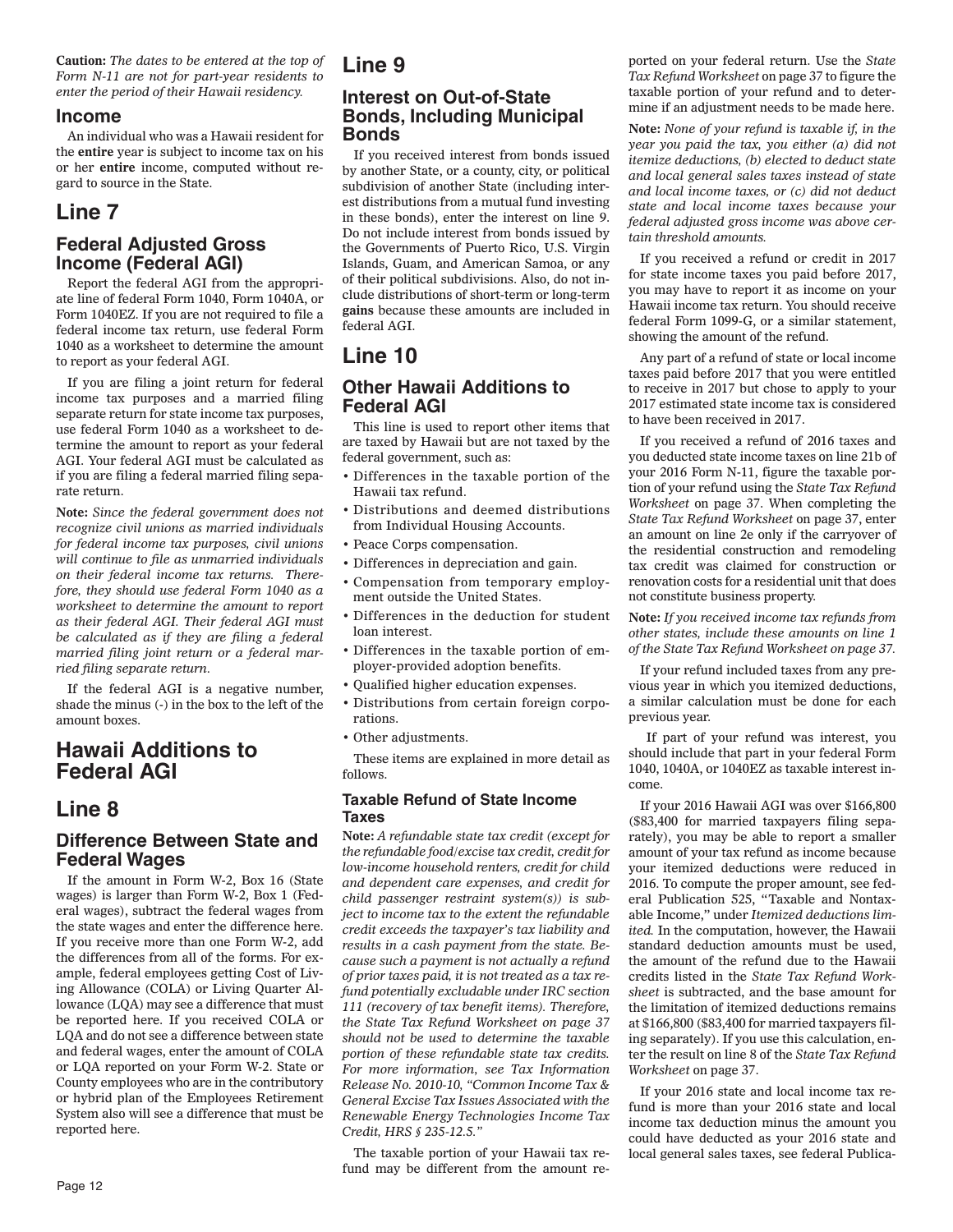**Caution:** *The dates to be entered at the top of Form N-11 are not for part-year residents to enter the period of their Hawaii residency.*

### Income

An individual who was a Hawaii resident for the **entire** year is subject to income tax on his or her **entire** income, computed without regard to source in the State.

# Line 7

## Federal Adjusted Gross Income (Federal AGI)

Report the federal AGI from the appropriate line of federal Form 1040, Form 1040A, or Form 1040EZ. If you are not required to file a federal income tax return, use federal Form 1040 as a worksheet to determine the amount to report as your federal AGI.

If you are filing a joint return for federal income tax purposes and a married filing separate return for state income tax purposes, use federal Form 1040 as a worksheet to determine the amount to report as your federal AGI. Your federal AGI must be calculated as if you are filing a federal married filing separate return.

**Note:** *Since the federal government does not recognize civil unions as married individuals for federal income tax purposes, civil unions will continue to file as unmarried individuals on their federal income tax returns. Therefore, they should use federal Form 1040 as a worksheet to determine the amount to report as their federal AGI. Their federal AGI must be calculated as if they are filing a federal married filing joint return or a federal married filing separate return.*

If the federal AGI is a negative number, shade the minus (-) in the box to the left of the amount boxes.

# Hawaii Additions to Federal AGI

# Line 8

## Difference Between State and Federal Wages

If the amount in Form W-2, Box 16 (State wages) is larger than Form W-2, Box 1 (Federal wages), subtract the federal wages from the state wages and enter the difference here. If you receive more than one Form W-2, add the differences from all of the forms. For example, federal employees getting Cost of Living Allowance (COLA) or Living Quarter Allowance (LQA) may see a difference that must be reported here. If you received COLA or LQA and do not see a difference between state and federal wages, enter the amount of COLA or LQA reported on your Form W-2. State or County employees who are in the contributory or hybrid plan of the Employees Retirement System also will see a difference that must be reported here.

# Line 9

## Interest on Out-of-State Bonds, Including Municipal Bonds

If you received interest from bonds issued by another State, or a county, city, or political subdivision of another State (including interest distributions from a mutual fund investing in these bonds), enter the interest on line 9. Do not include interest from bonds issued by the Governments of Puerto Rico, U.S. Virgin Islands, Guam, and American Samoa, or any of their political subdivisions. Also, do not include distributions of short-term or long-term **gains** because these amounts are included in federal AGI.

# Line 10

## Other Hawaii Additions to Federal AGI

This line is used to report other items that are taxed by Hawaii but are not taxed by the federal government, such as:

- Differences in the taxable portion of the Hawaii tax refund.
- Distributions and deemed distributions from Individual Housing Accounts.
- Peace Corps compensation.
- Differences in depreciation and gain.
- Compensation from temporary employment outside the United States.
- Differences in the deduction for student loan interest.
- Differences in the taxable portion of employer-provided adoption benefits.
- Qualified higher education expenses.
- Distributions from certain foreign corporations.
- Other adjustments.

These items are explained in more detail as follows.

### Taxable Refund of State Income Taxes

**Note:** *A refundable state tax credit (except for the refundable food/excise tax credit, credit for low-income household renters, credit for child and dependent care expenses, and credit for child passenger restraint system(s)) is subject to income tax to the extent the refundable credit exceeds the taxpayer's tax liability and results in a cash payment from the state. Because such a payment is not actually a refund of prior taxes paid, it is not treated as a tax refund potentially excludable under IRC section 111 (recovery of tax benefit items). Therefore, the State Tax Refund Worksheet on page 37 should not be used to determine the taxable portion of these refundable state tax credits. For more information, see Tax Information Release No. 2010-10, "Common Income Tax & General Excise Tax Issues Associated with the Renewable Energy Technologies Income Tax Credit, HRS § 235-12.5."*

The taxable portion of your Hawaii tax refund may be different from the amount reported on your federal return. Use the *State Tax Refund Worksheet* on page 37 to figure the taxable portion of your refund and to determine if an adjustment needs to be made here.

**Note:** *None of your refund is taxable if, in the year you paid the tax, you either (a) did not itemize deductions, (b) elected to deduct state and local general sales taxes instead of state and local income taxes, or (c) did not deduct state and local income taxes because your federal adjusted gross income was above certain threshold amounts.*

If you received a refund or credit in 2017 for state income taxes you paid before 2017, you may have to report it as income on your Hawaii income tax return. You should receive federal Form 1099-G, or a similar statement, showing the amount of the refund.

Any part of a refund of state or local income taxes paid before 2017 that you were entitled to receive in 2017 but chose to apply to your 2017 estimated state income tax is considered to have been received in 2017.

If you received a refund of 2016 taxes and you deducted state income taxes on line 21b of your 2016 Form N-11, figure the taxable portion of your refund using the *State Tax Refund Worksheet* on page 37. When completing the *State Tax Refund Worksheet* on page 37, enter an amount on line 2e only if the carryover of the residential construction and remodeling tax credit was claimed for construction or renovation costs for a residential unit that does not constitute business property.

**Note:** *If you received income tax refunds from other states, include these amounts on line 1 of the State Tax Refund Worksheet on page 37.*

If your refund included taxes from any previous year in which you itemized deductions, a similar calculation must be done for each previous year.

If part of your refund was interest, you should include that part in your federal Form 1040, 1040A, or 1040EZ as taxable interest income.

If your 2016 Hawaii AGI was over $166,800 ($83,400 for married taxpayers filing separately), you may be able to report a smaller amount of your tax refund as income because your itemized deductions were reduced in 2016. To compute the proper amount, see federal Publication 525, "Taxable and Nontaxable Income," under *Itemized deductions limited.* In the computation, however, the Hawaii standard deduction amounts must be used, the amount of the refund due to the Hawaii credits listed in the *State Tax Refund Worksheet* is subtracted, and the base amount for the limitation of itemized deductions remains at $166,800 ($83,400 for married taxpayers filing separately). If you use this calculation, enter the result on line 8 of the *State Tax Refund Worksheet* on page 37.

If your 2016 state and local income tax refund is more than your 2016 state and local income tax deduction minus the amount you could have deducted as your 2016 state and local general sales taxes, see federal Publica-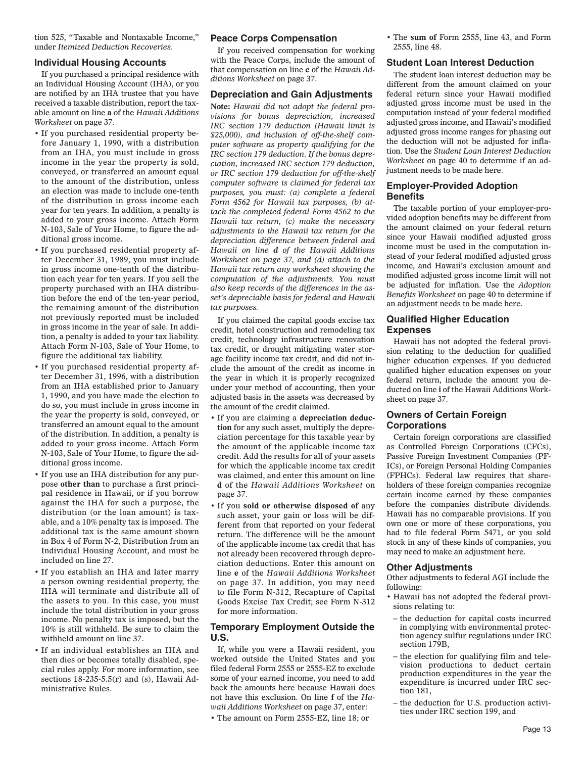tion 525, "Taxable and Nontaxable Income," under *Itemized Deduction Recoveries*.

### Individual Housing Accounts

If you purchased a principal residence with an Individual Housing Account (IHA), or you are notified by an IHA trustee that you have received a taxable distribution, report the taxable amount on line **a** of the *Hawaii Additions Worksheet* on page 37.

- If you purchased residential property before January 1, 1990, with a distribution from an IHA, you must include in gross income in the year the property is sold, conveyed, or transferred an amount equal to the amount of the distribution, unless an election was made to include one-tenth of the distribution in gross income each year for ten years. In addition, a penalty is added to your gross income. Attach Form N-103, Sale of Your Home, to figure the additional gross income.
- If you purchased residential property after December 31, 1989, you must include in gross income one-tenth of the distribution each year for ten years. If you sell the property purchased with an IHA distribution before the end of the ten-year period, the remaining amount of the distribution not previously reported must be included in gross income in the year of sale. In addition, a penalty is added to your tax liability. Attach Form N-103, Sale of Your Home, to figure the additional tax liability.
- If you purchased residential property after December 31, 1996, with a distribution from an IHA established prior to January 1, 1990, and you have made the election to do so, you must include in gross income in the year the property is sold, conveyed, or transferred an amount equal to the amount of the distribution. In addition, a penalty is added to your gross income. Attach Form N-103, Sale of Your Home, to figure the additional gross income.
- If you use an IHA distribution for any purpose **other than** to purchase a first principal residence in Hawaii, or if you borrow against the IHA for such a purpose, the distribution (or the loan amount) is taxable, and a 10% penalty tax is imposed. The additional tax is the same amount shown in Box 4 of Form N-2, Distribution from an Individual Housing Account, and must be included on line 27.
- If you establish an IHA and later marry a person owning residential property, the IHA will terminate and distribute all of the assets to you. In this case, you must include the total distribution in your gross income. No penalty tax is imposed, but the 10% is still withheld. Be sure to claim the withheld amount on line 37.
- If an individual establishes an IHA and then dies or becomes totally disabled, special rules apply. For more information, see sections 18-235-5.5(r) and (s), Hawaii Administrative Rules.

### Peace Corps Compensation

If you received compensation for working with the Peace Corps, include the amount of that compensation on line **c** of the *Hawaii Additions Worksheet* on page 37.

### Depreciation and Gain Adjustments

**Note:** *Hawaii did not adopt the federal provisions for bonus depreciation, increased IRC section 179 deduction (Hawaii limit is $25,000), and inclusion of off-the-shelf computer software as property qualifying for the IRC section 179 deduction. If the bonus depreciation, increased IRC section 179 deduction, or IRC section 179 deduction for off-the-shelf computer software is claimed for federal tax purposes, you must: (a) complete a federal Form 4562 for Hawaii tax purposes, (b) attach the completed federal Form 4562 to the Hawaii tax return, (c) make the necessary adjustments to the Hawaii tax return for the depreciation difference between federal and Hawaii on line **d** of the Hawaii Additions Worksheet on page 37, and (d) attach to the Hawaii tax return any worksheet showing the computation of the adjustments. You must also keep records of the differences in the asset's depreciable basis for federal and Hawaii tax purposes.*

If you claimed the capital goods excise tax credit, hotel construction and remodeling tax credit, technology infrastructure renovation tax credit, or drought mitigating water storage facility income tax credit, and did not include the amount of the credit as income in the year in which it is properly recognized under your method of accounting, then your adjusted basis in the assets was decreased by the amount of the credit claimed.

- If you are claiming a **depreciation deduction** for any such asset, multiply the depreciation percentage for this taxable year by the amount of the applicable income tax credit. Add the results for all of your assets for which the applicable income tax credit was claimed, and enter this amount on line **d** of the *Hawaii Additions Worksheet* on page 37.
- If you **sold or otherwise disposed of** any such asset, your gain or loss will be different from that reported on your federal return. The difference will be the amount of the applicable income tax credit that has not already been recovered through depreciation deductions. Enter this amount on line **e** of the *Hawaii Additions Worksheet* on page 37. In addition, you may need to file Form N-312, Recapture of Capital Goods Excise Tax Credit; see Form N-312 for more information.

### Temporary Employment Outside the U.S.

If, while you were a Hawaii resident, you worked outside the United States and you filed federal Form 2555 or 2555-EZ to exclude some of your earned income, you need to add back the amounts here because Hawaii does not have this exclusion. On line **f** of the *Hawaii Additions Worksheet* on page 37, enter:

- The amount on Form 2555-EZ, line 18; or
- The **sum of** Form 2555, line 43, and Form 2555, line 48.

### Student Loan Interest Deduction

The student loan interest deduction may be different from the amount claimed on your federal return since your Hawaii modified adjusted gross income must be used in the computation instead of your federal modified adjusted gross income, and Hawaii's modified adjusted gross income ranges for phasing out the deduction will not be adjusted for inflation. Use the *Student Loan Interest Deduction Worksheet* on page 40 to determine if an adjustment needs to be made here.

### Employer-Provided Adoption Benefits

The taxable portion of your employer-provided adoption benefits may be different from the amount claimed on your federal return since your Hawaii modified adjusted gross income must be used in the computation instead of your federal modified adjusted gross income, and Hawaii's exclusion amount and modified adjusted gross income limit will not be adjusted for inflation. Use the *Adoption Benefits Worksheet* on page 40 to determine if an adjustment needs to be made here.

### Qualified Higher Education Expenses

Hawaii has not adopted the federal provision relating to the deduction for qualified higher education expenses. If you deducted qualified higher education expenses on your federal return, include the amount you deducted on line **i** of the Hawaii Additions Worksheet on page 37.

### Owners of Certain Foreign Corporations

Certain foreign corporations are classified as Controlled Foreign Corporations (CFCs), Passive Foreign Investment Companies (PFICs), or Foreign Personal Holding Companies (FPHCs). Federal law requires that shareholders of these foreign companies recognize certain income earned by these companies before the companies distribute dividends. Hawaii has no comparable provisions. If you own one or more of these corporations, you had to file federal Form 5471, or you sold stock in any of these kinds of companies, you may need to make an adjustment here.

### Other Adjustments

Other adjustments to federal AGI include the following:

- Hawaii has not adopted the federal provisions relating to:
  - the deduction for capital costs incurred in complying with environmental protection agency sulfur regulations under IRC section 179B,
  - the election for qualifying film and television productions to deduct certain production expenditures in the year the expenditure is incurred under IRC section 181,
  - the deduction for U.S. production activities under IRC section 199, and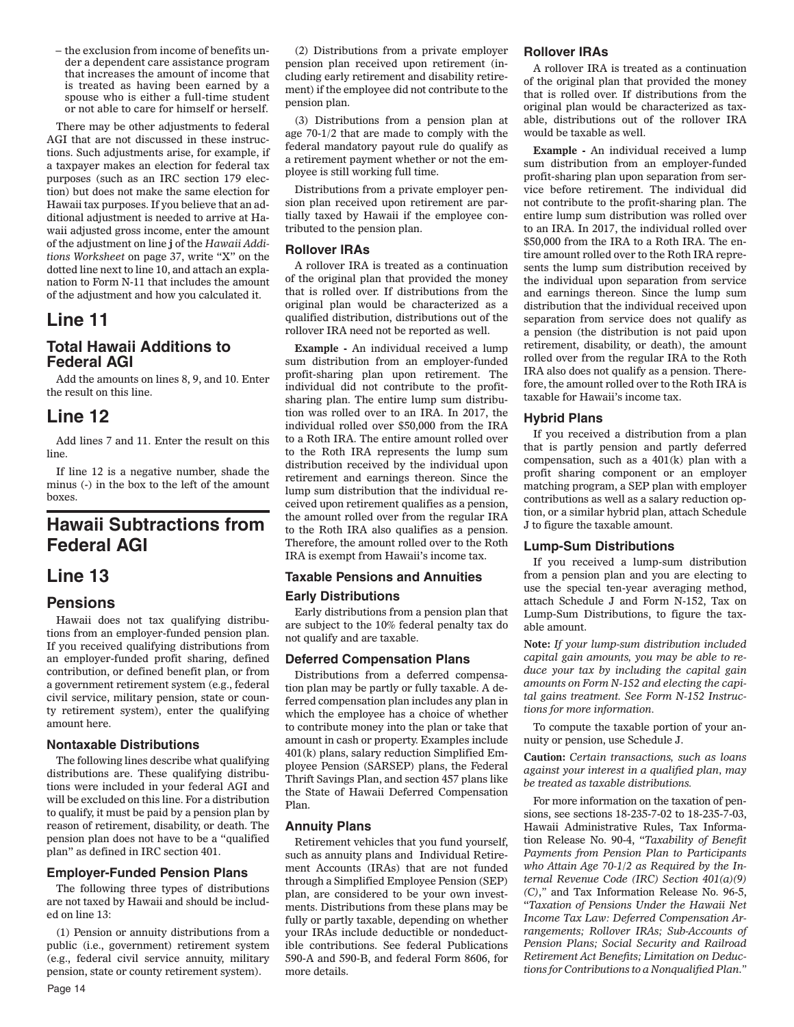– the exclusion from income of benefits under a dependent care assistance program that increases the amount of income that is treated as having been earned by a spouse who is either a full-time student or not able to care for himself or herself.

There may be other adjustments to federal AGI that are not discussed in these instructions. Such adjustments arise, for example, if a taxpayer makes an election for federal tax purposes (such as an IRC section 179 election) but does not make the same election for Hawaii tax purposes. If you believe that an additional adjustment is needed to arrive at Hawaii adjusted gross income, enter the amount of the adjustment on line **j** of the *Hawaii Additions Worksheet* on page 37, write "X" on the dotted line next to line 10, and attach an explanation to Form N-11 that includes the amount of the adjustment and how you calculated it.

# Line 11

## Total Hawaii Additions to Federal AGI

Add the amounts on lines 8, 9, and 10. Enter the result on this line.

# Line 12

Add lines 7 and 11. Enter the result on this line.

If line 12 is a negative number, shade the minus (-) in the box to the left of the amount boxes.

# Hawaii Subtractions from Federal AGI

# Line 13

## Pensions

Hawaii does not tax qualifying distributions from an employer-funded pension plan. If you received qualifying distributions from an employer-funded profit sharing, defined contribution, or defined benefit plan, or from a government retirement system (e.g., federal civil service, military pension, state or county retirement system), enter the qualifying amount here.

### Nontaxable Distributions

The following lines describe what qualifying distributions are. These qualifying distributions were included in your federal AGI and will be excluded on this line. For a distribution to qualify, it must be paid by a pension plan by reason of retirement, disability, or death. The pension plan does not have to be a "qualified plan" as defined in IRC section 401.

### Employer-Funded Pension Plans

The following three types of distributions are not taxed by Hawaii and should be included on line 13:

(1) Pension or annuity distributions from a public (i.e., government) retirement system (e.g., federal civil service annuity, military pension, state or county retirement system).

(2) Distributions from a private employer pension plan received upon retirement (including early retirement and disability retirement) if the employee did not contribute to the pension plan.

(3) Distributions from a pension plan at age 70-1/2 that are made to comply with the federal mandatory payout rule do qualify as a retirement payment whether or not the employee is still working full time.

Distributions from a private employer pension plan received upon retirement are partially taxed by Hawaii if the employee contributed to the pension plan.

### Rollover IRAs

A rollover IRA is treated as a continuation of the original plan that provided the money that is rolled over. If distributions from the original plan would be characterized as a qualified distribution, distributions out of the rollover IRA need not be reported as well.

**Example -** An individual received a lump sum distribution from an employer-funded profit-sharing plan upon retirement. The individual did not contribute to the profit-sharing plan. The entire lump sum distribution was rolled over to an IRA. In 2017, the individual rolled over $50,000 from the IRA to a Roth IRA. The entire amount rolled over to the Roth IRA represents the lump sum distribution received by the individual upon retirement and earnings thereon. Since the lump sum distribution that the individual received upon retirement qualifies as a pension, the amount rolled over from the regular IRA to the Roth IRA also qualifies as a pension. Therefore, the amount rolled over to the Roth IRA is exempt from Hawaii's income tax.

## Taxable Pensions and Annuities

### Early Distributions

Early distributions from a pension plan that are subject to the 10% federal penalty tax do not qualify and are taxable.

### Deferred Compensation Plans

Distributions from a deferred compensation plan may be partly or fully taxable. A deferred compensation plan includes any plan in which the employee has a choice of whether to contribute money into the plan or take that amount in cash or property. Examples include 401(k) plans, salary reduction Simplified Employee Pension (SARSEP) plans, the Federal Thrift Savings Plan, and section 457 plans like the State of Hawaii Deferred Compensation Plan.

### Annuity Plans

Retirement vehicles that you fund yourself, such as annuity plans and Individual Retirement Accounts (IRAs) that are not funded through a Simplified Employee Pension (SEP) plan, are considered to be your own investments. Distributions from these plans may be fully or partly taxable, depending on whether your IRAs include deductible or nondeductible contributions. See federal Publications 590-A and 590-B, and federal Form 8606, for more details.

### Rollover IRAs

A rollover IRA is treated as a continuation of the original plan that provided the money that is rolled over. If distributions from the original plan would be characterized as taxable, distributions out of the rollover IRA would be taxable as well.

**Example -** An individual received a lump sum distribution from an employer-funded profit-sharing plan upon separation from service before retirement. The individual did not contribute to the profit-sharing plan. The entire lump sum distribution was rolled over to an IRA. In 2017, the individual rolled over $50,000 from the IRA to a Roth IRA. The entire amount rolled over to the Roth IRA represents the lump sum distribution received by the individual upon separation from service and earnings thereon. Since the lump sum distribution that the individual received upon separation from service does not qualify as a pension (the distribution is not paid upon retirement, disability, or death), the amount rolled over from the regular IRA to the Roth IRA also does not qualify as a pension. Therefore, the amount rolled over to the Roth IRA is taxable for Hawaii's income tax.

### Hybrid Plans

If you received a distribution from a plan that is partly pension and partly deferred compensation, such as a 401(k) plan with a profit sharing component or an employer matching program, a SEP plan with employer contributions as well as a salary reduction option, or a similar hybrid plan, attach Schedule J to figure the taxable amount.

### Lump-Sum Distributions

If you received a lump-sum distribution from a pension plan and you are electing to use the special ten-year averaging method, attach Schedule J and Form N-152, Tax on Lump-Sum Distributions, to figure the taxable amount.

**Note:** *If your lump-sum distribution included capital gain amounts, you may be able to reduce your tax by including the capital gain amounts on Form N-152 and electing the capital gains treatment. See Form N-152 Instructions for more information.*

To compute the taxable portion of your annuity or pension, use Schedule J.

**Caution:** *Certain transactions, such as loans against your interest in a qualified plan, may be treated as taxable distributions.*

For more information on the taxation of pensions, see sections 18-235-7-02 to 18-235-7-03, Hawaii Administrative Rules, Tax Information Release No. 90-4, "*Taxability of Benefit Payments from Pension Plan to Participants who Attain Age 70-1/2 as Required by the Internal Revenue Code (IRC) Section 401(a)(9)(C)*," and Tax Information Release No. 96-5, "*Taxation of Pensions Under the Hawaii Net Income Tax Law: Deferred Compensation Arrangements; Rollover IRAs; Sub-Accounts of Pension Plans; Social Security and Railroad Retirement Act Benefits; Limitation on Deductions for Contributions to a Nonqualified Plan.*"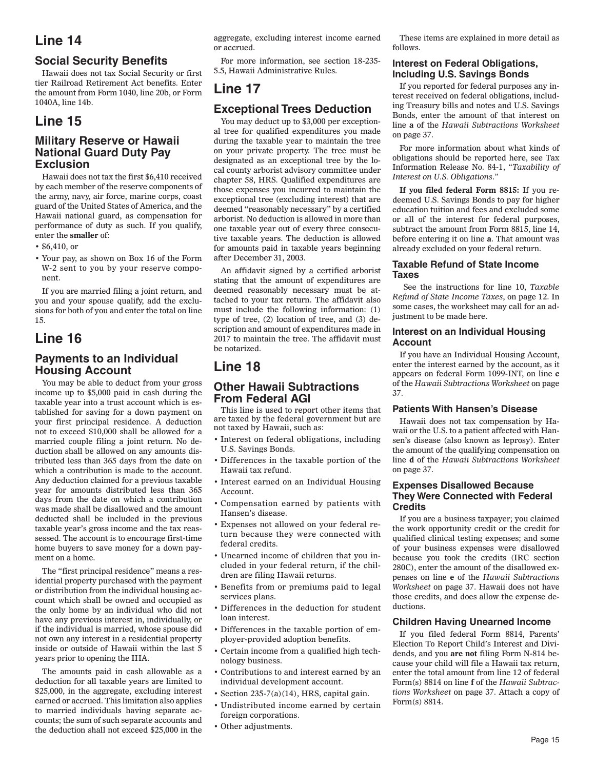# Line 14

## Social Security Benefits

Hawaii does not tax Social Security or first tier Railroad Retirement Act benefits. Enter the amount from Form 1040, line 20b, or Form 1040A, line 14b.

# Line 15

## Military Reserve or Hawaii National Guard Duty Pay Exclusion

Hawaii does not tax the first $6,410 received by each member of the reserve components of the army, navy, air force, marine corps, coast guard of the United States of America, and the Hawaii national guard, as compensation for performance of duty as such. If you qualify, enter the **smaller** of:

- $6,410, or
- Your pay, as shown on Box 16 of the Form W-2 sent to you by your reserve component.

If you are married filing a joint return, and you and your spouse qualify, add the exclusions for both of you and enter the total on line 15.

# Line 16

## Payments to an Individual Housing Account

You may be able to deduct from your gross income up to $5,000 paid in cash during the taxable year into a trust account which is established for saving for a down payment on your first principal residence. A deduction not to exceed $10,000 shall be allowed for a married couple filing a joint return. No deduction shall be allowed on any amounts distributed less than 365 days from the date on which a contribution is made to the account. Any deduction claimed for a previous taxable year for amounts distributed less than 365 days from the date on which a contribution was made shall be disallowed and the amount deducted shall be included in the previous taxable year's gross income and the tax reassessed. The account is to encourage first-time home buyers to save money for a down payment on a home.

The "first principal residence" means a residential property purchased with the payment or distribution from the individual housing account which shall be owned and occupied as the only home by an individual who did not have any previous interest in, individually, or if the individual is married, whose spouse did not own any interest in a residential property inside or outside of Hawaii within the last 5 years prior to opening the IHA.

The amounts paid in cash allowable as a deduction for all taxable years are limited to $25,000, in the aggregate, excluding interest earned or accrued. This limitation also applies to married individuals having separate accounts; the sum of such separate accounts and the deduction shall not exceed $25,000 in the aggregate, excluding interest income earned or accrued.

For more information, see section 18-235-5.5, Hawaii Administrative Rules.

# Line 17

## Exceptional Trees Deduction

You may deduct up to $3,000 per exceptional tree for qualified expenditures you made during the taxable year to maintain the tree on your private property. The tree must be designated as an exceptional tree by the local county arborist advisory committee under chapter 58, HRS. Qualified expenditures are those expenses you incurred to maintain the exceptional tree (excluding interest) that are deemed "reasonably necessary" by a certified arborist. No deduction is allowed in more than one taxable year out of every three consecutive taxable years. The deduction is allowed for amounts paid in taxable years beginning after December 31, 2003.

An affidavit signed by a certified arborist stating that the amount of expenditures are deemed reasonably necessary must be attached to your tax return. The affidavit also must include the following information: (1) type of tree, (2) location of tree, and (3) description and amount of expenditures made in 2017 to maintain the tree. The affidavit must be notarized.

# Line 18

## Other Hawaii Subtractions From Federal AGI

This line is used to report other items that are taxed by the federal government but are not taxed by Hawaii, such as:

- Interest on federal obligations, including U.S. Savings Bonds.
- Differences in the taxable portion of the Hawaii tax refund.
- Interest earned on an Individual Housing Account.
- Compensation earned by patients with Hansen's disease.
- Expenses not allowed on your federal return because they were connected with federal credits.
- Unearned income of children that you included in your federal return, if the children are filing Hawaii returns.
- Benefits from or premiums paid to legal services plans.
- Differences in the deduction for student loan interest.
- Differences in the taxable portion of employer-provided adoption benefits.
- Certain income from a qualified high technology business.
- Contributions to and interest earned by an individual development account.
- Section 235-7(a)(14), HRS, capital gain.
- Undistributed income earned by certain foreign corporations.
- Other adjustments.

These items are explained in more detail as follows.

### Interest on Federal Obligations, Including U.S. Savings Bonds

If you reported for federal purposes any interest received on federal obligations, including Treasury bills and notes and U.S. Savings Bonds, enter the amount of that interest on line **a** of the *Hawaii Subtractions Worksheet* on page 37.

For more information about what kinds of obligations should be reported here, see Tax Information Release No. 84-1, "*Taxability of Interest on U.S. Obligations*."

**If you filed federal Form 8815:** If you redeemed U.S. Savings Bonds to pay for higher education tuition and fees and excluded some or all of the interest for federal purposes, subtract the amount from Form 8815, line 14, before entering it on line **a**. That amount was already excluded on your federal return.

### Taxable Refund of State Income Taxes

See the instructions for line 10, *Taxable Refund of State Income Taxes*, on page 12. In some cases, the worksheet may call for an adjustment to be made here.

### Interest on an Individual Housing Account

If you have an Individual Housing Account, enter the interest earned by the account, as it appears on federal Form 1099-INT, on line **c** of the *Hawaii Subtractions Worksheet* on page 37.

### Patients With Hansen's Disease

Hawaii does not tax compensation by Hawaii or the U.S. to a patient affected with Hansen's disease (also known as leprosy). Enter the amount of the qualifying compensation on line **d** of the *Hawaii Subtractions Worksheet* on page 37.

### Expenses Disallowed Because They Were Connected with Federal Credits

If you are a business taxpayer; you claimed the work opportunity credit or the credit for qualified clinical testing expenses; and some of your business expenses were disallowed because you took the credits (IRC section 280C), enter the amount of the disallowed expenses on line **e** of the *Hawaii Subtractions Worksheet* on page 37. Hawaii does not have those credits, and does allow the expense deductions.

### Children Having Unearned Income

If you filed federal Form 8814, Parents' Election To Report Child's Interest and Dividends, and you **are not** filing Form N-814 because your child will file a Hawaii tax return, enter the total amount from line 12 of federal Form(s) 8814 on line **f** of the *Hawaii Subtractions Worksheet* on page 37. Attach a copy of Form(s) 8814.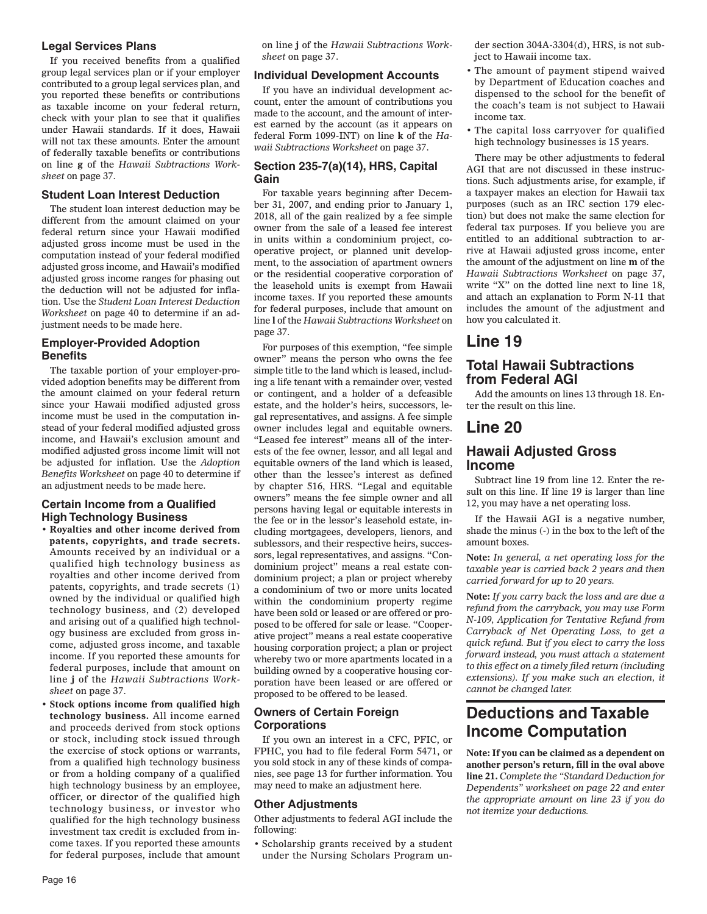### Legal Services Plans

If you received benefits from a qualified group legal services plan or if your employer contributed to a group legal services plan, and you reported these benefits or contributions as taxable income on your federal return, check with your plan to see that it qualifies under Hawaii standards. If it does, Hawaii will not tax these amounts. Enter the amount of federally taxable benefits or contributions on line **g** of the *Hawaii Subtractions Worksheet* on page 37.

### Student Loan Interest Deduction

The student loan interest deduction may be different from the amount claimed on your federal return since your Hawaii modified adjusted gross income must be used in the computation instead of your federal modified adjusted gross income, and Hawaii's modified adjusted gross income ranges for phasing out the deduction will not be adjusted for inflation. Use the *Student Loan Interest Deduction Worksheet* on page 40 to determine if an adjustment needs to be made here.

### Employer-Provided Adoption Benefits

The taxable portion of your employer-provided adoption benefits may be different from the amount claimed on your federal return since your Hawaii modified adjusted gross income must be used in the computation instead of your federal modified adjusted gross income, and Hawaii's exclusion amount and modified adjusted gross income limit will not be adjusted for inflation. Use the *Adoption Benefits Worksheet* on page 40 to determine if an adjustment needs to be made here.

### Certain Income from a Qualified High Technology Business

- **Royalties and other income derived from patents, copyrights, and trade secrets.** Amounts received by an individual or a qualified high technology business as royalties and other income derived from patents, copyrights, and trade secrets (1) owned by the individual or qualified high technology business, and (2) developed and arising out of a qualified high technology business are excluded from gross income, adjusted gross income, and taxable income. If you reported these amounts for federal purposes, include that amount on line **j** of the *Hawaii Subtractions Worksheet* on page 37.
- **Stock options income from qualified high technology business.** All income earned and proceeds derived from stock options or stock, including stock issued through the exercise of stock options or warrants, from a qualified high technology business or from a holding company of a qualified high technology business by an employee, officer, or director of the qualified high technology business, or investor who qualified for the high technology business investment tax credit is excluded from income taxes. If you reported these amounts for federal purposes, include that amount on line **j** of the *Hawaii Subtractions Worksheet* on page 37.

### Individual Development Accounts

If you have an individual development account, enter the amount of contributions you made to the account, and the amount of interest earned by the account (as it appears on federal Form 1099-INT) on line **k** of the *Hawaii Subtractions Worksheet* on page 37.

### Section 235-7(a)(14), HRS, Capital Gain

For taxable years beginning after December 31, 2007, and ending prior to January 1, 2018, all of the gain realized by a fee simple owner from the sale of a leased fee interest in units within a condominium project, cooperative project, or planned unit development, to the association of apartment owners or the residential cooperative corporation of the leasehold units is exempt from Hawaii income taxes. If you reported these amounts for federal purposes, include that amount on line **l** of the *Hawaii Subtractions Worksheet* on page 37.

For purposes of this exemption, "fee simple owner" means the person who owns the fee simple title to the land which is leased, including a life tenant with a remainder over, vested or contingent, and a holder of a defeasible estate, and the holder's heirs, successors, legal representatives, and assigns. A fee simple owner includes legal and equitable owners. "Leased fee interest" means all of the interests of the fee owner, lessor, and all legal and equitable owners of the land which is leased, other than the lessee's interest as defined by chapter 516, HRS. "Legal and equitable owners" means the fee simple owner and all persons having legal or equitable interests in the fee or in the lessor's leasehold estate, including mortgagees, developers, lienors, and sublessors, and their respective heirs, successors, legal representatives, and assigns. "Condominium project" means a real estate condominium project; a plan or project whereby a condominium of two or more units located within the condominium property regime have been sold or leased or are offered or proposed to be offered for sale or lease. "Cooperative project" means a real estate cooperative housing corporation project; a plan or project whereby two or more apartments located in a building owned by a cooperative housing corporation have been leased or are offered or proposed to be offered to be leased.

### Owners of Certain Foreign Corporations

If you own an interest in a CFC, PFIC, or FPHC, you had to file federal Form 5471, or you sold stock in any of these kinds of companies, see page 13 for further information. You may need to make an adjustment here.

### Other Adjustments

Other adjustments to federal AGI include the following:

- Scholarship grants received by a student under the Nursing Scholars Program under section 304A-3304(d), HRS, is not subject to Hawaii income tax.
- The amount of payment stipend waived by Department of Education coaches and dispensed to the school for the benefit of the coach's team is not subject to Hawaii income tax.
- The capital loss carryover for qualified high technology businesses is 15 years.

There may be other adjustments to federal AGI that are not discussed in these instructions. Such adjustments arise, for example, if a taxpayer makes an election for Hawaii tax purposes (such as an IRC section 179 election) but does not make the same election for federal tax purposes. If you believe you are entitled to an additional subtraction to arrive at Hawaii adjusted gross income, enter the amount of the adjustment on line **m** of the *Hawaii Subtractions Worksheet* on page 37, write "X" on the dotted line next to line 18, and attach an explanation to Form N-11 that includes the amount of the adjustment and how you calculated it.

# Line 19

## Total Hawaii Subtractions from Federal AGI

Add the amounts on lines 13 through 18. Enter the result on this line.

# Line 20

## Hawaii Adjusted Gross Income

Subtract line 19 from line 12. Enter the result on this line. If line 19 is larger than line 12, you may have a net operating loss.

If the Hawaii AGI is a negative number, shade the minus (-) in the box to the left of the amount boxes.

**Note:** *In general, a net operating loss for the taxable year is carried back 2 years and then carried forward for up to 20 years.*

**Note:** *If you carry back the loss and are due a refund from the carryback, you may use Form N-109, Application for Tentative Refund from Carryback of Net Operating Loss, to get a quick refund. But if you elect to carry the loss forward instead, you must attach a statement to this effect on a timely filed return (including extensions). If you make such an election, it cannot be changed later.*

# Deductions and Taxable Income Computation

**Note: If you can be claimed as a dependent on another person's return, fill in the oval above line 21.** *Complete the "Standard Deduction for Dependents" worksheet on page 22 and enter the appropriate amount on line 23 if you do not itemize your deductions.*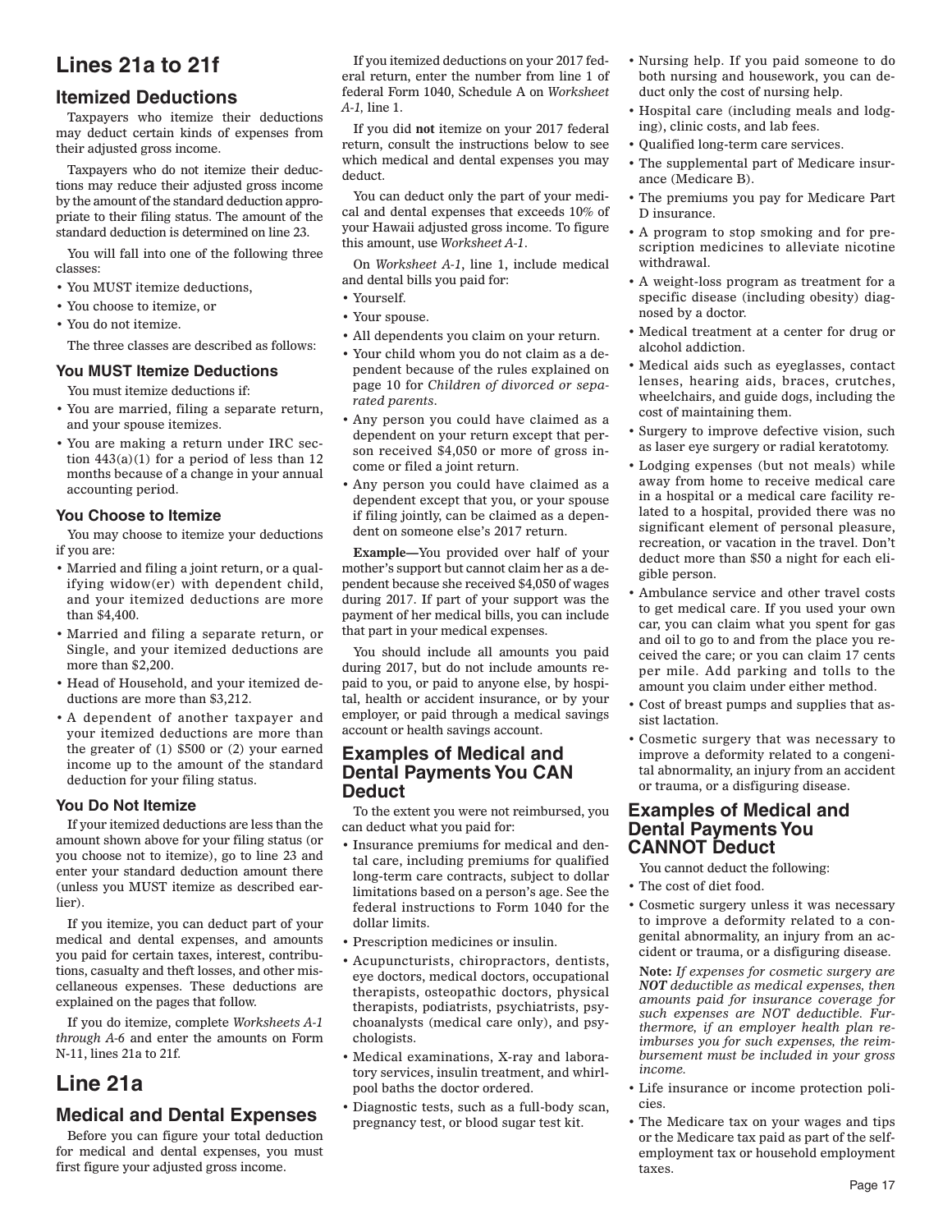# Lines 21a to 21f

## Itemized Deductions

Taxpayers who itemize their deductions may deduct certain kinds of expenses from their adjusted gross income.

Taxpayers who do not itemize their deductions may reduce their adjusted gross income by the amount of the standard deduction appropriate to their filing status. The amount of the standard deduction is determined on line 23.

You will fall into one of the following three classes:

- You MUST itemize deductions,
- You choose to itemize, or
- You do not itemize.

The three classes are described as follows:

### You MUST Itemize Deductions

You must itemize deductions if:

- You are married, filing a separate return, and your spouse itemizes.
- You are making a return under IRC section 443(a)(1) for a period of less than 12 months because of a change in your annual accounting period.

### You Choose to Itemize

You may choose to itemize your deductions if you are:

- Married and filing a joint return, or a qualifying widow(er) with dependent child, and your itemized deductions are more than $4,400.
- Married and filing a separate return, or Single, and your itemized deductions are more than $2,200.
- Head of Household, and your itemized deductions are more than $3,212.
- A dependent of another taxpayer and your itemized deductions are more than the greater of (1) $500 or (2) your earned income up to the amount of the standard deduction for your filing status.

### You Do Not Itemize

If your itemized deductions are less than the amount shown above for your filing status (or you choose not to itemize), go to line 23 and enter your standard deduction amount there (unless you MUST itemize as described earlier).

If you itemize, you can deduct part of your medical and dental expenses, and amounts you paid for certain taxes, interest, contributions, casualty and theft losses, and other miscellaneous expenses. These deductions are explained on the pages that follow.

If you do itemize, complete *Worksheets A-1 through A-6* and enter the amounts on Form N-11, lines 21a to 21f.

# Line 21a

## Medical and Dental Expenses

Before you can figure your total deduction for medical and dental expenses, you must first figure your adjusted gross income.

If you itemized deductions on your 2017 federal return, enter the number from line 1 of federal Form 1040, Schedule A on *Worksheet A-1*, line 1.

If you did **not** itemize on your 2017 federal return, consult the instructions below to see which medical and dental expenses you may deduct.

You can deduct only the part of your medical and dental expenses that exceeds 10% of your Hawaii adjusted gross income. To figure this amount, use *Worksheet A-1*.

On *Worksheet A-1*, line 1, include medical and dental bills you paid for:

- Yourself.
- Your spouse.
- All dependents you claim on your return.
- Your child whom you do not claim as a dependent because of the rules explained on page 10 for *Children of divorced or separated parents*.
- Any person you could have claimed as a dependent on your return except that person received $4,050 or more of gross income or filed a joint return.
- Any person you could have claimed as a dependent except that you, or your spouse if filing jointly, can be claimed as a dependent on someone else's 2017 return.

**Example—**You provided over half of your mother's support but cannot claim her as a dependent because she received $4,050 of wages during 2017. If part of your support was the payment of her medical bills, you can include that part in your medical expenses.

You should include all amounts you paid during 2017, but do not include amounts repaid to you, or paid to anyone else, by hospital, health or accident insurance, or by your employer, or paid through a medical savings account or health savings account.

### Examples of Medical and Dental Payments You CAN Deduct

To the extent you were not reimbursed, you can deduct what you paid for:

- Insurance premiums for medical and dental care, including premiums for qualified long-term care contracts, subject to dollar limitations based on a person's age. See the federal instructions to Form 1040 for the dollar limits.
- Prescription medicines or insulin.
- Acupuncturists, chiropractors, dentists, eye doctors, medical doctors, occupational therapists, osteopathic doctors, physical therapists, podiatrists, psychiatrists, psychoanalysts (medical care only), and psychologists.
- Medical examinations, X-ray and laboratory services, insulin treatment, and whirlpool baths the doctor ordered.
- Diagnostic tests, such as a full-body scan, pregnancy test, or blood sugar test kit.
- Nursing help. If you paid someone to do both nursing and housework, you can deduct only the cost of nursing help.
- Hospital care (including meals and lodging), clinic costs, and lab fees.
- Qualified long-term care services.
- The supplemental part of Medicare insurance (Medicare B).
- The premiums you pay for Medicare Part D insurance.
- A program to stop smoking and for prescription medicines to alleviate nicotine withdrawal.
- A weight-loss program as treatment for a specific disease (including obesity) diagnosed by a doctor.
- Medical treatment at a center for drug or alcohol addiction.
- Medical aids such as eyeglasses, contact lenses, hearing aids, braces, crutches, wheelchairs, and guide dogs, including the cost of maintaining them.
- Surgery to improve defective vision, such as laser eye surgery or radial keratotomy.
- Lodging expenses (but not meals) while away from home to receive medical care in a hospital or a medical care facility related to a hospital, provided there was no significant element of personal pleasure, recreation, or vacation in the travel. Don't deduct more than $50 a night for each eligible person.
- Ambulance service and other travel costs to get medical care. If you used your own car, you can claim what you spent for gas and oil to go to and from the place you received the care; or you can claim 17 cents per mile. Add parking and tolls to the amount you claim under either method.
- Cost of breast pumps and supplies that assist lactation.
- Cosmetic surgery that was necessary to improve a deformity related to a congenital abnormality, an injury from an accident or trauma, or a disfiguring disease.

### Examples of Medical and Dental Payments You CANNOT Deduct

You cannot deduct the following:

- The cost of diet food.
- Cosmetic surgery unless it was necessary to improve a deformity related to a congenital abnormality, an injury from an accident or trauma, or a disfiguring disease.

  **Note:** *If expenses for cosmetic surgery are **NOT** deductible as medical expenses, then amounts paid for insurance coverage for such expenses are NOT deductible. Furthermore, if an employer health plan reimburses you for such expenses, the reimbursement must be included in your gross income.*
- Life insurance or income protection policies.
- The Medicare tax on your wages and tips or the Medicare tax paid as part of the self-employment tax or household employment taxes.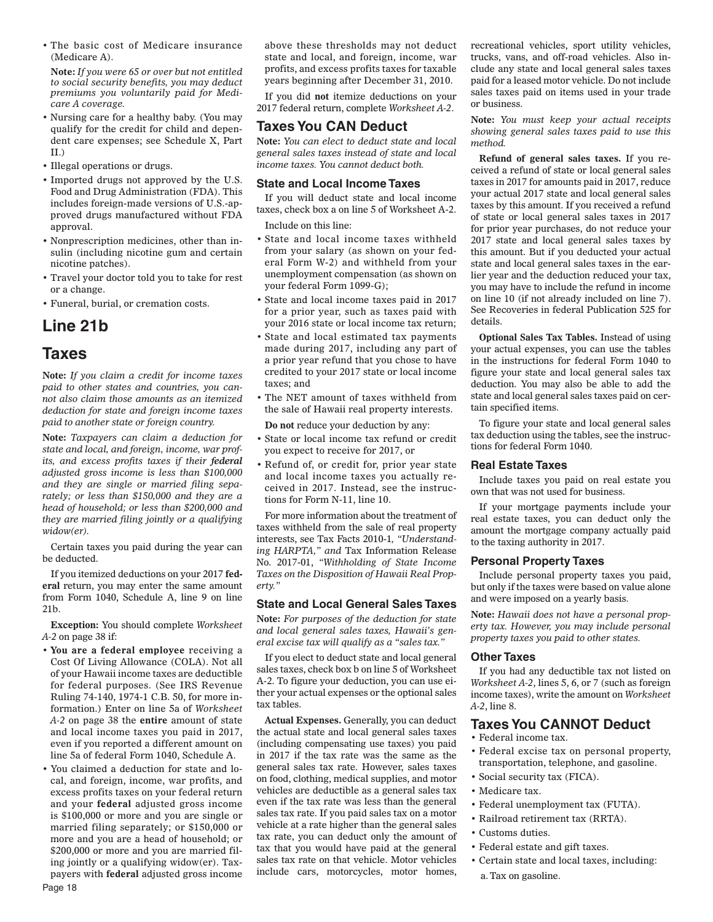- The basic cost of Medicare insurance (Medicare A).

  **Note:** *If you were 65 or over but not entitled to social security benefits, you may deduct premiums you voluntarily paid for Medicare A coverage.*

- Nursing care for a healthy baby. (You may qualify for the credit for child and dependent care expenses; see Schedule X, Part II.)
- Illegal operations or drugs.
- Imported drugs not approved by the U.S. Food and Drug Administration (FDA). This includes foreign-made versions of U.S.-approved drugs manufactured without FDA approval.
- Nonprescription medicines, other than insulin (including nicotine gum and certain nicotine patches).
- Travel your doctor told you to take for rest or a change.
- Funeral, burial, or cremation costs.

# Line 21b

# Taxes

**Note:** *If you claim a credit for income taxes paid to other states and countries, you cannot also claim those amounts as an itemized deduction for state and foreign income taxes paid to another state or foreign country.*

**Note:** *Taxpayers can claim a deduction for state and local, and foreign, income, war profits, and excess profits taxes if their* ***federal*** *adjusted gross income is less than $100,000 and they are single or married filing separately; or less than $150,000 and they are a head of household; or less than $200,000 and they are married filing jointly or a qualifying widow(er).*

Certain taxes you paid during the year can be deducted.

If you itemized deductions on your 2017 **federal** return, you may enter the same amount from Form 1040, Schedule A, line 9 on line 21b.

**Exception:** You should complete *Worksheet A-2* on page 38 if:

- **You are a federal employee** receiving a Cost Of Living Allowance (COLA). Not all of your Hawaii income taxes are deductible for federal purposes. (See IRS Revenue Ruling 74-140, 1974-1 C.B. 50, for more information.) Enter on line 5a of *Worksheet A-2* on page 38 the **entire** amount of state and local income taxes you paid in 2017, even if you reported a different amount on line 5a of federal Form 1040, Schedule A.
- You claimed a deduction for state and local, and foreign, income, war profits, and excess profits taxes on your federal return and your **federal** adjusted gross income is $100,000 or more and you are single or married filing separately; or $150,000 or more and you are a head of household; or $200,000 or more and you are married filing jointly or a qualifying widow(er). Taxpayers with **federal** adjusted gross income above these thresholds may not deduct state and local, and foreign, income, war profits, and excess profits taxes for taxable years beginning after December 31, 2010.

If you did **not** itemize deductions on your 2017 federal return, complete *Worksheet A-2*.

## Taxes You CAN Deduct

**Note:** *You can elect to deduct state and local general sales taxes instead of state and local income taxes. You cannot deduct both.*

### State and Local Income Taxes

If you will deduct state and local income taxes, check box a on line 5 of Worksheet A-2.

Include on this line:

- State and local income taxes withheld from your salary (as shown on your federal Form W-2) and withheld from your unemployment compensation (as shown on your federal Form 1099-G);
- State and local income taxes paid in 2017 for a prior year, such as taxes paid with your 2016 state or local income tax return;
- State and local estimated tax payments made during 2017, including any part of a prior year refund that you chose to have credited to your 2017 state or local income taxes; and
- The NET amount of taxes withheld from the sale of Hawaii real property interests.

**Do not** reduce your deduction by any:

- State or local income tax refund or credit you expect to receive for 2017, or
- Refund of, or credit for, prior year state and local income taxes you actually received in 2017. Instead, see the instructions for Form N-11, line 10.

For more information about the treatment of taxes withheld from the sale of real property interests, see Tax Facts 2010-1, *"Understanding HARPTA," and* Tax Information Release No. 2017-01, *"Withholding of State Income Taxes on the Disposition of Hawaii Real Property."*

### State and Local General Sales Taxes

**Note:** *For purposes of the deduction for state and local general sales taxes, Hawaii's general excise tax will qualify as a "sales tax."*

If you elect to deduct state and local general sales taxes, check box b on line 5 of Worksheet A-2. To figure your deduction, you can use either your actual expenses or the optional sales tax tables.

**Actual Expenses.** Generally, you can deduct the actual state and local general sales taxes (including compensating use taxes) you paid in 2017 if the tax rate was the same as the general sales tax rate. However, sales taxes on food, clothing, medical supplies, and motor vehicles are deductible as a general sales tax even if the tax rate was less than the general sales tax rate. If you paid sales tax on a motor vehicle at a rate higher than the general sales tax rate, you can deduct only the amount of tax that you would have paid at the general sales tax rate on that vehicle. Motor vehicles include cars, motorcycles, motor homes, recreational vehicles, sport utility vehicles, trucks, vans, and off-road vehicles. Also include any state and local general sales taxes paid for a leased motor vehicle. Do not include sales taxes paid on items used in your trade or business.

**Note:** *You must keep your actual receipts showing general sales taxes paid to use this method.*

**Refund of general sales taxes.** If you received a refund of state or local general sales taxes in 2017 for amounts paid in 2017, reduce your actual 2017 state and local general sales taxes by this amount. If you received a refund of state or local general sales taxes in 2017 for prior year purchases, do not reduce your 2017 state and local general sales taxes by this amount. But if you deducted your actual state and local general sales taxes in the earlier year and the deduction reduced your tax, you may have to include the refund in income on line 10 (if not already included on line 7). See Recoveries in federal Publication 525 for details.

**Optional Sales Tax Tables.** Instead of using your actual expenses, you can use the tables in the instructions for federal Form 1040 to figure your state and local general sales tax deduction. You may also be able to add the state and local general sales taxes paid on certain specified items.

To figure your state and local general sales tax deduction using the tables, see the instructions for federal Form 1040.

### Real Estate Taxes

Include taxes you paid on real estate you own that was not used for business.

If your mortgage payments include your real estate taxes, you can deduct only the amount the mortgage company actually paid to the taxing authority in 2017.

### Personal Property Taxes

Include personal property taxes you paid, but only if the taxes were based on value alone and were imposed on a yearly basis.

**Note:** *Hawaii does not have a personal property tax. However, you may include personal property taxes you paid to other states.*

### Other Taxes

If you had any deductible tax not listed on *Worksheet A-2*, lines 5, 6, or 7 (such as foreign income taxes), write the amount on *Worksheet A-2*, line 8.

## Taxes You CANNOT Deduct

- Federal income tax.
- Federal excise tax on personal property, transportation, telephone, and gasoline.
- Social security tax (FICA).
- Medicare tax.
- Federal unemployment tax (FUTA).
- Railroad retirement tax (RRTA).
- Customs duties.
- Federal estate and gift taxes.
- Certain state and local taxes, including:

  a. Tax on gasoline.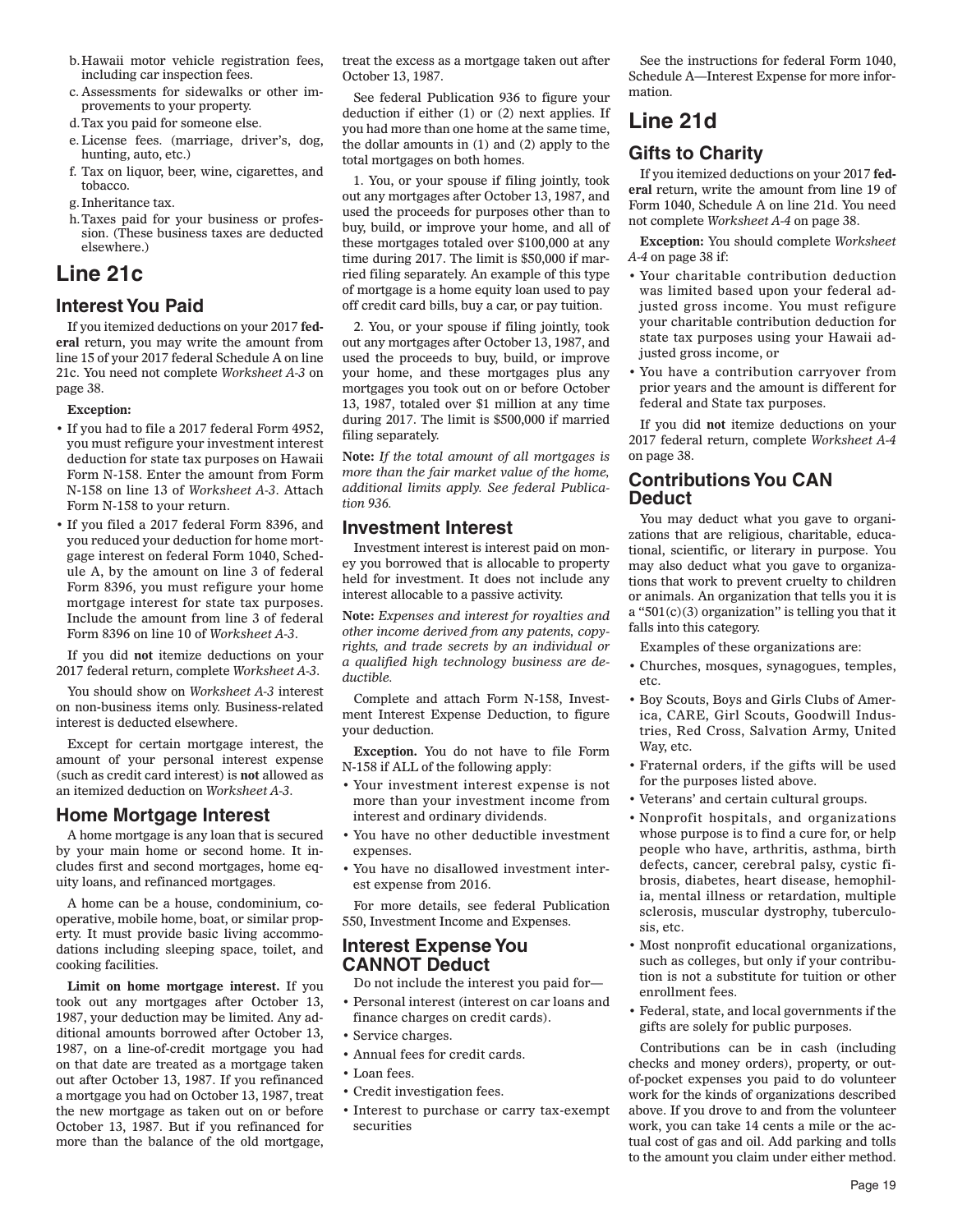b. Hawaii motor vehicle registration fees, including car inspection fees.
c. Assessments for sidewalks or other improvements to your property.
d. Tax you paid for someone else.
e. License fees. (marriage, driver's, dog, hunting, auto, etc.)
f. Tax on liquor, beer, wine, cigarettes, and tobacco.
g. Inheritance tax.
h. Taxes paid for your business or profession. (These business taxes are deducted elsewhere.)

# Line 21c

## Interest You Paid

If you itemized deductions on your 2017 **federal** return, you may write the amount from line 15 of your 2017 federal Schedule A on line 21c. You need not complete *Worksheet A-3* on page 38.

**Exception:**

- If you had to file a 2017 federal Form 4952, you must refigure your investment interest deduction for state tax purposes on Hawaii Form N-158. Enter the amount from Form N-158 on line 13 of *Worksheet A-3*. Attach Form N-158 to your return.
- If you filed a 2017 federal Form 8396, and you reduced your deduction for home mortgage interest on federal Form 1040, Schedule A, by the amount on line 3 of federal Form 8396, you must refigure your home mortgage interest for state tax purposes. Include the amount from line 3 of federal Form 8396 on line 10 of *Worksheet A-3*.

If you did **not** itemize deductions on your 2017 federal return, complete *Worksheet A-3*.

You should show on *Worksheet A-3* interest on non-business items only. Business-related interest is deducted elsewhere.

Except for certain mortgage interest, the amount of your personal interest expense (such as credit card interest) is **not** allowed as an itemized deduction on *Worksheet A-3*.

## Home Mortgage Interest

A home mortgage is any loan that is secured by your main home or second home. It includes first and second mortgages, home equity loans, and refinanced mortgages.

A home can be a house, condominium, cooperative, mobile home, boat, or similar property. It must provide basic living accommodations including sleeping space, toilet, and cooking facilities.

**Limit on home mortgage interest.** If you took out any mortgages after October 13, 1987, your deduction may be limited. Any additional amounts borrowed after October 13, 1987, on a line-of-credit mortgage you had on that date are treated as a mortgage taken out after October 13, 1987. If you refinanced a mortgage you had on October 13, 1987, treat the new mortgage as taken out on or before October 13, 1987. But if you refinanced for more than the balance of the old mortgage, treat the excess as a mortgage taken out after October 13, 1987.

See federal Publication 936 to figure your deduction if either (1) or (2) next applies. If you had more than one home at the same time, the dollar amounts in (1) and (2) apply to the total mortgages on both homes.

1. You, or your spouse if filing jointly, took out any mortgages after October 13, 1987, and used the proceeds for purposes other than to buy, build, or improve your home, and all of these mortgages totaled over $100,000 at any time during 2017. The limit is $50,000 if married filing separately. An example of this type of mortgage is a home equity loan used to pay off credit card bills, buy a car, or pay tuition.

2. You, or your spouse if filing jointly, took out any mortgages after October 13, 1987, and used the proceeds to buy, build, or improve your home, and these mortgages plus any mortgages you took out on or before October 13, 1987, totaled over $1 million at any time during 2017. The limit is $500,000 if married filing separately.

**Note:** *If the total amount of all mortgages is more than the fair market value of the home, additional limits apply. See federal Publication 936.*

## Investment Interest

Investment interest is interest paid on money you borrowed that is allocable to property held for investment. It does not include any interest allocable to a passive activity.

**Note:** *Expenses and interest for royalties and other income derived from any patents, copyrights, and trade secrets by an individual or a qualified high technology business are deductible.*

Complete and attach Form N-158, Investment Interest Expense Deduction, to figure your deduction.

**Exception.** You do not have to file Form N-158 if ALL of the following apply:

- Your investment interest expense is not more than your investment income from interest and ordinary dividends.
- You have no other deductible investment expenses.
- You have no disallowed investment interest expense from 2016.

For more details, see federal Publication 550, Investment Income and Expenses.

## Interest Expense You CANNOT Deduct

Do not include the interest you paid for—

- Personal interest (interest on car loans and finance charges on credit cards).
- Service charges.
- Annual fees for credit cards.
- Loan fees.
- Credit investigation fees.
- Interest to purchase or carry tax-exempt securities

See the instructions for federal Form 1040, Schedule A—Interest Expense for more information.

# Line 21d

## Gifts to Charity

If you itemized deductions on your 2017 **federal** return, write the amount from line 19 of Form 1040, Schedule A on line 21d. You need not complete *Worksheet A-4* on page 38.

**Exception:** You should complete *Worksheet A-4* on page 38 if:

- Your charitable contribution deduction was limited based upon your federal adjusted gross income. You must refigure your charitable contribution deduction for state tax purposes using your Hawaii adjusted gross income, or
- You have a contribution carryover from prior years and the amount is different for federal and State tax purposes.

If you did **not** itemize deductions on your 2017 federal return, complete *Worksheet A-4* on page 38.

## Contributions You CAN Deduct

You may deduct what you gave to organizations that are religious, charitable, educational, scientific, or literary in purpose. You may also deduct what you gave to organizations that work to prevent cruelty to children or animals. An organization that tells you it is a "501(c)(3) organization" is telling you that it falls into this category.

Examples of these organizations are:

- Churches, mosques, synagogues, temples, etc.
- Boy Scouts, Boys and Girls Clubs of America, CARE, Girl Scouts, Goodwill Industries, Red Cross, Salvation Army, United Way, etc.
- Fraternal orders, if the gifts will be used for the purposes listed above.
- Veterans' and certain cultural groups.
- Nonprofit hospitals, and organizations whose purpose is to find a cure for, or help people who have, arthritis, asthma, birth defects, cancer, cerebral palsy, cystic fibrosis, diabetes, heart disease, hemophilia, mental illness or retardation, multiple sclerosis, muscular dystrophy, tuberculosis, etc.
- Most nonprofit educational organizations, such as colleges, but only if your contribution is not a substitute for tuition or other enrollment fees.
- Federal, state, and local governments if the gifts are solely for public purposes.

Contributions can be in cash (including checks and money orders), property, or out-of-pocket expenses you paid to do volunteer work for the kinds of organizations described above. If you drove to and from the volunteer work, you can take 14 cents a mile or the actual cost of gas and oil. Add parking and tolls to the amount you claim under either method.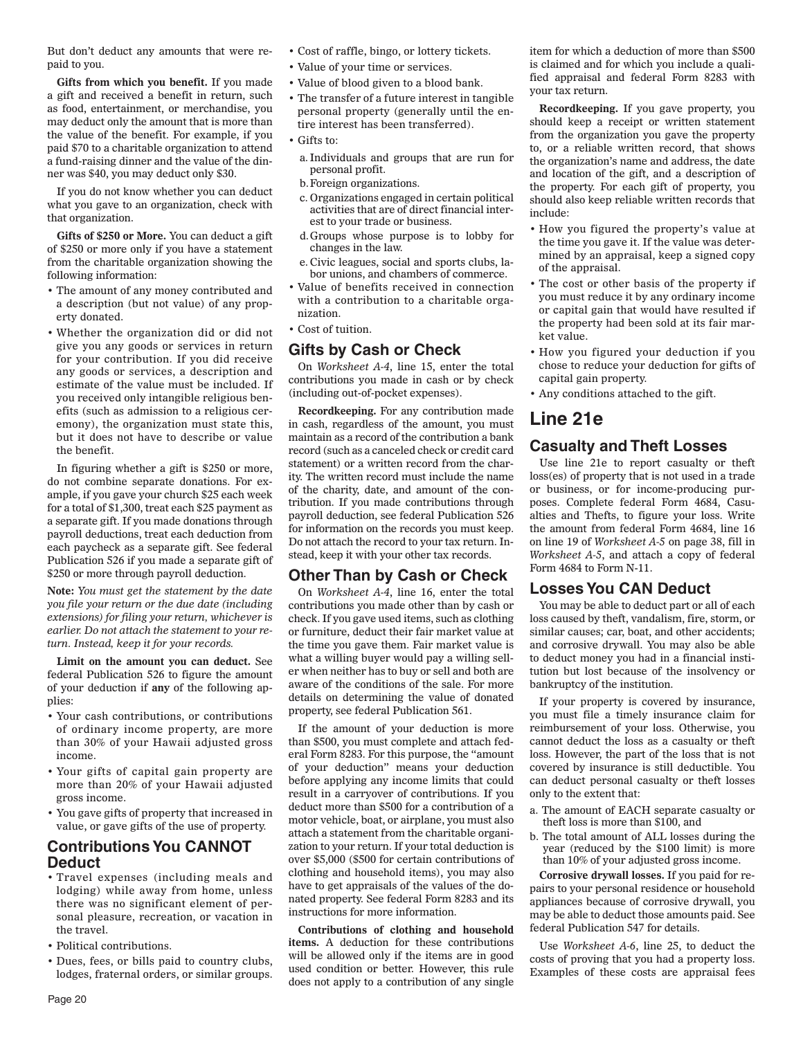But don't deduct any amounts that were repaid to you.

**Gifts from which you benefit.** If you made a gift and received a benefit in return, such as food, entertainment, or merchandise, you may deduct only the amount that is more than the value of the benefit. For example, if you paid $70 to a charitable organization to attend a fund-raising dinner and the value of the dinner was $40, you may deduct only $30.

If you do not know whether you can deduct what you gave to an organization, check with that organization.

**Gifts of $250 or More.** You can deduct a gift of $250 or more only if you have a statement from the charitable organization showing the following information:

- The amount of any money contributed and a description (but not value) of any property donated.
- Whether the organization did or did not give you any goods or services in return for your contribution. If you did receive any goods or services, a description and estimate of the value must be included. If you received only intangible religious benefits (such as admission to a religious ceremony), the organization must state this, but it does not have to describe or value the benefit.

In figuring whether a gift is $250 or more, do not combine separate donations. For example, if you gave your church $25 each week for a total of $1,300, treat each $25 payment as a separate gift. If you made donations through payroll deductions, treat each deduction from each paycheck as a separate gift. See federal Publication 526 if you made a separate gift of $250 or more through payroll deduction.

**Note:** *You must get the statement by the date you file your return or the due date (including extensions) for filing your return, whichever is earlier. Do not attach the statement to your return. Instead, keep it for your records.*

**Limit on the amount you can deduct.** See federal Publication 526 to figure the amount of your deduction if **any** of the following applies:

- Your cash contributions, or contributions of ordinary income property, are more than 30% of your Hawaii adjusted gross income.
- Your gifts of capital gain property are more than 20% of your Hawaii adjusted gross income.
- You gave gifts of property that increased in value, or gave gifts of the use of property.

## Contributions You CANNOT Deduct

- Travel expenses (including meals and lodging) while away from home, unless there was no significant element of personal pleasure, recreation, or vacation in the travel.
- Political contributions.
- Dues, fees, or bills paid to country clubs, lodges, fraternal orders, or similar groups.
- Cost of raffle, bingo, or lottery tickets.
- Value of your time or services.
- Value of blood given to a blood bank.
- The transfer of a future interest in tangible personal property (generally until the entire interest has been transferred).
- Gifts to:
  a. Individuals and groups that are run for personal profit.
  b. Foreign organizations.
  c. Organizations engaged in certain political activities that are of direct financial interest to your trade or business.
  d. Groups whose purpose is to lobby for changes in the law.
  e. Civic leagues, social and sports clubs, labor unions, and chambers of commerce.
- Value of benefits received in connection with a contribution to a charitable organization.
- Cost of tuition.

## Gifts by Cash or Check

On *Worksheet A-4*, line 15, enter the total contributions you made in cash or by check (including out-of-pocket expenses).

**Recordkeeping.** For any contribution made in cash, regardless of the amount, you must maintain as a record of the contribution a bank record (such as a canceled check or credit card statement) or a written record from the charity. The written record must include the name of the charity, date, and amount of the contribution. If you made contributions through payroll deduction, see federal Publication 526 for information on the records you must keep. Do not attach the record to your tax return. Instead, keep it with your other tax records.

## Other Than by Cash or Check

On *Worksheet A-4*, line 16, enter the total contributions you made other than by cash or check. If you gave used items, such as clothing or furniture, deduct their fair market value at the time you gave them. Fair market value is what a willing buyer would pay a willing seller when neither has to buy or sell and both are aware of the conditions of the sale. For more details on determining the value of donated property, see federal Publication 561.

If the amount of your deduction is more than $500, you must complete and attach federal Form 8283. For this purpose, the "amount of your deduction" means your deduction before applying any income limits that could result in a carryover of contributions. If you deduct more than $500 for a contribution of a motor vehicle, boat, or airplane, you must also attach a statement from the charitable organization to your return. If your total deduction is over $5,000 ($500 for certain contributions of clothing and household items), you may also have to get appraisals of the values of the donated property. See federal Form 8283 and its instructions for more information.

**Contributions of clothing and household items.** A deduction for these contributions will be allowed only if the items are in good used condition or better. However, this rule does not apply to a contribution of any single item for which a deduction of more than $500 is claimed and for which you include a qualified appraisal and federal Form 8283 with your tax return.

**Recordkeeping.** If you gave property, you should keep a receipt or written statement from the organization you gave the property to, or a reliable written record, that shows the organization's name and address, the date and location of the gift, and a description of the property. For each gift of property, you should also keep reliable written records that include:

- How you figured the property's value at the time you gave it. If the value was determined by an appraisal, keep a signed copy of the appraisal.
- The cost or other basis of the property if you must reduce it by any ordinary income or capital gain that would have resulted if the property had been sold at its fair market value.
- How you figured your deduction if you chose to reduce your deduction for gifts of capital gain property.
- Any conditions attached to the gift.

# Line 21e

## Casualty and Theft Losses

Use line 21e to report casualty or theft loss(es) of property that is not used in a trade or business, or for income-producing purposes. Complete federal Form 4684, Casualties and Thefts, to figure your loss. Write the amount from federal Form 4684, line 16 on line 19 of *Worksheet A-5* on page 38, fill in *Worksheet A-5*, and attach a copy of federal Form 4684 to Form N-11.

## Losses You CAN Deduct

You may be able to deduct part or all of each loss caused by theft, vandalism, fire, storm, or similar causes; car, boat, and other accidents; and corrosive drywall. You may also be able to deduct money you had in a financial institution but lost because of the insolvency or bankruptcy of the institution.

If your property is covered by insurance, you must file a timely insurance claim for reimbursement of your loss. Otherwise, you cannot deduct the loss as a casualty or theft loss. However, the part of the loss that is not covered by insurance is still deductible. You can deduct personal casualty or theft losses only to the extent that:

a. The amount of EACH separate casualty or theft loss is more than $100, and
b. The total amount of ALL losses during the year (reduced by the $100 limit) is more than 10% of your adjusted gross income.

**Corrosive drywall losses.** If you paid for repairs to your personal residence or household appliances because of corrosive drywall, you may be able to deduct those amounts paid. See federal Publication 547 for details.

Use *Worksheet A-6*, line 25, to deduct the costs of proving that you had a property loss. Examples of these costs are appraisal fees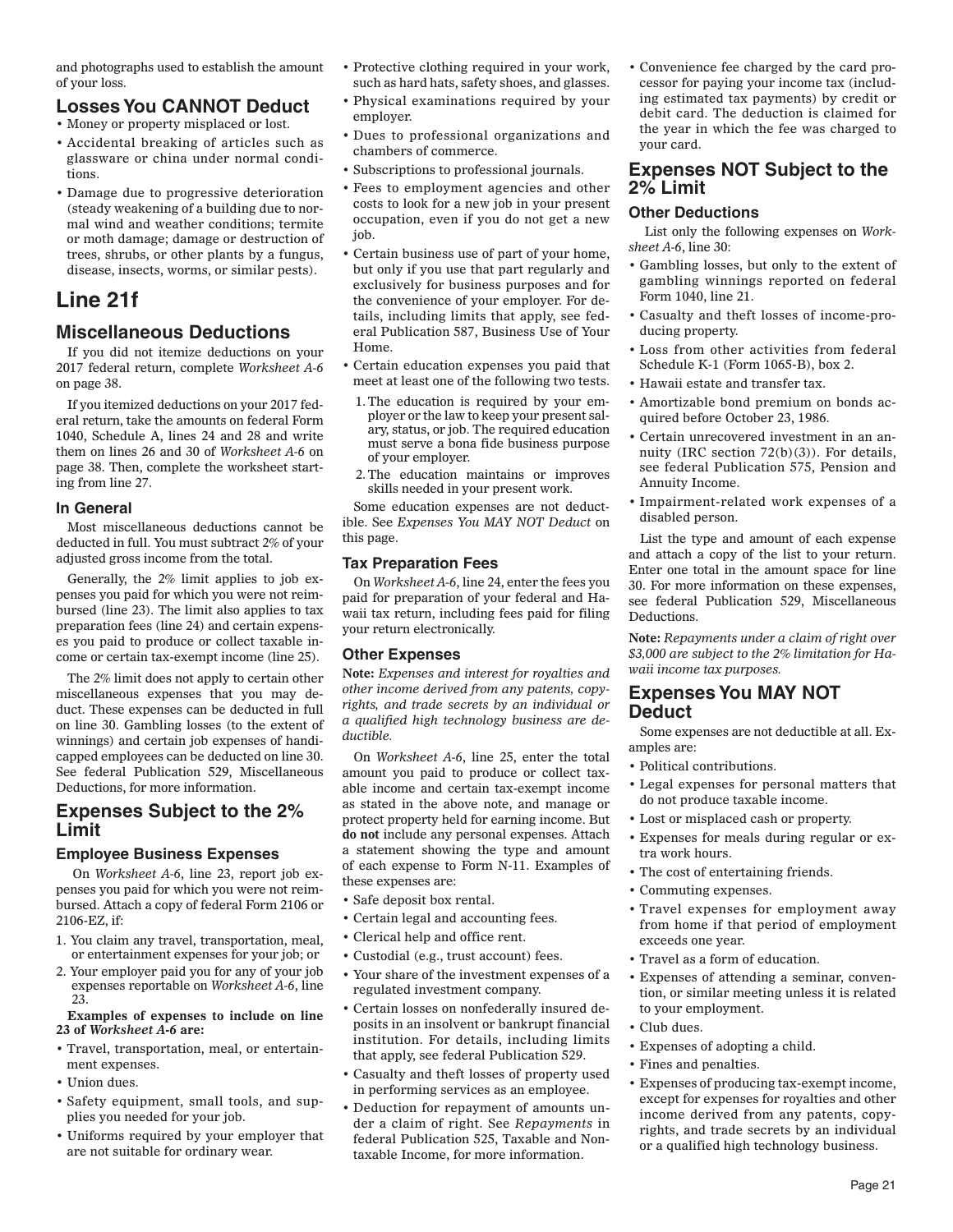and photographs used to establish the amount of your loss.

### Losses You CANNOT Deduct

- Money or property misplaced or lost.
- Accidental breaking of articles such as glassware or china under normal conditions.
- Damage due to progressive deterioration (steady weakening of a building due to normal wind and weather conditions; termite or moth damage; damage or destruction of trees, shrubs, or other plants by a fungus, disease, insects, worms, or similar pests).

# Line 21f

## Miscellaneous Deductions

If you did not itemize deductions on your 2017 federal return, complete *Worksheet A-6* on page 38.

If you itemized deductions on your 2017 federal return, take the amounts on federal Form 1040, Schedule A, lines 24 and 28 and write them on lines 26 and 30 of *Worksheet A-6* on page 38. Then, complete the worksheet starting from line 27.

#### In General

Most miscellaneous deductions cannot be deducted in full. You must subtract 2% of your adjusted gross income from the total.

Generally, the 2% limit applies to job expenses you paid for which you were not reimbursed (line 23). The limit also applies to tax preparation fees (line 24) and certain expenses you paid to produce or collect taxable income or certain tax-exempt income (line 25).

The 2% limit does not apply to certain other miscellaneous expenses that you may deduct. These expenses can be deducted in full on line 30. Gambling losses (to the extent of winnings) and certain job expenses of handicapped employees can be deducted on line 30. See federal Publication 529, Miscellaneous Deductions, for more information.

## Expenses Subject to the 2% Limit

#### Employee Business Expenses

On *Worksheet A-6*, line 23, report job expenses you paid for which you were not reimbursed. Attach a copy of federal Form 2106 or 2106-EZ, if:

1. You claim any travel, transportation, meal, or entertainment expenses for your job; or
2. Your employer paid you for any of your job expenses reportable on *Worksheet A-6*, line 23.

**Examples of expenses to include on line 23 of *Worksheet A-6* are:**

- Travel, transportation, meal, or entertainment expenses.
- Union dues.
- Safety equipment, small tools, and supplies you needed for your job.
- Uniforms required by your employer that are not suitable for ordinary wear.
- Protective clothing required in your work, such as hard hats, safety shoes, and glasses.
- Physical examinations required by your employer.
- Dues to professional organizations and chambers of commerce.
- Subscriptions to professional journals.
- Fees to employment agencies and other costs to look for a new job in your present occupation, even if you do not get a new job.
- Certain business use of part of your home, but only if you use that part regularly and exclusively for business purposes and for the convenience of your employer. For details, including limits that apply, see federal Publication 587, Business Use of Your Home.
- Certain education expenses you paid that meet at least one of the following two tests.
  1. The education is required by your employer or the law to keep your present salary, status, or job. The required education must serve a bona fide business purpose of your employer.
  2. The education maintains or improves skills needed in your present work.

Some education expenses are not deductible. See *Expenses You MAY NOT Deduct* on this page.

#### Tax Preparation Fees

On *Worksheet A-6*, line 24, enter the fees you paid for preparation of your federal and Hawaii tax return, including fees paid for filing your return electronically.

#### Other Expenses

**Note:** *Expenses and interest for royalties and other income derived from any patents, copyrights, and trade secrets by an individual or a qualified high technology business are deductible.*

On *Worksheet A-6*, line 25, enter the total amount you paid to produce or collect taxable income and certain tax-exempt income as stated in the above note, and manage or protect property held for earning income. But **do not** include any personal expenses. Attach a statement showing the type and amount of each expense to Form N-11. Examples of these expenses are:

- Safe deposit box rental.
- Certain legal and accounting fees.
- Clerical help and office rent.
- Custodial (e.g., trust account) fees.
- Your share of the investment expenses of a regulated investment company.
- Certain losses on nonfederally insured deposits in an insolvent or bankrupt financial institution. For details, including limits that apply, see federal Publication 529.
- Casualty and theft losses of property used in performing services as an employee.
- Deduction for repayment of amounts under a claim of right. See *Repayments* in federal Publication 525, Taxable and Nontaxable Income, for more information.
- Convenience fee charged by the card processor for paying your income tax (including estimated tax payments) by credit or debit card. The deduction is claimed for the year in which the fee was charged to your card.

## Expenses NOT Subject to the 2% Limit

#### Other Deductions

List only the following expenses on *Worksheet A-6*, line 30:

- Gambling losses, but only to the extent of gambling winnings reported on federal Form 1040, line 21.
- Casualty and theft losses of income-producing property.
- Loss from other activities from federal Schedule K-1 (Form 1065-B), box 2.
- Hawaii estate and transfer tax.
- Amortizable bond premium on bonds acquired before October 23, 1986.
- Certain unrecovered investment in an annuity (IRC section 72(b)(3)). For details, see federal Publication 575, Pension and Annuity Income.
- Impairment-related work expenses of a disabled person.

List the type and amount of each expense and attach a copy of the list to your return. Enter one total in the amount space for line 30. For more information on these expenses, see federal Publication 529, Miscellaneous Deductions.

**Note:** *Repayments under a claim of right over $3,000 are subject to the 2% limitation for Hawaii income tax purposes.*

## Expenses You MAY NOT Deduct

Some expenses are not deductible at all. Examples are:

- Political contributions.
- Legal expenses for personal matters that do not produce taxable income.
- Lost or misplaced cash or property.
- Expenses for meals during regular or extra work hours.
- The cost of entertaining friends.
- Commuting expenses.
- Travel expenses for employment away from home if that period of employment exceeds one year.
- Travel as a form of education.
- Expenses of attending a seminar, convention, or similar meeting unless it is related to your employment.
- Club dues.
- Expenses of adopting a child.
- Fines and penalties.
- Expenses of producing tax-exempt income, except for expenses for royalties and other income derived from any patents, copyrights, and trade secrets by an individual or a qualified high technology business.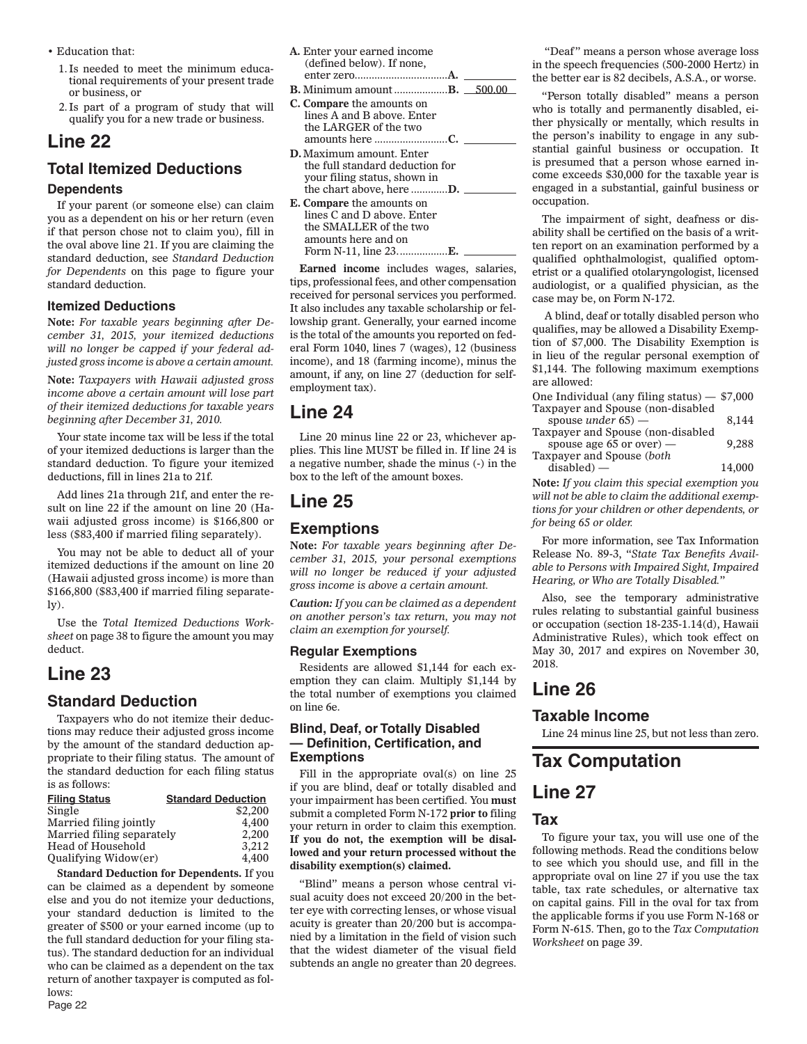- Education that:
  1. Is needed to meet the minimum educational requirements of your present trade or business, or
  2. Is part of a program of study that will qualify you for a new trade or business.

# Line 22

## Total Itemized Deductions

### Dependents

If your parent (or someone else) can claim you as a dependent on his or her return (even if that person chose not to claim you), fill in the oval above line 21. If you are claiming the standard deduction, see *Standard Deduction for Dependents* on this page to figure your standard deduction.

### Itemized Deductions

**Note:** *For taxable years beginning after December 31, 2015, your itemized deductions will no longer be capped if your federal adjusted gross income is above a certain amount.*

**Note:** *Taxpayers with Hawaii adjusted gross income above a certain amount will lose part of their itemized deductions for taxable years beginning after December 31, 2010.*

Your state income tax will be less if the total of your itemized deductions is larger than the standard deduction. To figure your itemized deductions, fill in lines 21a to 21f.

Add lines 21a through 21f, and enter the result on line 22 if the amount on line 20 (Hawaii adjusted gross income) is $166,800 or less ($83,400 if married filing separately).

You may not be able to deduct all of your itemized deductions if the amount on line 20 (Hawaii adjusted gross income) is more than $166,800 ($83,400 if married filing separately).

Use the *Total Itemized Deductions Worksheet* on page 38 to figure the amount you may deduct.

# Line 23

## Standard Deduction

Taxpayers who do not itemize their deductions may reduce their adjusted gross income by the amount of the standard deduction appropriate to their filing status. The amount of the standard deduction for each filing status is as follows:

| Filing Status | Standard Deduction |
|---|---|
| Single | $2,200 |
| Married filing jointly | 4,400 |
| Married filing separately | 2,200 |
| Head of Household | 3,212 |
| Qualifying Widow(er) | 4,400 |

**Standard Deduction for Dependents.** If you can be claimed as a dependent by someone else and you do not itemize your deductions, your standard deduction is limited to the greater of $500 or your earned income (up to the full standard deduction for your filing status). The standard deduction for an individual who can be claimed as a dependent on the tax return of another taxpayer is computed as follows:

**A.** Enter your earned income (defined below). If none, enter zero................................**A.** ______

**B.** Minimum amount ..................**B.** 500.00

**C. Compare** the amounts on lines A and B above. Enter the LARGER of the two amounts here ..........................**C.** ______

**D.** Maximum amount. Enter the full standard deduction for your filing status, shown in the chart above, here ............**D.** ______

**E. Compare** the amounts on lines C and D above. Enter the SMALLER of the two amounts here and on Form N-11, line 23..................**E.** ______

**Earned income** includes wages, salaries, tips, professional fees, and other compensation received for personal services you performed. It also includes any taxable scholarship or fellowship grant. Generally, your earned income is the total of the amounts you reported on federal Form 1040, lines 7 (wages), 12 (business income), and 18 (farming income), minus the amount, if any, on line 27 (deduction for self-employment tax).

# Line 24

Line 20 minus line 22 or 23, whichever applies. This line MUST be filled in. If line 24 is a negative number, shade the minus (-) in the box to the left of the amount boxes.

# Line 25

## Exemptions

**Note:** *For taxable years beginning after December 31, 2015, your personal exemptions will no longer be reduced if your adjusted gross income is above a certain amount.*

***Caution:*** *If you can be claimed as a dependent on another person's tax return, you may not claim an exemption for yourself.*

### Regular Exemptions

Residents are allowed $1,144 for each exemption they can claim. Multiply $1,144 by the total number of exemptions you claimed on line 6e.

### Blind, Deaf, or Totally Disabled — Definition, Certification, and Exemptions

Fill in the appropriate oval(s) on line 25 if you are blind, deaf or totally disabled and your impairment has been certified. You **must** submit a completed Form N-172 **prior to** filing your return in order to claim this exemption. **If you do not, the exemption will be disallowed and your return processed without the disability exemption(s) claimed.**

"Blind" means a person whose central visual acuity does not exceed 20/200 in the better eye with correcting lenses, or whose visual acuity is greater than 20/200 but is accompanied by a limitation in the field of vision such that the widest diameter of the visual field subtends an angle no greater than 20 degrees.

"Deaf" means a person whose average loss in the speech frequencies (500-2000 Hertz) in the better ear is 82 decibels, A.S.A., or worse.

"Person totally disabled" means a person who is totally and permanently disabled, either physically or mentally, which results in the person's inability to engage in any substantial gainful business or occupation. It is presumed that a person whose earned income exceeds $30,000 for the taxable year is engaged in a substantial, gainful business or occupation.

The impairment of sight, deafness or disability shall be certified on the basis of a written report on an examination performed by a qualified ophthalmologist, qualified optometrist or a qualified otolaryngologist, licensed audiologist, or a qualified physician, as the case may be, on Form N-172.

A blind, deaf or totally disabled person who qualifies, may be allowed a Disability Exemption of $7,000. The Disability Exemption is in lieu of the regular personal exemption of $1,144. The following maximum exemptions are allowed:

| | |
|---|---|
| One Individual (any filing status) — | $7,000 |
| Taxpayer and Spouse (non-disabled spouse *under* 65) — | 8,144 |
| Taxpayer and Spouse (non-disabled spouse age 65 or over) — | 9,288 |
| Taxpayer and Spouse (*both* disabled) — | 14,000 |

**Note:** *If you claim this special exemption you will not be able to claim the additional exemptions for your children or other dependents, or for being 65 or older.*

For more information, see Tax Information Release No. 89-3, "*State Tax Benefits Available to Persons with Impaired Sight, Impaired Hearing, or Who are Totally Disabled.*"

Also, see the temporary administrative rules relating to substantial gainful business or occupation (section 18-235-1.14(d), Hawaii Administrative Rules), which took effect on May 30, 2017 and expires on November 30, 2018.

# Line 26

## Taxable Income

Line 24 minus line 25, but not less than zero.

# Tax Computation

# Line 27

## Tax

To figure your tax, you will use one of the following methods. Read the conditions below to see which you should use, and fill in the appropriate oval on line 27 if you use the tax table, tax rate schedules, or alternative tax on capital gains. Fill in the oval for tax from the applicable forms if you use Form N-168 or Form N-615. Then, go to the *Tax Computation Worksheet* on page 39.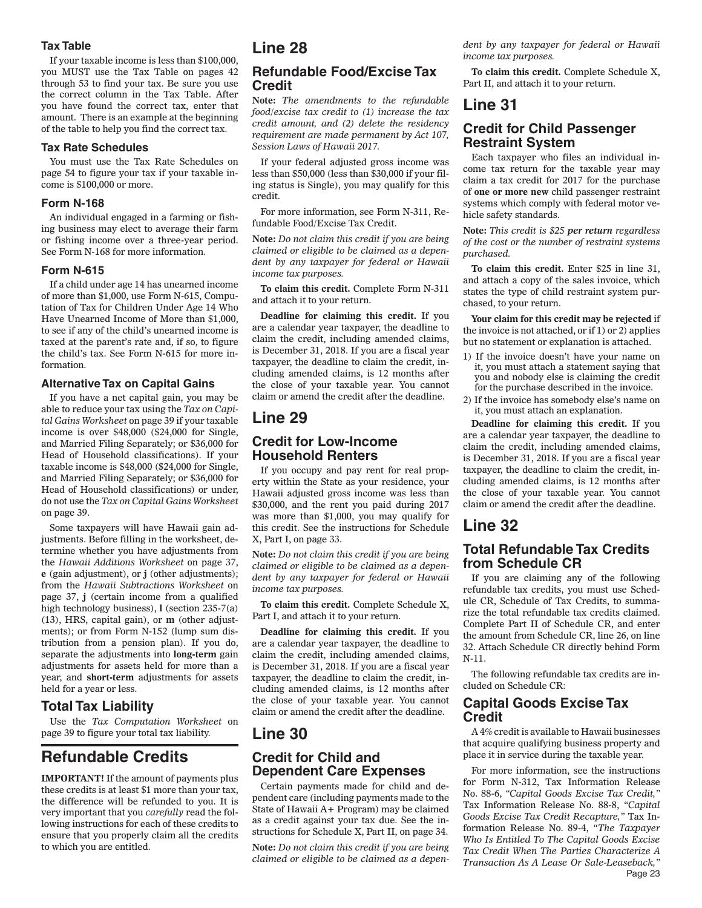### Tax Table

If your taxable income is less than $100,000, you MUST use the Tax Table on pages 42 through 53 to find your tax. Be sure you use the correct column in the Tax Table. After you have found the correct tax, enter that amount. There is an example at the beginning of the table to help you find the correct tax.

### Tax Rate Schedules

You must use the Tax Rate Schedules on page 54 to figure your tax if your taxable income is $100,000 or more.

### Form N-168

An individual engaged in a farming or fishing business may elect to average their farm or fishing income over a three-year period. See Form N-168 for more information.

### Form N-615

If a child under age 14 has unearned income of more than $1,000, use Form N-615, Computation of Tax for Children Under Age 14 Who Have Unearned Income of More than $1,000, to see if any of the child's unearned income is taxed at the parent's rate and, if so, to figure the child's tax. See Form N-615 for more information.

### Alternative Tax on Capital Gains

If you have a net capital gain, you may be able to reduce your tax using the *Tax on Capital Gains Worksheet* on page 39 if your taxable income is over $48,000 ($24,000 for Single, and Married Filing Separately; or $36,000 for Head of Household classifications). If your taxable income is $48,000 ($24,000 for Single, and Married Filing Separately; or $36,000 for Head of Household classifications) or under, do not use the *Tax on Capital Gains Worksheet* on page 39.

Some taxpayers will have Hawaii gain adjustments. Before filling in the worksheet, determine whether you have adjustments from the *Hawaii Additions Worksheet* on page 37, **e** (gain adjustment), or **j** (other adjustments); from the *Hawaii Subtractions Worksheet* on page 37, **j** (certain income from a qualified high technology business), **l** (section 235-7(a)(13), HRS, capital gain), or **m** (other adjustments); or from Form N-152 (lump sum distribution from a pension plan). If you do, separate the adjustments into **long-term** gain adjustments for assets held for more than a year, and **short-term** adjustments for assets held for a year or less.

## Total Tax Liability

Use the *Tax Computation Worksheet* on page 39 to figure your total tax liability.

# Refundable Credits

**IMPORTANT!** If the amount of payments plus these credits is at least $1 more than your tax, the difference will be refunded to you. It is very important that you *carefully* read the following instructions for each of these credits to ensure that you properly claim all the credits to which you are entitled.

# Line 28

## Refundable Food/Excise Tax Credit

**Note:** *The amendments to the refundable food/excise tax credit to (1) increase the tax credit amount, and (2) delete the residency requirement are made permanent by Act 107, Session Laws of Hawaii 2017.*

If your federal adjusted gross income was less than $50,000 (less than $30,000 if your filing status is Single), you may qualify for this credit.

For more information, see Form N-311, Refundable Food/Excise Tax Credit.

**Note:** *Do not claim this credit if you are being claimed or eligible to be claimed as a dependent by any taxpayer for federal or Hawaii income tax purposes.*

**To claim this credit.** Complete Form N-311 and attach it to your return.

**Deadline for claiming this credit.** If you are a calendar year taxpayer, the deadline to claim the credit, including amended claims, is December 31, 2018. If you are a fiscal year taxpayer, the deadline to claim the credit, including amended claims, is 12 months after the close of your taxable year. You cannot claim or amend the credit after the deadline.

# Line 29

## Credit for Low-Income Household Renters

If you occupy and pay rent for real property within the State as your residence, your Hawaii adjusted gross income was less than $30,000, and the rent you paid during 2017 was more than $1,000, you may qualify for this credit. See the instructions for Schedule X, Part I, on page 33.

**Note:** *Do not claim this credit if you are being claimed or eligible to be claimed as a dependent by any taxpayer for federal or Hawaii income tax purposes.*

**To claim this credit.** Complete Schedule X, Part I, and attach it to your return.

**Deadline for claiming this credit.** If you are a calendar year taxpayer, the deadline to claim the credit, including amended claims, is December 31, 2018. If you are a fiscal year taxpayer, the deadline to claim the credit, including amended claims, is 12 months after the close of your taxable year. You cannot claim or amend the credit after the deadline.

# Line 30

## Credit for Child and Dependent Care Expenses

Certain payments made for child and dependent care (including payments made to the State of Hawaii A+ Program) may be claimed as a credit against your tax due. See the instructions for Schedule X, Part II, on page 34.

**Note:** *Do not claim this credit if you are being claimed or eligible to be claimed as a dependent by any taxpayer for federal or Hawaii income tax purposes.*

**To claim this credit.** Complete Schedule X, Part II, and attach it to your return.

# Line 31

## Credit for Child Passenger Restraint System

Each taxpayer who files an individual income tax return for the taxable year may claim a tax credit for 2017 for the purchase of **one or more new** child passenger restraint systems which comply with federal motor vehicle safety standards.

**Note:** *This credit is $25* ***per return*** *regardless of the cost or the number of restraint systems purchased.*

**To claim this credit.** Enter $25 in line 31, and attach a copy of the sales invoice, which states the type of child restraint system purchased, to your return.

**Your claim for this credit may be rejected** if the invoice is not attached, or if 1) or 2) applies but no statement or explanation is attached.

1) If the invoice doesn't have your name on it, you must attach a statement saying that you and nobody else is claiming the credit for the purchase described in the invoice.
2) If the invoice has somebody else's name on it, you must attach an explanation.

**Deadline for claiming this credit.** If you are a calendar year taxpayer, the deadline to claim the credit, including amended claims, is December 31, 2018. If you are a fiscal year taxpayer, the deadline to claim the credit, including amended claims, is 12 months after the close of your taxable year. You cannot claim or amend the credit after the deadline.

# Line 32

## Total Refundable Tax Credits from Schedule CR

If you are claiming any of the following refundable tax credits, you must use Schedule CR, Schedule of Tax Credits, to summarize the total refundable tax credits claimed. Complete Part II of Schedule CR, and enter the amount from Schedule CR, line 26, on line 32. Attach Schedule CR directly behind Form N-11.

The following refundable tax credits are included on Schedule CR:

## Capital Goods Excise Tax Credit

A 4% credit is available to Hawaii businesses that acquire qualifying business property and place it in service during the taxable year.

For more information, see the instructions for Form N-312, Tax Information Release No. 88-6, *"Capital Goods Excise Tax Credit,"* Tax Information Release No. 88-8, *"Capital Goods Excise Tax Credit Recapture,"* Tax Information Release No. 89-4, *"The Taxpayer Who Is Entitled To The Capital Goods Excise Tax Credit When The Parties Characterize A Transaction As A Lease Or Sale-Leaseback,"*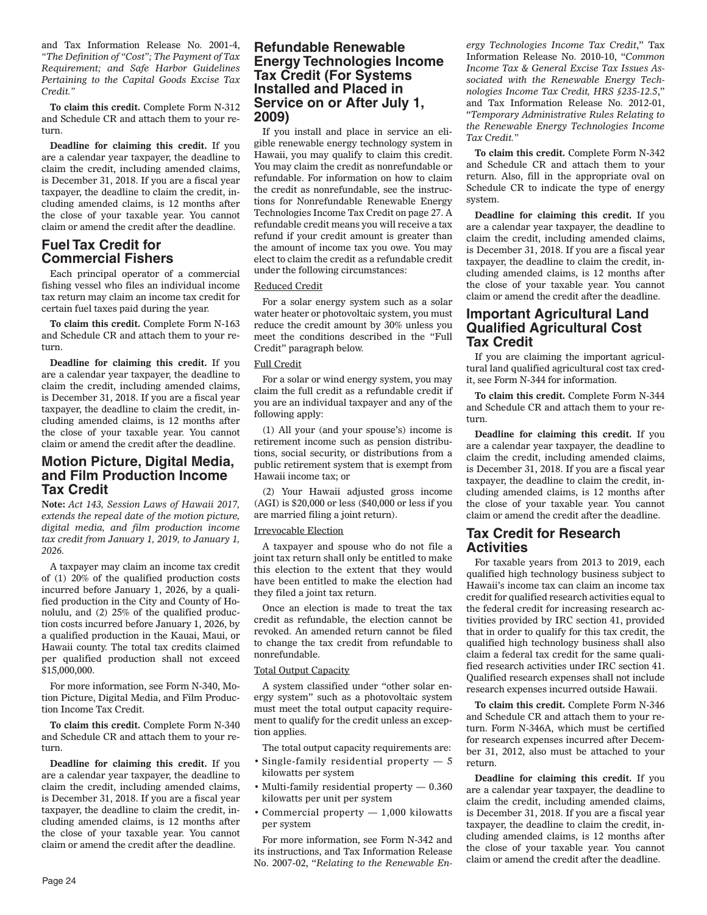and Tax Information Release No. 2001-4, "*The Definition of "Cost"; The Payment of Tax Requirement; and Safe Harbor Guidelines Pertaining to the Capital Goods Excise Tax Credit.*"

**To claim this credit.** Complete Form N-312 and Schedule CR and attach them to your return.

**Deadline for claiming this credit.** If you are a calendar year taxpayer, the deadline to claim the credit, including amended claims, is December 31, 2018. If you are a fiscal year taxpayer, the deadline to claim the credit, including amended claims, is 12 months after the close of your taxable year. You cannot claim or amend the credit after the deadline.

## Fuel Tax Credit for Commercial Fishers

Each principal operator of a commercial fishing vessel who files an individual income tax return may claim an income tax credit for certain fuel taxes paid during the year.

**To claim this credit.** Complete Form N-163 and Schedule CR and attach them to your return.

**Deadline for claiming this credit.** If you are a calendar year taxpayer, the deadline to claim the credit, including amended claims, is December 31, 2018. If you are a fiscal year taxpayer, the deadline to claim the credit, including amended claims, is 12 months after the close of your taxable year. You cannot claim or amend the credit after the deadline.

## Motion Picture, Digital Media, and Film Production Income Tax Credit

**Note:** *Act 143, Session Laws of Hawaii 2017, extends the repeal date of the motion picture, digital media, and film production income tax credit from January 1, 2019, to January 1, 2026.*

A taxpayer may claim an income tax credit of (1) 20% of the qualified production costs incurred before January 1, 2026, by a qualified production in the City and County of Honolulu, and (2) 25% of the qualified production costs incurred before January 1, 2026, by a qualified production in the Kauai, Maui, or Hawaii county. The total tax credits claimed per qualified production shall not exceed $15,000,000.

For more information, see Form N-340, Motion Picture, Digital Media, and Film Production Income Tax Credit.

**To claim this credit.** Complete Form N-340 and Schedule CR and attach them to your return.

**Deadline for claiming this credit.** If you are a calendar year taxpayer, the deadline to claim the credit, including amended claims, is December 31, 2018. If you are a fiscal year taxpayer, the deadline to claim the credit, including amended claims, is 12 months after the close of your taxable year. You cannot claim or amend the credit after the deadline.

## Refundable Renewable Energy Technologies Income Tax Credit (For Systems Installed and Placed in Service on or After July 1, 2009)

If you install and place in service an eligible renewable energy technology system in Hawaii, you may qualify to claim this credit. You may claim the credit as nonrefundable or refundable. For information on how to claim the credit as nonrefundable, see the instructions for Nonrefundable Renewable Energy Technologies Income Tax Credit on page 27. A refundable credit means you will receive a tax refund if your credit amount is greater than the amount of income tax you owe. You may elect to claim the credit as a refundable credit under the following circumstances:

Reduced Credit

For a solar energy system such as a solar water heater or photovoltaic system, you must reduce the credit amount by 30% unless you meet the conditions described in the "Full Credit" paragraph below.

Full Credit

For a solar or wind energy system, you may claim the full credit as a refundable credit if you are an individual taxpayer and any of the following apply:

(1) All your (and your spouse's) income is retirement income such as pension distributions, social security, or distributions from a public retirement system that is exempt from Hawaii income tax; or

(2) Your Hawaii adjusted gross income (AGI) is $20,000 or less ($40,000 or less if you are married filing a joint return).

Irrevocable Election

A taxpayer and spouse who do not file a joint tax return shall only be entitled to make this election to the extent that they would have been entitled to make the election had they filed a joint tax return.

Once an election is made to treat the tax credit as refundable, the election cannot be revoked. An amended return cannot be filed to change the tax credit from refundable to nonrefundable.

Total Output Capacity

A system classified under "other solar energy system" such as a photovoltaic system must meet the total output capacity requirement to qualify for the credit unless an exception applies.

The total output capacity requirements are:

- Single-family residential property — 5 kilowatts per system
- Multi-family residential property — 0.360 kilowatts per unit per system
- Commercial property — 1,000 kilowatts per system

For more information, see Form N-342 and its instructions, and Tax Information Release No. 2007-02, "*Relating to the Renewable Energy Technologies Income Tax Credit*," Tax Information Release No. 2010-10, "*Common Income Tax & General Excise Tax Issues Associated with the Renewable Energy Technologies Income Tax Credit, HRS §235-12.5*," and Tax Information Release No. 2012-01, "*Temporary Administrative Rules Relating to the Renewable Energy Technologies Income Tax Credit.*"

**To claim this credit.** Complete Form N-342 and Schedule CR and attach them to your return. Also, fill in the appropriate oval on Schedule CR to indicate the type of energy system.

**Deadline for claiming this credit.** If you are a calendar year taxpayer, the deadline to claim the credit, including amended claims, is December 31, 2018. If you are a fiscal year taxpayer, the deadline to claim the credit, including amended claims, is 12 months after the close of your taxable year. You cannot claim or amend the credit after the deadline.

## Important Agricultural Land Qualified Agricultural Cost Tax Credit

If you are claiming the important agricultural land qualified agricultural cost tax credit, see Form N-344 for information.

**To claim this credit.** Complete Form N-344 and Schedule CR and attach them to your return.

**Deadline for claiming this credit.** If you are a calendar year taxpayer, the deadline to claim the credit, including amended claims, is December 31, 2018. If you are a fiscal year taxpayer, the deadline to claim the credit, including amended claims, is 12 months after the close of your taxable year. You cannot claim or amend the credit after the deadline.

## Tax Credit for Research Activities

For taxable years from 2013 to 2019, each qualified high technology business subject to Hawaii's income tax can claim an income tax credit for qualified research activities equal to the federal credit for increasing research activities provided by IRC section 41, provided that in order to qualify for this tax credit, the qualified high technology business shall also claim a federal tax credit for the same qualified research activities under IRC section 41. Qualified research expenses shall not include research expenses incurred outside Hawaii.

**To claim this credit.** Complete Form N-346 and Schedule CR and attach them to your return. Form N-346A, which must be certified for research expenses incurred after December 31, 2012, also must be attached to your return.

**Deadline for claiming this credit.** If you are a calendar year taxpayer, the deadline to claim the credit, including amended claims, is December 31, 2018. If you are a fiscal year taxpayer, the deadline to claim the credit, including amended claims, is 12 months after the close of your taxable year. You cannot claim or amend the credit after the deadline.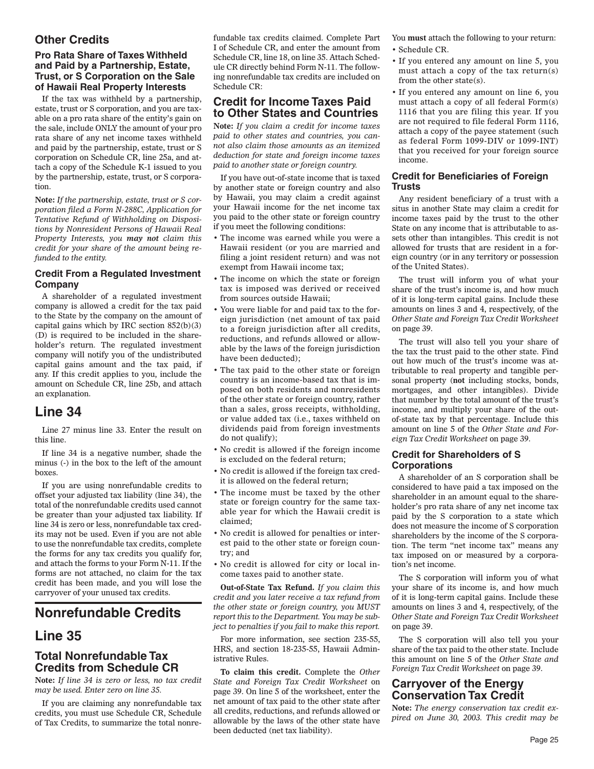## Other Credits

### Pro Rata Share of Taxes Withheld and Paid by a Partnership, Estate, Trust, or S Corporation on the Sale of Hawaii Real Property Interests

If the tax was withheld by a partnership, estate, trust or S corporation, and you are taxable on a pro rata share of the entity's gain on the sale, include ONLY the amount of your pro rata share of any net income taxes withheld and paid by the partnership, estate, trust or S corporation on Schedule CR, line 25a, and attach a copy of the Schedule K-1 issued to you by the partnership, estate, trust, or S corporation.

**Note:** *If the partnership, estate, trust or S corporation filed a Form N-288C, Application for Tentative Refund of Withholding on Dispositions by Nonresident Persons of Hawaii Real Property Interests, you **may not** claim this credit for your share of the amount being refunded to the entity.*

### Credit From a Regulated Investment Company

A shareholder of a regulated investment company is allowed a credit for the tax paid to the State by the company on the amount of capital gains which by IRC section 852(b)(3)(D) is required to be included in the shareholder's return. The regulated investment company will notify you of the undistributed capital gains amount and the tax paid, if any. If this credit applies to you, include the amount on Schedule CR, line 25b, and attach an explanation.

# Line 34

Line 27 minus line 33. Enter the result on this line.

If line 34 is a negative number, shade the minus (-) in the box to the left of the amount boxes.

If you are using nonrefundable credits to offset your adjusted tax liability (line 34), the total of the nonrefundable credits used cannot be greater than your adjusted tax liability. If line 34 is zero or less, nonrefundable tax credits may not be used. Even if you are not able to use the nonrefundable tax credits, complete the forms for any tax credits you qualify for, and attach the forms to your Form N-11. If the forms are not attached, no claim for the tax credit has been made, and you will lose the carryover of your unused tax credits.

# Nonrefundable Credits

# Line 35

## Total Nonrefundable Tax Credits from Schedule CR

**Note:** *If line 34 is zero or less, no tax credit may be used. Enter zero on line 35.*

If you are claiming any nonrefundable tax credits, you must use Schedule CR, Schedule of Tax Credits, to summarize the total nonrefundable tax credits claimed. Complete Part I of Schedule CR, and enter the amount from Schedule CR, line 18, on line 35. Attach Schedule CR directly behind Form N-11. The following nonrefundable tax credits are included on Schedule CR:

## Credit for Income Taxes Paid to Other States and Countries

**Note:** *If you claim a credit for income taxes paid to other states and countries, you cannot also claim those amounts as an itemized deduction for state and foreign income taxes paid to another state or foreign country.*

If you have out-of-state income that is taxed by another state or foreign country and also by Hawaii, you may claim a credit against your Hawaii income for the net income tax you paid to the other state or foreign country if you meet the following conditions:

- The income was earned while you were a Hawaii resident (or you are married and filing a joint resident return) and was not exempt from Hawaii income tax;
- The income on which the state or foreign tax is imposed was derived or received from sources outside Hawaii;
- You were liable for and paid tax to the foreign jurisdiction (net amount of tax paid to a foreign jurisdiction after all credits, reductions, and refunds allowed or allowable by the laws of the foreign jurisdiction have been deducted);
- The tax paid to the other state or foreign country is an income-based tax that is imposed on both residents and nonresidents of the other state or foreign country, rather than a sales, gross receipts, withholding, or value added tax (i.e., taxes withheld on dividends paid from foreign investments do not qualify);
- No credit is allowed if the foreign income is excluded on the federal return;
- No credit is allowed if the foreign tax credit is allowed on the federal return;
- The income must be taxed by the other state or foreign country for the same taxable year for which the Hawaii credit is claimed;
- No credit is allowed for penalties or interest paid to the other state or foreign country; and
- No credit is allowed for city or local income taxes paid to another state.

**Out-of-State Tax Refund.** *If you claim this credit and you later receive a tax refund from the other state or foreign country, you MUST report this to the Department. You may be subject to penalties if you fail to make this report.*

For more information, see section 235-55, HRS, and section 18-235-55, Hawaii Administrative Rules.

**To claim this credit.** Complete the *Other State and Foreign Tax Credit Worksheet* on page 39. On line 5 of the worksheet, enter the net amount of tax paid to the other state after all credits, reductions, and refunds allowed or allowable by the laws of the other state have been deducted (net tax liability).

You **must** attach the following to your return:

- Schedule CR.
- If you entered any amount on line 5, you must attach a copy of the tax return(s) from the other state(s).
- If you entered any amount on line 6, you must attach a copy of all federal Form(s) 1116 that you are filing this year. If you are not required to file federal Form 1116, attach a copy of the payee statement (such as federal Form 1099-DIV or 1099-INT) that you received for your foreign source income.

### Credit for Beneficiaries of Foreign Trusts

Any resident beneficiary of a trust with a situs in another State may claim a credit for income taxes paid by the trust to the other State on any income that is attributable to assets other than intangibles. This credit is not allowed for trusts that are resident in a foreign country (or in any territory or possession of the United States).

The trust will inform you of what your share of the trust's income is, and how much of it is long-term capital gains. Include these amounts on lines 3 and 4, respectively, of the *Other State and Foreign Tax Credit Worksheet* on page 39.

The trust will also tell you your share of the tax the trust paid to the other state. Find out how much of the trust's income was attributable to real property and tangible personal property (**not** including stocks, bonds, mortgages, and other intangibles). Divide that number by the total amount of the trust's income, and multiply your share of the out-of-state tax by that percentage. Include this amount on line 5 of the *Other State and Foreign Tax Credit Worksheet* on page 39.

### Credit for Shareholders of S Corporations

A shareholder of an S corporation shall be considered to have paid a tax imposed on the shareholder in an amount equal to the shareholder's pro rata share of any net income tax paid by the S corporation to a state which does not measure the income of S corporation shareholders by the income of the S corporation. The term "net income tax" means any tax imposed on or measured by a corporation's net income.

The S corporation will inform you of what your share of its income is, and how much of it is long-term capital gains. Include these amounts on lines 3 and 4, respectively, of the *Other State and Foreign Tax Credit Worksheet* on page 39.

The S corporation will also tell you your share of the tax paid to the other state. Include this amount on line 5 of the *Other State and Foreign Tax Credit Worksheet* on page 39.

## Carryover of the Energy Conservation Tax Credit

**Note:** *The energy conservation tax credit expired on June 30, 2003. This credit may be*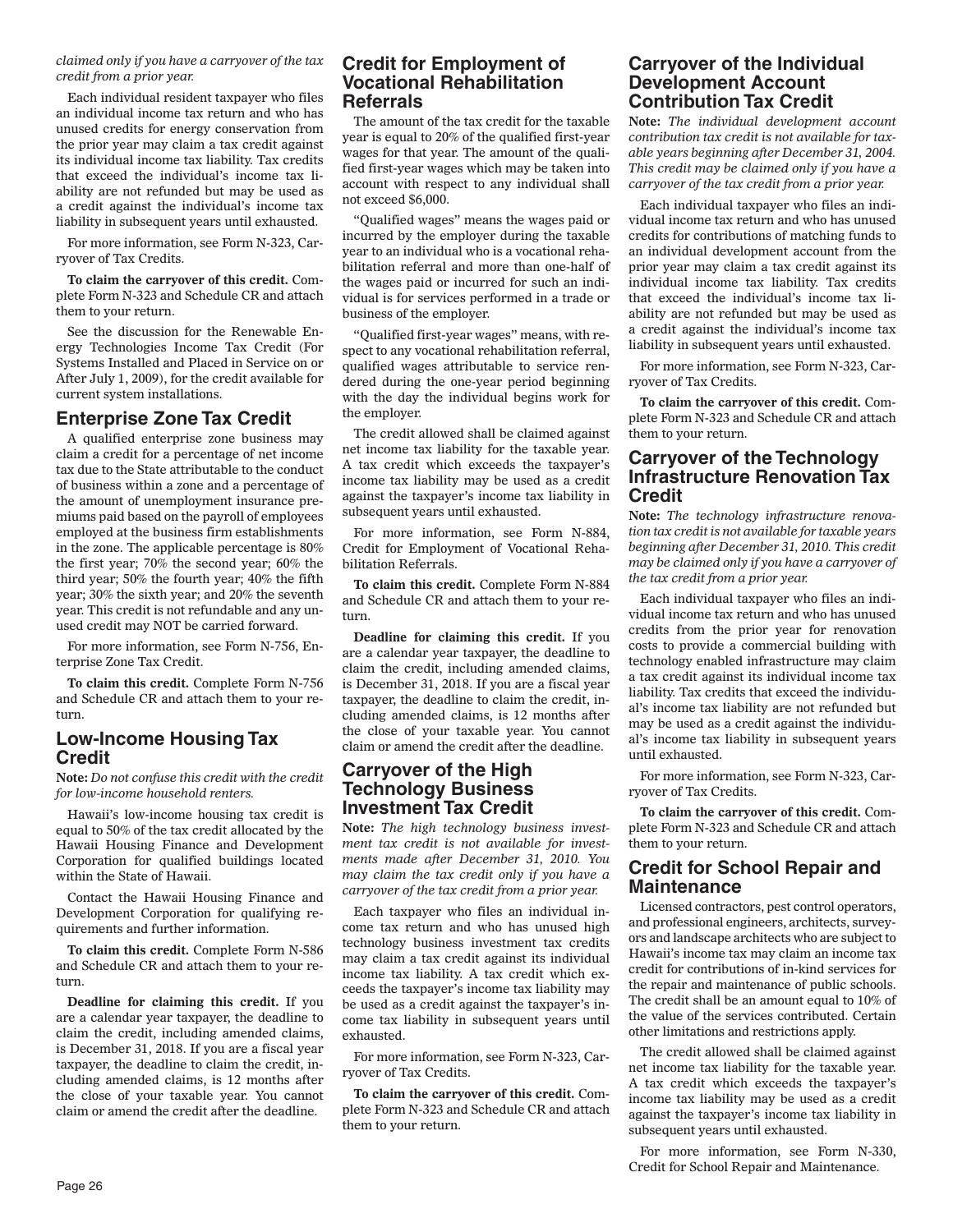*claimed only if you have a carryover of the tax credit from a prior year.*

Each individual resident taxpayer who files an individual income tax return and who has unused credits for energy conservation from the prior year may claim a tax credit against its individual income tax liability. Tax credits that exceed the individual's income tax liability are not refunded but may be used as a credit against the individual's income tax liability in subsequent years until exhausted.

For more information, see Form N-323, Carryover of Tax Credits.

**To claim the carryover of this credit.** Complete Form N-323 and Schedule CR and attach them to your return.

See the discussion for the Renewable Energy Technologies Income Tax Credit (For Systems Installed and Placed in Service on or After July 1, 2009), for the credit available for current system installations.

## Enterprise Zone Tax Credit

A qualified enterprise zone business may claim a credit for a percentage of net income tax due to the State attributable to the conduct of business within a zone and a percentage of the amount of unemployment insurance premiums paid based on the payroll of employees employed at the business firm establishments in the zone. The applicable percentage is 80% the first year; 70% the second year; 60% the third year; 50% the fourth year; 40% the fifth year; 30% the sixth year; and 20% the seventh year. This credit is not refundable and any unused credit may NOT be carried forward.

For more information, see Form N-756, Enterprise Zone Tax Credit.

**To claim this credit.** Complete Form N-756 and Schedule CR and attach them to your return.

## Low-Income Housing Tax Credit

**Note:** *Do not confuse this credit with the credit for low-income household renters.*

Hawaii's low-income housing tax credit is equal to 50% of the tax credit allocated by the Hawaii Housing Finance and Development Corporation for qualified buildings located within the State of Hawaii.

Contact the Hawaii Housing Finance and Development Corporation for qualifying requirements and further information.

**To claim this credit.** Complete Form N-586 and Schedule CR and attach them to your return.

**Deadline for claiming this credit.** If you are a calendar year taxpayer, the deadline to claim the credit, including amended claims, is December 31, 2018. If you are a fiscal year taxpayer, the deadline to claim the credit, including amended claims, is 12 months after the close of your taxable year. You cannot claim or amend the credit after the deadline.

## Credit for Employment of Vocational Rehabilitation Referrals

The amount of the tax credit for the taxable year is equal to 20% of the qualified first-year wages for that year. The amount of the qualified first-year wages which may be taken into account with respect to any individual shall not exceed $6,000.

"Qualified wages" means the wages paid or incurred by the employer during the taxable year to an individual who is a vocational rehabilitation referral and more than one-half of the wages paid or incurred for such an individual is for services performed in a trade or business of the employer.

"Qualified first-year wages" means, with respect to any vocational rehabilitation referral, qualified wages attributable to service rendered during the one-year period beginning with the day the individual begins work for the employer.

The credit allowed shall be claimed against net income tax liability for the taxable year. A tax credit which exceeds the taxpayer's income tax liability may be used as a credit against the taxpayer's income tax liability in subsequent years until exhausted.

For more information, see Form N-884, Credit for Employment of Vocational Rehabilitation Referrals.

**To claim this credit.** Complete Form N-884 and Schedule CR and attach them to your return.

**Deadline for claiming this credit.** If you are a calendar year taxpayer, the deadline to claim the credit, including amended claims, is December 31, 2018. If you are a fiscal year taxpayer, the deadline to claim the credit, including amended claims, is 12 months after the close of your taxable year. You cannot claim or amend the credit after the deadline.

## Carryover of the High Technology Business Investment Tax Credit

**Note:** *The high technology business investment tax credit is not available for investments made after December 31, 2010. You may claim the tax credit only if you have a carryover of the tax credit from a prior year.*

Each taxpayer who files an individual income tax return and who has unused high technology business investment tax credits may claim a tax credit against its individual income tax liability. A tax credit which exceeds the taxpayer's income tax liability may be used as a credit against the taxpayer's income tax liability in subsequent years until exhausted.

For more information, see Form N-323, Carryover of Tax Credits.

**To claim the carryover of this credit.** Complete Form N-323 and Schedule CR and attach them to your return.

## Carryover of the Individual Development Account Contribution Tax Credit

**Note:** *The individual development account contribution tax credit is not available for taxable years beginning after December 31, 2004. This credit may be claimed only if you have a carryover of the tax credit from a prior year.*

Each individual taxpayer who files an individual income tax return and who has unused credits for contributions of matching funds to an individual development account from the prior year may claim a tax credit against its individual income tax liability. Tax credits that exceed the individual's income tax liability are not refunded but may be used as a credit against the individual's income tax liability in subsequent years until exhausted.

For more information, see Form N-323, Carryover of Tax Credits.

**To claim the carryover of this credit.** Complete Form N-323 and Schedule CR and attach them to your return.

## Carryover of the Technology Infrastructure Renovation Tax Credit

**Note:** *The technology infrastructure renovation tax credit is not available for taxable years beginning after December 31, 2010. This credit may be claimed only if you have a carryover of the tax credit from a prior year.*

Each individual taxpayer who files an individual income tax return and who has unused credits from the prior year for renovation costs to provide a commercial building with technology enabled infrastructure may claim a tax credit against its individual income tax liability. Tax credits that exceed the individual's income tax liability are not refunded but may be used as a credit against the individual's income tax liability in subsequent years until exhausted.

For more information, see Form N-323, Carryover of Tax Credits.

**To claim the carryover of this credit.** Complete Form N-323 and Schedule CR and attach them to your return.

## Credit for School Repair and Maintenance

Licensed contractors, pest control operators, and professional engineers, architects, surveyors and landscape architects who are subject to Hawaii's income tax may claim an income tax credit for contributions of in-kind services for the repair and maintenance of public schools. The credit shall be an amount equal to 10% of the value of the services contributed. Certain other limitations and restrictions apply.

The credit allowed shall be claimed against net income tax liability for the taxable year. A tax credit which exceeds the taxpayer's income tax liability may be used as a credit against the taxpayer's income tax liability in subsequent years until exhausted.

For more information, see Form N-330, Credit for School Repair and Maintenance.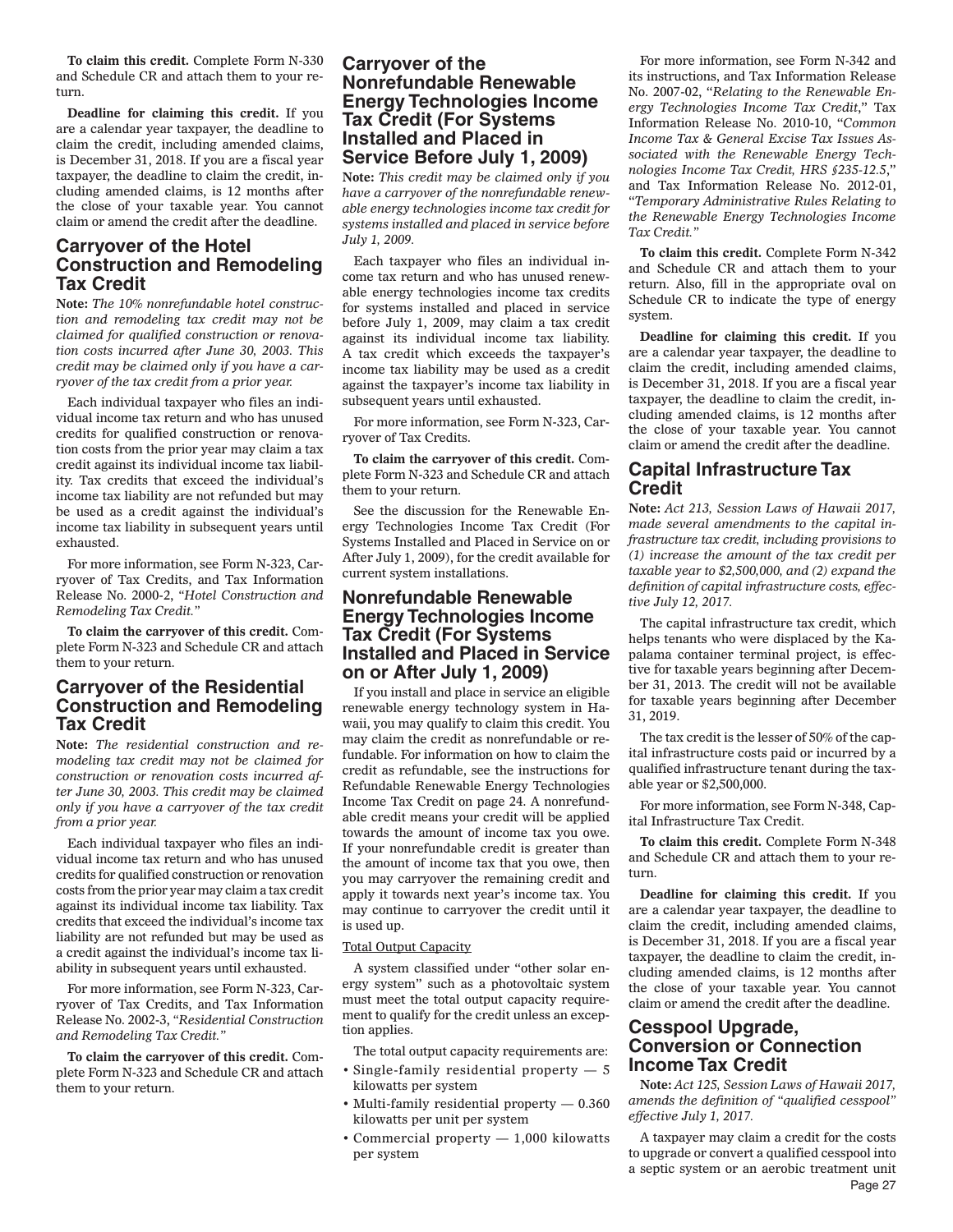**To claim this credit.** Complete Form N-330 and Schedule CR and attach them to your return.

**Deadline for claiming this credit.** If you are a calendar year taxpayer, the deadline to claim the credit, including amended claims, is December 31, 2018. If you are a fiscal year taxpayer, the deadline to claim the credit, including amended claims, is 12 months after the close of your taxable year. You cannot claim or amend the credit after the deadline.

## Carryover of the Hotel Construction and Remodeling Tax Credit

**Note:** *The 10% nonrefundable hotel construction and remodeling tax credit may not be claimed for qualified construction or renovation costs incurred after June 30, 2003. This credit may be claimed only if you have a carryover of the tax credit from a prior year.*

Each individual taxpayer who files an individual income tax return and who has unused credits for qualified construction or renovation costs from the prior year may claim a tax credit against its individual income tax liability. Tax credits that exceed the individual's income tax liability are not refunded but may be used as a credit against the individual's income tax liability in subsequent years until exhausted.

For more information, see Form N-323, Carryover of Tax Credits, and Tax Information Release No. 2000-2, *"Hotel Construction and Remodeling Tax Credit."*

**To claim the carryover of this credit.** Complete Form N-323 and Schedule CR and attach them to your return.

## Carryover of the Residential Construction and Remodeling Tax Credit

**Note:** *The residential construction and remodeling tax credit may not be claimed for construction or renovation costs incurred after June 30, 2003. This credit may be claimed only if you have a carryover of the tax credit from a prior year.*

Each individual taxpayer who files an individual income tax return and who has unused credits for qualified construction or renovation costs from the prior year may claim a tax credit against its individual income tax liability. Tax credits that exceed the individual's income tax liability are not refunded but may be used as a credit against the individual's income tax liability in subsequent years until exhausted.

For more information, see Form N-323, Carryover of Tax Credits, and Tax Information Release No. 2002-3, *"Residential Construction and Remodeling Tax Credit."*

**To claim the carryover of this credit.** Complete Form N-323 and Schedule CR and attach them to your return.

## Carryover of the Nonrefundable Renewable Energy Technologies Income Tax Credit (For Systems Installed and Placed in Service Before July 1, 2009)

**Note:** *This credit may be claimed only if you have a carryover of the nonrefundable renewable energy technologies income tax credit for systems installed and placed in service before July 1, 2009.*

Each taxpayer who files an individual income tax return and who has unused renewable energy technologies income tax credits for systems installed and placed in service before July 1, 2009, may claim a tax credit against its individual income tax liability. A tax credit which exceeds the taxpayer's income tax liability may be used as a credit against the taxpayer's income tax liability in subsequent years until exhausted.

For more information, see Form N-323, Carryover of Tax Credits.

**To claim the carryover of this credit.** Complete Form N-323 and Schedule CR and attach them to your return.

See the discussion for the Renewable Energy Technologies Income Tax Credit (For Systems Installed and Placed in Service on or After July 1, 2009), for the credit available for current system installations.

## Nonrefundable Renewable Energy Technologies Income Tax Credit (For Systems Installed and Placed in Service on or After July 1, 2009)

If you install and place in service an eligible renewable energy technology system in Hawaii, you may qualify to claim this credit. You may claim the credit as nonrefundable or refundable. For information on how to claim the credit as refundable, see the instructions for Refundable Renewable Energy Technologies Income Tax Credit on page 24. A nonrefundable credit means your credit will be applied towards the amount of income tax you owe. If your nonrefundable credit is greater than the amount of income tax that you owe, then you may carryover the remaining credit and apply it towards next year's income tax. You may continue to carryover the credit until it is used up.

Total Output Capacity

A system classified under "other solar energy system" such as a photovoltaic system must meet the total output capacity requirement to qualify for the credit unless an exception applies.

The total output capacity requirements are:

- Single-family residential property — 5 kilowatts per system
- Multi-family residential property — 0.360 kilowatts per unit per system
- Commercial property — 1,000 kilowatts per system

For more information, see Form N-342 and its instructions, and Tax Information Release No. 2007-02, "*Relating to the Renewable Energy Technologies Income Tax Credit*," Tax Information Release No. 2010-10, "*Common Income Tax & General Excise Tax Issues Associated with the Renewable Energy Technologies Income Tax Credit, HRS §235-12.5*," and Tax Information Release No. 2012-01, "*Temporary Administrative Rules Relating to the Renewable Energy Technologies Income Tax Credit.*"

**To claim this credit.** Complete Form N-342 and Schedule CR and attach them to your return. Also, fill in the appropriate oval on Schedule CR to indicate the type of energy system.

**Deadline for claiming this credit.** If you are a calendar year taxpayer, the deadline to claim the credit, including amended claims, is December 31, 2018. If you are a fiscal year taxpayer, the deadline to claim the credit, including amended claims, is 12 months after the close of your taxable year. You cannot claim or amend the credit after the deadline.

## Capital Infrastructure Tax Credit

**Note:** *Act 213, Session Laws of Hawaii 2017, made several amendments to the capital infrastructure tax credit, including provisions to (1) increase the amount of the tax credit per taxable year to $2,500,000, and (2) expand the definition of capital infrastructure costs, effective July 12, 2017.*

The capital infrastructure tax credit, which helps tenants who were displaced by the Kapalama container terminal project, is effective for taxable years beginning after December 31, 2013. The credit will not be available for taxable years beginning after December 31, 2019.

The tax credit is the lesser of 50% of the capital infrastructure costs paid or incurred by a qualified infrastructure tenant during the taxable year or $2,500,000.

For more information, see Form N-348, Capital Infrastructure Tax Credit.

**To claim this credit.** Complete Form N-348 and Schedule CR and attach them to your return.

**Deadline for claiming this credit.** If you are a calendar year taxpayer, the deadline to claim the credit, including amended claims, is December 31, 2018. If you are a fiscal year taxpayer, the deadline to claim the credit, including amended claims, is 12 months after the close of your taxable year. You cannot claim or amend the credit after the deadline.

## Cesspool Upgrade, Conversion or Connection Income Tax Credit

**Note:** *Act 125, Session Laws of Hawaii 2017, amends the definition of "qualified cesspool" effective July 1, 2017.*

A taxpayer may claim a credit for the costs to upgrade or convert a qualified cesspool into a septic system or an aerobic treatment unit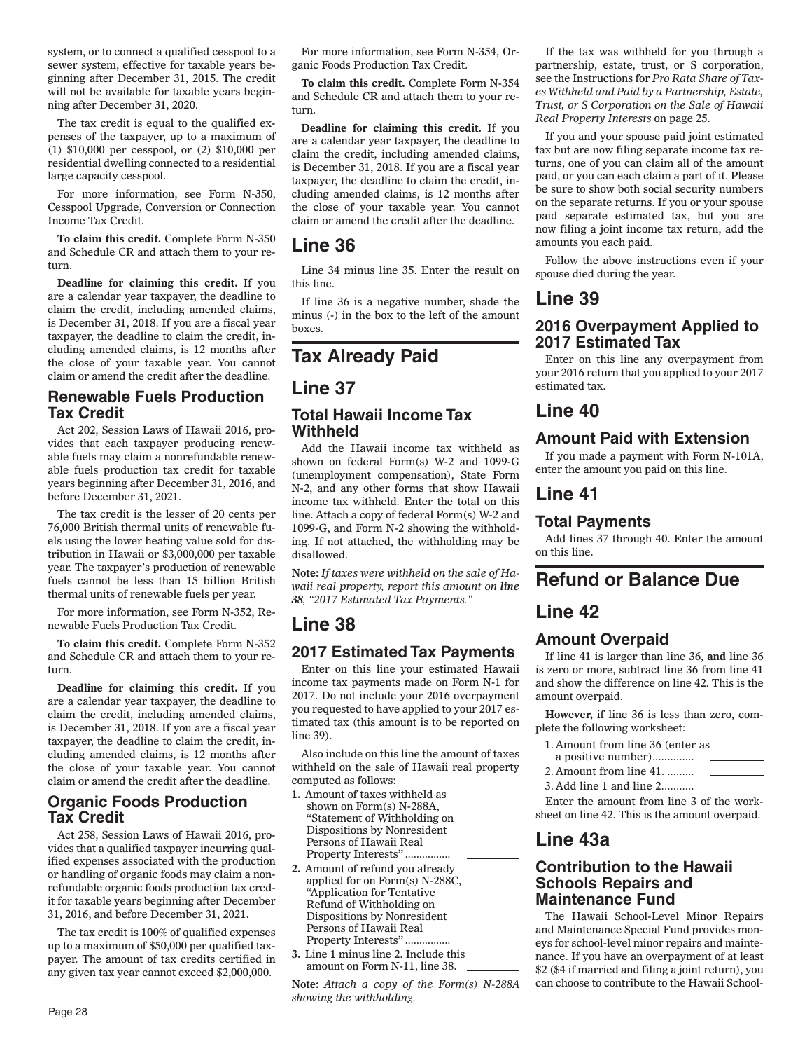system, or to connect a qualified cesspool to a sewer system, effective for taxable years beginning after December 31, 2015. The credit will not be available for taxable years beginning after December 31, 2020.

The tax credit is equal to the qualified expenses of the taxpayer, up to a maximum of (1) $10,000 per cesspool, or (2) $10,000 per residential dwelling connected to a residential large capacity cesspool.

For more information, see Form N-350, Cesspool Upgrade, Conversion or Connection Income Tax Credit.

**To claim this credit.** Complete Form N-350 and Schedule CR and attach them to your return.

**Deadline for claiming this credit.** If you are a calendar year taxpayer, the deadline to claim the credit, including amended claims, is December 31, 2018. If you are a fiscal year taxpayer, the deadline to claim the credit, including amended claims, is 12 months after the close of your taxable year. You cannot claim or amend the credit after the deadline.

### Renewable Fuels Production Tax Credit

Act 202, Session Laws of Hawaii 2016, provides that each taxpayer producing renewable fuels may claim a nonrefundable renewable fuels production tax credit for taxable years beginning after December 31, 2016, and before December 31, 2021.

The tax credit is the lesser of 20 cents per 76,000 British thermal units of renewable fuels using the lower heating value sold for distribution in Hawaii or $3,000,000 per taxable year. The taxpayer's production of renewable fuels cannot be less than 15 billion British thermal units of renewable fuels per year.

For more information, see Form N-352, Renewable Fuels Production Tax Credit.

**To claim this credit.** Complete Form N-352 and Schedule CR and attach them to your return.

**Deadline for claiming this credit.** If you are a calendar year taxpayer, the deadline to claim the credit, including amended claims, is December 31, 2018. If you are a fiscal year taxpayer, the deadline to claim the credit, including amended claims, is 12 months after the close of your taxable year. You cannot claim or amend the credit after the deadline.

### Organic Foods Production Tax Credit

Act 258, Session Laws of Hawaii 2016, provides that a qualified taxpayer incurring qualified expenses associated with the production or handling of organic foods may claim a nonrefundable organic foods production tax credit for taxable years beginning after December 31, 2016, and before December 31, 2021.

The tax credit is 100% of qualified expenses up to a maximum of $50,000 per qualified taxpayer. The amount of tax credits certified in any given tax year cannot exceed $2,000,000.

For more information, see Form N-354, Organic Foods Production Tax Credit.

**To claim this credit.** Complete Form N-354 and Schedule CR and attach them to your return.

**Deadline for claiming this credit.** If you are a calendar year taxpayer, the deadline to claim the credit, including amended claims, is December 31, 2018. If you are a fiscal year taxpayer, the deadline to claim the credit, including amended claims, is 12 months after the close of your taxable year. You cannot claim or amend the credit after the deadline.

## Line 36

Line 34 minus line 35. Enter the result on this line.

If line 36 is a negative number, shade the minus (-) in the box to the left of the amount boxes.

# Tax Already Paid

## Line 37

### Total Hawaii Income Tax Withheld

Add the Hawaii income tax withheld as shown on federal Form(s) W-2 and 1099-G (unemployment compensation), State Form N-2, and any other forms that show Hawaii income tax withheld. Enter the total on this line. Attach a copy of federal Form(s) W-2 and 1099-G, and Form N-2 showing the withholding. If not attached, the withholding may be disallowed.

**Note:** *If taxes were withheld on the sale of Hawaii real property, report this amount on* ***line 38****, "2017 Estimated Tax Payments."*

## Line 38

### 2017 Estimated Tax Payments

Enter on this line your estimated Hawaii income tax payments made on Form N-1 for 2017. Do not include your 2016 overpayment you requested to have applied to your 2017 estimated tax (this amount is to be reported on line 39).

Also include on this line the amount of taxes withheld on the sale of Hawaii real property computed as follows:

**1.** Amount of taxes withheld as shown on Form(s) N-288A, "Statement of Withholding on Dispositions by Nonresident Persons of Hawaii Real Property Interests" ............... \_\_\_\_\_\_\_\_\_\_

**2.** Amount of refund you already applied for on Form(s) N-288C, "Application for Tentative Refund of Withholding on Dispositions by Nonresident Persons of Hawaii Real Property Interests" ............... \_\_\_\_\_\_\_\_\_\_

**3.** Line 1 minus line 2. Include this amount on Form N-11, line 38. \_\_\_\_\_\_\_\_\_\_

**Note:** *Attach a copy of the Form(s) N-288A showing the withholding.*

If the tax was withheld for you through a partnership, estate, trust, or S corporation, see the Instructions for *Pro Rata Share of Taxes Withheld and Paid by a Partnership, Estate, Trust, or S Corporation on the Sale of Hawaii Real Property Interests* on page 25.

If you and your spouse paid joint estimated tax but are now filing separate income tax returns, one of you can claim all of the amount paid, or you can each claim a part of it. Please be sure to show both social security numbers on the separate returns. If you or your spouse paid separate estimated tax, but you are now filing a joint income tax return, add the amounts you each paid.

Follow the above instructions even if your spouse died during the year.

## Line 39

### 2016 Overpayment Applied to 2017 Estimated Tax

Enter on this line any overpayment from your 2016 return that you applied to your 2017 estimated tax.

## Line 40

### Amount Paid with Extension

If you made a payment with Form N-101A, enter the amount you paid on this line.

## Line 41

### Total Payments

Add lines 37 through 40. Enter the amount on this line.

# Refund or Balance Due

## Line 42

### Amount Overpaid

If line 41 is larger than line 36, **and** line 36 is zero or more, subtract line 36 from line 41 and show the difference on line 42. This is the amount overpaid.

**However,** if line 36 is less than zero, complete the following worksheet:

1. Amount from line 36 (enter as a positive number)............. \_\_\_\_\_\_\_\_\_\_
2. Amount from line 41. ......... \_\_\_\_\_\_\_\_\_\_
3. Add line 1 and line 2........... \_\_\_\_\_\_\_\_\_\_

Enter the amount from line 3 of the worksheet on line 42. This is the amount overpaid.

## Line 43a

### Contribution to the Hawaii Schools Repairs and Maintenance Fund

The Hawaii School-Level Minor Repairs and Maintenance Special Fund provides moneys for school-level minor repairs and maintenance. If you have an overpayment of at least $2 ($4 if married and filing a joint return), you can choose to contribute to the Hawaii School-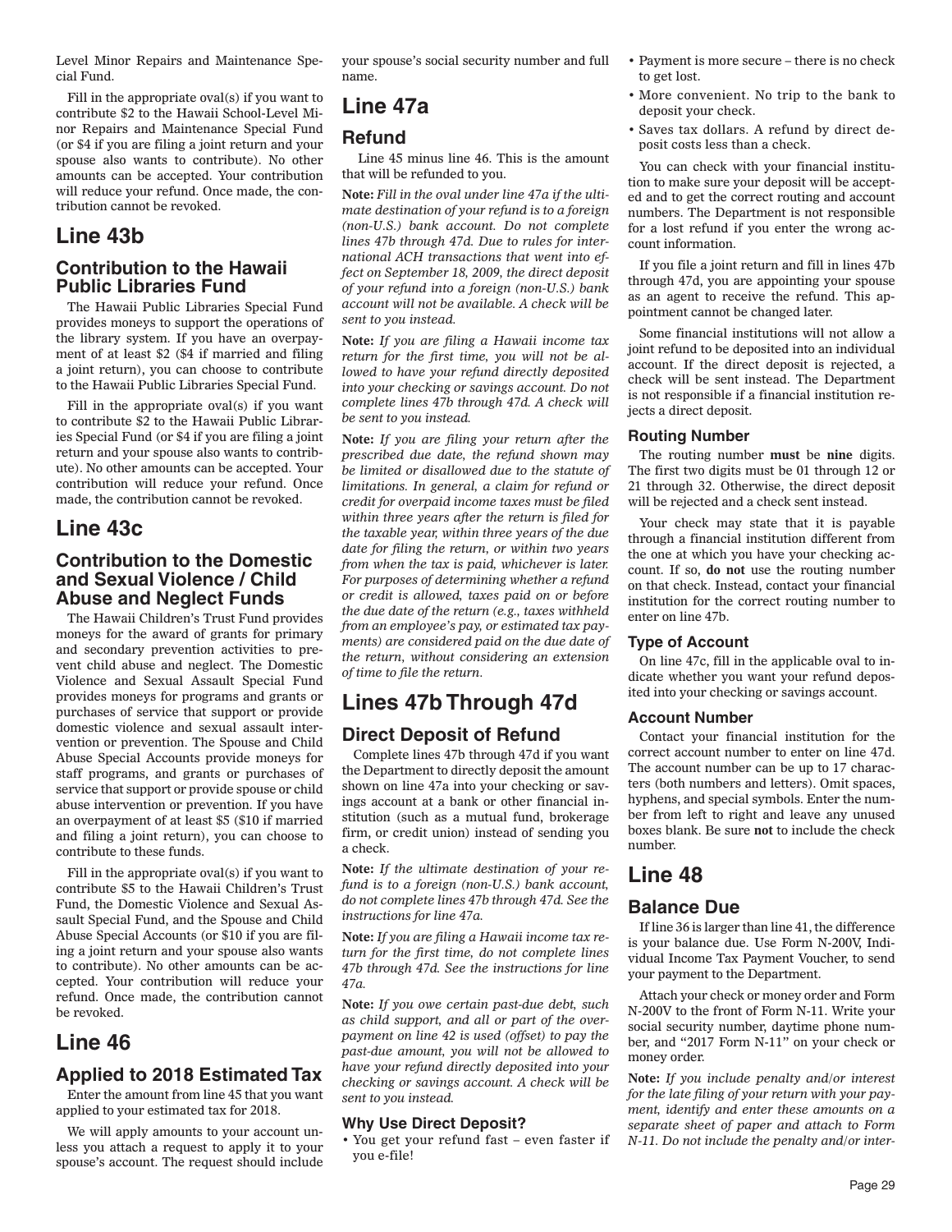Level Minor Repairs and Maintenance Special Fund.

Fill in the appropriate oval(s) if you want to contribute $2 to the Hawaii School-Level Minor Repairs and Maintenance Special Fund (or $4 if you are filing a joint return and your spouse also wants to contribute). No other amounts can be accepted. Your contribution will reduce your refund. Once made, the contribution cannot be revoked.

# Line 43b

## Contribution to the Hawaii Public Libraries Fund

The Hawaii Public Libraries Special Fund provides moneys to support the operations of the library system. If you have an overpayment of at least $2 ($4 if married and filing a joint return), you can choose to contribute to the Hawaii Public Libraries Special Fund.

Fill in the appropriate oval(s) if you want to contribute $2 to the Hawaii Public Libraries Special Fund (or $4 if you are filing a joint return and your spouse also wants to contribute). No other amounts can be accepted. Your contribution will reduce your refund. Once made, the contribution cannot be revoked.

# Line 43c

## Contribution to the Domestic and Sexual Violence / Child Abuse and Neglect Funds

The Hawaii Children's Trust Fund provides moneys for the award of grants for primary and secondary prevention activities to prevent child abuse and neglect. The Domestic Violence and Sexual Assault Special Fund provides moneys for programs and grants or purchases of service that support or provide domestic violence and sexual assault intervention or prevention. The Spouse and Child Abuse Special Accounts provide moneys for staff programs, and grants or purchases of service that support or provide spouse or child abuse intervention or prevention. If you have an overpayment of at least $5 ($10 if married and filing a joint return), you can choose to contribute to these funds.

Fill in the appropriate oval(s) if you want to contribute $5 to the Hawaii Children's Trust Fund, the Domestic Violence and Sexual Assault Special Fund, and the Spouse and Child Abuse Special Accounts (or $10 if you are filing a joint return and your spouse also wants to contribute). No other amounts can be accepted. Your contribution will reduce your refund. Once made, the contribution cannot be revoked.

# Line 46

## Applied to 2018 Estimated Tax

Enter the amount from line 45 that you want applied to your estimated tax for 2018.

We will apply amounts to your account unless you attach a request to apply it to your spouse's account. The request should include your spouse's social security number and full name.

# Line 47a

## Refund

Line 45 minus line 46. This is the amount that will be refunded to you.

**Note:** *Fill in the oval under line 47a if the ultimate destination of your refund is to a foreign (non-U.S.) bank account. Do not complete lines 47b through 47d. Due to rules for international ACH transactions that went into effect on September 18, 2009, the direct deposit of your refund into a foreign (non-U.S.) bank account will not be available. A check will be sent to you instead.*

**Note:** *If you are filing a Hawaii income tax return for the first time, you will not be allowed to have your refund directly deposited into your checking or savings account. Do not complete lines 47b through 47d. A check will be sent to you instead.*

**Note:** *If you are filing your return after the prescribed due date, the refund shown may be limited or disallowed due to the statute of limitations. In general, a claim for refund or credit for overpaid income taxes must be filed within three years after the return is filed for the taxable year, within three years of the due date for filing the return, or within two years from when the tax is paid, whichever is later. For purposes of determining whether a refund or credit is allowed, taxes paid on or before the due date of the return (e.g., taxes withheld from an employee's pay, or estimated tax payments) are considered paid on the due date of the return, without considering an extension of time to file the return.*

# Lines 47b Through 47d

## Direct Deposit of Refund

Complete lines 47b through 47d if you want the Department to directly deposit the amount shown on line 47a into your checking or savings account at a bank or other financial institution (such as a mutual fund, brokerage firm, or credit union) instead of sending you a check.

**Note:** *If the ultimate destination of your refund is to a foreign (non-U.S.) bank account, do not complete lines 47b through 47d. See the instructions for line 47a.*

**Note:** *If you are filing a Hawaii income tax return for the first time, do not complete lines 47b through 47d. See the instructions for line 47a.*

**Note:** *If you owe certain past-due debt, such as child support, and all or part of the overpayment on line 42 is used (offset) to pay the past-due amount, you will not be allowed to have your refund directly deposited into your checking or savings account. A check will be sent to you instead.*

### Why Use Direct Deposit?

- You get your refund fast – even faster if you e-file!
- Payment is more secure – there is no check to get lost.
- More convenient. No trip to the bank to deposit your check.
- Saves tax dollars. A refund by direct deposit costs less than a check.

You can check with your financial institution to make sure your deposit will be accepted and to get the correct routing and account numbers. The Department is not responsible for a lost refund if you enter the wrong account information.

If you file a joint return and fill in lines 47b through 47d, you are appointing your spouse as an agent to receive the refund. This appointment cannot be changed later.

Some financial institutions will not allow a joint refund to be deposited into an individual account. If the direct deposit is rejected, a check will be sent instead. The Department is not responsible if a financial institution rejects a direct deposit.

### Routing Number

The routing number **must** be **nine** digits. The first two digits must be 01 through 12 or 21 through 32. Otherwise, the direct deposit will be rejected and a check sent instead.

Your check may state that it is payable through a financial institution different from the one at which you have your checking account. If so, **do not** use the routing number on that check. Instead, contact your financial institution for the correct routing number to enter on line 47b.

### Type of Account

On line 47c, fill in the applicable oval to indicate whether you want your refund deposited into your checking or savings account.

### Account Number

Contact your financial institution for the correct account number to enter on line 47d. The account number can be up to 17 characters (both numbers and letters). Omit spaces, hyphens, and special symbols. Enter the number from left to right and leave any unused boxes blank. Be sure **not** to include the check number.

# Line 48

## Balance Due

If line 36 is larger than line 41, the difference is your balance due. Use Form N-200V, Individual Income Tax Payment Voucher, to send your payment to the Department.

Attach your check or money order and Form N-200V to the front of Form N-11. Write your social security number, daytime phone number, and "2017 Form N-11" on your check or money order.

**Note:** *If you include penalty and/or interest for the late filing of your return with your payment, identify and enter these amounts on a separate sheet of paper and attach to Form N-11. Do not include the penalty and/or inter-*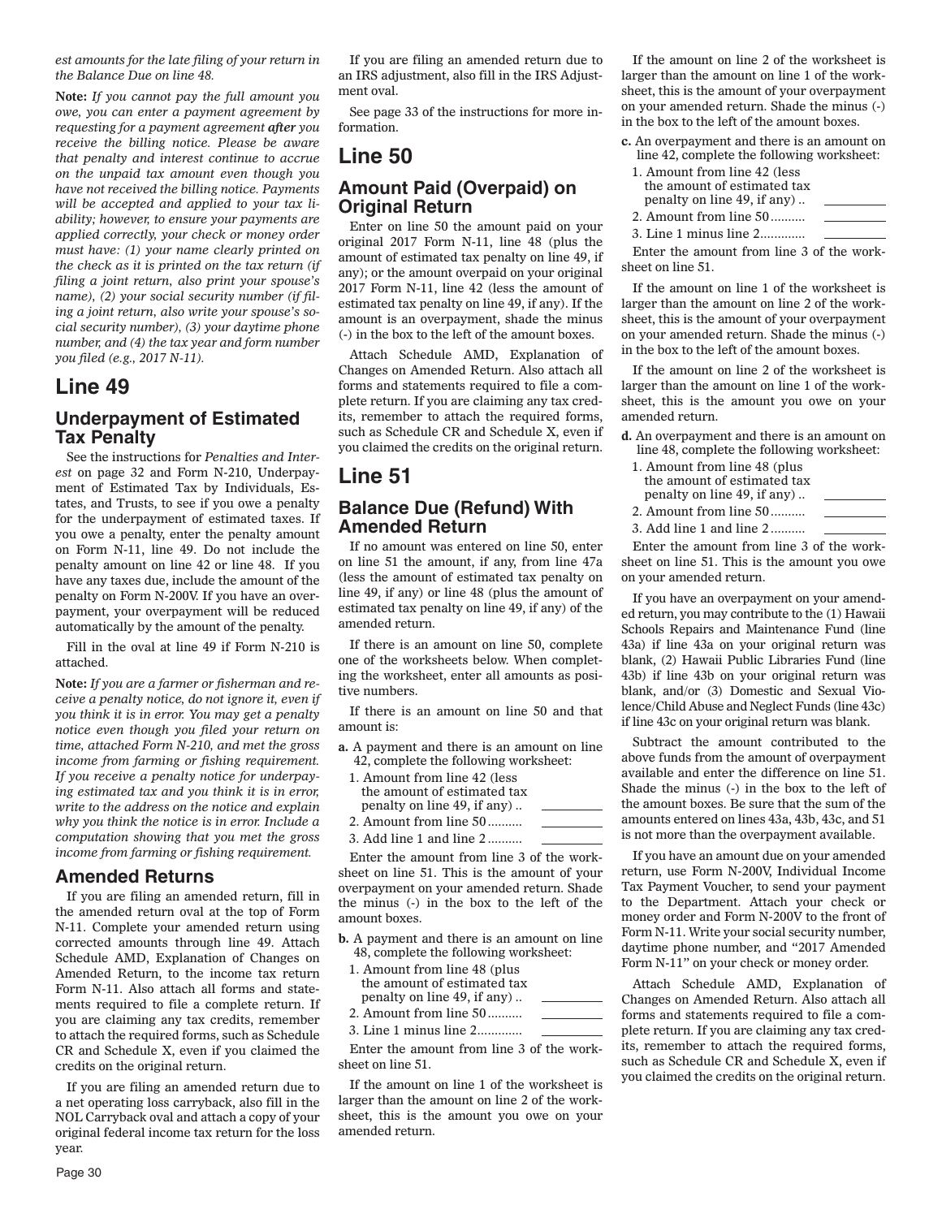*est amounts for the late filing of your return in the Balance Due on line 48.*

**Note:** *If you cannot pay the full amount you owe, you can enter a payment agreement by requesting for a payment agreement **after** you receive the billing notice. Please be aware that penalty and interest continue to accrue on the unpaid tax amount even though you have not received the billing notice. Payments will be accepted and applied to your tax liability; however, to ensure your payments are applied correctly, your check or money order must have: (1) your name clearly printed on the check as it is printed on the tax return (if filing a joint return, also print your spouse's name), (2) your social security number (if filing a joint return, also write your spouse's social security number), (3) your daytime phone number, and (4) the tax year and form number you filed (e.g., 2017 N-11).*

# Line 49

## Underpayment of Estimated Tax Penalty

See the instructions for *Penalties and Interest* on page 32 and Form N-210, Underpayment of Estimated Tax by Individuals, Estates, and Trusts, to see if you owe a penalty for the underpayment of estimated taxes. If you owe a penalty, enter the penalty amount on Form N-11, line 49. Do not include the penalty amount on line 42 or line 48. If you have any taxes due, include the amount of the penalty on Form N-200V. If you have an overpayment, your overpayment will be reduced automatically by the amount of the penalty.

Fill in the oval at line 49 if Form N-210 is attached.

**Note:** *If you are a farmer or fisherman and receive a penalty notice, do not ignore it, even if you think it is in error. You may get a penalty notice even though you filed your return on time, attached Form N-210, and met the gross income from farming or fishing requirement. If you receive a penalty notice for underpaying estimated tax and you think it is in error, write to the address on the notice and explain why you think the notice is in error. Include a computation showing that you met the gross income from farming or fishing requirement.*

## Amended Returns

If you are filing an amended return, fill in the amended return oval at the top of Form N-11. Complete your amended return using corrected amounts through line 49. Attach Schedule AMD, Explanation of Changes on Amended Return, to the income tax return Form N-11. Also attach all forms and statements required to file a complete return. If you are claiming any tax credits, remember to attach the required forms, such as Schedule CR and Schedule X, even if you claimed the credits on the original return.

If you are filing an amended return due to a net operating loss carryback, also fill in the NOL Carryback oval and attach a copy of your original federal income tax return for the loss year.

If you are filing an amended return due to an IRS adjustment, also fill in the IRS Adjustment oval.

See page 33 of the instructions for more information.

# Line 50

## Amount Paid (Overpaid) on Original Return

Enter on line 50 the amount paid on your original 2017 Form N-11, line 48 (plus the amount of estimated tax penalty on line 49, if any); or the amount overpaid on your original 2017 Form N-11, line 42 (less the amount of estimated tax penalty on line 49, if any). If the amount is an overpayment, shade the minus (-) in the box to the left of the amount boxes.

Attach Schedule AMD, Explanation of Changes on Amended Return. Also attach all forms and statements required to file a complete return. If you are claiming any tax credits, remember to attach the required forms, such as Schedule CR and Schedule X, even if you claimed the credits on the original return.

# Line 51

## Balance Due (Refund) With Amended Return

If no amount was entered on line 50, enter on line 51 the amount, if any, from line 47a (less the amount of estimated tax penalty on line 49, if any) or line 48 (plus the amount of estimated tax penalty on line 49, if any) of the amended return.

If there is an amount on line 50, complete one of the worksheets below. When completing the worksheet, enter all amounts as positive numbers.

If there is an amount on line 50 and that amount is:

**a.** A payment and there is an amount on line 42, complete the following worksheet:

1. Amount from line 42 (less the amount of estimated tax penalty on line 49, if any) .. ________
2. Amount from line 50.......... ________
3. Add line 1 and line 2.......... ________

Enter the amount from line 3 of the worksheet on line 51. This is the amount of your overpayment on your amended return. Shade the minus (-) in the box to the left of the amount boxes.

**b.** A payment and there is an amount on line 48, complete the following worksheet:

1. Amount from line 48 (plus the amount of estimated tax penalty on line 49, if any) .. ________
2. Amount from line 50.......... ________
3. Line 1 minus line 2............ ________

Enter the amount from line 3 of the worksheet on line 51.

If the amount on line 1 of the worksheet is larger than the amount on line 2 of the worksheet, this is the amount you owe on your amended return.

If the amount on line 2 of the worksheet is larger than the amount on line 1 of the worksheet, this is the amount of your overpayment on your amended return. Shade the minus (-) in the box to the left of the amount boxes.

**c.** An overpayment and there is an amount on line 42, complete the following worksheet:

1. Amount from line 42 (less the amount of estimated tax penalty on line 49, if any) .. ________
2. Amount from line 50.......... ________
3. Line 1 minus line 2............ ________

Enter the amount from line 3 of the worksheet on line 51.

If the amount on line 1 of the worksheet is larger than the amount on line 2 of the worksheet, this is the amount of your overpayment on your amended return. Shade the minus (-) in the box to the left of the amount boxes.

If the amount on line 2 of the worksheet is larger than the amount on line 1 of the worksheet, this is the amount you owe on your amended return.

**d.** An overpayment and there is an amount on line 48, complete the following worksheet:

1. Amount from line 48 (plus the amount of estimated tax penalty on line 49, if any) .. ________
2. Amount from line 50.......... ________
3. Add line 1 and line 2.......... ________

Enter the amount from line 3 of the worksheet on line 51. This is the amount you owe on your amended return.

If you have an overpayment on your amended return, you may contribute to the (1) Hawaii Schools Repairs and Maintenance Fund (line 43a) if line 43a on your original return was blank, (2) Hawaii Public Libraries Fund (line 43b) if line 43b on your original return was blank, and/or (3) Domestic and Sexual Violence/Child Abuse and Neglect Funds (line 43c) if line 43c on your original return was blank.

Subtract the amount contributed to the above funds from the amount of overpayment available and enter the difference on line 51. Shade the minus (-) in the box to the left of the amount boxes. Be sure that the sum of the amounts entered on lines 43a, 43b, 43c, and 51 is not more than the overpayment available.

If you have an amount due on your amended return, use Form N-200V, Individual Income Tax Payment Voucher, to send your payment to the Department. Attach your check or money order and Form N-200V to the front of Form N-11. Write your social security number, daytime phone number, and "2017 Amended Form N-11" on your check or money order.

Attach Schedule AMD, Explanation of Changes on Amended Return. Also attach all forms and statements required to file a complete return. If you are claiming any tax credits, remember to attach the required forms, such as Schedule CR and Schedule X, even if you claimed the credits on the original return.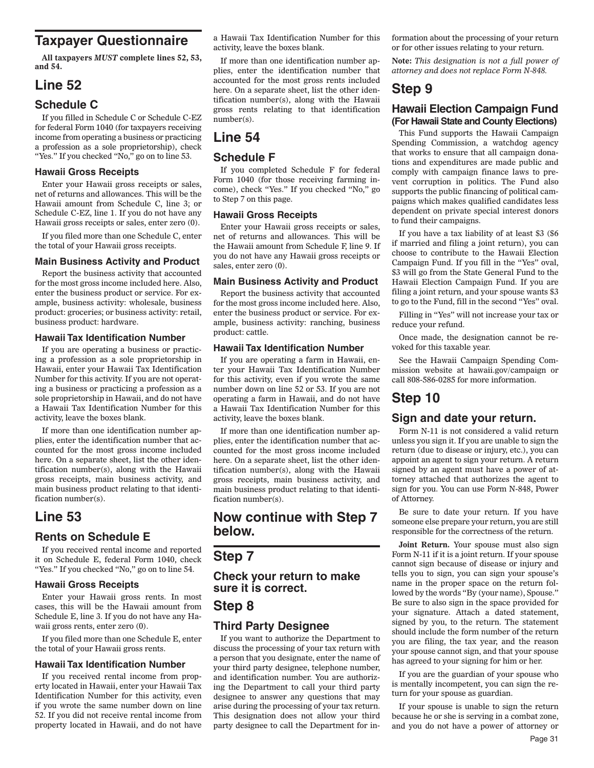# Taxpayer Questionnaire

**All taxpayers *MUST* complete lines 52, 53, and 54.**

# Line 52

## Schedule C

If you filled in Schedule C or Schedule C-EZ for federal Form 1040 (for taxpayers receiving income from operating a business or practicing a profession as a sole proprietorship), check "Yes." If you checked "No," go on to line 53.

### Hawaii Gross Receipts

Enter your Hawaii gross receipts or sales, net of returns and allowances. This will be the Hawaii amount from Schedule C, line 3; or Schedule C-EZ, line 1. If you do not have any Hawaii gross receipts or sales, enter zero (0).

If you filed more than one Schedule C, enter the total of your Hawaii gross receipts.

### Main Business Activity and Product

Report the business activity that accounted for the most gross income included here. Also, enter the business product or service. For example, business activity: wholesale, business product: groceries; or business activity: retail, business product: hardware.

### Hawaii Tax Identification Number

If you are operating a business or practicing a profession as a sole proprietorship in Hawaii, enter your Hawaii Tax Identification Number for this activity. If you are not operating a business or practicing a profession as a sole proprietorship in Hawaii, and do not have a Hawaii Tax Identification Number for this activity, leave the boxes blank.

If more than one identification number applies, enter the identification number that accounted for the most gross income included here. On a separate sheet, list the other identification number(s), along with the Hawaii gross receipts, main business activity, and main business product relating to that identification number(s).

# Line 53

## Rents on Schedule E

If you received rental income and reported it on Schedule E, federal Form 1040, check "Yes." If you checked "No," go on to line 54.

### Hawaii Gross Receipts

Enter your Hawaii gross rents. In most cases, this will be the Hawaii amount from Schedule E, line 3. If you do not have any Hawaii gross rents, enter zero (0).

If you filed more than one Schedule E, enter the total of your Hawaii gross rents.

### Hawaii Tax Identification Number

If you received rental income from property located in Hawaii, enter your Hawaii Tax Identification Number for this activity, even if you wrote the same number down on line 52. If you did not receive rental income from property located in Hawaii, and do not have a Hawaii Tax Identification Number for this activity, leave the boxes blank.

If more than one identification number applies, enter the identification number that accounted for the most gross rents included here. On a separate sheet, list the other identification number(s), along with the Hawaii gross rents relating to that identification number(s).

# Line 54

## Schedule F

If you completed Schedule F for federal Form 1040 (for those receiving farming income), check "Yes." If you checked "No," go to Step 7 on this page.

### Hawaii Gross Receipts

Enter your Hawaii gross receipts or sales, net of returns and allowances. This will be the Hawaii amount from Schedule F, line 9. If you do not have any Hawaii gross receipts or sales, enter zero (0).

### Main Business Activity and Product

Report the business activity that accounted for the most gross income included here. Also, enter the business product or service. For example, business activity: ranching, business product: cattle.

### Hawaii Tax Identification Number

If you are operating a farm in Hawaii, enter your Hawaii Tax Identification Number for this activity, even if you wrote the same number down on line 52 or 53. If you are not operating a farm in Hawaii, and do not have a Hawaii Tax Identification Number for this activity, leave the boxes blank.

If more than one identification number applies, enter the identification number that accounted for the most gross income included here. On a separate sheet, list the other identification number(s), along with the Hawaii gross receipts, main business activity, and main business product relating to that identification number(s).

# Now continue with Step 7 below.

# Step 7

## Check your return to make sure it is correct.

# Step 8

## Third Party Designee

If you want to authorize the Department to discuss the processing of your tax return with a person that you designate, enter the name of your third party designee, telephone number, and identification number. You are authorizing the Department to call your third party designee to answer any questions that may arise during the processing of your tax return. This designation does not allow your third party designee to call the Department for information about the processing of your return or for other issues relating to your return.

**Note:** *This designation is not a full power of attorney and does not replace Form N-848.*

# Step 9

## Hawaii Election Campaign Fund (For Hawaii State and County Elections)

This Fund supports the Hawaii Campaign Spending Commission, a watchdog agency that works to ensure that all campaign donations and expenditures are made public and comply with campaign finance laws to prevent corruption in politics. The Fund also supports the public financing of political campaigns which makes qualified candidates less dependent on private special interest donors to fund their campaigns.

If you have a tax liability of at least $3 ($6 if married and filing a joint return), you can choose to contribute to the Hawaii Election Campaign Fund. If you fill in the "Yes" oval, $3 will go from the State General Fund to the Hawaii Election Campaign Fund. If you are filing a joint return, and your spouse wants $3 to go to the Fund, fill in the second "Yes" oval.

Filling in "Yes" will not increase your tax or reduce your refund.

Once made, the designation cannot be revoked for this taxable year.

See the Hawaii Campaign Spending Commission website at hawaii.gov/campaign or call 808-586-0285 for more information.

# Step 10

## Sign and date your return.

Form N-11 is not considered a valid return unless you sign it. If you are unable to sign the return (due to disease or injury, etc.), you can appoint an agent to sign your return. A return signed by an agent must have a power of attorney attached that authorizes the agent to sign for you. You can use Form N-848, Power of Attorney.

Be sure to date your return. If you have someone else prepare your return, you are still responsible for the correctness of the return.

**Joint Return.** Your spouse must also sign Form N-11 if it is a joint return. If your spouse cannot sign because of disease or injury and tells you to sign, you can sign your spouse's name in the proper space on the return followed by the words "By (your name), Spouse." Be sure to also sign in the space provided for your signature. Attach a dated statement, signed by you, to the return. The statement should include the form number of the return you are filing, the tax year, and the reason your spouse cannot sign, and that your spouse has agreed to your signing for him or her.

If you are the guardian of your spouse who is mentally incompetent, you can sign the return for your spouse as guardian.

If your spouse is unable to sign the return because he or she is serving in a combat zone, and you do not have a power of attorney or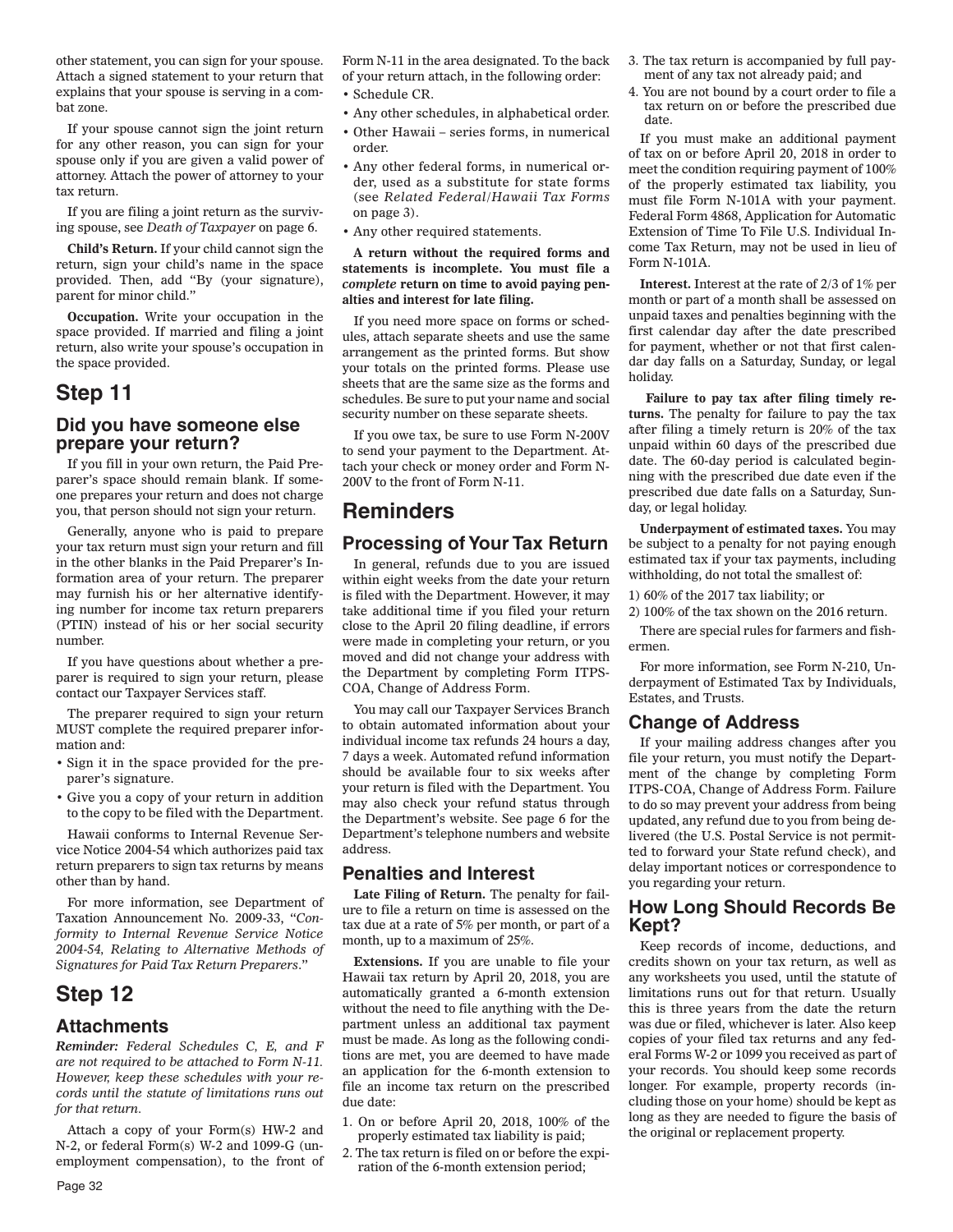other statement, you can sign for your spouse. Attach a signed statement to your return that explains that your spouse is serving in a combat zone.

If your spouse cannot sign the joint return for any other reason, you can sign for your spouse only if you are given a valid power of attorney. Attach the power of attorney to your tax return.

If you are filing a joint return as the surviving spouse, see *Death of Taxpayer* on page 6.

**Child's Return.** If your child cannot sign the return, sign your child's name in the space provided. Then, add "By (your signature), parent for minor child."

**Occupation.** Write your occupation in the space provided. If married and filing a joint return, also write your spouse's occupation in the space provided.

# Step 11

## Did you have someone else prepare your return?

If you fill in your own return, the Paid Preparer's space should remain blank. If someone prepares your return and does not charge you, that person should not sign your return.

Generally, anyone who is paid to prepare your tax return must sign your return and fill in the other blanks in the Paid Preparer's Information area of your return. The preparer may furnish his or her alternative identifying number for income tax return preparers (PTIN) instead of his or her social security number.

If you have questions about whether a preparer is required to sign your return, please contact our Taxpayer Services staff.

The preparer required to sign your return MUST complete the required preparer information and:

- Sign it in the space provided for the preparer's signature.
- Give you a copy of your return in addition to the copy to be filed with the Department.

Hawaii conforms to Internal Revenue Service Notice 2004-54 which authorizes paid tax return preparers to sign tax returns by means other than by hand.

For more information, see Department of Taxation Announcement No. 2009-33, "*Conformity to Internal Revenue Service Notice 2004-54, Relating to Alternative Methods of Signatures for Paid Tax Return Preparers*."

# Step 12

## Attachments

***Reminder:*** *Federal Schedules C, E, and F are not required to be attached to Form N-11. However, keep these schedules with your records until the statute of limitations runs out for that return.*

Attach a copy of your Form(s) HW-2 and N-2, or federal Form(s) W-2 and 1099-G (unemployment compensation), to the front of Form N-11 in the area designated. To the back of your return attach, in the following order:

- Schedule CR.
- Any other schedules, in alphabetical order.
- Other Hawaii – series forms, in numerical order.
- Any other federal forms, in numerical order, used as a substitute for state forms (see *Related Federal/Hawaii Tax Forms* on page 3).
- Any other required statements.

**A return without the required forms and statements is incomplete. You must file a *complete* return on time to avoid paying penalties and interest for late filing.**

If you need more space on forms or schedules, attach separate sheets and use the same arrangement as the printed forms. But show your totals on the printed forms. Please use sheets that are the same size as the forms and schedules. Be sure to put your name and social security number on these separate sheets.

If you owe tax, be sure to use Form N-200V to send your payment to the Department. Attach your check or money order and Form N-200V to the front of Form N-11.

# Reminders

## Processing of Your Tax Return

In general, refunds due to you are issued within eight weeks from the date your return is filed with the Department. However, it may take additional time if you filed your return close to the April 20 filing deadline, if errors were made in completing your return, or you moved and did not change your address with the Department by completing Form ITPS-COA, Change of Address Form.

You may call our Taxpayer Services Branch to obtain automated information about your individual income tax refunds 24 hours a day, 7 days a week. Automated refund information should be available four to six weeks after your return is filed with the Department. You may also check your refund status through the Department's website. See page 6 for the Department's telephone numbers and website address.

## Penalties and Interest

**Late Filing of Return.** The penalty for failure to file a return on time is assessed on the tax due at a rate of 5% per month, or part of a month, up to a maximum of 25%.

**Extensions.** If you are unable to file your Hawaii tax return by April 20, 2018, you are automatically granted a 6-month extension without the need to file anything with the Department unless an additional tax payment must be made. As long as the following conditions are met, you are deemed to have made an application for the 6-month extension to file an income tax return on the prescribed due date:

1. On or before April 20, 2018, 100% of the properly estimated tax liability is paid;
2. The tax return is filed on or before the expiration of the 6-month extension period;
3. The tax return is accompanied by full payment of any tax not already paid; and
4. You are not bound by a court order to file a tax return on or before the prescribed due date.

If you must make an additional payment of tax on or before April 20, 2018 in order to meet the condition requiring payment of 100% of the properly estimated tax liability, you must file Form N-101A with your payment. Federal Form 4868, Application for Automatic Extension of Time To File U.S. Individual Income Tax Return, may not be used in lieu of Form N-101A.

**Interest.** Interest at the rate of 2/3 of 1% per month or part of a month shall be assessed on unpaid taxes and penalties beginning with the first calendar day after the date prescribed for payment, whether or not that first calendar day falls on a Saturday, Sunday, or legal holiday.

**Failure to pay tax after filing timely returns.** The penalty for failure to pay the tax after filing a timely return is 20% of the tax unpaid within 60 days of the prescribed due date. The 60-day period is calculated beginning with the prescribed due date even if the prescribed due date falls on a Saturday, Sunday, or legal holiday.

**Underpayment of estimated taxes.** You may be subject to a penalty for not paying enough estimated tax if your tax payments, including withholding, do not total the smallest of:

1) 60% of the 2017 tax liability; or
2) 100% of the tax shown on the 2016 return.

There are special rules for farmers and fishermen.

For more information, see Form N-210, Underpayment of Estimated Tax by Individuals, Estates, and Trusts.

## Change of Address

If your mailing address changes after you file your return, you must notify the Department of the change by completing Form ITPS-COA, Change of Address Form. Failure to do so may prevent your address from being updated, any refund due to you from being delivered (the U.S. Postal Service is not permitted to forward your State refund check), and delay important notices or correspondence to you regarding your return.

## How Long Should Records Be Kept?

Keep records of income, deductions, and credits shown on your tax return, as well as any worksheets you used, until the statute of limitations runs out for that return. Usually this is three years from the date the return was due or filed, whichever is later. Also keep copies of your filed tax returns and any federal Forms W-2 or 1099 you received as part of your records. You should keep some records longer. For example, property records (including those on your home) should be kept as long as they are needed to figure the basis of the original or replacement property.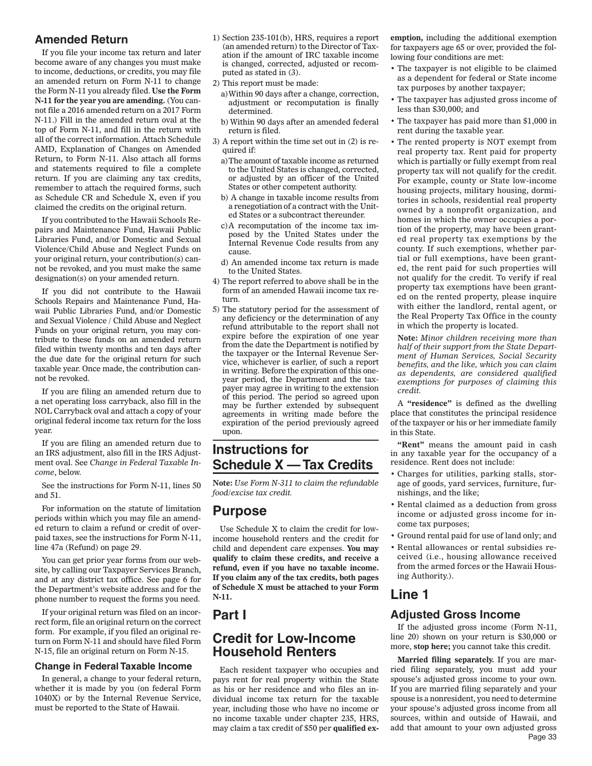## Amended Return

If you file your income tax return and later become aware of any changes you must make to income, deductions, or credits, you may file an amended return on Form N-11 to change the Form N-11 you already filed. **Use the Form N-11 for the year you are amending.** (You cannot file a 2016 amended return on a 2017 Form N-11.) Fill in the amended return oval at the top of Form N-11, and fill in the return with all of the correct information. Attach Schedule AMD, Explanation of Changes on Amended Return, to Form N-11. Also attach all forms and statements required to file a complete return. If you are claiming any tax credits, remember to attach the required forms, such as Schedule CR and Schedule X, even if you claimed the credits on the original return.

If you contributed to the Hawaii Schools Repairs and Maintenance Fund, Hawaii Public Libraries Fund, and/or Domestic and Sexual Violence/Child Abuse and Neglect Funds on your original return, your contribution(s) cannot be revoked, and you must make the same designation(s) on your amended return.

If you did not contribute to the Hawaii Schools Repairs and Maintenance Fund, Hawaii Public Libraries Fund, and/or Domestic and Sexual Violence / Child Abuse and Neglect Funds on your original return, you may contribute to these funds on an amended return filed within twenty months and ten days after the due date for the original return for such taxable year. Once made, the contribution cannot be revoked.

If you are filing an amended return due to a net operating loss carryback, also fill in the NOL Carryback oval and attach a copy of your original federal income tax return for the loss year.

If you are filing an amended return due to an IRS adjustment, also fill in the IRS Adjustment oval. See *Change in Federal Taxable Income*, below.

See the instructions for Form N-11, lines 50 and 51.

For information on the statute of limitation periods within which you may file an amended return to claim a refund or credit of overpaid taxes, see the instructions for Form N-11, line 47a (Refund) on page 29.

You can get prior year forms from our website, by calling our Taxpayer Services Branch, and at any district tax office. See page 6 for the Department's website address and for the phone number to request the forms you need.

If your original return was filed on an incorrect form, file an original return on the correct form. For example, if you filed an original return on Form N-11 and should have filed Form N-15, file an original return on Form N-15.

### Change in Federal Taxable Income

In general, a change to your federal return, whether it is made by you (on federal Form 1040X) or by the Internal Revenue Service, must be reported to the State of Hawaii.

1) Section 235-101(b), HRS, requires a report (an amended return) to the Director of Taxation if the amount of IRC taxable income is changed, corrected, adjusted or recomputed as stated in (3).
2) This report must be made:
   a) Within 90 days after a change, correction, adjustment or recomputation is finally determined.
   b) Within 90 days after an amended federal return is filed.
3) A report within the time set out in (2) is required if:
   a) The amount of taxable income as returned to the United States is changed, corrected, or adjusted by an officer of the United States or other competent authority.
   b) A change in taxable income results from a renegotiation of a contract with the United States or a subcontract thereunder.
   c) A recomputation of the income tax imposed by the United States under the Internal Revenue Code results from any cause.
   d) An amended income tax return is made to the United States.
4) The report referred to above shall be in the form of an amended Hawaii income tax return.
5) The statutory period for the assessment of any deficiency or the determination of any refund attributable to the report shall not expire before the expiration of one year from the date the Department is notified by the taxpayer or the Internal Revenue Service, whichever is earlier, of such a report in writing. Before the expiration of this one-year period, the Department and the taxpayer may agree in writing to the extension of this period. The period so agreed upon may be further extended by subsequent agreements in writing made before the expiration of the period previously agreed upon.

## Instructions for Schedule X — Tax Credits

**Note:** *Use Form N-311 to claim the refundable food/excise tax credit.*

## Purpose

Use Schedule X to claim the credit for low-income household renters and the credit for child and dependent care expenses. **You may qualify to claim these credits, and receive a refund, even if you have no taxable income. If you claim any of the tax credits, both pages of Schedule X must be attached to your Form N-11.**

## Part I

## Credit for Low-Income Household Renters

Each resident taxpayer who occupies and pays rent for real property within the State as his or her residence and who files an individual income tax return for the taxable year, including those who have no income or no income taxable under chapter 235, HRS, may claim a tax credit of $50 per **qualified exemption,** including the additional exemption for taxpayers age 65 or over, provided the following four conditions are met:

- The taxpayer is not eligible to be claimed as a dependent for federal or State income tax purposes by another taxpayer;
- The taxpayer has adjusted gross income of less than $30,000; and
- The taxpayer has paid more than $1,000 in rent during the taxable year.
- The rented property is NOT exempt from real property tax. Rent paid for property which is partially or fully exempt from real property tax will not qualify for the credit. For example, county or State low-income housing projects, military housing, dormitories in schools, residential real property owned by a nonprofit organization, and homes in which the owner occupies a portion of the property, may have been granted real property tax exemptions by the county. If such exemptions, whether partial or full exemptions, have been granted, the rent paid for such properties will not qualify for the credit. To verify if real property tax exemptions have been granted on the rented property, please inquire with either the landlord, rental agent, or the Real Property Tax Office in the county in which the property is located.

**Note:** *Minor children receiving more than half of their support from the State Department of Human Services, Social Security benefits, and the like, which you can claim as dependents, are considered qualified exemptions for purposes of claiming this credit.*

A **"residence"** is defined as the dwelling place that constitutes the principal residence of the taxpayer or his or her immediate family in this State.

**"Rent"** means the amount paid in cash in any taxable year for the occupancy of a residence. Rent does not include:

- Charges for utilities, parking stalls, storage of goods, yard services, furniture, furnishings, and the like;
- Rental claimed as a deduction from gross income or adjusted gross income for income tax purposes;
- Ground rental paid for use of land only; and
- Rental allowances or rental subsidies received (i.e., housing allowance received from the armed forces or the Hawaii Housing Authority.).

## Line 1

### Adjusted Gross Income

If the adjusted gross income (Form N-11, line 20) shown on your return is $30,000 or more, **stop here;** you cannot take this credit.

**Married filing separately.** If you are married filing separately, you must add your spouse's adjusted gross income to your own. If you are married filing separately and your spouse is a nonresident, you need to determine your spouse's adjusted gross income from all sources, within and outside of Hawaii, and add that amount to your own adjusted gross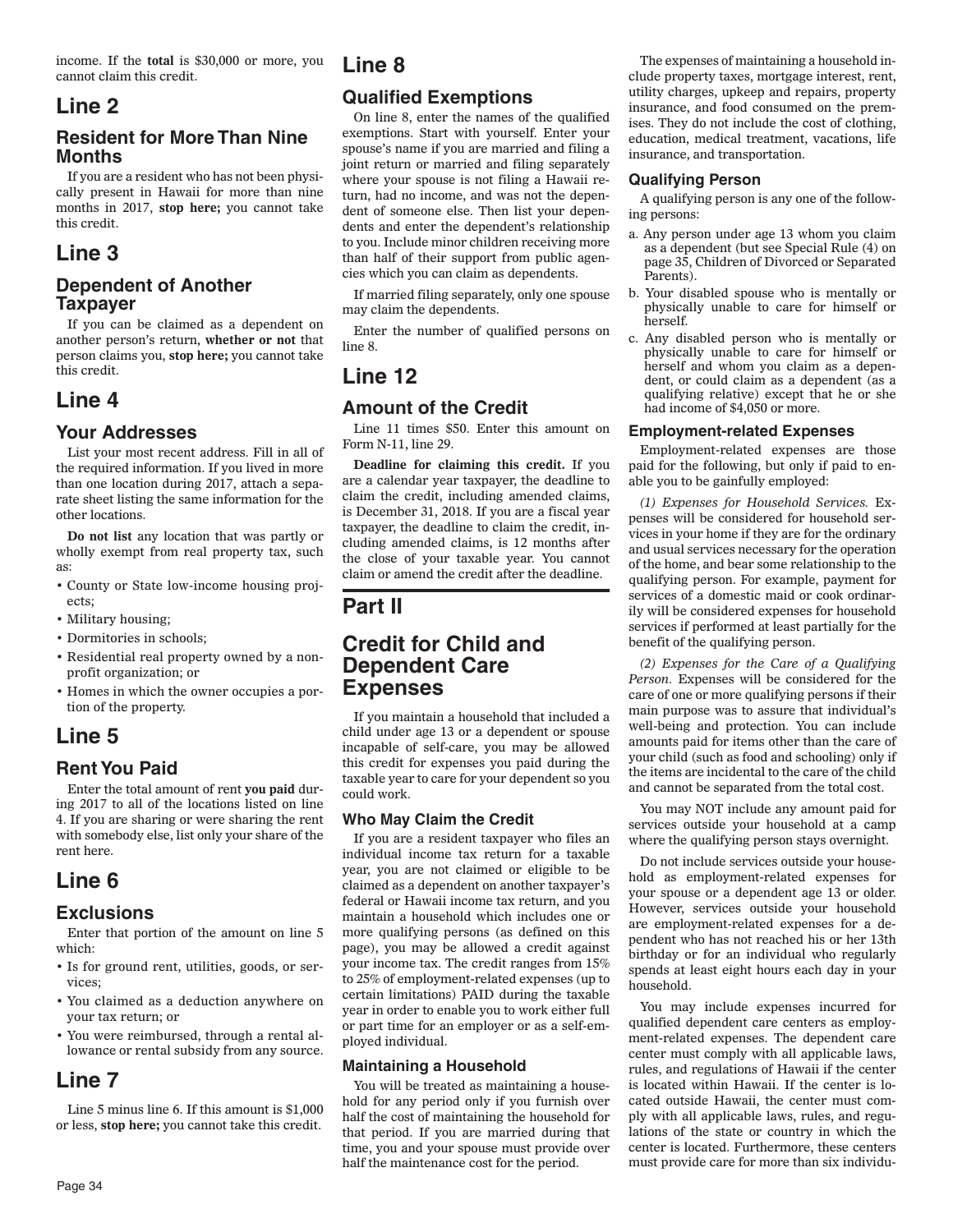income. If the **total** is $30,000 or more, you cannot claim this credit.

# Line 2

## Resident for More Than Nine Months

If you are a resident who has not been physically present in Hawaii for more than nine months in 2017, **stop here;** you cannot take this credit.

# Line 3

## Dependent of Another Taxpayer

If you can be claimed as a dependent on another person's return, **whether or not** that person claims you, **stop here;** you cannot take this credit.

# Line 4

## Your Addresses

List your most recent address. Fill in all of the required information. If you lived in more than one location during 2017, attach a separate sheet listing the same information for the other locations.

**Do not list** any location that was partly or wholly exempt from real property tax, such as:

- County or State low-income housing projects;
- Military housing;
- Dormitories in schools;
- Residential real property owned by a nonprofit organization; or
- Homes in which the owner occupies a portion of the property.

# Line 5

## Rent You Paid

Enter the total amount of rent **you paid** during 2017 to all of the locations listed on line 4. If you are sharing or were sharing the rent with somebody else, list only your share of the rent here.

# Line 6

## Exclusions

Enter that portion of the amount on line 5 which:

- Is for ground rent, utilities, goods, or services;
- You claimed as a deduction anywhere on your tax return; or
- You were reimbursed, through a rental allowance or rental subsidy from any source.

# Line 7

Line 5 minus line 6. If this amount is $1,000 or less, **stop here;** you cannot take this credit.

# Line 8

## Qualified Exemptions

On line 8, enter the names of the qualified exemptions. Start with yourself. Enter your spouse's name if you are married and filing a joint return or married and filing separately where your spouse is not filing a Hawaii return, had no income, and was not the dependent of someone else. Then list your dependents and enter the dependent's relationship to you. Include minor children receiving more than half of their support from public agencies which you can claim as dependents.

If married filing separately, only one spouse may claim the dependents.

Enter the number of qualified persons on line 8.

# Line 12

## Amount of the Credit

Line 11 times $50. Enter this amount on Form N-11, line 29.

**Deadline for claiming this credit.** If you are a calendar year taxpayer, the deadline to claim the credit, including amended claims, is December 31, 2018. If you are a fiscal year taxpayer, the deadline to claim the credit, including amended claims, is 12 months after the close of your taxable year. You cannot claim or amend the credit after the deadline.

# Part II

# Credit for Child and Dependent Care Expenses

If you maintain a household that included a child under age 13 or a dependent or spouse incapable of self-care, you may be allowed this credit for expenses you paid during the taxable year to care for your dependent so you could work.

### Who May Claim the Credit

If you are a resident taxpayer who files an individual income tax return for a taxable year, you are not claimed or eligible to be claimed as a dependent on another taxpayer's federal or Hawaii income tax return, and you maintain a household which includes one or more qualifying persons (as defined on this page), you may be allowed a credit against your income tax. The credit ranges from 15% to 25% of employment-related expenses (up to certain limitations) PAID during the taxable year in order to enable you to work either full or part time for an employer or as a self-employed individual.

### Maintaining a Household

You will be treated as maintaining a household for any period only if you furnish over half the cost of maintaining the household for that period. If you are married during that time, you and your spouse must provide over half the maintenance cost for the period.

The expenses of maintaining a household include property taxes, mortgage interest, rent, utility charges, upkeep and repairs, property insurance, and food consumed on the premises. They do not include the cost of clothing, education, medical treatment, vacations, life insurance, and transportation.

### Qualifying Person

A qualifying person is any one of the following persons:

a. Any person under age 13 whom you claim as a dependent (but see Special Rule (4) on page 35, Children of Divorced or Separated Parents).
b. Your disabled spouse who is mentally or physically unable to care for himself or herself.
c. Any disabled person who is mentally or physically unable to care for himself or herself and whom you claim as a dependent, or could claim as a dependent (as a qualifying relative) except that he or she had income of $4,050 or more.

### Employment-related Expenses

Employment-related expenses are those paid for the following, but only if paid to enable you to be gainfully employed:

*(1) Expenses for Household Services.* Expenses will be considered for household services in your home if they are for the ordinary and usual services necessary for the operation of the home, and bear some relationship to the qualifying person. For example, payment for services of a domestic maid or cook ordinarily will be considered expenses for household services if performed at least partially for the benefit of the qualifying person.

*(2) Expenses for the Care of a Qualifying Person.* Expenses will be considered for the care of one or more qualifying persons if their main purpose was to assure that individual's well-being and protection. You can include amounts paid for items other than the care of your child (such as food and schooling) only if the items are incidental to the care of the child and cannot be separated from the total cost.

You may NOT include any amount paid for services outside your household at a camp where the qualifying person stays overnight.

Do not include services outside your household as employment-related expenses for your spouse or a dependent age 13 or older. However, services outside your household are employment-related expenses for a dependent who has not reached his or her 13th birthday or for an individual who regularly spends at least eight hours each day in your household.

You may include expenses incurred for qualified dependent care centers as employment-related expenses. The dependent care center must comply with all applicable laws, rules, and regulations of Hawaii if the center is located within Hawaii. If the center is located outside Hawaii, the center must comply with all applicable laws, rules, and regulations of the state or country in which the center is located. Furthermore, these centers must provide care for more than six individu-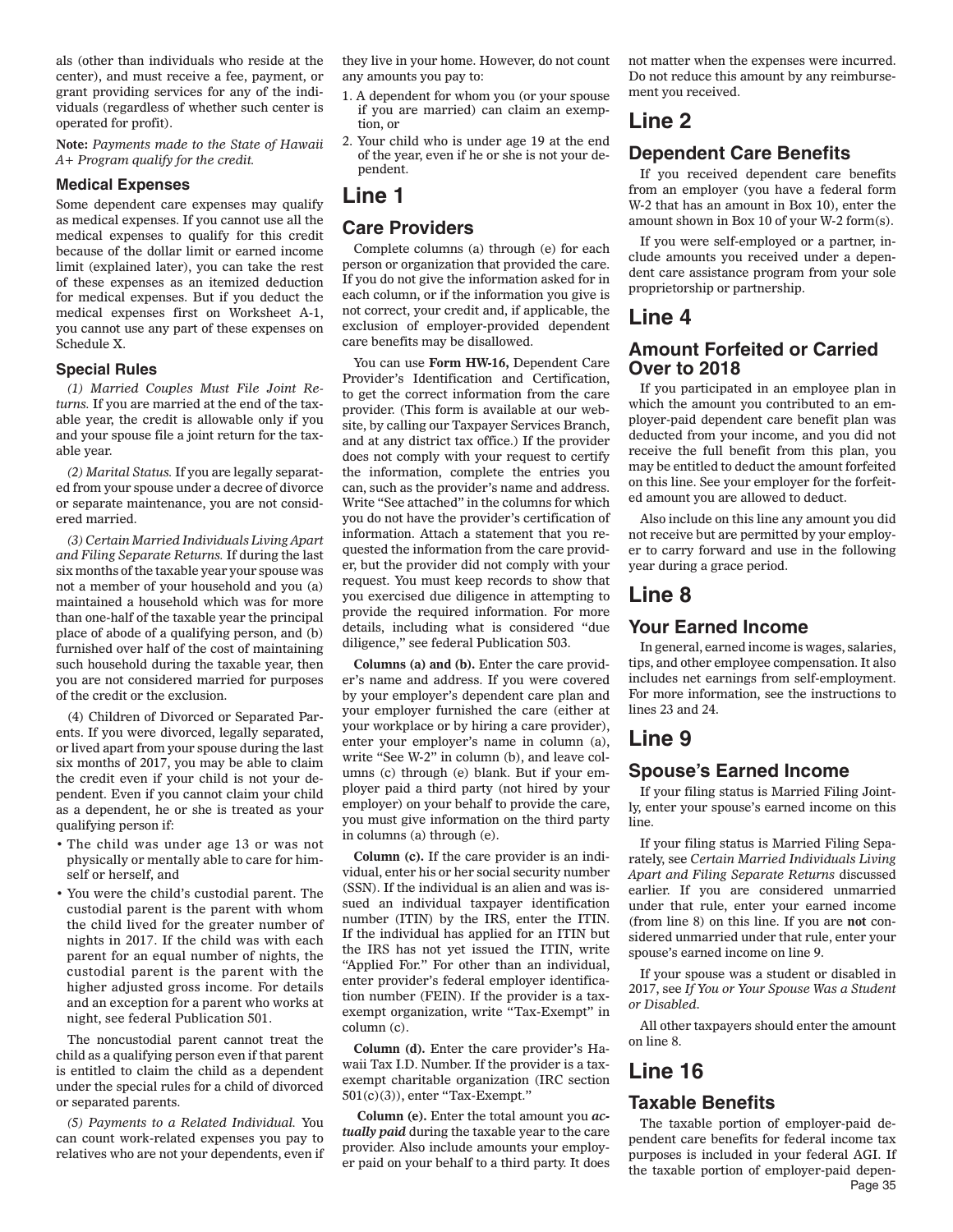als (other than individuals who reside at the center), and must receive a fee, payment, or grant providing services for any of the individuals (regardless of whether such center is operated for profit).

**Note:** *Payments made to the State of Hawaii A+ Program qualify for the credit.*

### Medical Expenses

Some dependent care expenses may qualify as medical expenses. If you cannot use all the medical expenses to qualify for this credit because of the dollar limit or earned income limit (explained later), you can take the rest of these expenses as an itemized deduction for medical expenses. But if you deduct the medical expenses first on Worksheet A-1, you cannot use any part of these expenses on Schedule X.

### Special Rules

*(1) Married Couples Must File Joint Returns.* If you are married at the end of the taxable year, the credit is allowable only if you and your spouse file a joint return for the taxable year.

*(2) Marital Status.* If you are legally separated from your spouse under a decree of divorce or separate maintenance, you are not considered married.

*(3) Certain Married Individuals Living Apart and Filing Separate Returns.* If during the last six months of the taxable year your spouse was not a member of your household and you (a) maintained a household which was for more than one-half of the taxable year the principal place of abode of a qualifying person, and (b) furnished over half of the cost of maintaining such household during the taxable year, then you are not considered married for purposes of the credit or the exclusion.

(4) Children of Divorced or Separated Parents. If you were divorced, legally separated, or lived apart from your spouse during the last six months of 2017, you may be able to claim the credit even if your child is not your dependent. Even if you cannot claim your child as a dependent, he or she is treated as your qualifying person if:

- The child was under age 13 or was not physically or mentally able to care for himself or herself, and
- You were the child's custodial parent. The custodial parent is the parent with whom the child lived for the greater number of nights in 2017. If the child was with each parent for an equal number of nights, the custodial parent is the parent with the higher adjusted gross income. For details and an exception for a parent who works at night, see federal Publication 501.

The noncustodial parent cannot treat the child as a qualifying person even if that parent is entitled to claim the child as a dependent under the special rules for a child of divorced or separated parents.

*(5) Payments to a Related Individual.* You can count work-related expenses you pay to relatives who are not your dependents, even if they live in your home. However, do not count any amounts you pay to:

1. A dependent for whom you (or your spouse if you are married) can claim an exemption, or
2. Your child who is under age 19 at the end of the year, even if he or she is not your dependent.

# Line 1

## Care Providers

Complete columns (a) through (e) for each person or organization that provided the care. If you do not give the information asked for in each column, or if the information you give is not correct, your credit and, if applicable, the exclusion of employer-provided dependent care benefits may be disallowed.

You can use **Form HW-16,** Dependent Care Provider's Identification and Certification, to get the correct information from the care provider. (This form is available at our website, by calling our Taxpayer Services Branch, and at any district tax office.) If the provider does not comply with your request to certify the information, complete the entries you can, such as the provider's name and address. Write "See attached" in the columns for which you do not have the provider's certification of information. Attach a statement that you requested the information from the care provider, but the provider did not comply with your request. You must keep records to show that you exercised due diligence in attempting to provide the required information. For more details, including what is considered "due diligence," see federal Publication 503.

**Columns (a) and (b).** Enter the care provider's name and address. If you were covered by your employer's dependent care plan and your employer furnished the care (either at your workplace or by hiring a care provider), enter your employer's name in column (a), write "See W-2" in column (b), and leave columns (c) through (e) blank. But if your employer paid a third party (not hired by your employer) on your behalf to provide the care, you must give information on the third party in columns (a) through (e).

**Column (c).** If the care provider is an individual, enter his or her social security number (SSN). If the individual is an alien and was issued an individual taxpayer identification number (ITIN) by the IRS, enter the ITIN. If the individual has applied for an ITIN but the IRS has not yet issued the ITIN, write "Applied For." For other than an individual, enter provider's federal employer identification number (FEIN). If the provider is a tax-exempt organization, write "Tax-Exempt" in column (c).

**Column (d).** Enter the care provider's Hawaii Tax I.D. Number. If the provider is a tax-exempt charitable organization (IRC section 501(c)(3)), enter "Tax-Exempt."

**Column (e).** Enter the total amount you ***actually paid*** during the taxable year to the care provider. Also include amounts your employer paid on your behalf to a third party. It does not matter when the expenses were incurred. Do not reduce this amount by any reimbursement you received.

# Line 2

## Dependent Care Benefits

If you received dependent care benefits from an employer (you have a federal form W-2 that has an amount in Box 10), enter the amount shown in Box 10 of your W-2 form(s).

If you were self-employed or a partner, include amounts you received under a dependent care assistance program from your sole proprietorship or partnership.

# Line 4

## Amount Forfeited or Carried Over to 2018

If you participated in an employee plan in which the amount you contributed to an employer-paid dependent care benefit plan was deducted from your income, and you did not receive the full benefit from this plan, you may be entitled to deduct the amount forfeited on this line. See your employer for the forfeited amount you are allowed to deduct.

Also include on this line any amount you did not receive but are permitted by your employer to carry forward and use in the following year during a grace period.

# Line 8

## Your Earned Income

In general, earned income is wages, salaries, tips, and other employee compensation. It also includes net earnings from self-employment. For more information, see the instructions to lines 23 and 24.

# Line 9

## Spouse's Earned Income

If your filing status is Married Filing Jointly, enter your spouse's earned income on this line.

If your filing status is Married Filing Separately, see *Certain Married Individuals Living Apart and Filing Separate Returns* discussed earlier. If you are considered unmarried under that rule, enter your earned income (from line 8) on this line. If you are **not** considered unmarried under that rule, enter your spouse's earned income on line 9.

If your spouse was a student or disabled in 2017, see *If You or Your Spouse Was a Student or Disabled*.

All other taxpayers should enter the amount on line 8.

# Line 16

## Taxable Benefits

The taxable portion of employer-paid dependent care benefits for federal income tax purposes is included in your federal AGI. If the taxable portion of employer-paid depen-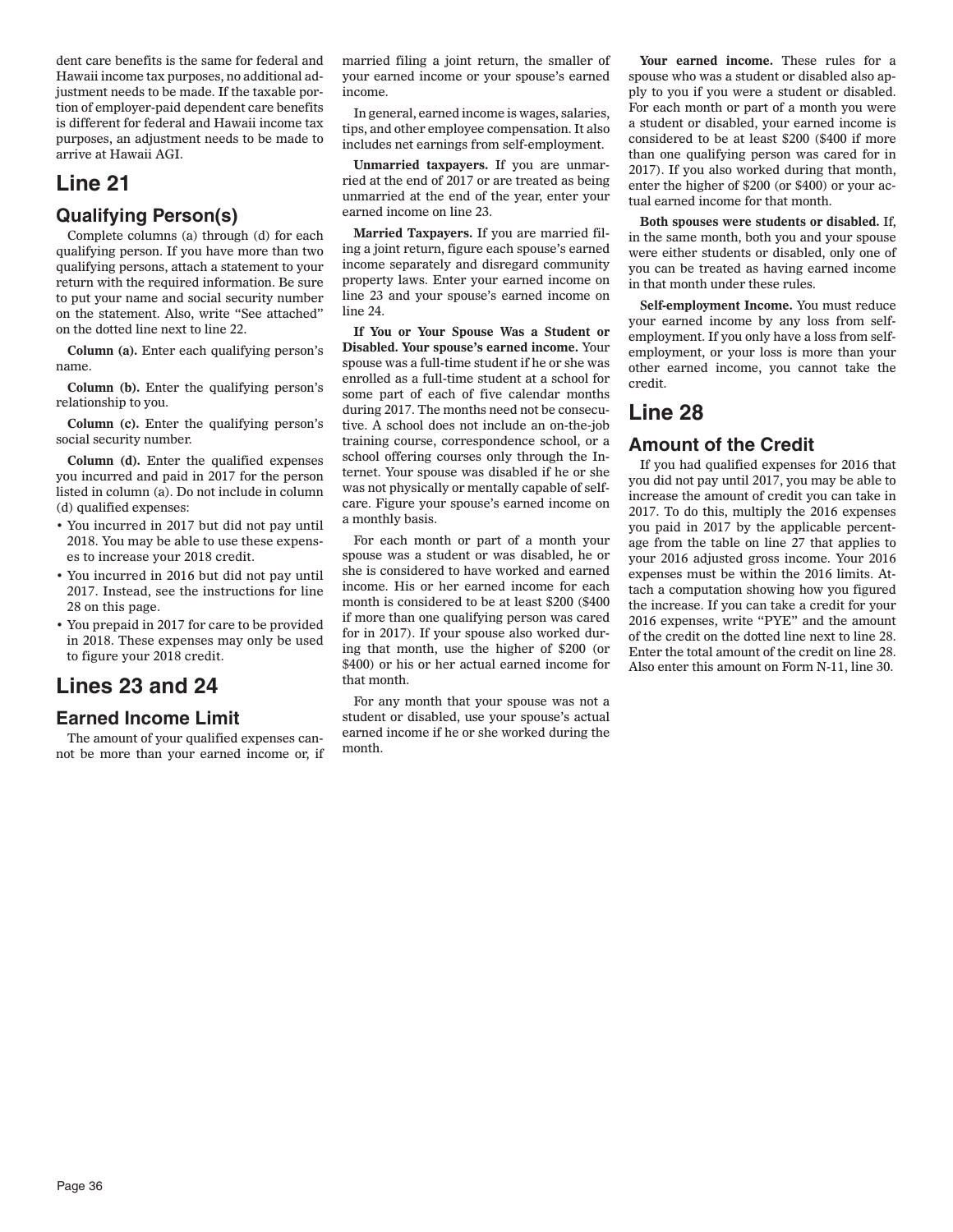dent care benefits is the same for federal and Hawaii income tax purposes, no additional adjustment needs to be made. If the taxable portion of employer-paid dependent care benefits is different for federal and Hawaii income tax purposes, an adjustment needs to be made to arrive at Hawaii AGI.

# Line 21

## Qualifying Person(s)

Complete columns (a) through (d) for each qualifying person. If you have more than two qualifying persons, attach a statement to your return with the required information. Be sure to put your name and social security number on the statement. Also, write "See attached" on the dotted line next to line 22.

**Column (a).** Enter each qualifying person's name.

**Column (b).** Enter the qualifying person's relationship to you.

**Column (c).** Enter the qualifying person's social security number.

**Column (d).** Enter the qualified expenses you incurred and paid in 2017 for the person listed in column (a). Do not include in column (d) qualified expenses:

- You incurred in 2017 but did not pay until 2018. You may be able to use these expenses to increase your 2018 credit.
- You incurred in 2016 but did not pay until 2017. Instead, see the instructions for line 28 on this page.
- You prepaid in 2017 for care to be provided in 2018. These expenses may only be used to figure your 2018 credit.

# Lines 23 and 24

## Earned Income Limit

The amount of your qualified expenses cannot be more than your earned income or, if married filing a joint return, the smaller of your earned income or your spouse's earned income.

In general, earned income is wages, salaries, tips, and other employee compensation. It also includes net earnings from self-employment.

**Unmarried taxpayers.** If you are unmarried at the end of 2017 or are treated as being unmarried at the end of the year, enter your earned income on line 23.

**Married Taxpayers.** If you are married filing a joint return, figure each spouse's earned income separately and disregard community property laws. Enter your earned income on line 23 and your spouse's earned income on line 24.

**If You or Your Spouse Was a Student or Disabled. Your spouse's earned income.** Your spouse was a full-time student if he or she was enrolled as a full-time student at a school for some part of each of five calendar months during 2017. The months need not be consecutive. A school does not include an on-the-job training course, correspondence school, or a school offering courses only through the Internet. Your spouse was disabled if he or she was not physically or mentally capable of self-care. Figure your spouse's earned income on a monthly basis.

For each month or part of a month your spouse was a student or was disabled, he or she is considered to have worked and earned income. His or her earned income for each month is considered to be at least $200 ($400 if more than one qualifying person was cared for in 2017). If your spouse also worked during that month, use the higher of $200 (or $400) or his or her actual earned income for that month.

For any month that your spouse was not a student or disabled, use your spouse's actual earned income if he or she worked during the month.

**Your earned income.** These rules for a spouse who was a student or disabled also apply to you if you were a student or disabled. For each month or part of a month you were a student or disabled, your earned income is considered to be at least $200 ($400 if more than one qualifying person was cared for in 2017). If you also worked during that month, enter the higher of $200 (or $400) or your actual earned income for that month.

**Both spouses were students or disabled.** If, in the same month, both you and your spouse were either students or disabled, only one of you can be treated as having earned income in that month under these rules.

**Self-employment Income.** You must reduce your earned income by any loss from self-employment. If you only have a loss from self-employment, or your loss is more than your other earned income, you cannot take the credit.

# Line 28

## Amount of the Credit

If you had qualified expenses for 2016 that you did not pay until 2017, you may be able to increase the amount of credit you can take in 2017. To do this, multiply the 2016 expenses you paid in 2017 by the applicable percentage from the table on line 27 that applies to your 2016 adjusted gross income. Your 2016 expenses must be within the 2016 limits. Attach a computation showing how you figured the increase. If you can take a credit for your 2016 expenses, write "PYE" and the amount of the credit on the dotted line next to line 28. Enter the total amount of the credit on line 28. Also enter this amount on Form N-11, line 30.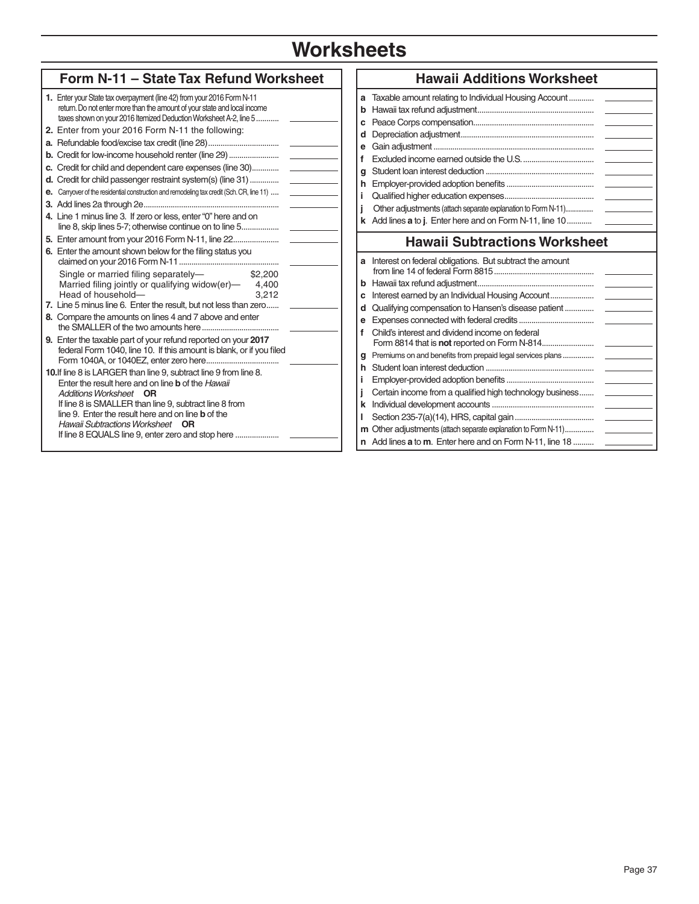# Worksheets

## Form N-11 – State Tax Refund Worksheet

**1.** Enter your State tax overpayment (line 42) from your 2016 Form N-11 return. Do not enter more than the amount of your state and local income taxes shown on your 2016 Itemized Deduction Worksheet A-2, line 5 ........... ______

**2.** Enter from your 2016 Form N-11 the following:

**a.** Refundable food/excise tax credit (line 28) ................................. ______

**b.** Credit for low-income household renter (line 29) ........................ ______

**c.** Credit for child and dependent care expenses (line 30) ............. ______

**d.** Credit for child passenger restraint system(s) (line 31) .............. ______

**e.** Carryover of the residential construction and remodeling tax credit (Sch. CR, line 11) .... ______

**3.** Add lines 2a through 2e................................................................ ______

**4.** Line 1 minus line 3. If zero or less, enter "0" here and on line 8, skip lines 5-7; otherwise continue on to line 5.................. ______

**5.** Enter amount from your 2016 Form N-11, line 22...................... ______

**6.** Enter the amount shown below for the filing status you claimed on your 2016 Form N-11 ............................................... ______

| Filing status | Amount |
|---|---|
| Single or married filing separately— | $2,200 |
| Married filing jointly or qualifying widow(er)— | 4,400 |
| Head of household— | 3,212 |

**7.** Line 5 minus line 6. Enter the result, but not less than zero...... ______

**8.** Compare the amounts on lines 4 and 7 above and enter the SMALLER of the two amounts here ..................................... ______

**9.** Enter the taxable part of your refund reported on your **2017** federal Form 1040, line 10. If this amount is blank, or if you filed Form 1040A, or 1040EZ, enter zero here................................... ______

**10.** If line 8 is LARGER than line 9, subtract line 9 from line 8. Enter the result here and on line **b** of the *Hawaii Additions Worksheet* **OR**
If line 8 is SMALLER than line 9, subtract line 8 from line 9. Enter the result here and on line **b** of the *Hawaii Subtractions Worksheet* **OR**
If line 8 EQUALS line 9, enter zero and stop here ..................... ______

## Hawaii Additions Worksheet

**a** Taxable amount relating to Individual Housing Account ............ ______

**b** Hawaii tax refund adjustment....................................................... ______

**c** Peace Corps compensation......................................................... ______

**d** Depreciation adjustment............................................................... ______

**e** Gain adjustment ........................................................................... ______

**f** Excluded income earned outside the U.S. .................................. ______

**g** Student loan interest deduction ................................................... ______

**h** Employer-provided adoption benefits .......................................... ______

**i** Qualified higher education expenses........................................... ______

**j** Other adjustments (attach separate explanation to Form N-11)................ ______

**k** Add lines **a** to **j**. Enter here and on Form N-11, line 10............ ______

## Hawaii Subtractions Worksheet

**a** Interest on federal obligations. But subtract the amount from line 14 of federal Form 8815 ............................................... ______

**b** Hawaii tax refund adjustment....................................................... ______

**c** Interest earned by an Individual Housing Account..................... ______

**d** Qualifying compensation to Hansen's disease patient .............. ______

**e** Expenses connected with federal credits ................................... ______

**f** Child's interest and dividend income on federal Form 8814 that is **not** reported on Form N-814......................... ______

**g** Premiums on and benefits from prepaid legal services plans ............... ______

**h** Student loan interest deduction ................................................... ______

**i** Employer-provided adoption benefits .......................................... ______

**j** Certain income from a qualified high technology business....... ______

**k** Individual development accounts ................................................ ______

**l** Section 235-7(a)(14), HRS, capital gain ...................................... ______

**m** Other adjustments (attach separate explanation to Form N-11).............. ______

**n** Add lines **a** to **m**. Enter here and on Form N-11, line 18 .......... ______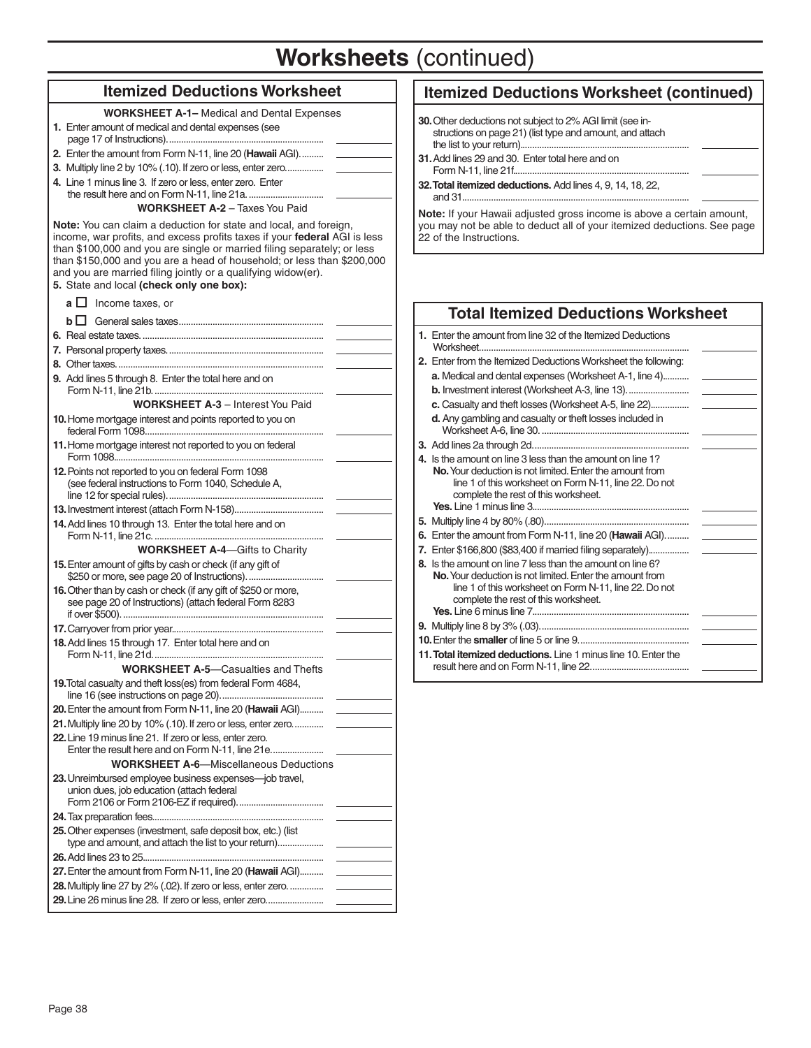# Worksheets (continued)

## Itemized Deductions Worksheet

### WORKSHEET A-1– Medical and Dental Expenses

1. Enter amount of medical and dental expenses (see page 17 of Instructions)................................................................ \_\_\_\_\_\_\_\_\_\_
2. Enter the amount from Form N-11, line 20 (**Hawaii** AGI).......... \_\_\_\_\_\_\_\_\_\_
3. Multiply line 2 by 10% (.10). If zero or less, enter zero................ \_\_\_\_\_\_\_\_\_\_
4. Line 1 minus line 3. If zero or less, enter zero. Enter the result here and on Form N-11, line 21a. ............................... \_\_\_\_\_\_\_\_\_\_

### WORKSHEET A-2 – Taxes You Paid

**Note:** You can claim a deduction for state and local, and foreign, income, war profits, and excess profits taxes if your **federal** AGI is less than \$100,000 and you are single or married filing separately; or less than \$150,000 and you are a head of household; or less than \$200,000 and you are married filing jointly or a qualifying widow(er).

5. State and local **(check only one box):**
   - **a** ☐ Income taxes, or
   - **b** ☐ General sales taxes........................................................... \_\_\_\_\_\_\_\_\_\_
6. Real estate taxes. ......................................................................... \_\_\_\_\_\_\_\_\_\_
7. Personal property taxes. ............................................................... \_\_\_\_\_\_\_\_\_\_
8. Other taxes. .................................................................................. \_\_\_\_\_\_\_\_\_\_
9. Add lines 5 through 8. Enter the total here and on Form N-11, line 21b. ..................................................................... \_\_\_\_\_\_\_\_\_\_

### WORKSHEET A-3 – Interest You Paid

10. Home mortgage interest and points reported to you on federal Form 1098......................................................................... \_\_\_\_\_\_\_\_\_\_
11. Home mortgage interest not reported to you on federal Form 1098...................................................................................... \_\_\_\_\_\_\_\_\_\_
12. Points not reported to you on federal Form 1098 (see federal instructions to Form 1040, Schedule A, line 12 for special rules). ............................................................... \_\_\_\_\_\_\_\_\_\_
13. Investment interest (attach Form N-158).................................... \_\_\_\_\_\_\_\_\_\_
14. Add lines 10 through 13. Enter the total here and on Form N-11, line 21c. ..................................................................... \_\_\_\_\_\_\_\_\_\_

### WORKSHEET A-4—Gifts to Charity

15. Enter amount of gifts by cash or check (if any gift of \$250 or more, see page 20 of Instructions). .............................. \_\_\_\_\_\_\_\_\_\_
16. Other than by cash or check (if any gift of \$250 or more, see page 20 of Instructions) (attach federal Form 8283 if over \$500). .................................................................................. \_\_\_\_\_\_\_\_\_\_
17. Carryover from prior year.............................................................. \_\_\_\_\_\_\_\_\_\_
18. Add lines 15 through 17. Enter total here and on Form N-11, line 21d. ..................................................................... \_\_\_\_\_\_\_\_\_\_

### WORKSHEET A-5—Casualties and Thefts

19. Total casualty and theft loss(es) from federal Form 4684, line 16 (see instructions on page 20).......................................... \_\_\_\_\_\_\_\_\_\_
20. Enter the amount from Form N-11, line 20 (**Hawaii** AGI).......... \_\_\_\_\_\_\_\_\_\_
21. Multiply line 20 by 10% (.10). If zero or less, enter zero............ \_\_\_\_\_\_\_\_\_\_
22. Line 19 minus line 21. If zero or less, enter zero. Enter the result here and on Form N-11, line 21e..................... \_\_\_\_\_\_\_\_\_\_

### WORKSHEET A-6—Miscellaneous Deductions

23. Unreimbursed employee business expenses—job travel, union dues, job education (attach federal Form 2106 or Form 2106-EZ if required). .................................. \_\_\_\_\_\_\_\_\_\_
24. Tax preparation fees...................................................................... \_\_\_\_\_\_\_\_\_\_
25. Other expenses (investment, safe deposit box, etc.) (list type and amount, and attach the list to your return).................. \_\_\_\_\_\_\_\_\_\_
26. Add lines 23 to 25.......................................................................... \_\_\_\_\_\_\_\_\_\_
27. Enter the amount from Form N-11, line 20 (**Hawaii** AGI).......... \_\_\_\_\_\_\_\_\_\_
28. Multiply line 27 by 2% (.02). If zero or less, enter zero. ............. \_\_\_\_\_\_\_\_\_\_
29. Line 26 minus line 28. If zero or less, enter zero....................... \_\_\_\_\_\_\_\_\_\_

## Itemized Deductions Worksheet (continued)

30. Other deductions not subject to 2% AGI limit (see instructions on page 21) (list type and amount, and attach the list to your return)..................................................................... \_\_\_\_\_\_\_\_\_\_
31. Add lines 29 and 30. Enter total here and on Form N-11, line 21f........................................................................ \_\_\_\_\_\_\_\_\_\_
32. **Total itemized deductions.** Add lines 4, 9, 14, 18, 22, and 31............................................................................................ \_\_\_\_\_\_\_\_\_\_

**Note:** If your Hawaii adjusted gross income is above a certain amount, you may not be able to deduct all of your itemized deductions. See page 22 of the Instructions.

## Total Itemized Deductions Worksheet

1. Enter the amount from line 32 of the Itemized Deductions Worksheet....................................................................................... \_\_\_\_\_\_\_\_\_\_
2. Enter from the Itemized Deductions Worksheet the following:
   - **a.** Medical and dental expenses (Worksheet A-1, line 4)........... \_\_\_\_\_\_\_\_\_\_
   - **b.** Investment interest (Worksheet A-3, line 13).......................... \_\_\_\_\_\_\_\_\_\_
   - **c.** Casualty and theft losses (Worksheet A-5, line 22)................ \_\_\_\_\_\_\_\_\_\_
   - **d.** Any gambling and casualty or theft losses included in Worksheet A-6, line 30. ............................................................ \_\_\_\_\_\_\_\_\_\_
3. Add lines 2a through 2d................................................................ \_\_\_\_\_\_\_\_\_\_
4. Is the amount on line 3 less than the amount on line 1?
   **No.** Your deduction is not limited. Enter the amount from line 1 of this worksheet on Form N-11, line 22. Do not complete the rest of this worksheet.
   **Yes.** Line 1 minus line 3................................................................ \_\_\_\_\_\_\_\_\_\_
5. Multiply line 4 by 80% (.80)........................................................... \_\_\_\_\_\_\_\_\_\_
6. Enter the amount from Form N-11, line 20 (**Hawaii** AGI).......... \_\_\_\_\_\_\_\_\_\_
7. Enter \$166,800 (\$83,400 if married filing separately)................. \_\_\_\_\_\_\_\_\_\_
8. Is the amount on line 7 less than the amount on line 6?
   **No.** Your deduction is not limited. Enter the amount from line 1 of this worksheet on Form N-11, line 22. Do not complete the rest of this worksheet.
   **Yes.** Line 6 minus line 7................................................................ \_\_\_\_\_\_\_\_\_\_
9. Multiply line 8 by 3% (.03)............................................................. \_\_\_\_\_\_\_\_\_\_
10. Enter the **smaller** of line 5 or line 9............................................. \_\_\_\_\_\_\_\_\_\_
11. **Total itemized deductions.** Line 1 minus line 10. Enter the result here and on Form N-11, line 22......................................... \_\_\_\_\_\_\_\_\_\_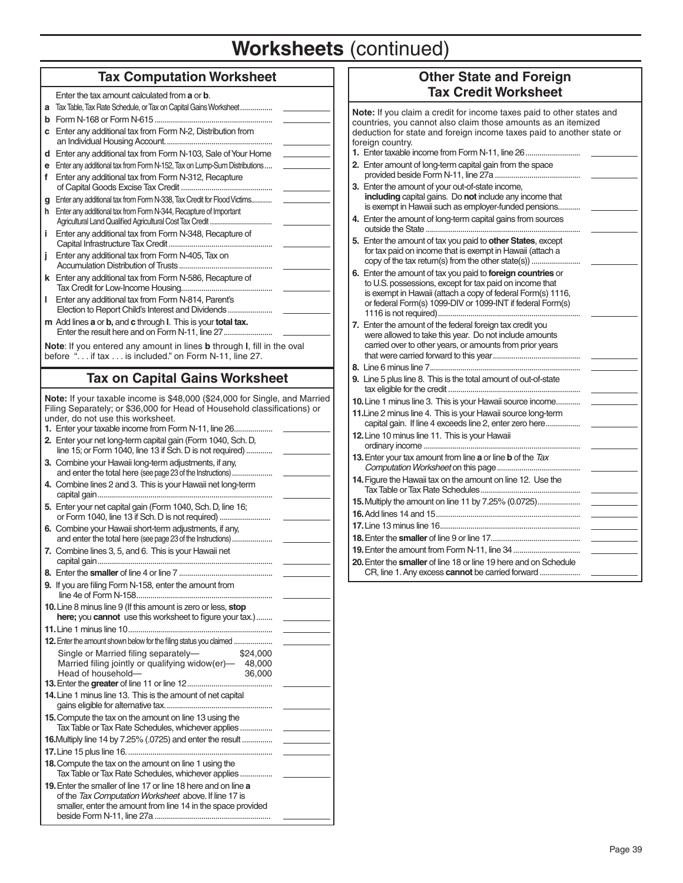# Worksheets (continued)

## Tax Computation Worksheet

Enter the tax amount calculated from **a** or **b**.

- **a** Tax Table, Tax Rate Schedule, or Tax on Capital Gains Worksheet................ \_\_\_\_\_\_\_\_
- **b** Form N-168 or Form N-615 .......................................................... \_\_\_\_\_\_\_\_
- **c** Enter any additional tax from Form N-2, Distribution from an Individual Housing Account.................................................... \_\_\_\_\_\_\_\_
- **d** Enter any additional tax from Form N-103, Sale of Your Home \_\_\_\_\_\_\_\_
- **e** Enter any additional tax from Form N-152, Tax on Lump-Sum Distributions .... \_\_\_\_\_\_\_\_
- **f** Enter any additional tax from Form N-312, Recapture of Capital Goods Excise Tax Credit ............................................ \_\_\_\_\_\_\_\_
- **g** Enter any additional tax from Form N-338, Tax Credit for Flood Victims............ \_\_\_\_\_\_\_\_
- **h** Enter any additional tax from Form N-344, Recapture of Important Agricultural Land Qualified Agricultural Cost Tax Credit ...................................... \_\_\_\_\_\_\_\_
- **i** Enter any additional tax from Form N-348, Recapture of Capital Infrastructure Tax Credit ................................................... \_\_\_\_\_\_\_\_
- **j** Enter any additional tax from Form N-405, Tax on Accumulation Distribution of Trusts ............................................. \_\_\_\_\_\_\_\_
- **k** Enter any additional tax from Form N-586, Recapture of Tax Credit for Low-Income Housing............................................ \_\_\_\_\_\_\_\_
- **l** Enter any additional tax from Form N-814, Parent's Election to Report Child's Interest and Dividends ..................... \_\_\_\_\_\_\_\_
- **m** Add lines **a** or **b,** and **c** through **l**. This is your **total tax.** Enter the result here and on Form N-11, line 27........................ \_\_\_\_\_\_\_\_

**Note**: If you entered any amount in lines **b** through **l**, fill in the oval before ". . . if tax . . . is included." on Form N-11, line 27.

## Tax on Capital Gains Worksheet

**Note:** If your taxable income is $48,000 ($24,000 for Single, and Married Filing Separately; or $36,000 for Head of Household classifications) or under, do not use this worksheet.

1. Enter your taxable income from Form N-11, line 26.................. \_\_\_\_\_\_\_\_
2. Enter your net long-term capital gain (Form 1040, Sch. D, line 15; or Form 1040, line 13 if Sch. D is not required) ............ \_\_\_\_\_\_\_\_
3. Combine your Hawaii long-term adjustments, if any, and enter the total here (see page 23 of the Instructions).................... \_\_\_\_\_\_\_\_
4. Combine lines 2 and 3. This is your Hawaii net long-term capital gain..................................................................... \_\_\_\_\_\_\_\_
5. Enter your net capital gain (Form 1040, Sch. D, line 16; or Form 1040, line 13 if Sch. D is not required) ......................... \_\_\_\_\_\_\_\_
6. Combine your Hawaii short-term adjustments, if any, and enter the total here (see page 23 of the Instructions).................... \_\_\_\_\_\_\_\_
7. Combine lines 3, 5, and 6. This is your Hawaii net capital gain..................................................................... \_\_\_\_\_\_\_\_
8. Enter the **smaller** of line 4 or line 7 ............................................. \_\_\_\_\_\_\_\_
9. If you are filing Form N-158, enter the amount from line 4e of Form N-158.................................................................. \_\_\_\_\_\_\_\_
10. Line 8 minus line 9 (If this amount is zero or less, **stop here;** you **cannot** use this worksheet to figure your tax.)........ \_\_\_\_\_\_\_\_
11. Line 1 minus line 10....................................................................... \_\_\_\_\_\_\_\_
12. Enter the amount shown below for the filing status you claimed ................... \_\_\_\_\_\_\_\_
    - Single or Married filing separately— $24,000
    - Married filing jointly or qualifying widow(er)— 48,000
    - Head of household— 36,000
13. Enter the **greater** of line 11 or line 12......................................... \_\_\_\_\_\_\_\_
14. Line 1 minus line 13. This is the amount of net capital gains eligible for alternative tax.................................................... \_\_\_\_\_\_\_\_
15. Compute the tax on the amount on line 13 using the Tax Table or Tax Rate Schedules, whichever applies ................ \_\_\_\_\_\_\_\_
16. Multiply line 14 by 7.25% (.0725) and enter the result .............. \_\_\_\_\_\_\_\_
17. Line 15 plus line 16. ...................................................................... \_\_\_\_\_\_\_\_
18. Compute the tax on the amount on line 1 using the Tax Table or Tax Rate Schedules, whichever applies ................ \_\_\_\_\_\_\_\_
19. Enter the smaller of line 17 or line 18 here and on line **a** of the *Tax Computation Worksheet* above. If line 17 is smaller, enter the amount from line 14 in the space provided beside Form N-11, line 27a ........................................................ \_\_\_\_\_\_\_\_

## Other State and Foreign Tax Credit Worksheet

**Note:** If you claim a credit for income taxes paid to other states and countries, you cannot also claim those amounts as an itemized deduction for state and foreign income taxes paid to another state or foreign country.

1. Enter taxable income from Form N-11, line 26........................... \_\_\_\_\_\_\_\_
2. Enter amount of long-term capital gain from the space provided beside Form N-11, line 27a .......................................... \_\_\_\_\_\_\_\_
3. Enter the amount of your out-of-state income, **including** capital gains. Do **not** include any income that is exempt in Hawaii such as employer-funded pensions.......... \_\_\_\_\_\_\_\_
4. Enter the amount of long-term capital gains from sources outside the State ........................................................................... \_\_\_\_\_\_\_\_
5. Enter the amount of tax you paid to **other States**, except for tax paid on income that is exempt in Hawaii (attach a copy of the tax return(s) from the other state(s)) ........................ \_\_\_\_\_\_\_\_
6. Enter the amount of tax you paid to **foreign countries** or to U.S. possessions, except for tax paid on income that is exempt in Hawaii (attach a copy of federal Form(s) 1116, or federal Form(s) 1099-DIV or 1099-INT if federal Form(s) 1116 is not required)..................................................................... \_\_\_\_\_\_\_\_
7. Enter the amount of the federal foreign tax credit you were allowed to take this year. Do not include amounts carried over to other years, or amounts from prior years that were carried forward to this year.......................................... \_\_\_\_\_\_\_\_
8. Line 6 minus line 7.......................................................................... \_\_\_\_\_\_\_\_
9. Line 5 plus line 8. This is the total amount of out-of-state tax eligible for the credit ................................................................ \_\_\_\_\_\_\_\_
10. Line 1 minus line 3. This is your Hawaii source income............ \_\_\_\_\_\_\_\_
11. Line 2 minus line 4. This is your Hawaii source long-term capital gain. If line 4 exceeds line 2, enter zero here................. \_\_\_\_\_\_\_\_
12. Line 10 minus line 11. This is your Hawaii ordinary income ............................................................................ \_\_\_\_\_\_\_\_
13. Enter your tax amount from line **a** or line **b** of the *Tax Computation Worksheet* on this page......................................... \_\_\_\_\_\_\_\_
14. Figure the Hawaii tax on the amount on line 12. Use the Tax Table or Tax Rate Schedules ................................................ \_\_\_\_\_\_\_\_
15. Multiply the amount on line 11 by 7.25% (0.0725)..................... \_\_\_\_\_\_\_\_
16. Add lines 14 and 15....................................................................... \_\_\_\_\_\_\_\_
17. Line 13 minus line 16..................................................................... \_\_\_\_\_\_\_\_
18. Enter the **smaller** of line 9 or line 17........................................... \_\_\_\_\_\_\_\_
19. Enter the amount from Form N-11, line 34 ................................. \_\_\_\_\_\_\_\_
20. Enter the **smaller** of line 18 or line 19 here and on Schedule CR, line 1. Any excess **cannot** be carried forward .................... \_\_\_\_\_\_\_\_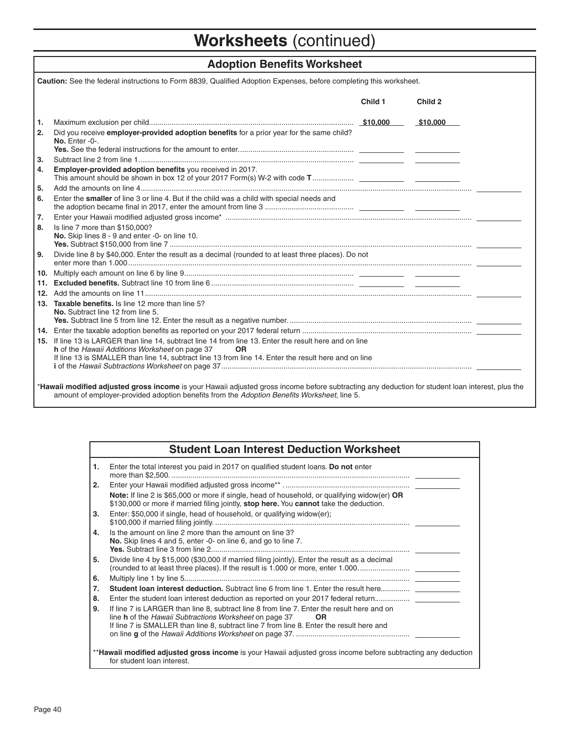# Worksheets (continued)

## Adoption Benefits Worksheet

**Caution:** See the federal instructions to Form 8839, Qualified Adoption Expenses, before completing this worksheet.

| | | Child 1 | Child 2 | |
|---|---|---|---|---|
| **1.** | Maximum exclusion per child | $10,000 | $10,000 | |
| **2.** | Did you receive **employer-provided adoption benefits** for a prior year for the same child? **No.** Enter -0-. **Yes.** See the federal instructions for the amount to enter | | | |
| **3.** | Subtract line 2 from line 1 | | | |
| **4.** | **Employer-provided adoption benefits** you received in 2017. This amount should be shown in box 12 of your 2017 Form(s) W-2 with code **T** | | | |
| **5.** | Add the amounts on line 4 | | | |
| **6.** | Enter the **smaller** of line 3 or line 4. But if the child was a child with special needs and the adoption became final in 2017, enter the amount from line 3 | | | |
| **7.** | Enter your Hawaii modified adjusted gross income* | | | |
| **8.** | Is line 7 more than $150,000? **No.** Skip lines 8 - 9 and enter -0- on line 10. **Yes.** Subtract $150,000 from line 7 | | | |
| **9.** | Divide line 8 by $40,000. Enter the result as a decimal (rounded to at least three places). Do not enter more than 1.000 | | | |
| **10.** | Multiply each amount on line 6 by line 9 | | | |
| **11.** | **Excluded benefits.** Subtract line 10 from line 6 | | | |
| **12.** | Add the amounts on line 11 | | | |
| **13.** | **Taxable benefits.** Is line 12 more than line 5? **No.** Subtract line 12 from line 5. **Yes.** Subtract line 5 from line 12. Enter the result as a negative number. | | | |
| **14.** | Enter the taxable adoption benefits as reported on your 2017 federal return | | | |
| **15.** | If line 13 is LARGER than line 14, subtract line 14 from line 13. Enter the result here and on line **h** of the *Hawaii Additions Worksheet* on page 37 **OR** If line 13 is SMALLER than line 14, subtract line 13 from line 14. Enter the result here and on line **i** of the *Hawaii Subtractions Worksheet* on page 37 | | | |

\***Hawaii modified adjusted gross income** is your Hawaii adjusted gross income before subtracting any deduction for student loan interest, plus the amount of employer-provided adoption benefits from the *Adoption Benefits Worksheet*, line 5.

## Student Loan Interest Deduction Worksheet

| | | |
|---|---|---|
| **1.** | Enter the total interest you paid in 2017 on qualified student loans. **Do not** enter more than $2,500. | |
| **2.** | Enter your Hawaii modified adjusted gross income** | |
| | **Note:** If line 2 is $65,000 or more if single, head of household, or qualifying widow(er) **OR** $130,000 or more if married filing jointly, **stop here.** You **cannot** take the deduction. | |
| **3.** | Enter: $50,000 if single, head of household, or qualifying widow(er); $100,000 if married filing jointly. | |
| **4.** | Is the amount on line 2 more than the amount on line 3? **No.** Skip lines 4 and 5, enter -0- on line 6, and go to line 7. **Yes.** Subtract line 3 from line 2 | |
| **5.** | Divide line 4 by $15,000 ($30,000 if married filing jointly). Enter the result as a decimal (rounded to at least three places). If the result is 1.000 or more, enter 1.000. | |
| **6.** | Multiply line 1 by line 5 | |
| **7.** | **Student loan interest deduction.** Subtract line 6 from line 1. Enter the result here | |
| **8.** | Enter the student loan interest deduction as reported on your 2017 federal return | |
| **9.** | If line 7 is LARGER than line 8, subtract line 8 from line 7. Enter the result here and on line **h** of the *Hawaii Subtractions Worksheet* on page 37 **OR** If line 7 is SMALLER than line 8, subtract line 7 from line 8. Enter the result here and on line **g** of the *Hawaii Additions Worksheet* on page 37. | |

\*\***Hawaii modified adjusted gross income** is your Hawaii adjusted gross income before subtracting any deduction for student loan interest.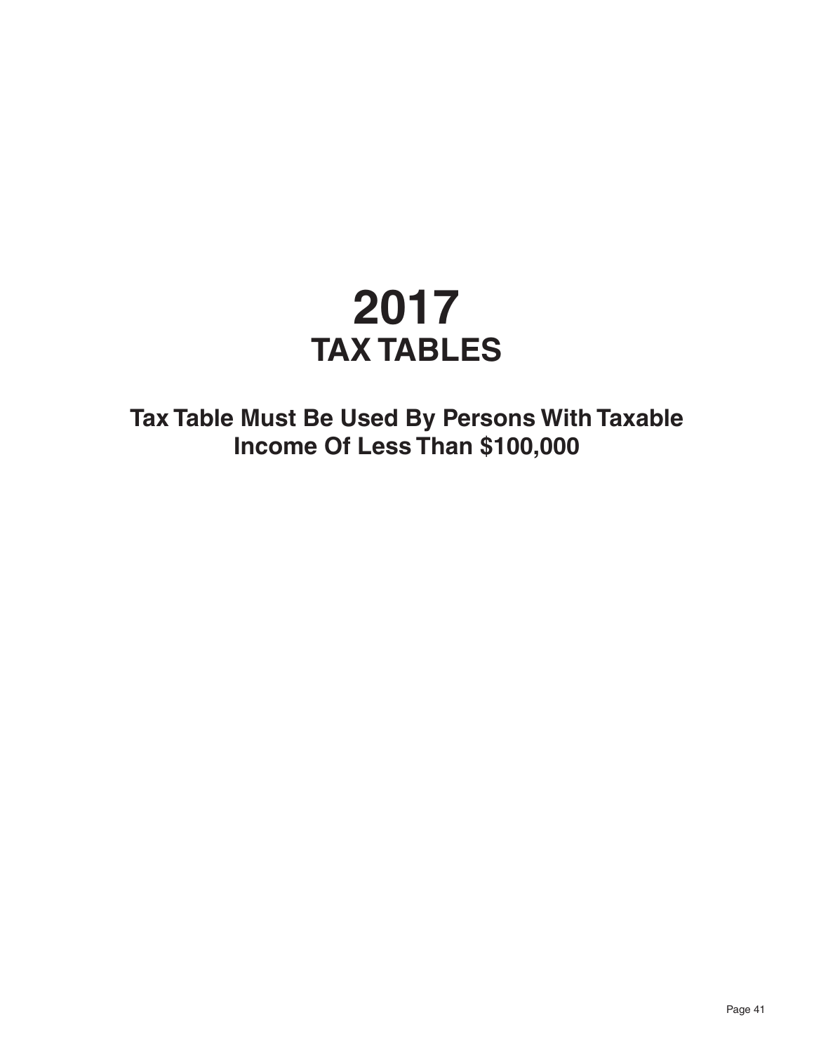# 2017
# TAX TABLES

## Tax Table Must Be Used By Persons With Taxable Income Of Less Than $100,000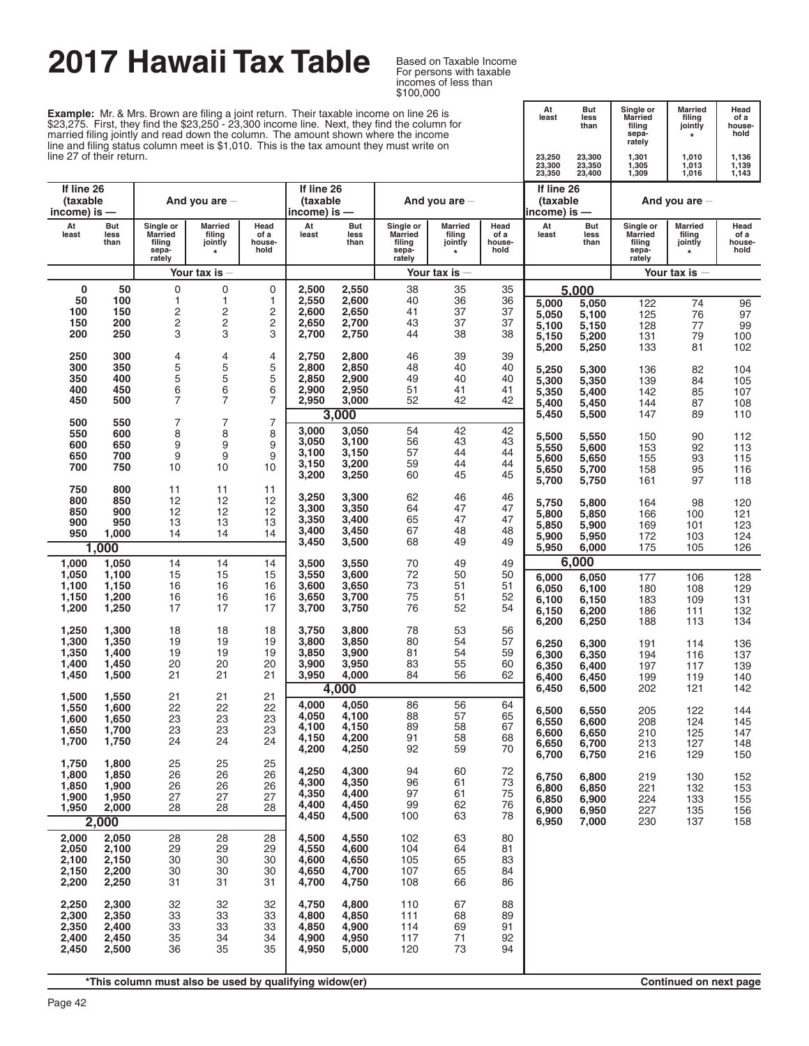# 2017 Hawaii Tax Table

Based on Taxable Income
For persons with taxable incomes of less than $100,000

**Example:** Mr. & Mrs. Brown are filing a joint return. Their taxable income on line 26 is $23,275. First, they find the $23,250 - 23,300 income line. Next, they find the column for married filing jointly and read down the column. The amount shown where the income line and filing status column meet is $1,010. This is the tax amount they must write on line 27 of their return.

| At least | But less than | Single or Married filing separately | Married filing jointly * | Head of a household |
|---|---|---|---|---|
| 23,250 | 23,300 | 1,301 | 1,010 | 1,136 |
| 23,300 | 23,350 | 1,305 | 1,013 | 1,139 |
| 23,350 | 23,400 | 1,309 | 1,016 | 1,143 |

| If line 26 (taxable income) is — | | And you are — | | |
|---|---|---|---|---|
| At least | But less than | Single or Married filing separately | Married filing jointly * | Head of a household |
| | | Your tax is — | | |
| 0 | 50 | 0 | 0 | 0 |
| 50 | 100 | 1 | 1 | 1 |
| 100 | 150 | 2 | 2 | 2 |
| 150 | 200 | 2 | 2 | 2 |
| 200 | 250 | 3 | 3 | 3 |
| 250 | 300 | 4 | 4 | 4 |
| 300 | 350 | 5 | 5 | 5 |
| 350 | 400 | 5 | 5 | 5 |
| 400 | 450 | 6 | 6 | 6 |
| 450 | 500 | 7 | 7 | 7 |
| 500 | 550 | 7 | 7 | 7 |
| 550 | 600 | 8 | 8 | 8 |
| 600 | 650 | 9 | 9 | 9 |
| 650 | 700 | 9 | 9 | 9 |
| 700 | 750 | 10 | 10 | 10 |
| 750 | 800 | 11 | 11 | 11 |
| 800 | 850 | 12 | 12 | 12 |
| 850 | 900 | 12 | 12 | 12 |
| 900 | 950 | 13 | 13 | 13 |
| 950 | 1,000 | 14 | 14 | 14 |
| **1,000** | | | | |
| 1,000 | 1,050 | 14 | 14 | 14 |
| 1,050 | 1,100 | 15 | 15 | 15 |
| 1,100 | 1,150 | 16 | 16 | 16 |
| 1,150 | 1,200 | 16 | 16 | 16 |
| 1,200 | 1,250 | 17 | 17 | 17 |
| 1,250 | 1,300 | 18 | 18 | 18 |
| 1,300 | 1,350 | 19 | 19 | 19 |
| 1,350 | 1,400 | 19 | 19 | 19 |
| 1,400 | 1,450 | 20 | 20 | 20 |
| 1,450 | 1,500 | 21 | 21 | 21 |
| 1,500 | 1,550 | 21 | 21 | 21 |
| 1,550 | 1,600 | 22 | 22 | 22 |
| 1,600 | 1,650 | 23 | 23 | 23 |
| 1,650 | 1,700 | 23 | 23 | 23 |
| 1,700 | 1,750 | 24 | 24 | 24 |
| 1,750 | 1,800 | 25 | 25 | 25 |
| 1,800 | 1,850 | 26 | 26 | 26 |
| 1,850 | 1,900 | 26 | 26 | 26 |
| 1,900 | 1,950 | 27 | 27 | 27 |
| 1,950 | 2,000 | 28 | 28 | 28 |
| **2,000** | | | | |
| 2,000 | 2,050 | 28 | 28 | 28 |
| 2,050 | 2,100 | 29 | 29 | 29 |
| 2,100 | 2,150 | 30 | 30 | 30 |
| 2,150 | 2,200 | 30 | 30 | 30 |
| 2,200 | 2,250 | 31 | 31 | 31 |
| 2,250 | 2,300 | 32 | 32 | 32 |
| 2,300 | 2,350 | 33 | 33 | 33 |
| 2,350 | 2,400 | 33 | 33 | 33 |
| 2,400 | 2,450 | 35 | 34 | 34 |
| 2,450 | 2,500 | 36 | 35 | 35 |
| 2,500 | 2,550 | 38 | 35 | 35 |
| 2,550 | 2,600 | 40 | 36 | 36 |
| 2,600 | 2,650 | 41 | 37 | 37 |
| 2,650 | 2,700 | 43 | 37 | 37 |
| 2,700 | 2,750 | 44 | 38 | 38 |
| 2,750 | 2,800 | 46 | 39 | 39 |
| 2,800 | 2,850 | 48 | 40 | 40 |
| 2,850 | 2,900 | 49 | 40 | 40 |
| 2,900 | 2,950 | 51 | 41 | 41 |
| 2,950 | 3,000 | 52 | 42 | 42 |
| **3,000** | | | | |
| 3,000 | 3,050 | 54 | 42 | 42 |
| 3,050 | 3,100 | 56 | 43 | 43 |
| 3,100 | 3,150 | 57 | 44 | 44 |
| 3,150 | 3,200 | 59 | 44 | 44 |
| 3,200 | 3,250 | 60 | 45 | 45 |
| 3,250 | 3,300 | 62 | 46 | 46 |
| 3,300 | 3,350 | 64 | 47 | 47 |
| 3,350 | 3,400 | 65 | 47 | 47 |
| 3,400 | 3,450 | 67 | 48 | 48 |
| 3,450 | 3,500 | 68 | 49 | 49 |
| 3,500 | 3,550 | 70 | 49 | 49 |
| 3,550 | 3,600 | 72 | 50 | 50 |
| 3,600 | 3,650 | 73 | 51 | 51 |
| 3,650 | 3,700 | 75 | 51 | 52 |
| 3,700 | 3,750 | 76 | 52 | 54 |
| 3,750 | 3,800 | 78 | 53 | 56 |
| 3,800 | 3,850 | 80 | 54 | 57 |
| 3,850 | 3,900 | 81 | 54 | 59 |
| 3,900 | 3,950 | 83 | 55 | 60 |
| 3,950 | 4,000 | 84 | 56 | 62 |
| **4,000** | | | | |
| 4,000 | 4,050 | 86 | 56 | 64 |
| 4,050 | 4,100 | 88 | 57 | 65 |
| 4,100 | 4,150 | 89 | 58 | 67 |
| 4,150 | 4,200 | 91 | 58 | 68 |
| 4,200 | 4,250 | 92 | 59 | 70 |
| 4,250 | 4,300 | 94 | 60 | 72 |
| 4,300 | 4,350 | 96 | 61 | 73 |
| 4,350 | 4,400 | 97 | 61 | 75 |
| 4,400 | 4,450 | 99 | 62 | 76 |
| 4,450 | 4,500 | 100 | 63 | 78 |
| 4,500 | 4,550 | 102 | 63 | 80 |
| 4,550 | 4,600 | 104 | 64 | 81 |
| 4,600 | 4,650 | 105 | 65 | 83 |
| 4,650 | 4,700 | 107 | 65 | 84 |
| 4,700 | 4,750 | 108 | 66 | 86 |
| 4,750 | 4,800 | 110 | 67 | 88 |
| 4,800 | 4,850 | 111 | 68 | 89 |
| 4,850 | 4,900 | 114 | 69 | 91 |
| 4,900 | 4,950 | 117 | 71 | 92 |
| 4,950 | 5,000 | 120 | 73 | 94 |
| **5,000** | | | | |
| 5,000 | 5,050 | 122 | 74 | 96 |
| 5,050 | 5,100 | 125 | 76 | 97 |
| 5,100 | 5,150 | 128 | 77 | 99 |
| 5,150 | 5,200 | 131 | 79 | 100 |
| 5,200 | 5,250 | 133 | 81 | 102 |
| 5,250 | 5,300 | 136 | 82 | 104 |
| 5,300 | 5,350 | 139 | 84 | 105 |
| 5,350 | 5,400 | 142 | 85 | 107 |
| 5,400 | 5,450 | 144 | 87 | 108 |
| 5,450 | 5,500 | 147 | 89 | 110 |
| 5,500 | 5,550 | 150 | 90 | 112 |
| 5,550 | 5,600 | 153 | 92 | 113 |
| 5,600 | 5,650 | 155 | 93 | 115 |
| 5,650 | 5,700 | 158 | 95 | 116 |
| 5,700 | 5,750 | 161 | 97 | 118 |
| 5,750 | 5,800 | 164 | 98 | 120 |
| 5,800 | 5,850 | 166 | 100 | 121 |
| 5,850 | 5,900 | 169 | 101 | 123 |
| 5,900 | 5,950 | 172 | 103 | 124 |
| 5,950 | 6,000 | 175 | 105 | 126 |
| **6,000** | | | | |
| 6,000 | 6,050 | 177 | 106 | 128 |
| 6,050 | 6,100 | 180 | 108 | 129 |
| 6,100 | 6,150 | 183 | 109 | 131 |
| 6,150 | 6,200 | 186 | 111 | 132 |
| 6,200 | 6,250 | 188 | 113 | 134 |
| 6,250 | 6,300 | 191 | 114 | 136 |
| 6,300 | 6,350 | 194 | 116 | 137 |
| 6,350 | 6,400 | 197 | 117 | 139 |
| 6,400 | 6,450 | 199 | 119 | 140 |
| 6,450 | 6,500 | 202 | 121 | 142 |
| 6,500 | 6,550 | 205 | 122 | 144 |
| 6,550 | 6,600 | 208 | 124 | 145 |
| 6,600 | 6,650 | 210 | 125 | 147 |
| 6,650 | 6,700 | 213 | 127 | 148 |
| 6,700 | 6,750 | 216 | 129 | 150 |
| 6,750 | 6,800 | 219 | 130 | 152 |
| 6,800 | 6,850 | 221 | 132 | 153 |
| 6,850 | 6,900 | 224 | 133 | 155 |
| 6,900 | 6,950 | 227 | 135 | 156 |
| 6,950 | 7,000 | 230 | 137 | 158 |

**\*This column must also be used by qualifying widow(er)**

**Continued on next page**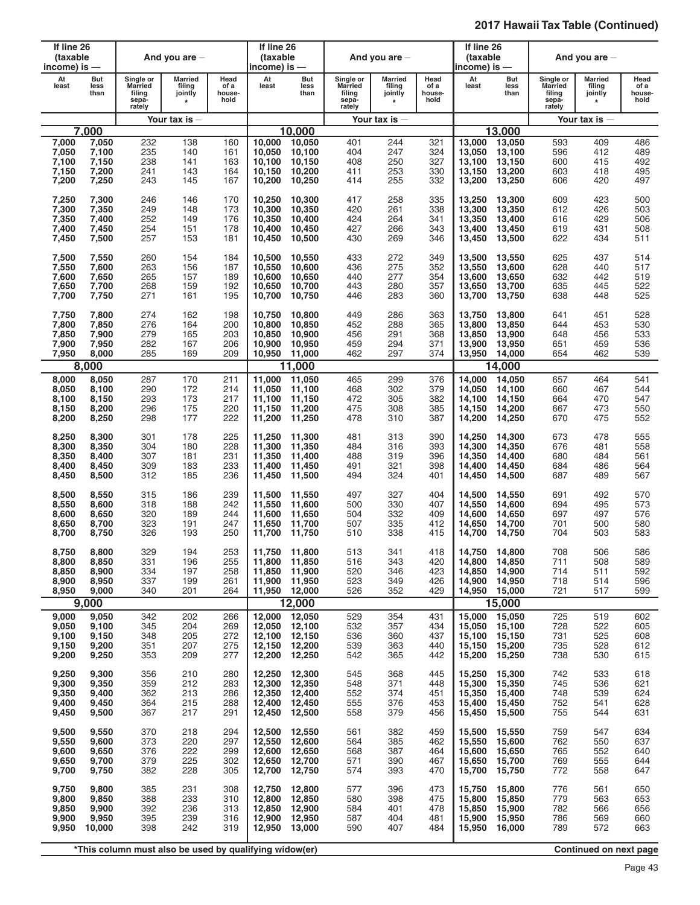## 2017 Hawaii Tax Table (Continued)

| If line 26 (taxable income) is — At least | But less than | Single or Married filing separately | Married filing jointly * | Head of a household |
|---|---|---|---|---|
| **7,000** | | | | |
| 7,000 | 7,050 | 232 | 138 | 160 |
| 7,050 | 7,100 | 235 | 140 | 161 |
| 7,100 | 7,150 | 238 | 141 | 163 |
| 7,150 | 7,200 | 241 | 143 | 164 |
| 7,200 | 7,250 | 243 | 145 | 167 |
| 7,250 | 7,300 | 246 | 146 | 170 |
| 7,300 | 7,350 | 249 | 148 | 173 |
| 7,350 | 7,400 | 252 | 149 | 176 |
| 7,400 | 7,450 | 254 | 151 | 178 |
| 7,450 | 7,500 | 257 | 153 | 181 |
| 7,500 | 7,550 | 260 | 154 | 184 |
| 7,550 | 7,600 | 263 | 156 | 187 |
| 7,600 | 7,650 | 265 | 157 | 189 |
| 7,650 | 7,700 | 268 | 159 | 192 |
| 7,700 | 7,750 | 271 | 161 | 195 |
| 7,750 | 7,800 | 274 | 162 | 198 |
| 7,800 | 7,850 | 276 | 164 | 200 |
| 7,850 | 7,900 | 279 | 165 | 203 |
| 7,900 | 7,950 | 282 | 167 | 206 |
| 7,950 | 8,000 | 285 | 169 | 209 |
| **8,000** | | | | |
| 8,000 | 8,050 | 287 | 170 | 211 |
| 8,050 | 8,100 | 290 | 172 | 214 |
| 8,100 | 8,150 | 293 | 173 | 217 |
| 8,150 | 8,200 | 296 | 175 | 220 |
| 8,200 | 8,250 | 298 | 177 | 222 |
| 8,250 | 8,300 | 301 | 178 | 225 |
| 8,300 | 8,350 | 304 | 180 | 228 |
| 8,350 | 8,400 | 307 | 181 | 231 |
| 8,400 | 8,450 | 309 | 183 | 233 |
| 8,450 | 8,500 | 312 | 185 | 236 |
| 8,500 | 8,550 | 315 | 186 | 239 |
| 8,550 | 8,600 | 318 | 188 | 242 |
| 8,600 | 8,650 | 320 | 189 | 244 |
| 8,650 | 8,700 | 323 | 191 | 247 |
| 8,700 | 8,750 | 326 | 193 | 250 |
| 8,750 | 8,800 | 329 | 194 | 253 |
| 8,800 | 8,850 | 331 | 196 | 255 |
| 8,850 | 8,900 | 334 | 197 | 258 |
| 8,900 | 8,950 | 337 | 199 | 261 |
| 8,950 | 9,000 | 340 | 201 | 264 |
| **9,000** | | | | |
| 9,000 | 9,050 | 342 | 202 | 266 |
| 9,050 | 9,100 | 345 | 204 | 269 |
| 9,100 | 9,150 | 348 | 205 | 272 |
| 9,150 | 9,200 | 351 | 207 | 275 |
| 9,200 | 9,250 | 353 | 209 | 277 |
| 9,250 | 9,300 | 356 | 210 | 280 |
| 9,300 | 9,350 | 359 | 212 | 283 |
| 9,350 | 9,400 | 362 | 213 | 286 |
| 9,400 | 9,450 | 364 | 215 | 288 |
| 9,450 | 9,500 | 367 | 217 | 291 |
| 9,500 | 9,550 | 370 | 218 | 294 |
| 9,550 | 9,600 | 373 | 220 | 297 |
| 9,600 | 9,650 | 376 | 222 | 299 |
| 9,650 | 9,700 | 379 | 225 | 302 |
| 9,700 | 9,750 | 382 | 228 | 305 |
| 9,750 | 9,800 | 385 | 231 | 308 |
| 9,800 | 9,850 | 388 | 233 | 310 |
| 9,850 | 9,900 | 392 | 236 | 313 |
| 9,900 | 9,950 | 395 | 239 | 316 |
| 9,950 | 10,000 | 398 | 242 | 319 |
| **10,000** | | | | |
| 10,000 | 10,050 | 401 | 244 | 321 |
| 10,050 | 10,100 | 404 | 247 | 324 |
| 10,100 | 10,150 | 408 | 250 | 327 |
| 10,150 | 10,200 | 411 | 253 | 330 |
| 10,200 | 10,250 | 414 | 255 | 332 |
| 10,250 | 10,300 | 417 | 258 | 335 |
| 10,300 | 10,350 | 420 | 261 | 338 |
| 10,350 | 10,400 | 424 | 264 | 341 |
| 10,400 | 10,450 | 427 | 266 | 343 |
| 10,450 | 10,500 | 430 | 269 | 346 |
| 10,500 | 10,550 | 433 | 272 | 349 |
| 10,550 | 10,600 | 436 | 275 | 352 |
| 10,600 | 10,650 | 440 | 277 | 354 |
| 10,650 | 10,700 | 443 | 280 | 357 |
| 10,700 | 10,750 | 446 | 283 | 360 |
| 10,750 | 10,800 | 449 | 286 | 363 |
| 10,800 | 10,850 | 452 | 288 | 365 |
| 10,850 | 10,900 | 456 | 291 | 368 |
| 10,900 | 10,950 | 459 | 294 | 371 |
| 10,950 | 11,000 | 462 | 297 | 374 |
| **11,000** | | | | |
| 11,000 | 11,050 | 465 | 299 | 376 |
| 11,050 | 11,100 | 468 | 302 | 379 |
| 11,100 | 11,150 | 472 | 305 | 382 |
| 11,150 | 11,200 | 475 | 308 | 385 |
| 11,200 | 11,250 | 478 | 310 | 387 |
| 11,250 | 11,300 | 481 | 313 | 390 |
| 11,300 | 11,350 | 484 | 316 | 393 |
| 11,350 | 11,400 | 488 | 319 | 396 |
| 11,400 | 11,450 | 491 | 321 | 398 |
| 11,450 | 11,500 | 494 | 324 | 401 |
| 11,500 | 11,550 | 497 | 327 | 404 |
| 11,550 | 11,600 | 500 | 330 | 407 |
| 11,600 | 11,650 | 504 | 332 | 409 |
| 11,650 | 11,700 | 507 | 335 | 412 |
| 11,700 | 11,750 | 510 | 338 | 415 |
| 11,750 | 11,800 | 513 | 341 | 418 |
| 11,800 | 11,850 | 516 | 343 | 420 |
| 11,850 | 11,900 | 520 | 346 | 423 |
| 11,900 | 11,950 | 523 | 349 | 426 |
| 11,950 | 12,000 | 526 | 352 | 429 |
| **12,000** | | | | |
| 12,000 | 12,050 | 529 | 354 | 431 |
| 12,050 | 12,100 | 532 | 357 | 434 |
| 12,100 | 12,150 | 536 | 360 | 437 |
| 12,150 | 12,200 | 539 | 363 | 440 |
| 12,200 | 12,250 | 542 | 365 | 442 |
| 12,250 | 12,300 | 545 | 368 | 445 |
| 12,300 | 12,350 | 548 | 371 | 448 |
| 12,350 | 12,400 | 552 | 374 | 451 |
| 12,400 | 12,450 | 555 | 376 | 453 |
| 12,450 | 12,500 | 558 | 379 | 456 |
| 12,500 | 12,550 | 561 | 382 | 459 |
| 12,550 | 12,600 | 564 | 385 | 462 |
| 12,600 | 12,650 | 568 | 387 | 464 |
| 12,650 | 12,700 | 571 | 390 | 467 |
| 12,700 | 12,750 | 574 | 393 | 470 |
| 12,750 | 12,800 | 577 | 396 | 473 |
| 12,800 | 12,850 | 580 | 398 | 475 |
| 12,850 | 12,900 | 584 | 401 | 478 |
| 12,900 | 12,950 | 587 | 404 | 481 |
| 12,950 | 13,000 | 590 | 407 | 484 |
| **13,000** | | | | |
| 13,000 | 13,050 | 593 | 409 | 486 |
| 13,050 | 13,100 | 596 | 412 | 489 |
| 13,100 | 13,150 | 600 | 415 | 492 |
| 13,150 | 13,200 | 603 | 418 | 495 |
| 13,200 | 13,250 | 606 | 420 | 497 |
| 13,250 | 13,300 | 609 | 423 | 500 |
| 13,300 | 13,350 | 612 | 426 | 503 |
| 13,350 | 13,400 | 616 | 429 | 506 |
| 13,400 | 13,450 | 619 | 431 | 508 |
| 13,450 | 13,500 | 622 | 434 | 511 |
| 13,500 | 13,550 | 625 | 437 | 514 |
| 13,550 | 13,600 | 628 | 440 | 517 |
| 13,600 | 13,650 | 632 | 442 | 519 |
| 13,650 | 13,700 | 635 | 445 | 522 |
| 13,700 | 13,750 | 638 | 448 | 525 |
| 13,750 | 13,800 | 641 | 451 | 528 |
| 13,800 | 13,850 | 644 | 453 | 530 |
| 13,850 | 13,900 | 648 | 456 | 533 |
| 13,900 | 13,950 | 651 | 459 | 536 |
| 13,950 | 14,000 | 654 | 462 | 539 |
| **14,000** | | | | |
| 14,000 | 14,050 | 657 | 464 | 541 |
| 14,050 | 14,100 | 660 | 467 | 544 |
| 14,100 | 14,150 | 664 | 470 | 547 |
| 14,150 | 14,200 | 667 | 473 | 550 |
| 14,200 | 14,250 | 670 | 475 | 552 |
| 14,250 | 14,300 | 673 | 478 | 555 |
| 14,300 | 14,350 | 676 | 481 | 558 |
| 14,350 | 14,400 | 680 | 484 | 561 |
| 14,400 | 14,450 | 684 | 486 | 564 |
| 14,450 | 14,500 | 687 | 489 | 567 |
| 14,500 | 14,550 | 691 | 492 | 570 |
| 14,550 | 14,600 | 694 | 495 | 573 |
| 14,600 | 14,650 | 697 | 497 | 576 |
| 14,650 | 14,700 | 701 | 500 | 580 |
| 14,700 | 14,750 | 704 | 503 | 583 |
| 14,750 | 14,800 | 708 | 506 | 586 |
| 14,800 | 14,850 | 711 | 508 | 589 |
| 14,850 | 14,900 | 714 | 511 | 592 |
| 14,900 | 14,950 | 718 | 514 | 596 |
| 14,950 | 15,000 | 721 | 517 | 599 |
| **15,000** | | | | |
| 15,000 | 15,050 | 725 | 519 | 602 |
| 15,050 | 15,100 | 728 | 522 | 605 |
| 15,100 | 15,150 | 731 | 525 | 608 |
| 15,150 | 15,200 | 735 | 528 | 612 |
| 15,200 | 15,250 | 738 | 530 | 615 |
| 15,250 | 15,300 | 742 | 533 | 618 |
| 15,300 | 15,350 | 745 | 536 | 621 |
| 15,350 | 15,400 | 748 | 539 | 624 |
| 15,400 | 15,450 | 752 | 541 | 628 |
| 15,450 | 15,500 | 755 | 544 | 631 |
| 15,500 | 15,550 | 759 | 547 | 634 |
| 15,550 | 15,600 | 762 | 550 | 637 |
| 15,600 | 15,650 | 765 | 552 | 640 |
| 15,650 | 15,700 | 769 | 555 | 644 |
| 15,700 | 15,750 | 772 | 558 | 647 |
| 15,750 | 15,800 | 776 | 561 | 650 |
| 15,800 | 15,850 | 779 | 563 | 653 |
| 15,850 | 15,900 | 782 | 566 | 656 |
| 15,900 | 15,950 | 786 | 569 | 660 |
| 15,950 | 16,000 | 789 | 572 | 663 |

*This column must also be used by qualifying widow(er)

**Continued on next page**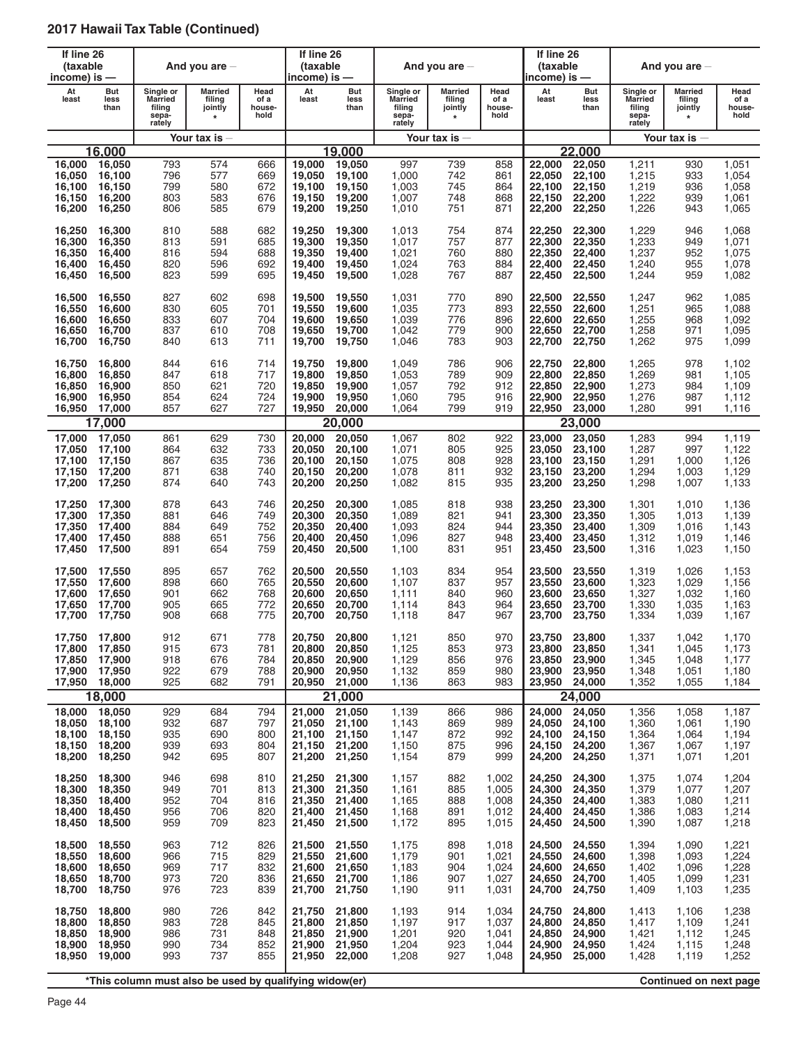## 2017 Hawaii Tax Table (Continued)

| If line 26 (taxable income) is — At least | But less than | Single or Married filing separately | Married filing jointly * | Head of a household | If line 26 (taxable income) is — At least | But less than | Single or Married filing separately | Married filing jointly * | Head of a household | If line 26 (taxable income) is — At least | But less than | Single or Married filing separately | Married filing jointly * | Head of a household |
|---|---|---|---|---|---|---|---|---|---|---|---|---|---|---|
| **16,000** | | | | | **19,000** | | | | | **22,000** | | | | |
| 16,000 | 16,050 | 793 | 574 | 666 | 19,000 | 19,050 | 997 | 739 | 858 | 22,000 | 22,050 | 1,211 | 930 | 1,051 |
| 16,050 | 16,100 | 796 | 577 | 669 | 19,050 | 19,100 | 1,000 | 742 | 861 | 22,050 | 22,100 | 1,215 | 933 | 1,054 |
| 16,100 | 16,150 | 799 | 580 | 672 | 19,100 | 19,150 | 1,003 | 745 | 864 | 22,100 | 22,150 | 1,219 | 936 | 1,058 |
| 16,150 | 16,200 | 803 | 583 | 676 | 19,150 | 19,200 | 1,007 | 748 | 868 | 22,150 | 22,200 | 1,222 | 939 | 1,061 |
| 16,200 | 16,250 | 806 | 585 | 679 | 19,200 | 19,250 | 1,010 | 751 | 871 | 22,200 | 22,250 | 1,226 | 943 | 1,065 |
| 16,250 | 16,300 | 810 | 588 | 682 | 19,250 | 19,300 | 1,013 | 754 | 874 | 22,250 | 22,300 | 1,229 | 946 | 1,068 |
| 16,300 | 16,350 | 813 | 591 | 685 | 19,300 | 19,350 | 1,017 | 757 | 877 | 22,300 | 22,350 | 1,233 | 949 | 1,071 |
| 16,350 | 16,400 | 816 | 594 | 688 | 19,350 | 19,400 | 1,021 | 760 | 880 | 22,350 | 22,400 | 1,237 | 952 | 1,075 |
| 16,400 | 16,450 | 820 | 596 | 692 | 19,400 | 19,450 | 1,024 | 763 | 884 | 22,400 | 22,450 | 1,240 | 955 | 1,078 |
| 16,450 | 16,500 | 823 | 599 | 695 | 19,450 | 19,500 | 1,028 | 767 | 887 | 22,450 | 22,500 | 1,244 | 959 | 1,082 |
| 16,500 | 16,550 | 827 | 602 | 698 | 19,500 | 19,550 | 1,031 | 770 | 890 | 22,500 | 22,550 | 1,247 | 962 | 1,085 |
| 16,550 | 16,600 | 830 | 605 | 701 | 19,550 | 19,600 | 1,035 | 773 | 893 | 22,550 | 22,600 | 1,251 | 965 | 1,088 |
| 16,600 | 16,650 | 833 | 607 | 704 | 19,600 | 19,650 | 1,039 | 776 | 896 | 22,600 | 22,650 | 1,255 | 968 | 1,092 |
| 16,650 | 16,700 | 837 | 610 | 708 | 19,650 | 19,700 | 1,042 | 779 | 900 | 22,650 | 22,700 | 1,258 | 971 | 1,095 |
| 16,700 | 16,750 | 840 | 613 | 711 | 19,700 | 19,750 | 1,046 | 783 | 903 | 22,700 | 22,750 | 1,262 | 975 | 1,099 |
| 16,750 | 16,800 | 844 | 616 | 714 | 19,750 | 19,800 | 1,049 | 786 | 906 | 22,750 | 22,800 | 1,265 | 978 | 1,102 |
| 16,800 | 16,850 | 847 | 618 | 717 | 19,800 | 19,850 | 1,053 | 789 | 909 | 22,800 | 22,850 | 1,269 | 981 | 1,105 |
| 16,850 | 16,900 | 850 | 621 | 720 | 19,850 | 19,900 | 1,057 | 792 | 912 | 22,850 | 22,900 | 1,273 | 984 | 1,109 |
| 16,900 | 16,950 | 854 | 624 | 724 | 19,900 | 19,950 | 1,060 | 795 | 916 | 22,900 | 22,950 | 1,276 | 987 | 1,112 |
| 16,950 | 17,000 | 857 | 627 | 727 | 19,950 | 20,000 | 1,064 | 799 | 919 | 22,950 | 23,000 | 1,280 | 991 | 1,116 |
| **17,000** | | | | | **20,000** | | | | | **23,000** | | | | |
| 17,000 | 17,050 | 861 | 629 | 730 | 20,000 | 20,050 | 1,067 | 802 | 922 | 23,000 | 23,050 | 1,283 | 994 | 1,119 |
| 17,050 | 17,100 | 864 | 632 | 733 | 20,050 | 20,100 | 1,071 | 805 | 925 | 23,050 | 23,100 | 1,287 | 997 | 1,122 |
| 17,100 | 17,150 | 867 | 635 | 736 | 20,100 | 20,150 | 1,075 | 808 | 928 | 23,100 | 23,150 | 1,291 | 1,000 | 1,126 |
| 17,150 | 17,200 | 871 | 638 | 740 | 20,150 | 20,200 | 1,078 | 811 | 932 | 23,150 | 23,200 | 1,294 | 1,003 | 1,129 |
| 17,200 | 17,250 | 874 | 640 | 743 | 20,200 | 20,250 | 1,082 | 815 | 935 | 23,200 | 23,250 | 1,298 | 1,007 | 1,133 |
| 17,250 | 17,300 | 878 | 643 | 746 | 20,250 | 20,300 | 1,085 | 818 | 938 | 23,250 | 23,300 | 1,301 | 1,010 | 1,136 |
| 17,300 | 17,350 | 881 | 646 | 749 | 20,300 | 20,350 | 1,089 | 821 | 941 | 23,300 | 23,350 | 1,305 | 1,013 | 1,139 |
| 17,350 | 17,400 | 884 | 649 | 752 | 20,350 | 20,400 | 1,093 | 824 | 944 | 23,350 | 23,400 | 1,309 | 1,016 | 1,143 |
| 17,400 | 17,450 | 888 | 651 | 756 | 20,400 | 20,450 | 1,096 | 827 | 948 | 23,400 | 23,450 | 1,312 | 1,019 | 1,146 |
| 17,450 | 17,500 | 891 | 654 | 759 | 20,450 | 20,500 | 1,100 | 831 | 951 | 23,450 | 23,500 | 1,316 | 1,023 | 1,150 |
| 17,500 | 17,550 | 895 | 657 | 762 | 20,500 | 20,550 | 1,103 | 834 | 954 | 23,500 | 23,550 | 1,319 | 1,026 | 1,153 |
| 17,550 | 17,600 | 898 | 660 | 765 | 20,550 | 20,600 | 1,107 | 837 | 957 | 23,550 | 23,600 | 1,323 | 1,029 | 1,156 |
| 17,600 | 17,650 | 901 | 662 | 768 | 20,600 | 20,650 | 1,111 | 840 | 960 | 23,600 | 23,650 | 1,327 | 1,032 | 1,160 |
| 17,650 | 17,700 | 905 | 665 | 772 | 20,650 | 20,700 | 1,114 | 843 | 964 | 23,650 | 23,700 | 1,330 | 1,035 | 1,163 |
| 17,700 | 17,750 | 908 | 668 | 775 | 20,700 | 20,750 | 1,118 | 847 | 967 | 23,700 | 23,750 | 1,334 | 1,039 | 1,167 |
| 17,750 | 17,800 | 912 | 671 | 778 | 20,750 | 20,800 | 1,121 | 850 | 970 | 23,750 | 23,800 | 1,337 | 1,042 | 1,170 |
| 17,800 | 17,850 | 915 | 673 | 781 | 20,800 | 20,850 | 1,125 | 853 | 973 | 23,800 | 23,850 | 1,341 | 1,045 | 1,173 |
| 17,850 | 17,900 | 918 | 676 | 784 | 20,850 | 20,900 | 1,129 | 856 | 976 | 23,850 | 23,900 | 1,345 | 1,048 | 1,177 |
| 17,900 | 17,950 | 922 | 679 | 788 | 20,900 | 20,950 | 1,132 | 859 | 980 | 23,900 | 23,950 | 1,348 | 1,051 | 1,180 |
| 17,950 | 18,000 | 925 | 682 | 791 | 20,950 | 21,000 | 1,136 | 863 | 983 | 23,950 | 24,000 | 1,352 | 1,055 | 1,184 |
| **18,000** | | | | | **21,000** | | | | | **24,000** | | | | |
| 18,000 | 18,050 | 929 | 684 | 794 | 21,000 | 21,050 | 1,139 | 866 | 986 | 24,000 | 24,050 | 1,356 | 1,058 | 1,187 |
| 18,050 | 18,100 | 932 | 687 | 797 | 21,050 | 21,100 | 1,143 | 869 | 989 | 24,050 | 24,100 | 1,360 | 1,061 | 1,190 |
| 18,100 | 18,150 | 935 | 690 | 800 | 21,100 | 21,150 | 1,147 | 872 | 992 | 24,100 | 24,150 | 1,364 | 1,064 | 1,194 |
| 18,150 | 18,200 | 939 | 693 | 804 | 21,150 | 21,200 | 1,150 | 875 | 996 | 24,150 | 24,200 | 1,367 | 1,067 | 1,197 |
| 18,200 | 18,250 | 942 | 695 | 807 | 21,200 | 21,250 | 1,154 | 879 | 999 | 24,200 | 24,250 | 1,371 | 1,071 | 1,201 |
| 18,250 | 18,300 | 946 | 698 | 810 | 21,250 | 21,300 | 1,157 | 882 | 1,002 | 24,250 | 24,300 | 1,375 | 1,074 | 1,204 |
| 18,300 | 18,350 | 949 | 701 | 813 | 21,300 | 21,350 | 1,161 | 885 | 1,005 | 24,300 | 24,350 | 1,379 | 1,077 | 1,207 |
| 18,350 | 18,400 | 952 | 704 | 816 | 21,350 | 21,400 | 1,165 | 888 | 1,008 | 24,350 | 24,400 | 1,383 | 1,080 | 1,211 |
| 18,400 | 18,450 | 956 | 706 | 820 | 21,400 | 21,450 | 1,168 | 891 | 1,012 | 24,400 | 24,450 | 1,386 | 1,083 | 1,214 |
| 18,450 | 18,500 | 959 | 709 | 823 | 21,450 | 21,500 | 1,172 | 895 | 1,015 | 24,450 | 24,500 | 1,390 | 1,087 | 1,218 |
| 18,500 | 18,550 | 963 | 712 | 826 | 21,500 | 21,550 | 1,175 | 898 | 1,018 | 24,500 | 24,550 | 1,394 | 1,090 | 1,221 |
| 18,550 | 18,600 | 966 | 715 | 829 | 21,550 | 21,600 | 1,179 | 901 | 1,021 | 24,550 | 24,600 | 1,398 | 1,093 | 1,224 |
| 18,600 | 18,650 | 969 | 717 | 832 | 21,600 | 21,650 | 1,183 | 904 | 1,024 | 24,600 | 24,650 | 1,402 | 1,096 | 1,228 |
| 18,650 | 18,700 | 973 | 720 | 836 | 21,650 | 21,700 | 1,186 | 907 | 1,027 | 24,650 | 24,700 | 1,405 | 1,099 | 1,231 |
| 18,700 | 18,750 | 976 | 723 | 839 | 21,700 | 21,750 | 1,190 | 911 | 1,031 | 24,700 | 24,750 | 1,409 | 1,103 | 1,235 |
| 18,750 | 18,800 | 980 | 726 | 842 | 21,750 | 21,800 | 1,193 | 914 | 1,034 | 24,750 | 24,800 | 1,413 | 1,106 | 1,238 |
| 18,800 | 18,850 | 983 | 728 | 845 | 21,800 | 21,850 | 1,197 | 917 | 1,037 | 24,800 | 24,850 | 1,417 | 1,109 | 1,241 |
| 18,850 | 18,900 | 986 | 731 | 848 | 21,850 | 21,900 | 1,201 | 920 | 1,041 | 24,850 | 24,900 | 1,421 | 1,112 | 1,245 |
| 18,900 | 18,950 | 990 | 734 | 852 | 21,900 | 21,950 | 1,204 | 923 | 1,044 | 24,900 | 24,950 | 1,424 | 1,115 | 1,248 |
| 18,950 | 19,000 | 993 | 737 | 855 | 21,950 | 22,000 | 1,208 | 927 | 1,048 | 24,950 | 25,000 | 1,428 | 1,119 | 1,252 |

*This column must also be used by qualifying widow(er)

Continued on next page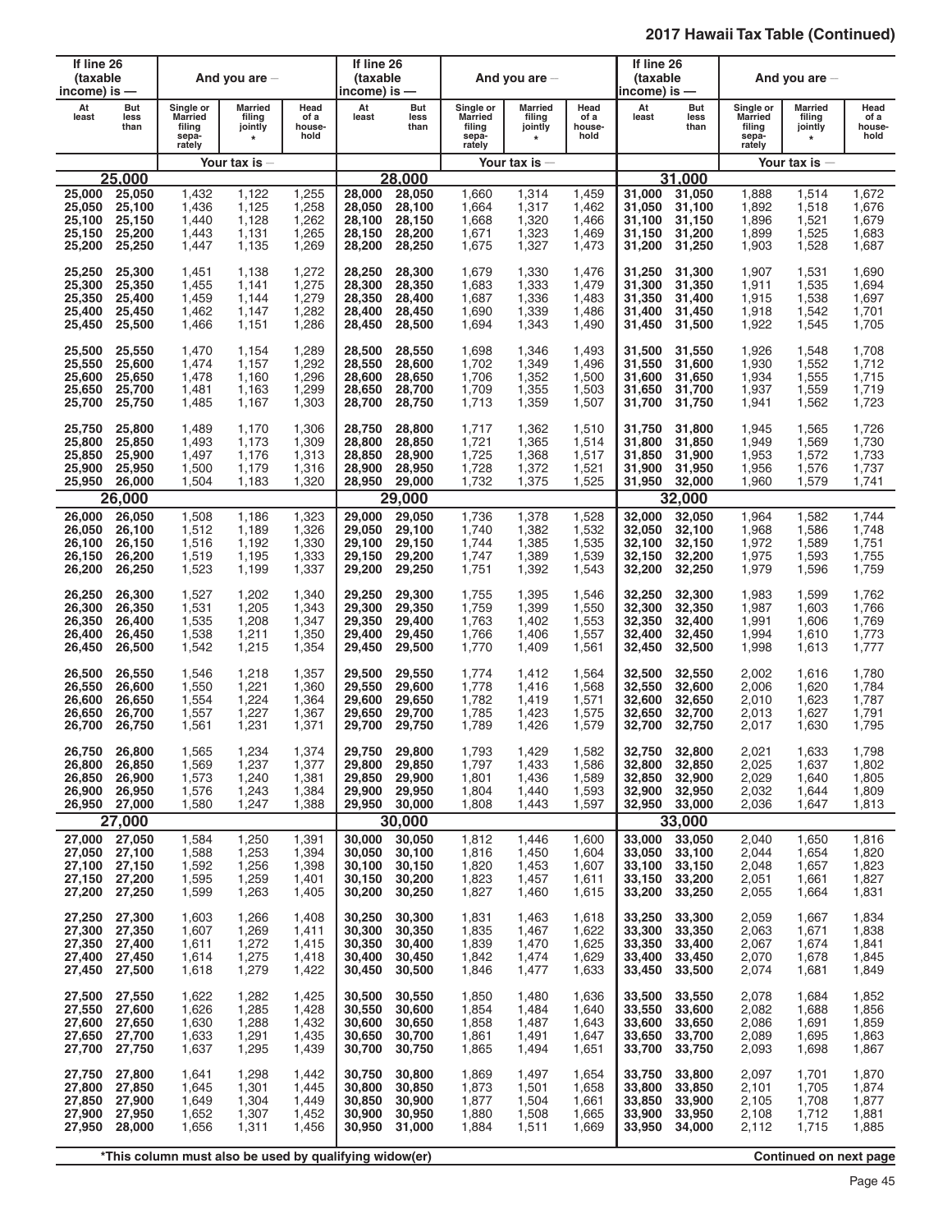## 2017 Hawaii Tax Table (Continued)

| If line 26 (taxable income) is — At least | But less than | Single or Married filing separately | Married filing jointly * | Head of a household |
|---|---|---|---|---|
| **25,000** | | | | |
| 25,000 | 25,050 | 1,432 | 1,122 | 1,255 |
| 25,050 | 25,100 | 1,436 | 1,125 | 1,258 |
| 25,100 | 25,150 | 1,440 | 1,128 | 1,262 |
| 25,150 | 25,200 | 1,443 | 1,131 | 1,265 |
| 25,200 | 25,250 | 1,447 | 1,135 | 1,269 |
| 25,250 | 25,300 | 1,451 | 1,138 | 1,272 |
| 25,300 | 25,350 | 1,455 | 1,141 | 1,275 |
| 25,350 | 25,400 | 1,459 | 1,144 | 1,279 |
| 25,400 | 25,450 | 1,462 | 1,147 | 1,282 |
| 25,450 | 25,500 | 1,466 | 1,151 | 1,286 |
| 25,500 | 25,550 | 1,470 | 1,154 | 1,289 |
| 25,550 | 25,600 | 1,474 | 1,157 | 1,292 |
| 25,600 | 25,650 | 1,478 | 1,160 | 1,296 |
| 25,650 | 25,700 | 1,481 | 1,163 | 1,299 |
| 25,700 | 25,750 | 1,485 | 1,167 | 1,303 |
| 25,750 | 25,800 | 1,489 | 1,170 | 1,306 |
| 25,800 | 25,850 | 1,493 | 1,173 | 1,309 |
| 25,850 | 25,900 | 1,497 | 1,176 | 1,313 |
| 25,900 | 25,950 | 1,500 | 1,179 | 1,316 |
| 25,950 | 26,000 | 1,504 | 1,183 | 1,320 |
| **26,000** | | | | |
| 26,000 | 26,050 | 1,508 | 1,186 | 1,323 |
| 26,050 | 26,100 | 1,512 | 1,189 | 1,326 |
| 26,100 | 26,150 | 1,516 | 1,192 | 1,330 |
| 26,150 | 26,200 | 1,519 | 1,195 | 1,333 |
| 26,200 | 26,250 | 1,523 | 1,199 | 1,337 |
| 26,250 | 26,300 | 1,527 | 1,202 | 1,340 |
| 26,300 | 26,350 | 1,531 | 1,205 | 1,343 |
| 26,350 | 26,400 | 1,535 | 1,208 | 1,347 |
| 26,400 | 26,450 | 1,538 | 1,211 | 1,350 |
| 26,450 | 26,500 | 1,542 | 1,215 | 1,354 |
| 26,500 | 26,550 | 1,546 | 1,218 | 1,357 |
| 26,550 | 26,600 | 1,550 | 1,221 | 1,360 |
| 26,600 | 26,650 | 1,554 | 1,224 | 1,364 |
| 26,650 | 26,700 | 1,557 | 1,227 | 1,367 |
| 26,700 | 26,750 | 1,561 | 1,231 | 1,371 |
| 26,750 | 26,800 | 1,565 | 1,234 | 1,374 |
| 26,800 | 26,850 | 1,569 | 1,237 | 1,377 |
| 26,850 | 26,900 | 1,573 | 1,240 | 1,381 |
| 26,900 | 26,950 | 1,576 | 1,243 | 1,384 |
| 26,950 | 27,000 | 1,580 | 1,247 | 1,388 |
| **27,000** | | | | |
| 27,000 | 27,050 | 1,584 | 1,250 | 1,391 |
| 27,050 | 27,100 | 1,588 | 1,253 | 1,394 |
| 27,100 | 27,150 | 1,592 | 1,256 | 1,398 |
| 27,150 | 27,200 | 1,595 | 1,259 | 1,401 |
| 27,200 | 27,250 | 1,599 | 1,263 | 1,405 |
| 27,250 | 27,300 | 1,603 | 1,266 | 1,408 |
| 27,300 | 27,350 | 1,607 | 1,269 | 1,411 |
| 27,350 | 27,400 | 1,611 | 1,272 | 1,415 |
| 27,400 | 27,450 | 1,614 | 1,275 | 1,418 |
| 27,450 | 27,500 | 1,618 | 1,279 | 1,422 |
| 27,500 | 27,550 | 1,622 | 1,282 | 1,425 |
| 27,550 | 27,600 | 1,626 | 1,285 | 1,428 |
| 27,600 | 27,650 | 1,630 | 1,288 | 1,432 |
| 27,650 | 27,700 | 1,633 | 1,291 | 1,435 |
| 27,700 | 27,750 | 1,637 | 1,295 | 1,439 |
| 27,750 | 27,800 | 1,641 | 1,298 | 1,442 |
| 27,800 | 27,850 | 1,645 | 1,301 | 1,445 |
| 27,850 | 27,900 | 1,649 | 1,304 | 1,449 |
| 27,900 | 27,950 | 1,652 | 1,307 | 1,452 |
| 27,950 | 28,000 | 1,656 | 1,311 | 1,456 |
| **28,000** | | | | |
| 28,000 | 28,050 | 1,660 | 1,314 | 1,459 |
| 28,050 | 28,100 | 1,664 | 1,317 | 1,462 |
| 28,100 | 28,150 | 1,668 | 1,320 | 1,466 |
| 28,150 | 28,200 | 1,671 | 1,323 | 1,469 |
| 28,200 | 28,250 | 1,675 | 1,327 | 1,473 |
| 28,250 | 28,300 | 1,679 | 1,330 | 1,476 |
| 28,300 | 28,350 | 1,683 | 1,333 | 1,479 |
| 28,350 | 28,400 | 1,687 | 1,336 | 1,483 |
| 28,400 | 28,450 | 1,690 | 1,339 | 1,486 |
| 28,450 | 28,500 | 1,694 | 1,343 | 1,490 |
| 28,500 | 28,550 | 1,698 | 1,346 | 1,493 |
| 28,550 | 28,600 | 1,702 | 1,349 | 1,496 |
| 28,600 | 28,650 | 1,706 | 1,352 | 1,500 |
| 28,650 | 28,700 | 1,709 | 1,355 | 1,503 |
| 28,700 | 28,750 | 1,713 | 1,359 | 1,507 |
| 28,750 | 28,800 | 1,717 | 1,362 | 1,510 |
| 28,800 | 28,850 | 1,721 | 1,365 | 1,514 |
| 28,850 | 28,900 | 1,725 | 1,368 | 1,517 |
| 28,900 | 28,950 | 1,728 | 1,372 | 1,521 |
| 28,950 | 29,000 | 1,732 | 1,375 | 1,525 |
| **29,000** | | | | |
| 29,000 | 29,050 | 1,736 | 1,378 | 1,528 |
| 29,050 | 29,100 | 1,740 | 1,382 | 1,532 |
| 29,100 | 29,150 | 1,744 | 1,385 | 1,535 |
| 29,150 | 29,200 | 1,747 | 1,389 | 1,539 |
| 29,200 | 29,250 | 1,751 | 1,392 | 1,543 |
| 29,250 | 29,300 | 1,755 | 1,395 | 1,546 |
| 29,300 | 29,350 | 1,759 | 1,399 | 1,550 |
| 29,350 | 29,400 | 1,763 | 1,402 | 1,553 |
| 29,400 | 29,450 | 1,766 | 1,406 | 1,557 |
| 29,450 | 29,500 | 1,770 | 1,409 | 1,561 |
| 29,500 | 29,550 | 1,774 | 1,412 | 1,564 |
| 29,550 | 29,600 | 1,778 | 1,416 | 1,568 |
| 29,600 | 29,650 | 1,782 | 1,419 | 1,571 |
| 29,650 | 29,700 | 1,785 | 1,423 | 1,575 |
| 29,700 | 29,750 | 1,789 | 1,426 | 1,579 |
| 29,750 | 29,800 | 1,793 | 1,429 | 1,582 |
| 29,800 | 29,850 | 1,797 | 1,433 | 1,586 |
| 29,850 | 29,900 | 1,801 | 1,436 | 1,589 |
| 29,900 | 29,950 | 1,804 | 1,440 | 1,593 |
| 29,950 | 30,000 | 1,808 | 1,443 | 1,597 |
| **30,000** | | | | |
| 30,000 | 30,050 | 1,812 | 1,446 | 1,600 |
| 30,050 | 30,100 | 1,816 | 1,450 | 1,604 |
| 30,100 | 30,150 | 1,820 | 1,453 | 1,607 |
| 30,150 | 30,200 | 1,823 | 1,457 | 1,611 |
| 30,200 | 30,250 | 1,827 | 1,460 | 1,615 |
| 30,250 | 30,300 | 1,831 | 1,463 | 1,618 |
| 30,300 | 30,350 | 1,835 | 1,467 | 1,622 |
| 30,350 | 30,400 | 1,839 | 1,470 | 1,625 |
| 30,400 | 30,450 | 1,842 | 1,474 | 1,629 |
| 30,450 | 30,500 | 1,846 | 1,477 | 1,633 |
| 30,500 | 30,550 | 1,850 | 1,480 | 1,636 |
| 30,550 | 30,600 | 1,854 | 1,484 | 1,640 |
| 30,600 | 30,650 | 1,858 | 1,487 | 1,643 |
| 30,650 | 30,700 | 1,861 | 1,491 | 1,647 |
| 30,700 | 30,750 | 1,865 | 1,494 | 1,651 |
| 30,750 | 30,800 | 1,869 | 1,497 | 1,654 |
| 30,800 | 30,850 | 1,873 | 1,501 | 1,658 |
| 30,850 | 30,900 | 1,877 | 1,504 | 1,661 |
| 30,900 | 30,950 | 1,880 | 1,508 | 1,665 |
| 30,950 | 31,000 | 1,884 | 1,511 | 1,669 |
| **31,000** | | | | |
| 31,000 | 31,050 | 1,888 | 1,514 | 1,672 |
| 31,050 | 31,100 | 1,892 | 1,518 | 1,676 |
| 31,100 | 31,150 | 1,896 | 1,521 | 1,679 |
| 31,150 | 31,200 | 1,899 | 1,525 | 1,683 |
| 31,200 | 31,250 | 1,903 | 1,528 | 1,687 |
| 31,250 | 31,300 | 1,907 | 1,531 | 1,690 |
| 31,300 | 31,350 | 1,911 | 1,535 | 1,694 |
| 31,350 | 31,400 | 1,915 | 1,538 | 1,697 |
| 31,400 | 31,450 | 1,918 | 1,542 | 1,701 |
| 31,450 | 31,500 | 1,922 | 1,545 | 1,705 |
| 31,500 | 31,550 | 1,926 | 1,548 | 1,708 |
| 31,550 | 31,600 | 1,930 | 1,552 | 1,712 |
| 31,600 | 31,650 | 1,934 | 1,555 | 1,715 |
| 31,650 | 31,700 | 1,937 | 1,559 | 1,719 |
| 31,700 | 31,750 | 1,941 | 1,562 | 1,723 |
| 31,750 | 31,800 | 1,945 | 1,565 | 1,726 |
| 31,800 | 31,850 | 1,949 | 1,569 | 1,730 |
| 31,850 | 31,900 | 1,953 | 1,572 | 1,733 |
| 31,900 | 31,950 | 1,956 | 1,576 | 1,737 |
| 31,950 | 32,000 | 1,960 | 1,579 | 1,741 |
| **32,000** | | | | |
| 32,000 | 32,050 | 1,964 | 1,582 | 1,744 |
| 32,050 | 32,100 | 1,968 | 1,586 | 1,748 |
| 32,100 | 32,150 | 1,972 | 1,589 | 1,751 |
| 32,150 | 32,200 | 1,975 | 1,593 | 1,755 |
| 32,200 | 32,250 | 1,979 | 1,596 | 1,759 |
| 32,250 | 32,300 | 1,983 | 1,599 | 1,762 |
| 32,300 | 32,350 | 1,987 | 1,603 | 1,766 |
| 32,350 | 32,400 | 1,991 | 1,606 | 1,769 |
| 32,400 | 32,450 | 1,994 | 1,610 | 1,773 |
| 32,450 | 32,500 | 1,998 | 1,613 | 1,777 |
| 32,500 | 32,550 | 2,002 | 1,616 | 1,780 |
| 32,550 | 32,600 | 2,006 | 1,620 | 1,784 |
| 32,600 | 32,650 | 2,010 | 1,623 | 1,787 |
| 32,650 | 32,700 | 2,013 | 1,627 | 1,791 |
| 32,700 | 32,750 | 2,017 | 1,630 | 1,795 |
| 32,750 | 32,800 | 2,021 | 1,633 | 1,798 |
| 32,800 | 32,850 | 2,025 | 1,637 | 1,802 |
| 32,850 | 32,900 | 2,029 | 1,640 | 1,805 |
| 32,900 | 32,950 | 2,032 | 1,644 | 1,809 |
| 32,950 | 33,000 | 2,036 | 1,647 | 1,813 |
| **33,000** | | | | |
| 33,000 | 33,050 | 2,040 | 1,650 | 1,816 |
| 33,050 | 33,100 | 2,044 | 1,654 | 1,820 |
| 33,100 | 33,150 | 2,048 | 1,657 | 1,823 |
| 33,150 | 33,200 | 2,051 | 1,661 | 1,827 |
| 33,200 | 33,250 | 2,055 | 1,664 | 1,831 |
| 33,250 | 33,300 | 2,059 | 1,667 | 1,834 |
| 33,300 | 33,350 | 2,063 | 1,671 | 1,838 |
| 33,350 | 33,400 | 2,067 | 1,674 | 1,841 |
| 33,400 | 33,450 | 2,070 | 1,678 | 1,845 |
| 33,450 | 33,500 | 2,074 | 1,681 | 1,849 |
| 33,500 | 33,550 | 2,078 | 1,684 | 1,852 |
| 33,550 | 33,600 | 2,082 | 1,688 | 1,856 |
| 33,600 | 33,650 | 2,086 | 1,691 | 1,859 |
| 33,650 | 33,700 | 2,089 | 1,695 | 1,863 |
| 33,700 | 33,750 | 2,093 | 1,698 | 1,867 |
| 33,750 | 33,800 | 2,097 | 1,701 | 1,870 |
| 33,800 | 33,850 | 2,101 | 1,705 | 1,874 |
| 33,850 | 33,900 | 2,105 | 1,708 | 1,877 |
| 33,900 | 33,950 | 2,108 | 1,712 | 1,881 |
| 33,950 | 34,000 | 2,112 | 1,715 | 1,885 |

*This column must also be used by qualifying widow(er)

**Continued on next page**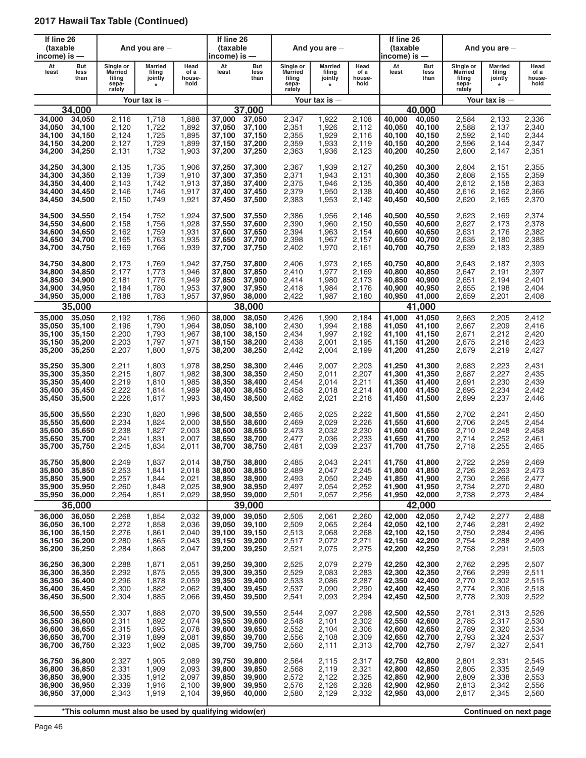## 2017 Hawaii Tax Table (Continued)

| At least | But less than | Single or Married filing separately | Married filing jointly * | Head of a household |
|---|---|---|---|---|
| **34,000** | | | | |
| 34,000 | 34,050 | 2,116 | 1,718 | 1,888 |
| 34,050 | 34,100 | 2,120 | 1,722 | 1,892 |
| 34,100 | 34,150 | 2,124 | 1,725 | 1,895 |
| 34,150 | 34,200 | 2,127 | 1,729 | 1,899 |
| 34,200 | 34,250 | 2,131 | 1,732 | 1,903 |
| 34,250 | 34,300 | 2,135 | 1,735 | 1,906 |
| 34,300 | 34,350 | 2,139 | 1,739 | 1,910 |
| 34,350 | 34,400 | 2,143 | 1,742 | 1,913 |
| 34,400 | 34,450 | 2,146 | 1,746 | 1,917 |
| 34,450 | 34,500 | 2,150 | 1,749 | 1,921 |
| 34,500 | 34,550 | 2,154 | 1,752 | 1,924 |
| 34,550 | 34,600 | 2,158 | 1,756 | 1,928 |
| 34,600 | 34,650 | 2,162 | 1,759 | 1,931 |
| 34,650 | 34,700 | 2,165 | 1,763 | 1,935 |
| 34,700 | 34,750 | 2,169 | 1,766 | 1,939 |
| 34,750 | 34,800 | 2,173 | 1,769 | 1,942 |
| 34,800 | 34,850 | 2,177 | 1,773 | 1,946 |
| 34,850 | 34,900 | 2,181 | 1,776 | 1,949 |
| 34,900 | 34,950 | 2,184 | 1,780 | 1,953 |
| 34,950 | 35,000 | 2,188 | 1,783 | 1,957 |
| **35,000** | | | | |
| 35,000 | 35,050 | 2,192 | 1,786 | 1,960 |
| 35,050 | 35,100 | 2,196 | 1,790 | 1,964 |
| 35,100 | 35,150 | 2,200 | 1,793 | 1,967 |
| 35,150 | 35,200 | 2,203 | 1,797 | 1,971 |
| 35,200 | 35,250 | 2,207 | 1,800 | 1,975 |
| 35,250 | 35,300 | 2,211 | 1,803 | 1,978 |
| 35,300 | 35,350 | 2,215 | 1,807 | 1,982 |
| 35,350 | 35,400 | 2,219 | 1,810 | 1,985 |
| 35,400 | 35,450 | 2,222 | 1,814 | 1,989 |
| 35,450 | 35,500 | 2,226 | 1,817 | 1,993 |
| 35,500 | 35,550 | 2,230 | 1,820 | 1,996 |
| 35,550 | 35,600 | 2,234 | 1,824 | 2,000 |
| 35,600 | 35,650 | 2,238 | 1,827 | 2,003 |
| 35,650 | 35,700 | 2,241 | 1,831 | 2,007 |
| 35,700 | 35,750 | 2,245 | 1,834 | 2,011 |
| 35,750 | 35,800 | 2,249 | 1,837 | 2,014 |
| 35,800 | 35,850 | 2,253 | 1,841 | 2,018 |
| 35,850 | 35,900 | 2,257 | 1,844 | 2,021 |
| 35,900 | 35,950 | 2,260 | 1,848 | 2,025 |
| 35,950 | 36,000 | 2,264 | 1,851 | 2,029 |
| **36,000** | | | | |
| 36,000 | 36,050 | 2,268 | 1,854 | 2,032 |
| 36,050 | 36,100 | 2,272 | 1,858 | 2,036 |
| 36,100 | 36,150 | 2,276 | 1,861 | 2,040 |
| 36,150 | 36,200 | 2,280 | 1,865 | 2,043 |
| 36,200 | 36,250 | 2,284 | 1,868 | 2,047 |
| 36,250 | 36,300 | 2,288 | 1,871 | 2,051 |
| 36,300 | 36,350 | 2,292 | 1,875 | 2,055 |
| 36,350 | 36,400 | 2,296 | 1,878 | 2,059 |
| 36,400 | 36,450 | 2,300 | 1,882 | 2,062 |
| 36,450 | 36,500 | 2,304 | 1,885 | 2,066 |
| 36,500 | 36,550 | 2,307 | 1,888 | 2,070 |
| 36,550 | 36,600 | 2,311 | 1,892 | 2,074 |
| 36,600 | 36,650 | 2,315 | 1,895 | 2,078 |
| 36,650 | 36,700 | 2,319 | 1,899 | 2,081 |
| 36,700 | 36,750 | 2,323 | 1,902 | 2,085 |
| 36,750 | 36,800 | 2,327 | 1,905 | 2,089 |
| 36,800 | 36,850 | 2,331 | 1,909 | 2,093 |
| 36,850 | 36,900 | 2,335 | 1,912 | 2,097 |
| 36,900 | 36,950 | 2,339 | 1,916 | 2,100 |
| 36,950 | 37,000 | 2,343 | 1,919 | 2,104 |
| **37,000** | | | | |
| 37,000 | 37,050 | 2,347 | 1,922 | 2,108 |
| 37,050 | 37,100 | 2,351 | 1,926 | 2,112 |
| 37,100 | 37,150 | 2,355 | 1,929 | 2,116 |
| 37,150 | 37,200 | 2,359 | 1,933 | 2,119 |
| 37,200 | 37,250 | 2,363 | 1,936 | 2,123 |
| 37,250 | 37,300 | 2,367 | 1,939 | 2,127 |
| 37,300 | 37,350 | 2,371 | 1,943 | 2,131 |
| 37,350 | 37,400 | 2,375 | 1,946 | 2,135 |
| 37,400 | 37,450 | 2,379 | 1,950 | 2,138 |
| 37,450 | 37,500 | 2,383 | 1,953 | 2,142 |
| 37,500 | 37,550 | 2,386 | 1,956 | 2,146 |
| 37,550 | 37,600 | 2,390 | 1,960 | 2,150 |
| 37,600 | 37,650 | 2,394 | 1,963 | 2,154 |
| 37,650 | 37,700 | 2,398 | 1,967 | 2,157 |
| 37,700 | 37,750 | 2,402 | 1,970 | 2,161 |
| 37,750 | 37,800 | 2,406 | 1,973 | 2,165 |
| 37,800 | 37,850 | 2,410 | 1,977 | 2,169 |
| 37,850 | 37,900 | 2,414 | 1,980 | 2,173 |
| 37,900 | 37,950 | 2,418 | 1,984 | 2,176 |
| 37,950 | 38,000 | 2,422 | 1,987 | 2,180 |
| **38,000** | | | | |
| 38,000 | 38,050 | 2,426 | 1,990 | 2,184 |
| 38,050 | 38,100 | 2,430 | 1,994 | 2,188 |
| 38,100 | 38,150 | 2,434 | 1,997 | 2,192 |
| 38,150 | 38,200 | 2,438 | 2,001 | 2,195 |
| 38,200 | 38,250 | 2,442 | 2,004 | 2,199 |
| 38,250 | 38,300 | 2,446 | 2,007 | 2,203 |
| 38,300 | 38,350 | 2,450 | 2,011 | 2,207 |
| 38,350 | 38,400 | 2,454 | 2,014 | 2,211 |
| 38,400 | 38,450 | 2,458 | 2,018 | 2,214 |
| 38,450 | 38,500 | 2,462 | 2,021 | 2,218 |
| 38,500 | 38,550 | 2,465 | 2,025 | 2,222 |
| 38,550 | 38,600 | 2,469 | 2,029 | 2,226 |
| 38,600 | 38,650 | 2,473 | 2,032 | 2,230 |
| 38,650 | 38,700 | 2,477 | 2,036 | 2,233 |
| 38,700 | 38,750 | 2,481 | 2,039 | 2,237 |
| 38,750 | 38,800 | 2,485 | 2,043 | 2,241 |
| 38,800 | 38,850 | 2,489 | 2,047 | 2,245 |
| 38,850 | 38,900 | 2,493 | 2,050 | 2,249 |
| 38,900 | 38,950 | 2,497 | 2,054 | 2,252 |
| 38,950 | 39,000 | 2,501 | 2,057 | 2,256 |
| **39,000** | | | | |
| 39,000 | 39,050 | 2,505 | 2,061 | 2,260 |
| 39,050 | 39,100 | 2,509 | 2,065 | 2,264 |
| 39,100 | 39,150 | 2,513 | 2,068 | 2,268 |
| 39,150 | 39,200 | 2,517 | 2,072 | 2,271 |
| 39,200 | 39,250 | 2,521 | 2,075 | 2,275 |
| 39,250 | 39,300 | 2,525 | 2,079 | 2,279 |
| 39,300 | 39,350 | 2,529 | 2,083 | 2,283 |
| 39,350 | 39,400 | 2,533 | 2,086 | 2,287 |
| 39,400 | 39,450 | 2,537 | 2,090 | 2,290 |
| 39,450 | 39,500 | 2,541 | 2,093 | 2,294 |
| 39,500 | 39,550 | 2,544 | 2,097 | 2,298 |
| 39,550 | 39,600 | 2,548 | 2,101 | 2,302 |
| 39,600 | 39,650 | 2,552 | 2,104 | 2,306 |
| 39,650 | 39,700 | 2,556 | 2,108 | 2,309 |
| 39,700 | 39,750 | 2,560 | 2,111 | 2,313 |
| 39,750 | 39,800 | 2,564 | 2,115 | 2,317 |
| 39,800 | 39,850 | 2,568 | 2,119 | 2,321 |
| 39,850 | 39,900 | 2,572 | 2,122 | 2,325 |
| 39,900 | 39,950 | 2,576 | 2,126 | 2,328 |
| 39,950 | 40,000 | 2,580 | 2,129 | 2,332 |
| **40,000** | | | | |
| 40,000 | 40,050 | 2,584 | 2,133 | 2,336 |
| 40,050 | 40,100 | 2,588 | 2,137 | 2,340 |
| 40,100 | 40,150 | 2,592 | 2,140 | 2,344 |
| 40,150 | 40,200 | 2,596 | 2,144 | 2,347 |
| 40,200 | 40,250 | 2,600 | 2,147 | 2,351 |
| 40,250 | 40,300 | 2,604 | 2,151 | 2,355 |
| 40,300 | 40,350 | 2,608 | 2,155 | 2,359 |
| 40,350 | 40,400 | 2,612 | 2,158 | 2,363 |
| 40,400 | 40,450 | 2,616 | 2,162 | 2,366 |
| 40,450 | 40,500 | 2,620 | 2,165 | 2,370 |
| 40,500 | 40,550 | 2,623 | 2,169 | 2,374 |
| 40,550 | 40,600 | 2,627 | 2,173 | 2,378 |
| 40,600 | 40,650 | 2,631 | 2,176 | 2,382 |
| 40,650 | 40,700 | 2,635 | 2,180 | 2,385 |
| 40,700 | 40,750 | 2,639 | 2,183 | 2,389 |
| 40,750 | 40,800 | 2,643 | 2,187 | 2,393 |
| 40,800 | 40,850 | 2,647 | 2,191 | 2,397 |
| 40,850 | 40,900 | 2,651 | 2,194 | 2,401 |
| 40,900 | 40,950 | 2,655 | 2,198 | 2,404 |
| 40,950 | 41,000 | 2,659 | 2,201 | 2,408 |
| **41,000** | | | | |
| 41,000 | 41,050 | 2,663 | 2,205 | 2,412 |
| 41,050 | 41,100 | 2,667 | 2,209 | 2,416 |
| 41,100 | 41,150 | 2,671 | 2,212 | 2,420 |
| 41,150 | 41,200 | 2,675 | 2,216 | 2,423 |
| 41,200 | 41,250 | 2,679 | 2,219 | 2,427 |
| 41,250 | 41,300 | 2,683 | 2,223 | 2,431 |
| 41,300 | 41,350 | 2,687 | 2,227 | 2,435 |
| 41,350 | 41,400 | 2,691 | 2,230 | 2,439 |
| 41,400 | 41,450 | 2,695 | 2,234 | 2,442 |
| 41,450 | 41,500 | 2,699 | 2,237 | 2,446 |
| 41,500 | 41,550 | 2,702 | 2,241 | 2,450 |
| 41,550 | 41,600 | 2,706 | 2,245 | 2,454 |
| 41,600 | 41,650 | 2,710 | 2,248 | 2,458 |
| 41,650 | 41,700 | 2,714 | 2,252 | 2,461 |
| 41,700 | 41,750 | 2,718 | 2,255 | 2,465 |
| 41,750 | 41,800 | 2,722 | 2,259 | 2,469 |
| 41,800 | 41,850 | 2,726 | 2,263 | 2,473 |
| 41,850 | 41,900 | 2,730 | 2,266 | 2,477 |
| 41,900 | 41,950 | 2,734 | 2,270 | 2,480 |
| 41,950 | 42,000 | 2,738 | 2,273 | 2,484 |
| **42,000** | | | | |
| 42,000 | 42,050 | 2,742 | 2,277 | 2,488 |
| 42,050 | 42,100 | 2,746 | 2,281 | 2,492 |
| 42,100 | 42,150 | 2,750 | 2,284 | 2,496 |
| 42,150 | 42,200 | 2,754 | 2,288 | 2,499 |
| 42,200 | 42,250 | 2,758 | 2,291 | 2,503 |
| 42,250 | 42,300 | 2,762 | 2,295 | 2,507 |
| 42,300 | 42,350 | 2,766 | 2,299 | 2,511 |
| 42,350 | 42,400 | 2,770 | 2,302 | 2,515 |
| 42,400 | 42,450 | 2,774 | 2,306 | 2,518 |
| 42,450 | 42,500 | 2,778 | 2,309 | 2,522 |
| 42,500 | 42,550 | 2,781 | 2,313 | 2,526 |
| 42,550 | 42,600 | 2,785 | 2,317 | 2,530 |
| 42,600 | 42,650 | 2,789 | 2,320 | 2,534 |
| 42,650 | 42,700 | 2,793 | 2,324 | 2,537 |
| 42,700 | 42,750 | 2,797 | 2,327 | 2,541 |
| 42,750 | 42,800 | 2,801 | 2,331 | 2,545 |
| 42,800 | 42,850 | 2,805 | 2,335 | 2,549 |
| 42,850 | 42,900 | 2,809 | 2,338 | 2,553 |
| 42,900 | 42,950 | 2,813 | 2,342 | 2,556 |
| 42,950 | 43,000 | 2,817 | 2,345 | 2,560 |

If line 26 (taxable income) is — At least / But less than; And you are — Your tax is —

*This column must also be used by qualifying widow(er)

**Continued on next page**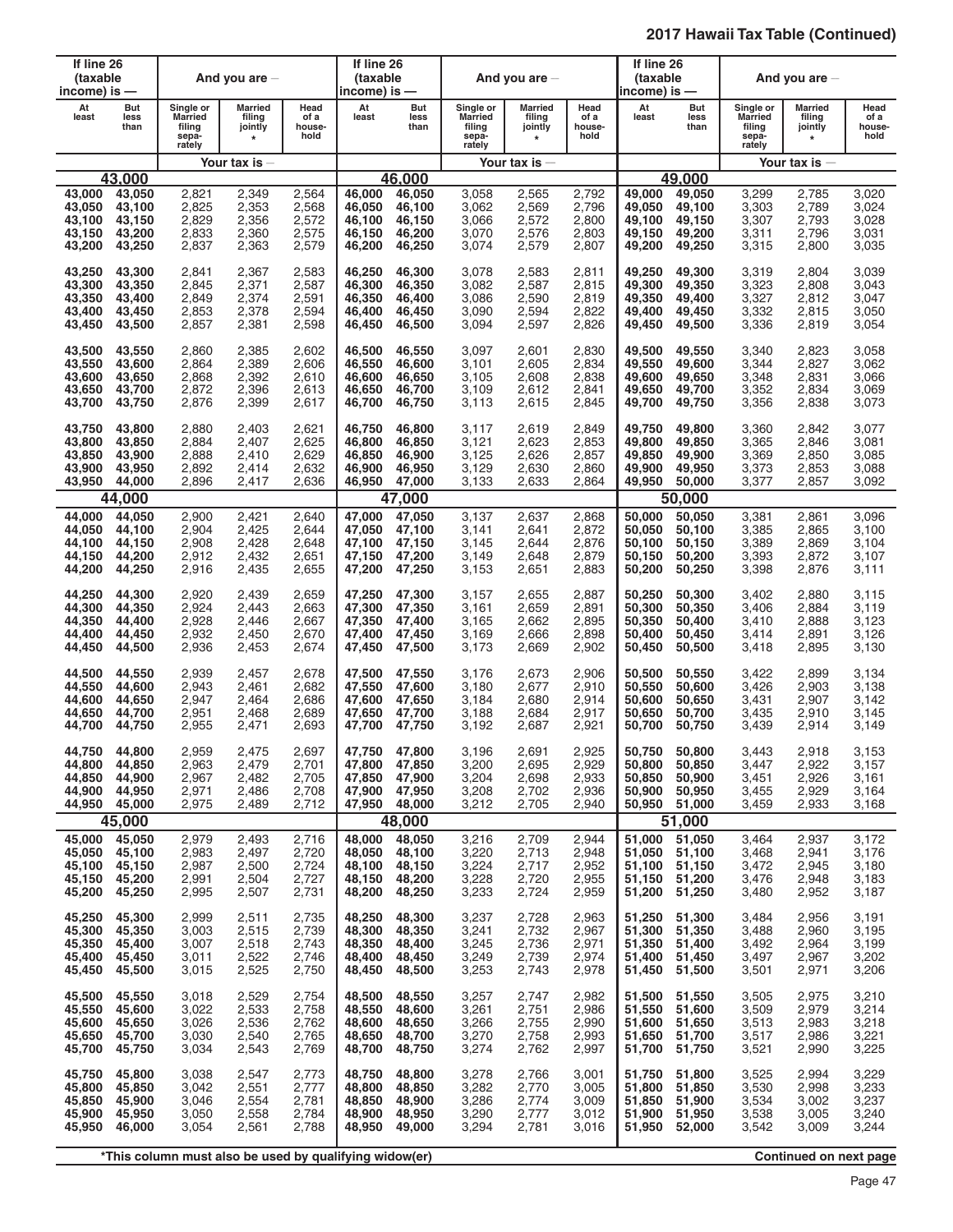## 2017 Hawaii Tax Table (Continued)

| If line 26 (taxable income) is — At least | But less than | Single or Married filing separately | Married filing jointly * | Head of a household |
|---|---|---|---|---|
| **43,000** | | | | |
| 43,000 | 43,050 | 2,821 | 2,349 | 2,564 |
| 43,050 | 43,100 | 2,825 | 2,353 | 2,568 |
| 43,100 | 43,150 | 2,829 | 2,356 | 2,572 |
| 43,150 | 43,200 | 2,833 | 2,360 | 2,575 |
| 43,200 | 43,250 | 2,837 | 2,363 | 2,579 |
| 43,250 | 43,300 | 2,841 | 2,367 | 2,583 |
| 43,300 | 43,350 | 2,845 | 2,371 | 2,587 |
| 43,350 | 43,400 | 2,849 | 2,374 | 2,591 |
| 43,400 | 43,450 | 2,853 | 2,378 | 2,594 |
| 43,450 | 43,500 | 2,857 | 2,381 | 2,598 |
| 43,500 | 43,550 | 2,860 | 2,385 | 2,602 |
| 43,550 | 43,600 | 2,864 | 2,389 | 2,606 |
| 43,600 | 43,650 | 2,868 | 2,392 | 2,610 |
| 43,650 | 43,700 | 2,872 | 2,396 | 2,613 |
| 43,700 | 43,750 | 2,876 | 2,399 | 2,617 |
| 43,750 | 43,800 | 2,880 | 2,403 | 2,621 |
| 43,800 | 43,850 | 2,884 | 2,407 | 2,625 |
| 43,850 | 43,900 | 2,888 | 2,410 | 2,629 |
| 43,900 | 43,950 | 2,892 | 2,414 | 2,632 |
| 43,950 | 44,000 | 2,896 | 2,417 | 2,636 |
| **44,000** | | | | |
| 44,000 | 44,050 | 2,900 | 2,421 | 2,640 |
| 44,050 | 44,100 | 2,904 | 2,425 | 2,644 |
| 44,100 | 44,150 | 2,908 | 2,428 | 2,648 |
| 44,150 | 44,200 | 2,912 | 2,432 | 2,651 |
| 44,200 | 44,250 | 2,916 | 2,435 | 2,655 |
| 44,250 | 44,300 | 2,920 | 2,439 | 2,659 |
| 44,300 | 44,350 | 2,924 | 2,443 | 2,663 |
| 44,350 | 44,400 | 2,928 | 2,446 | 2,667 |
| 44,400 | 44,450 | 2,932 | 2,450 | 2,670 |
| 44,450 | 44,500 | 2,936 | 2,453 | 2,674 |
| 44,500 | 44,550 | 2,939 | 2,457 | 2,678 |
| 44,550 | 44,600 | 2,943 | 2,461 | 2,682 |
| 44,600 | 44,650 | 2,947 | 2,464 | 2,686 |
| 44,650 | 44,700 | 2,951 | 2,468 | 2,689 |
| 44,700 | 44,750 | 2,955 | 2,471 | 2,693 |
| 44,750 | 44,800 | 2,959 | 2,475 | 2,697 |
| 44,800 | 44,850 | 2,963 | 2,479 | 2,701 |
| 44,850 | 44,900 | 2,967 | 2,482 | 2,705 |
| 44,900 | 44,950 | 2,971 | 2,486 | 2,708 |
| 44,950 | 45,000 | 2,975 | 2,489 | 2,712 |
| **45,000** | | | | |
| 45,000 | 45,050 | 2,979 | 2,493 | 2,716 |
| 45,050 | 45,100 | 2,983 | 2,497 | 2,720 |
| 45,100 | 45,150 | 2,987 | 2,500 | 2,724 |
| 45,150 | 45,200 | 2,991 | 2,504 | 2,727 |
| 45,200 | 45,250 | 2,995 | 2,507 | 2,731 |
| 45,250 | 45,300 | 2,999 | 2,511 | 2,735 |
| 45,300 | 45,350 | 3,003 | 2,515 | 2,739 |
| 45,350 | 45,400 | 3,007 | 2,518 | 2,743 |
| 45,400 | 45,450 | 3,011 | 2,522 | 2,746 |
| 45,450 | 45,500 | 3,015 | 2,525 | 2,750 |
| 45,500 | 45,550 | 3,018 | 2,529 | 2,754 |
| 45,550 | 45,600 | 3,022 | 2,533 | 2,758 |
| 45,600 | 45,650 | 3,026 | 2,536 | 2,762 |
| 45,650 | 45,700 | 3,030 | 2,540 | 2,765 |
| 45,700 | 45,750 | 3,034 | 2,543 | 2,769 |
| 45,750 | 45,800 | 3,038 | 2,547 | 2,773 |
| 45,800 | 45,850 | 3,042 | 2,551 | 2,777 |
| 45,850 | 45,900 | 3,046 | 2,554 | 2,781 |
| 45,900 | 45,950 | 3,050 | 2,558 | 2,784 |
| 45,950 | 46,000 | 3,054 | 2,561 | 2,788 |
| **46,000** | | | | |
| 46,000 | 46,050 | 3,058 | 2,565 | 2,792 |
| 46,050 | 46,100 | 3,062 | 2,569 | 2,796 |
| 46,100 | 46,150 | 3,066 | 2,572 | 2,800 |
| 46,150 | 46,200 | 3,070 | 2,576 | 2,803 |
| 46,200 | 46,250 | 3,074 | 2,579 | 2,807 |
| 46,250 | 46,300 | 3,078 | 2,583 | 2,811 |
| 46,300 | 46,350 | 3,082 | 2,587 | 2,815 |
| 46,350 | 46,400 | 3,086 | 2,590 | 2,819 |
| 46,400 | 46,450 | 3,090 | 2,594 | 2,822 |
| 46,450 | 46,500 | 3,094 | 2,597 | 2,826 |
| 46,500 | 46,550 | 3,097 | 2,601 | 2,830 |
| 46,550 | 46,600 | 3,101 | 2,605 | 2,834 |
| 46,600 | 46,650 | 3,105 | 2,608 | 2,838 |
| 46,650 | 46,700 | 3,109 | 2,612 | 2,841 |
| 46,700 | 46,750 | 3,113 | 2,615 | 2,845 |
| 46,750 | 46,800 | 3,117 | 2,619 | 2,849 |
| 46,800 | 46,850 | 3,121 | 2,623 | 2,853 |
| 46,850 | 46,900 | 3,125 | 2,626 | 2,857 |
| 46,900 | 46,950 | 3,129 | 2,630 | 2,860 |
| 46,950 | 47,000 | 3,133 | 2,633 | 2,864 |
| **47,000** | | | | |
| 47,000 | 47,050 | 3,137 | 2,637 | 2,868 |
| 47,050 | 47,100 | 3,141 | 2,641 | 2,872 |
| 47,100 | 47,150 | 3,145 | 2,644 | 2,876 |
| 47,150 | 47,200 | 3,149 | 2,648 | 2,879 |
| 47,200 | 47,250 | 3,153 | 2,651 | 2,883 |
| 47,250 | 47,300 | 3,157 | 2,655 | 2,887 |
| 47,300 | 47,350 | 3,161 | 2,659 | 2,891 |
| 47,350 | 47,400 | 3,165 | 2,662 | 2,895 |
| 47,400 | 47,450 | 3,169 | 2,666 | 2,898 |
| 47,450 | 47,500 | 3,173 | 2,669 | 2,902 |
| 47,500 | 47,550 | 3,176 | 2,673 | 2,906 |
| 47,550 | 47,600 | 3,180 | 2,677 | 2,910 |
| 47,600 | 47,650 | 3,184 | 2,680 | 2,914 |
| 47,650 | 47,700 | 3,188 | 2,684 | 2,917 |
| 47,700 | 47,750 | 3,192 | 2,687 | 2,921 |
| 47,750 | 47,800 | 3,196 | 2,691 | 2,925 |
| 47,800 | 47,850 | 3,200 | 2,695 | 2,929 |
| 47,850 | 47,900 | 3,204 | 2,698 | 2,933 |
| 47,900 | 47,950 | 3,208 | 2,702 | 2,936 |
| 47,950 | 48,000 | 3,212 | 2,705 | 2,940 |
| **48,000** | | | | |
| 48,000 | 48,050 | 3,216 | 2,709 | 2,944 |
| 48,050 | 48,100 | 3,220 | 2,713 | 2,948 |
| 48,100 | 48,150 | 3,224 | 2,717 | 2,952 |
| 48,150 | 48,200 | 3,228 | 2,720 | 2,955 |
| 48,200 | 48,250 | 3,233 | 2,724 | 2,959 |
| 48,250 | 48,300 | 3,237 | 2,728 | 2,963 |
| 48,300 | 48,350 | 3,241 | 2,732 | 2,967 |
| 48,350 | 48,400 | 3,245 | 2,736 | 2,971 |
| 48,400 | 48,450 | 3,249 | 2,739 | 2,974 |
| 48,450 | 48,500 | 3,253 | 2,743 | 2,978 |
| 48,500 | 48,550 | 3,257 | 2,747 | 2,982 |
| 48,550 | 48,600 | 3,261 | 2,751 | 2,986 |
| 48,600 | 48,650 | 3,266 | 2,755 | 2,990 |
| 48,650 | 48,700 | 3,270 | 2,758 | 2,993 |
| 48,700 | 48,750 | 3,274 | 2,762 | 2,997 |
| 48,750 | 48,800 | 3,278 | 2,766 | 3,001 |
| 48,800 | 48,850 | 3,282 | 2,770 | 3,005 |
| 48,850 | 48,900 | 3,286 | 2,774 | 3,009 |
| 48,900 | 48,950 | 3,290 | 2,777 | 3,012 |
| 48,950 | 49,000 | 3,294 | 2,781 | 3,016 |
| **49,000** | | | | |
| 49,000 | 49,050 | 3,299 | 2,785 | 3,020 |
| 49,050 | 49,100 | 3,303 | 2,789 | 3,024 |
| 49,100 | 49,150 | 3,307 | 2,793 | 3,028 |
| 49,150 | 49,200 | 3,311 | 2,796 | 3,031 |
| 49,200 | 49,250 | 3,315 | 2,800 | 3,035 |
| 49,250 | 49,300 | 3,319 | 2,804 | 3,039 |
| 49,300 | 49,350 | 3,323 | 2,808 | 3,043 |
| 49,350 | 49,400 | 3,327 | 2,812 | 3,047 |
| 49,400 | 49,450 | 3,332 | 2,815 | 3,050 |
| 49,450 | 49,500 | 3,336 | 2,819 | 3,054 |
| 49,500 | 49,550 | 3,340 | 2,823 | 3,058 |
| 49,550 | 49,600 | 3,344 | 2,827 | 3,062 |
| 49,600 | 49,650 | 3,348 | 2,831 | 3,066 |
| 49,650 | 49,700 | 3,352 | 2,834 | 3,069 |
| 49,700 | 49,750 | 3,356 | 2,838 | 3,073 |
| 49,750 | 49,800 | 3,360 | 2,842 | 3,077 |
| 49,800 | 49,850 | 3,365 | 2,846 | 3,081 |
| 49,850 | 49,900 | 3,369 | 2,850 | 3,085 |
| 49,900 | 49,950 | 3,373 | 2,853 | 3,088 |
| 49,950 | 50,000 | 3,377 | 2,857 | 3,092 |
| **50,000** | | | | |
| 50,000 | 50,050 | 3,381 | 2,861 | 3,096 |
| 50,050 | 50,100 | 3,385 | 2,865 | 3,100 |
| 50,100 | 50,150 | 3,389 | 2,869 | 3,104 |
| 50,150 | 50,200 | 3,393 | 2,872 | 3,107 |
| 50,200 | 50,250 | 3,398 | 2,876 | 3,111 |
| 50,250 | 50,300 | 3,402 | 2,880 | 3,115 |
| 50,300 | 50,350 | 3,406 | 2,884 | 3,119 |
| 50,350 | 50,400 | 3,410 | 2,888 | 3,123 |
| 50,400 | 50,450 | 3,414 | 2,891 | 3,126 |
| 50,450 | 50,500 | 3,418 | 2,895 | 3,130 |
| 50,500 | 50,550 | 3,422 | 2,899 | 3,134 |
| 50,550 | 50,600 | 3,426 | 2,903 | 3,138 |
| 50,600 | 50,650 | 3,431 | 2,907 | 3,142 |
| 50,650 | 50,700 | 3,435 | 2,910 | 3,145 |
| 50,700 | 50,750 | 3,439 | 2,914 | 3,149 |
| 50,750 | 50,800 | 3,443 | 2,918 | 3,153 |
| 50,800 | 50,850 | 3,447 | 2,922 | 3,157 |
| 50,850 | 50,900 | 3,451 | 2,926 | 3,161 |
| 50,900 | 50,950 | 3,455 | 2,929 | 3,164 |
| 50,950 | 51,000 | 3,459 | 2,933 | 3,168 |
| **51,000** | | | | |
| 51,000 | 51,050 | 3,464 | 2,937 | 3,172 |
| 51,050 | 51,100 | 3,468 | 2,941 | 3,176 |
| 51,100 | 51,150 | 3,472 | 2,945 | 3,180 |
| 51,150 | 51,200 | 3,476 | 2,948 | 3,183 |
| 51,200 | 51,250 | 3,480 | 2,952 | 3,187 |
| 51,250 | 51,300 | 3,484 | 2,956 | 3,191 |
| 51,300 | 51,350 | 3,488 | 2,960 | 3,195 |
| 51,350 | 51,400 | 3,492 | 2,964 | 3,199 |
| 51,400 | 51,450 | 3,497 | 2,967 | 3,202 |
| 51,450 | 51,500 | 3,501 | 2,971 | 3,206 |
| 51,500 | 51,550 | 3,505 | 2,975 | 3,210 |
| 51,550 | 51,600 | 3,509 | 2,979 | 3,214 |
| 51,600 | 51,650 | 3,513 | 2,983 | 3,218 |
| 51,650 | 51,700 | 3,517 | 2,986 | 3,221 |
| 51,700 | 51,750 | 3,521 | 2,990 | 3,225 |
| 51,750 | 51,800 | 3,525 | 2,994 | 3,229 |
| 51,800 | 51,850 | 3,530 | 2,998 | 3,233 |
| 51,850 | 51,900 | 3,534 | 3,002 | 3,237 |
| 51,900 | 51,950 | 3,538 | 3,005 | 3,240 |
| 51,950 | 52,000 | 3,542 | 3,009 | 3,244 |

*This column must also be used by qualifying widow(er)

**Continued on next page**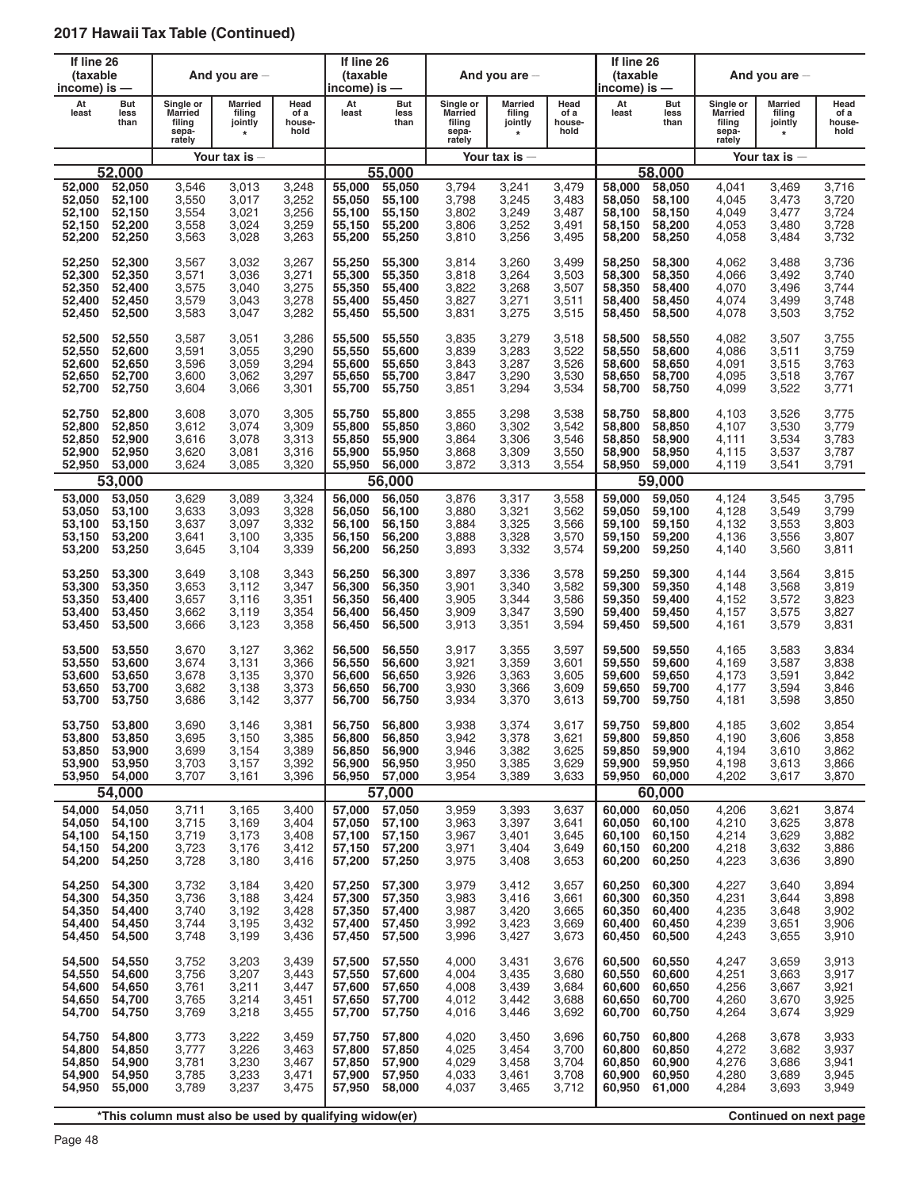## 2017 Hawaii Tax Table (Continued)

| If line 26 (taxable income) is — At least | But less than | Single or Married filing separately | Married filing jointly * | Head of a household | If line 26 (taxable income) is — At least | But less than | Single or Married filing separately | Married filing jointly * | Head of a household | If line 26 (taxable income) is — At least | But less than | Single or Married filing separately | Married filing jointly * | Head of a household |
|---|---|---|---|---|---|---|---|---|---|---|---|---|---|---|
| | | Your tax is — | | | | | Your tax is — | | | | | Your tax is — | | |
| **52,000** | | | | | **55,000** | | | | | **58,000** | | | | |
| 52,000 | 52,050 | 3,546 | 3,013 | 3,248 | 55,000 | 55,050 | 3,794 | 3,241 | 3,479 | 58,000 | 58,050 | 4,041 | 3,469 | 3,716 |
| 52,050 | 52,100 | 3,550 | 3,017 | 3,252 | 55,050 | 55,100 | 3,798 | 3,245 | 3,483 | 58,050 | 58,100 | 4,045 | 3,473 | 3,720 |
| 52,100 | 52,150 | 3,554 | 3,021 | 3,256 | 55,100 | 55,150 | 3,802 | 3,249 | 3,487 | 58,100 | 58,150 | 4,049 | 3,477 | 3,724 |
| 52,150 | 52,200 | 3,558 | 3,024 | 3,259 | 55,150 | 55,200 | 3,806 | 3,252 | 3,491 | 58,150 | 58,200 | 4,053 | 3,480 | 3,728 |
| 52,200 | 52,250 | 3,563 | 3,028 | 3,263 | 55,200 | 55,250 | 3,810 | 3,256 | 3,495 | 58,200 | 58,250 | 4,058 | 3,484 | 3,732 |
| 52,250 | 52,300 | 3,567 | 3,032 | 3,267 | 55,250 | 55,300 | 3,814 | 3,260 | 3,499 | 58,250 | 58,300 | 4,062 | 3,488 | 3,736 |
| 52,300 | 52,350 | 3,571 | 3,036 | 3,271 | 55,300 | 55,350 | 3,818 | 3,264 | 3,503 | 58,300 | 58,350 | 4,066 | 3,492 | 3,740 |
| 52,350 | 52,400 | 3,575 | 3,040 | 3,275 | 55,350 | 55,400 | 3,822 | 3,268 | 3,507 | 58,350 | 58,400 | 4,070 | 3,496 | 3,744 |
| 52,400 | 52,450 | 3,579 | 3,043 | 3,278 | 55,400 | 55,450 | 3,827 | 3,271 | 3,511 | 58,400 | 58,450 | 4,074 | 3,499 | 3,748 |
| 52,450 | 52,500 | 3,583 | 3,047 | 3,282 | 55,450 | 55,500 | 3,831 | 3,275 | 3,515 | 58,450 | 58,500 | 4,078 | 3,503 | 3,752 |
| 52,500 | 52,550 | 3,587 | 3,051 | 3,286 | 55,500 | 55,550 | 3,835 | 3,279 | 3,518 | 58,500 | 58,550 | 4,082 | 3,507 | 3,755 |
| 52,550 | 52,600 | 3,591 | 3,055 | 3,290 | 55,550 | 55,600 | 3,839 | 3,283 | 3,522 | 58,550 | 58,600 | 4,086 | 3,511 | 3,759 |
| 52,600 | 52,650 | 3,596 | 3,059 | 3,294 | 55,600 | 55,650 | 3,843 | 3,287 | 3,526 | 58,600 | 58,650 | 4,091 | 3,515 | 3,763 |
| 52,650 | 52,700 | 3,600 | 3,062 | 3,297 | 55,650 | 55,700 | 3,847 | 3,290 | 3,530 | 58,650 | 58,700 | 4,095 | 3,518 | 3,767 |
| 52,700 | 52,750 | 3,604 | 3,066 | 3,301 | 55,700 | 55,750 | 3,851 | 3,294 | 3,534 | 58,700 | 58,750 | 4,099 | 3,522 | 3,771 |
| 52,750 | 52,800 | 3,608 | 3,070 | 3,305 | 55,750 | 55,800 | 3,855 | 3,298 | 3,538 | 58,750 | 58,800 | 4,103 | 3,526 | 3,775 |
| 52,800 | 52,850 | 3,612 | 3,074 | 3,309 | 55,800 | 55,850 | 3,860 | 3,302 | 3,542 | 58,800 | 58,850 | 4,107 | 3,530 | 3,779 |
| 52,850 | 52,900 | 3,616 | 3,078 | 3,313 | 55,850 | 55,900 | 3,864 | 3,306 | 3,546 | 58,850 | 58,900 | 4,111 | 3,534 | 3,783 |
| 52,900 | 52,950 | 3,620 | 3,081 | 3,316 | 55,900 | 55,950 | 3,868 | 3,309 | 3,550 | 58,900 | 58,950 | 4,115 | 3,537 | 3,787 |
| 52,950 | 53,000 | 3,624 | 3,085 | 3,320 | 55,950 | 56,000 | 3,872 | 3,313 | 3,554 | 58,950 | 59,000 | 4,119 | 3,541 | 3,791 |
| **53,000** | | | | | **56,000** | | | | | **59,000** | | | | |
| 53,000 | 53,050 | 3,629 | 3,089 | 3,324 | 56,000 | 56,050 | 3,876 | 3,317 | 3,558 | 59,000 | 59,050 | 4,124 | 3,545 | 3,795 |
| 53,050 | 53,100 | 3,633 | 3,093 | 3,328 | 56,050 | 56,100 | 3,880 | 3,321 | 3,562 | 59,050 | 59,100 | 4,128 | 3,549 | 3,799 |
| 53,100 | 53,150 | 3,637 | 3,097 | 3,332 | 56,100 | 56,150 | 3,884 | 3,325 | 3,566 | 59,100 | 59,150 | 4,132 | 3,553 | 3,803 |
| 53,150 | 53,200 | 3,641 | 3,100 | 3,335 | 56,150 | 56,200 | 3,888 | 3,328 | 3,570 | 59,150 | 59,200 | 4,136 | 3,556 | 3,807 |
| 53,200 | 53,250 | 3,645 | 3,104 | 3,339 | 56,200 | 56,250 | 3,893 | 3,332 | 3,574 | 59,200 | 59,250 | 4,140 | 3,560 | 3,811 |
| 53,250 | 53,300 | 3,649 | 3,108 | 3,343 | 56,250 | 56,300 | 3,897 | 3,336 | 3,578 | 59,250 | 59,300 | 4,144 | 3,564 | 3,815 |
| 53,300 | 53,350 | 3,653 | 3,112 | 3,347 | 56,300 | 56,350 | 3,901 | 3,340 | 3,582 | 59,300 | 59,350 | 4,148 | 3,568 | 3,819 |
| 53,350 | 53,400 | 3,657 | 3,116 | 3,351 | 56,350 | 56,400 | 3,905 | 3,344 | 3,586 | 59,350 | 59,400 | 4,152 | 3,572 | 3,823 |
| 53,400 | 53,450 | 3,662 | 3,119 | 3,354 | 56,400 | 56,450 | 3,909 | 3,347 | 3,590 | 59,400 | 59,450 | 4,157 | 3,575 | 3,827 |
| 53,450 | 53,500 | 3,666 | 3,123 | 3,358 | 56,450 | 56,500 | 3,913 | 3,351 | 3,594 | 59,450 | 59,500 | 4,161 | 3,579 | 3,831 |
| 53,500 | 53,550 | 3,670 | 3,127 | 3,362 | 56,500 | 56,550 | 3,917 | 3,355 | 3,597 | 59,500 | 59,550 | 4,165 | 3,583 | 3,834 |
| 53,550 | 53,600 | 3,674 | 3,131 | 3,366 | 56,550 | 56,600 | 3,921 | 3,359 | 3,601 | 59,550 | 59,600 | 4,169 | 3,587 | 3,838 |
| 53,600 | 53,650 | 3,678 | 3,135 | 3,370 | 56,600 | 56,650 | 3,926 | 3,363 | 3,605 | 59,600 | 59,650 | 4,173 | 3,591 | 3,842 |
| 53,650 | 53,700 | 3,682 | 3,138 | 3,373 | 56,650 | 56,700 | 3,930 | 3,366 | 3,609 | 59,650 | 59,700 | 4,177 | 3,594 | 3,846 |
| 53,700 | 53,750 | 3,686 | 3,142 | 3,377 | 56,700 | 56,750 | 3,934 | 3,370 | 3,613 | 59,700 | 59,750 | 4,181 | 3,598 | 3,850 |
| 53,750 | 53,800 | 3,690 | 3,146 | 3,381 | 56,750 | 56,800 | 3,938 | 3,374 | 3,617 | 59,750 | 59,800 | 4,185 | 3,602 | 3,854 |
| 53,800 | 53,850 | 3,695 | 3,150 | 3,385 | 56,800 | 56,850 | 3,942 | 3,378 | 3,621 | 59,800 | 59,850 | 4,190 | 3,606 | 3,858 |
| 53,850 | 53,900 | 3,699 | 3,154 | 3,389 | 56,850 | 56,900 | 3,946 | 3,382 | 3,625 | 59,850 | 59,900 | 4,194 | 3,610 | 3,862 |
| 53,900 | 53,950 | 3,703 | 3,157 | 3,392 | 56,900 | 56,950 | 3,950 | 3,385 | 3,629 | 59,900 | 59,950 | 4,198 | 3,613 | 3,866 |
| 53,950 | 54,000 | 3,707 | 3,161 | 3,396 | 56,950 | 57,000 | 3,954 | 3,389 | 3,633 | 59,950 | 60,000 | 4,202 | 3,617 | 3,870 |
| **54,000** | | | | | **57,000** | | | | | **60,000** | | | | |
| 54,000 | 54,050 | 3,711 | 3,165 | 3,400 | 57,000 | 57,050 | 3,959 | 3,393 | 3,637 | 60,000 | 60,050 | 4,206 | 3,621 | 3,874 |
| 54,050 | 54,100 | 3,715 | 3,169 | 3,404 | 57,050 | 57,100 | 3,963 | 3,397 | 3,641 | 60,050 | 60,100 | 4,210 | 3,625 | 3,878 |
| 54,100 | 54,150 | 3,719 | 3,173 | 3,408 | 57,100 | 57,150 | 3,967 | 3,401 | 3,645 | 60,100 | 60,150 | 4,214 | 3,629 | 3,882 |
| 54,150 | 54,200 | 3,723 | 3,176 | 3,412 | 57,150 | 57,200 | 3,971 | 3,404 | 3,649 | 60,150 | 60,200 | 4,218 | 3,632 | 3,886 |
| 54,200 | 54,250 | 3,728 | 3,180 | 3,416 | 57,200 | 57,250 | 3,975 | 3,408 | 3,653 | 60,200 | 60,250 | 4,223 | 3,636 | 3,890 |
| 54,250 | 54,300 | 3,732 | 3,184 | 3,420 | 57,250 | 57,300 | 3,979 | 3,412 | 3,657 | 60,250 | 60,300 | 4,227 | 3,640 | 3,894 |
| 54,300 | 54,350 | 3,736 | 3,188 | 3,424 | 57,300 | 57,350 | 3,983 | 3,416 | 3,661 | 60,300 | 60,350 | 4,231 | 3,644 | 3,898 |
| 54,350 | 54,400 | 3,740 | 3,192 | 3,428 | 57,350 | 57,400 | 3,987 | 3,420 | 3,665 | 60,350 | 60,400 | 4,235 | 3,648 | 3,902 |
| 54,400 | 54,450 | 3,744 | 3,195 | 3,432 | 57,400 | 57,450 | 3,992 | 3,423 | 3,669 | 60,400 | 60,450 | 4,239 | 3,651 | 3,906 |
| 54,450 | 54,500 | 3,748 | 3,199 | 3,436 | 57,450 | 57,500 | 3,996 | 3,427 | 3,673 | 60,450 | 60,500 | 4,243 | 3,655 | 3,910 |
| 54,500 | 54,550 | 3,752 | 3,203 | 3,439 | 57,500 | 57,550 | 4,000 | 3,431 | 3,676 | 60,500 | 60,550 | 4,247 | 3,659 | 3,913 |
| 54,550 | 54,600 | 3,756 | 3,207 | 3,443 | 57,550 | 57,600 | 4,004 | 3,435 | 3,680 | 60,550 | 60,600 | 4,251 | 3,663 | 3,917 |
| 54,600 | 54,650 | 3,761 | 3,211 | 3,447 | 57,600 | 57,650 | 4,008 | 3,439 | 3,684 | 60,600 | 60,650 | 4,256 | 3,667 | 3,921 |
| 54,650 | 54,700 | 3,765 | 3,214 | 3,451 | 57,650 | 57,700 | 4,012 | 3,442 | 3,688 | 60,650 | 60,700 | 4,260 | 3,670 | 3,925 |
| 54,700 | 54,750 | 3,769 | 3,218 | 3,455 | 57,700 | 57,750 | 4,016 | 3,446 | 3,692 | 60,700 | 60,750 | 4,264 | 3,674 | 3,929 |
| 54,750 | 54,800 | 3,773 | 3,222 | 3,459 | 57,750 | 57,800 | 4,020 | 3,450 | 3,696 | 60,750 | 60,800 | 4,268 | 3,678 | 3,933 |
| 54,800 | 54,850 | 3,777 | 3,226 | 3,463 | 57,800 | 57,850 | 4,025 | 3,454 | 3,700 | 60,800 | 60,850 | 4,272 | 3,682 | 3,937 |
| 54,850 | 54,900 | 3,781 | 3,230 | 3,467 | 57,850 | 57,900 | 4,029 | 3,458 | 3,704 | 60,850 | 60,900 | 4,276 | 3,686 | 3,941 |
| 54,900 | 54,950 | 3,785 | 3,233 | 3,471 | 57,900 | 57,950 | 4,033 | 3,461 | 3,708 | 60,900 | 60,950 | 4,280 | 3,689 | 3,945 |
| 54,950 | 55,000 | 3,789 | 3,237 | 3,475 | 57,950 | 58,000 | 4,037 | 3,465 | 3,712 | 60,950 | 61,000 | 4,284 | 3,693 | 3,949 |

*This column must also be used by qualifying widow(er)

Continued on next page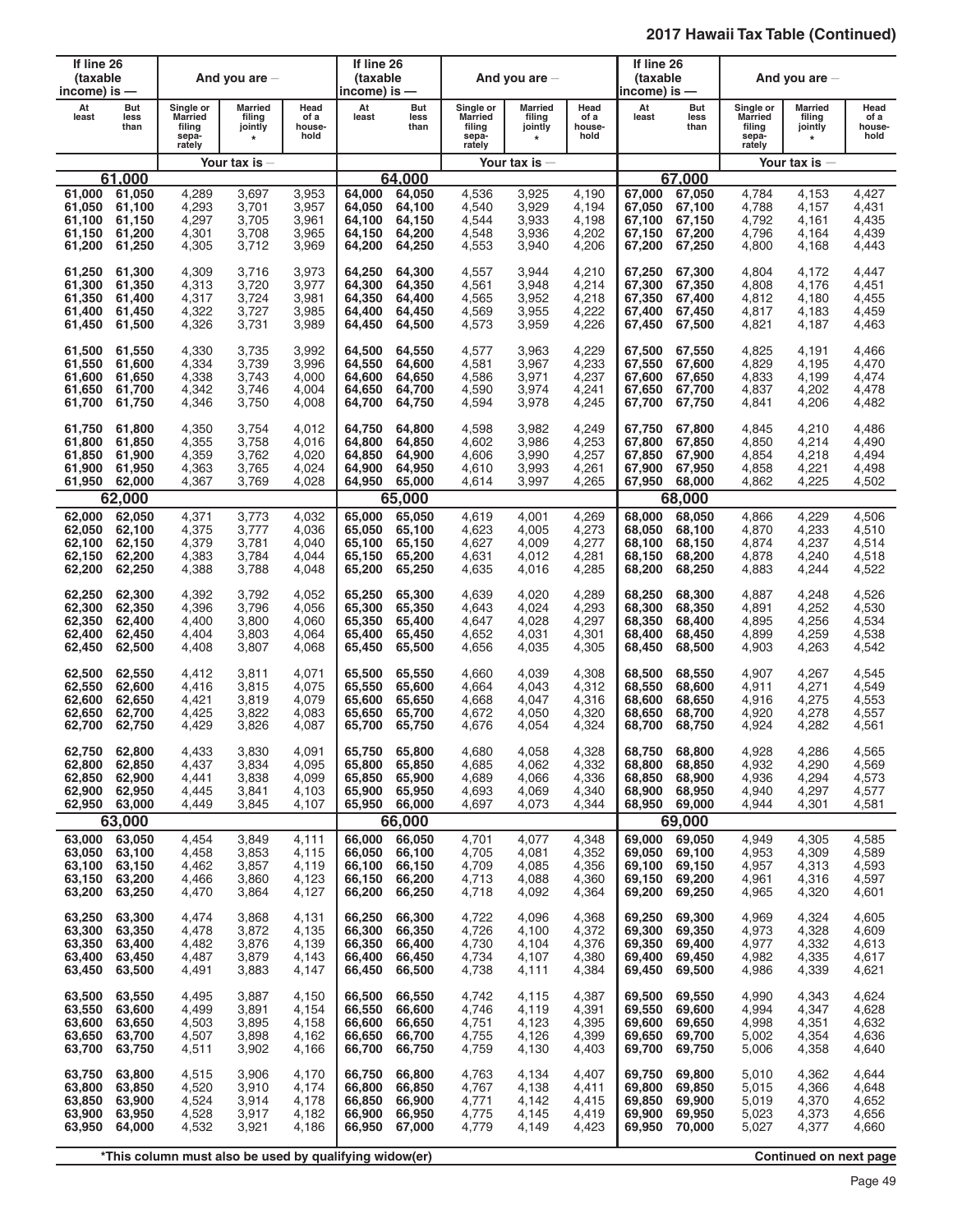## 2017 Hawaii Tax Table (Continued)

| If line 26 (taxable income) is — At least | But less than | Single or Married filing separately | Married filing jointly * | Head of a household |
|---|---|---|---|---|
| **61,000** | | | | |
| 61,000 | 61,050 | 4,289 | 3,697 | 3,953 |
| 61,050 | 61,100 | 4,293 | 3,701 | 3,957 |
| 61,100 | 61,150 | 4,297 | 3,705 | 3,961 |
| 61,150 | 61,200 | 4,301 | 3,708 | 3,965 |
| 61,200 | 61,250 | 4,305 | 3,712 | 3,969 |
| 61,250 | 61,300 | 4,309 | 3,716 | 3,973 |
| 61,300 | 61,350 | 4,313 | 3,720 | 3,977 |
| 61,350 | 61,400 | 4,317 | 3,724 | 3,981 |
| 61,400 | 61,450 | 4,322 | 3,727 | 3,985 |
| 61,450 | 61,500 | 4,326 | 3,731 | 3,989 |
| 61,500 | 61,550 | 4,330 | 3,735 | 3,992 |
| 61,550 | 61,600 | 4,334 | 3,739 | 3,996 |
| 61,600 | 61,650 | 4,338 | 3,743 | 4,000 |
| 61,650 | 61,700 | 4,342 | 3,746 | 4,004 |
| 61,700 | 61,750 | 4,346 | 3,750 | 4,008 |
| 61,750 | 61,800 | 4,350 | 3,754 | 4,012 |
| 61,800 | 61,850 | 4,355 | 3,758 | 4,016 |
| 61,850 | 61,900 | 4,359 | 3,762 | 4,020 |
| 61,900 | 61,950 | 4,363 | 3,765 | 4,024 |
| 61,950 | 62,000 | 4,367 | 3,769 | 4,028 |
| **62,000** | | | | |
| 62,000 | 62,050 | 4,371 | 3,773 | 4,032 |
| 62,050 | 62,100 | 4,375 | 3,777 | 4,036 |
| 62,100 | 62,150 | 4,379 | 3,781 | 4,040 |
| 62,150 | 62,200 | 4,383 | 3,784 | 4,044 |
| 62,200 | 62,250 | 4,388 | 3,788 | 4,048 |
| 62,250 | 62,300 | 4,392 | 3,792 | 4,052 |
| 62,300 | 62,350 | 4,396 | 3,796 | 4,056 |
| 62,350 | 62,400 | 4,400 | 3,800 | 4,060 |
| 62,400 | 62,450 | 4,404 | 3,803 | 4,064 |
| 62,450 | 62,500 | 4,408 | 3,807 | 4,068 |
| 62,500 | 62,550 | 4,412 | 3,811 | 4,071 |
| 62,550 | 62,600 | 4,416 | 3,815 | 4,075 |
| 62,600 | 62,650 | 4,421 | 3,819 | 4,079 |
| 62,650 | 62,700 | 4,425 | 3,822 | 4,083 |
| 62,700 | 62,750 | 4,429 | 3,826 | 4,087 |
| 62,750 | 62,800 | 4,433 | 3,830 | 4,091 |
| 62,800 | 62,850 | 4,437 | 3,834 | 4,095 |
| 62,850 | 62,900 | 4,441 | 3,838 | 4,099 |
| 62,900 | 62,950 | 4,445 | 3,841 | 4,103 |
| 62,950 | 63,000 | 4,449 | 3,845 | 4,107 |
| **63,000** | | | | |
| 63,000 | 63,050 | 4,454 | 3,849 | 4,111 |
| 63,050 | 63,100 | 4,458 | 3,853 | 4,115 |
| 63,100 | 63,150 | 4,462 | 3,857 | 4,119 |
| 63,150 | 63,200 | 4,466 | 3,860 | 4,123 |
| 63,200 | 63,250 | 4,470 | 3,864 | 4,127 |
| 63,250 | 63,300 | 4,474 | 3,868 | 4,131 |
| 63,300 | 63,350 | 4,478 | 3,872 | 4,135 |
| 63,350 | 63,400 | 4,482 | 3,876 | 4,139 |
| 63,400 | 63,450 | 4,487 | 3,879 | 4,143 |
| 63,450 | 63,500 | 4,491 | 3,883 | 4,147 |
| 63,500 | 63,550 | 4,495 | 3,887 | 4,150 |
| 63,550 | 63,600 | 4,499 | 3,891 | 4,154 |
| 63,600 | 63,650 | 4,503 | 3,895 | 4,158 |
| 63,650 | 63,700 | 4,507 | 3,898 | 4,162 |
| 63,700 | 63,750 | 4,511 | 3,902 | 4,166 |
| 63,750 | 63,800 | 4,515 | 3,906 | 4,170 |
| 63,800 | 63,850 | 4,520 | 3,910 | 4,174 |
| 63,850 | 63,900 | 4,524 | 3,914 | 4,178 |
| 63,900 | 63,950 | 4,528 | 3,917 | 4,182 |
| 63,950 | 64,000 | 4,532 | 3,921 | 4,186 |
| **64,000** | | | | |
| 64,000 | 64,050 | 4,536 | 3,925 | 4,190 |
| 64,050 | 64,100 | 4,540 | 3,929 | 4,194 |
| 64,100 | 64,150 | 4,544 | 3,933 | 4,198 |
| 64,150 | 64,200 | 4,548 | 3,936 | 4,202 |
| 64,200 | 64,250 | 4,553 | 3,940 | 4,206 |
| 64,250 | 64,300 | 4,557 | 3,944 | 4,210 |
| 64,300 | 64,350 | 4,561 | 3,948 | 4,214 |
| 64,350 | 64,400 | 4,565 | 3,952 | 4,218 |
| 64,400 | 64,450 | 4,569 | 3,955 | 4,222 |
| 64,450 | 64,500 | 4,573 | 3,959 | 4,226 |
| 64,500 | 64,550 | 4,577 | 3,963 | 4,229 |
| 64,550 | 64,600 | 4,581 | 3,967 | 4,233 |
| 64,600 | 64,650 | 4,586 | 3,971 | 4,237 |
| 64,650 | 64,700 | 4,590 | 3,974 | 4,241 |
| 64,700 | 64,750 | 4,594 | 3,978 | 4,245 |
| 64,750 | 64,800 | 4,598 | 3,982 | 4,249 |
| 64,800 | 64,850 | 4,602 | 3,986 | 4,253 |
| 64,850 | 64,900 | 4,606 | 3,990 | 4,257 |
| 64,900 | 64,950 | 4,610 | 3,993 | 4,261 |
| 64,950 | 65,000 | 4,614 | 3,997 | 4,265 |
| **65,000** | | | | |
| 65,000 | 65,050 | 4,619 | 4,001 | 4,269 |
| 65,050 | 65,100 | 4,623 | 4,005 | 4,273 |
| 65,100 | 65,150 | 4,627 | 4,009 | 4,277 |
| 65,150 | 65,200 | 4,631 | 4,012 | 4,281 |
| 65,200 | 65,250 | 4,635 | 4,016 | 4,285 |
| 65,250 | 65,300 | 4,639 | 4,020 | 4,289 |
| 65,300 | 65,350 | 4,643 | 4,024 | 4,293 |
| 65,350 | 65,400 | 4,647 | 4,028 | 4,297 |
| 65,400 | 65,450 | 4,652 | 4,031 | 4,301 |
| 65,450 | 65,500 | 4,656 | 4,035 | 4,305 |
| 65,500 | 65,550 | 4,660 | 4,039 | 4,308 |
| 65,550 | 65,600 | 4,664 | 4,043 | 4,312 |
| 65,600 | 65,650 | 4,668 | 4,047 | 4,316 |
| 65,650 | 65,700 | 4,672 | 4,050 | 4,320 |
| 65,700 | 65,750 | 4,676 | 4,054 | 4,324 |
| 65,750 | 65,800 | 4,680 | 4,058 | 4,328 |
| 65,800 | 65,850 | 4,685 | 4,062 | 4,332 |
| 65,850 | 65,900 | 4,689 | 4,066 | 4,336 |
| 65,900 | 65,950 | 4,693 | 4,069 | 4,340 |
| 65,950 | 66,000 | 4,697 | 4,073 | 4,344 |
| **66,000** | | | | |
| 66,000 | 66,050 | 4,701 | 4,077 | 4,348 |
| 66,050 | 66,100 | 4,705 | 4,081 | 4,352 |
| 66,100 | 66,150 | 4,709 | 4,085 | 4,356 |
| 66,150 | 66,200 | 4,713 | 4,088 | 4,360 |
| 66,200 | 66,250 | 4,718 | 4,092 | 4,364 |
| 66,250 | 66,300 | 4,722 | 4,096 | 4,368 |
| 66,300 | 66,350 | 4,726 | 4,100 | 4,372 |
| 66,350 | 66,400 | 4,730 | 4,104 | 4,376 |
| 66,400 | 66,450 | 4,734 | 4,107 | 4,380 |
| 66,450 | 66,500 | 4,738 | 4,111 | 4,384 |
| 66,500 | 66,550 | 4,742 | 4,115 | 4,387 |
| 66,550 | 66,600 | 4,746 | 4,119 | 4,391 |
| 66,600 | 66,650 | 4,751 | 4,123 | 4,395 |
| 66,650 | 66,700 | 4,755 | 4,126 | 4,399 |
| 66,700 | 66,750 | 4,759 | 4,130 | 4,403 |
| 66,750 | 66,800 | 4,763 | 4,134 | 4,407 |
| 66,800 | 66,850 | 4,767 | 4,138 | 4,411 |
| 66,850 | 66,900 | 4,771 | 4,142 | 4,415 |
| 66,900 | 66,950 | 4,775 | 4,145 | 4,419 |
| 66,950 | 67,000 | 4,779 | 4,149 | 4,423 |
| **67,000** | | | | |
| 67,000 | 67,050 | 4,784 | 4,153 | 4,427 |
| 67,050 | 67,100 | 4,788 | 4,157 | 4,431 |
| 67,100 | 67,150 | 4,792 | 4,161 | 4,435 |
| 67,150 | 67,200 | 4,796 | 4,164 | 4,439 |
| 67,200 | 67,250 | 4,800 | 4,168 | 4,443 |
| 67,250 | 67,300 | 4,804 | 4,172 | 4,447 |
| 67,300 | 67,350 | 4,808 | 4,176 | 4,451 |
| 67,350 | 67,400 | 4,812 | 4,180 | 4,455 |
| 67,400 | 67,450 | 4,817 | 4,183 | 4,459 |
| 67,450 | 67,500 | 4,821 | 4,187 | 4,463 |
| 67,500 | 67,550 | 4,825 | 4,191 | 4,466 |
| 67,550 | 67,600 | 4,829 | 4,195 | 4,470 |
| 67,600 | 67,650 | 4,833 | 4,199 | 4,474 |
| 67,650 | 67,700 | 4,837 | 4,202 | 4,478 |
| 67,700 | 67,750 | 4,841 | 4,206 | 4,482 |
| 67,750 | 67,800 | 4,845 | 4,210 | 4,486 |
| 67,800 | 67,850 | 4,850 | 4,214 | 4,490 |
| 67,850 | 67,900 | 4,854 | 4,218 | 4,494 |
| 67,900 | 67,950 | 4,858 | 4,221 | 4,498 |
| 67,950 | 68,000 | 4,862 | 4,225 | 4,502 |
| **68,000** | | | | |
| 68,000 | 68,050 | 4,866 | 4,229 | 4,506 |
| 68,050 | 68,100 | 4,870 | 4,233 | 4,510 |
| 68,100 | 68,150 | 4,874 | 4,237 | 4,514 |
| 68,150 | 68,200 | 4,878 | 4,240 | 4,518 |
| 68,200 | 68,250 | 4,883 | 4,244 | 4,522 |
| 68,250 | 68,300 | 4,887 | 4,248 | 4,526 |
| 68,300 | 68,350 | 4,891 | 4,252 | 4,530 |
| 68,350 | 68,400 | 4,895 | 4,256 | 4,534 |
| 68,400 | 68,450 | 4,899 | 4,259 | 4,538 |
| 68,450 | 68,500 | 4,903 | 4,263 | 4,542 |
| 68,500 | 68,550 | 4,907 | 4,267 | 4,545 |
| 68,550 | 68,600 | 4,911 | 4,271 | 4,549 |
| 68,600 | 68,650 | 4,916 | 4,275 | 4,553 |
| 68,650 | 68,700 | 4,920 | 4,278 | 4,557 |
| 68,700 | 68,750 | 4,924 | 4,282 | 4,561 |
| 68,750 | 68,800 | 4,928 | 4,286 | 4,565 |
| 68,800 | 68,850 | 4,932 | 4,290 | 4,569 |
| 68,850 | 68,900 | 4,936 | 4,294 | 4,573 |
| 68,900 | 68,950 | 4,940 | 4,297 | 4,577 |
| 68,950 | 69,000 | 4,944 | 4,301 | 4,581 |
| **69,000** | | | | |
| 69,000 | 69,050 | 4,949 | 4,305 | 4,585 |
| 69,050 | 69,100 | 4,953 | 4,309 | 4,589 |
| 69,100 | 69,150 | 4,957 | 4,313 | 4,593 |
| 69,150 | 69,200 | 4,961 | 4,316 | 4,597 |
| 69,200 | 69,250 | 4,965 | 4,320 | 4,601 |
| 69,250 | 69,300 | 4,969 | 4,324 | 4,605 |
| 69,300 | 69,350 | 4,973 | 4,328 | 4,609 |
| 69,350 | 69,400 | 4,977 | 4,332 | 4,613 |
| 69,400 | 69,450 | 4,982 | 4,335 | 4,617 |
| 69,450 | 69,500 | 4,986 | 4,339 | 4,621 |
| 69,500 | 69,550 | 4,990 | 4,343 | 4,624 |
| 69,550 | 69,600 | 4,994 | 4,347 | 4,628 |
| 69,600 | 69,650 | 4,998 | 4,351 | 4,632 |
| 69,650 | 69,700 | 5,002 | 4,354 | 4,636 |
| 69,700 | 69,750 | 5,006 | 4,358 | 4,640 |
| 69,750 | 69,800 | 5,010 | 4,362 | 4,644 |
| 69,800 | 69,850 | 5,015 | 4,366 | 4,648 |
| 69,850 | 69,900 | 5,019 | 4,370 | 4,652 |
| 69,900 | 69,950 | 5,023 | 4,373 | 4,656 |
| 69,950 | 70,000 | 5,027 | 4,377 | 4,660 |

*This column must also be used by qualifying widow(er)

**Continued on next page**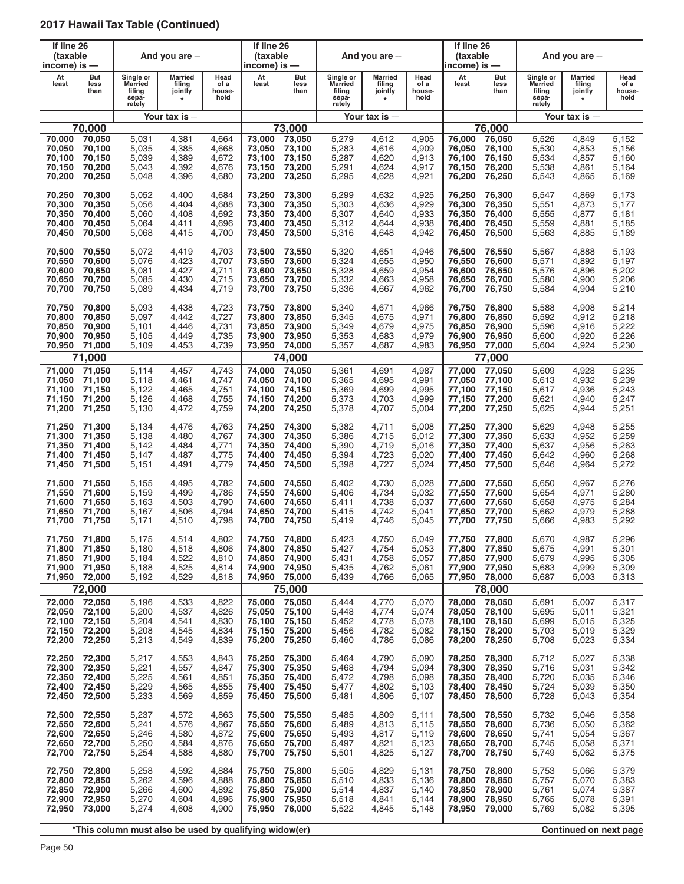## 2017 Hawaii Tax Table (Continued)

| If line 26 (taxable income) is — At least | But less than | And you are — Single or Married filing separately | Married filing jointly * | Head of a household | If line 26 (taxable income) is — At least | But less than | And you are — Single or Married filing separately | Married filing jointly * | Head of a household | If line 26 (taxable income) is — At least | But less than | And you are — Single or Married filing separately | Married filing jointly * | Head of a household |
|---|---|---|---|---|---|---|---|---|---|---|---|---|---|---|
| | | Your tax is — | | | | | Your tax is — | | | | | Your tax is — | | |
| **70,000** | | | | | **73,000** | | | | | **76,000** | | | | |
| 70,000 | 70,050 | 5,031 | 4,381 | 4,664 | 73,000 | 73,050 | 5,279 | 4,612 | 4,905 | 76,000 | 76,050 | 5,526 | 4,849 | 5,152 |
| 70,050 | 70,100 | 5,035 | 4,385 | 4,668 | 73,050 | 73,100 | 5,283 | 4,616 | 4,909 | 76,050 | 76,100 | 5,530 | 4,853 | 5,156 |
| 70,100 | 70,150 | 5,039 | 4,389 | 4,672 | 73,100 | 73,150 | 5,287 | 4,620 | 4,913 | 76,100 | 76,150 | 5,534 | 4,857 | 5,160 |
| 70,150 | 70,200 | 5,043 | 4,392 | 4,676 | 73,150 | 73,200 | 5,291 | 4,624 | 4,917 | 76,150 | 76,200 | 5,538 | 4,861 | 5,164 |
| 70,200 | 70,250 | 5,048 | 4,396 | 4,680 | 73,200 | 73,250 | 5,295 | 4,628 | 4,921 | 76,200 | 76,250 | 5,543 | 4,865 | 5,169 |
| 70,250 | 70,300 | 5,052 | 4,400 | 4,684 | 73,250 | 73,300 | 5,299 | 4,632 | 4,925 | 76,250 | 76,300 | 5,547 | 4,869 | 5,173 |
| 70,300 | 70,350 | 5,056 | 4,404 | 4,688 | 73,300 | 73,350 | 5,303 | 4,636 | 4,929 | 76,300 | 76,350 | 5,551 | 4,873 | 5,177 |
| 70,350 | 70,400 | 5,060 | 4,408 | 4,692 | 73,350 | 73,400 | 5,307 | 4,640 | 4,933 | 76,350 | 76,400 | 5,555 | 4,877 | 5,181 |
| 70,400 | 70,450 | 5,064 | 4,411 | 4,696 | 73,400 | 73,450 | 5,312 | 4,644 | 4,938 | 76,400 | 76,450 | 5,559 | 4,881 | 5,185 |
| 70,450 | 70,500 | 5,068 | 4,415 | 4,700 | 73,450 | 73,500 | 5,316 | 4,648 | 4,942 | 76,450 | 76,500 | 5,563 | 4,885 | 5,189 |
| 70,500 | 70,550 | 5,072 | 4,419 | 4,703 | 73,500 | 73,550 | 5,320 | 4,651 | 4,946 | 76,500 | 76,550 | 5,567 | 4,888 | 5,193 |
| 70,550 | 70,600 | 5,076 | 4,423 | 4,707 | 73,550 | 73,600 | 5,324 | 4,655 | 4,950 | 76,550 | 76,600 | 5,571 | 4,892 | 5,197 |
| 70,600 | 70,650 | 5,081 | 4,427 | 4,711 | 73,600 | 73,650 | 5,328 | 4,659 | 4,954 | 76,600 | 76,650 | 5,576 | 4,896 | 5,202 |
| 70,650 | 70,700 | 5,085 | 4,430 | 4,715 | 73,650 | 73,700 | 5,332 | 4,663 | 4,958 | 76,650 | 76,700 | 5,580 | 4,900 | 5,206 |
| 70,700 | 70,750 | 5,089 | 4,434 | 4,719 | 73,700 | 73,750 | 5,336 | 4,667 | 4,962 | 76,700 | 76,750 | 5,584 | 4,904 | 5,210 |
| 70,750 | 70,800 | 5,093 | 4,438 | 4,723 | 73,750 | 73,800 | 5,340 | 4,671 | 4,966 | 76,750 | 76,800 | 5,588 | 4,908 | 5,214 |
| 70,800 | 70,850 | 5,097 | 4,442 | 4,727 | 73,800 | 73,850 | 5,345 | 4,675 | 4,971 | 76,800 | 76,850 | 5,592 | 4,912 | 5,218 |
| 70,850 | 70,900 | 5,101 | 4,446 | 4,731 | 73,850 | 73,900 | 5,349 | 4,679 | 4,975 | 76,850 | 76,900 | 5,596 | 4,916 | 5,222 |
| 70,900 | 70,950 | 5,105 | 4,449 | 4,735 | 73,900 | 73,950 | 5,353 | 4,683 | 4,979 | 76,900 | 76,950 | 5,600 | 4,920 | 5,226 |
| 70,950 | 71,000 | 5,109 | 4,453 | 4,739 | 73,950 | 74,000 | 5,357 | 4,687 | 4,983 | 76,950 | 77,000 | 5,604 | 4,924 | 5,230 |
| **71,000** | | | | | **74,000** | | | | | **77,000** | | | | |
| 71,000 | 71,050 | 5,114 | 4,457 | 4,743 | 74,000 | 74,050 | 5,361 | 4,691 | 4,987 | 77,000 | 77,050 | 5,609 | 4,928 | 5,235 |
| 71,050 | 71,100 | 5,118 | 4,461 | 4,747 | 74,050 | 74,100 | 5,365 | 4,695 | 4,991 | 77,050 | 77,100 | 5,613 | 4,932 | 5,239 |
| 71,100 | 71,150 | 5,122 | 4,465 | 4,751 | 74,100 | 74,150 | 5,369 | 4,699 | 4,995 | 77,100 | 77,150 | 5,617 | 4,936 | 5,243 |
| 71,150 | 71,200 | 5,126 | 4,468 | 4,755 | 74,150 | 74,200 | 5,373 | 4,703 | 4,999 | 77,150 | 77,200 | 5,621 | 4,940 | 5,247 |
| 71,200 | 71,250 | 5,130 | 4,472 | 4,759 | 74,200 | 74,250 | 5,378 | 4,707 | 5,004 | 77,200 | 77,250 | 5,625 | 4,944 | 5,251 |
| 71,250 | 71,300 | 5,134 | 4,476 | 4,763 | 74,250 | 74,300 | 5,382 | 4,711 | 5,008 | 77,250 | 77,300 | 5,629 | 4,948 | 5,255 |
| 71,300 | 71,350 | 5,138 | 4,480 | 4,767 | 74,300 | 74,350 | 5,386 | 4,715 | 5,012 | 77,300 | 77,350 | 5,633 | 4,952 | 5,259 |
| 71,350 | 71,400 | 5,142 | 4,484 | 4,771 | 74,350 | 74,400 | 5,390 | 4,719 | 5,016 | 77,350 | 77,400 | 5,637 | 4,956 | 5,263 |
| 71,400 | 71,450 | 5,147 | 4,487 | 4,775 | 74,400 | 74,450 | 5,394 | 4,723 | 5,020 | 77,400 | 77,450 | 5,642 | 4,960 | 5,268 |
| 71,450 | 71,500 | 5,151 | 4,491 | 4,779 | 74,450 | 74,500 | 5,398 | 4,727 | 5,024 | 77,450 | 77,500 | 5,646 | 4,964 | 5,272 |
| 71,500 | 71,550 | 5,155 | 4,495 | 4,782 | 74,500 | 74,550 | 5,402 | 4,730 | 5,028 | 77,500 | 77,550 | 5,650 | 4,967 | 5,276 |
| 71,550 | 71,600 | 5,159 | 4,499 | 4,786 | 74,550 | 74,600 | 5,406 | 4,734 | 5,032 | 77,550 | 77,600 | 5,654 | 4,971 | 5,280 |
| 71,600 | 71,650 | 5,163 | 4,503 | 4,790 | 74,600 | 74,650 | 5,411 | 4,738 | 5,037 | 77,600 | 77,650 | 5,658 | 4,975 | 5,284 |
| 71,650 | 71,700 | 5,167 | 4,506 | 4,794 | 74,650 | 74,700 | 5,415 | 4,742 | 5,041 | 77,650 | 77,700 | 5,662 | 4,979 | 5,288 |
| 71,700 | 71,750 | 5,171 | 4,510 | 4,798 | 74,700 | 74,750 | 5,419 | 4,746 | 5,045 | 77,700 | 77,750 | 5,666 | 4,983 | 5,292 |
| 71,750 | 71,800 | 5,175 | 4,514 | 4,802 | 74,750 | 74,800 | 5,423 | 4,750 | 5,049 | 77,750 | 77,800 | 5,670 | 4,987 | 5,296 |
| 71,800 | 71,850 | 5,180 | 4,518 | 4,806 | 74,800 | 74,850 | 5,427 | 4,754 | 5,053 | 77,800 | 77,850 | 5,675 | 4,991 | 5,301 |
| 71,850 | 71,900 | 5,184 | 4,522 | 4,810 | 74,850 | 74,900 | 5,431 | 4,758 | 5,057 | 77,850 | 77,900 | 5,679 | 4,995 | 5,305 |
| 71,900 | 71,950 | 5,188 | 4,525 | 4,814 | 74,900 | 74,950 | 5,435 | 4,762 | 5,061 | 77,900 | 77,950 | 5,683 | 4,999 | 5,309 |
| 71,950 | 72,000 | 5,192 | 4,529 | 4,818 | 74,950 | 75,000 | 5,439 | 4,766 | 5,065 | 77,950 | 78,000 | 5,687 | 5,003 | 5,313 |
| **72,000** | | | | | **75,000** | | | | | **78,000** | | | | |
| 72,000 | 72,050 | 5,196 | 4,533 | 4,822 | 75,000 | 75,050 | 5,444 | 4,770 | 5,070 | 78,000 | 78,050 | 5,691 | 5,007 | 5,317 |
| 72,050 | 72,100 | 5,200 | 4,537 | 4,826 | 75,050 | 75,100 | 5,448 | 4,774 | 5,074 | 78,050 | 78,100 | 5,695 | 5,011 | 5,321 |
| 72,100 | 72,150 | 5,204 | 4,541 | 4,830 | 75,100 | 75,150 | 5,452 | 4,778 | 5,078 | 78,100 | 78,150 | 5,699 | 5,015 | 5,325 |
| 72,150 | 72,200 | 5,208 | 4,545 | 4,834 | 75,150 | 75,200 | 5,456 | 4,782 | 5,082 | 78,150 | 78,200 | 5,703 | 5,019 | 5,329 |
| 72,200 | 72,250 | 5,213 | 4,549 | 4,839 | 75,200 | 75,250 | 5,460 | 4,786 | 5,086 | 78,200 | 78,250 | 5,708 | 5,023 | 5,334 |
| 72,250 | 72,300 | 5,217 | 4,553 | 4,843 | 75,250 | 75,300 | 5,464 | 4,790 | 5,090 | 78,250 | 78,300 | 5,712 | 5,027 | 5,338 |
| 72,300 | 72,350 | 5,221 | 4,557 | 4,847 | 75,300 | 75,350 | 5,468 | 4,794 | 5,094 | 78,300 | 78,350 | 5,716 | 5,031 | 5,342 |
| 72,350 | 72,400 | 5,225 | 4,561 | 4,851 | 75,350 | 75,400 | 5,472 | 4,798 | 5,098 | 78,350 | 78,400 | 5,720 | 5,035 | 5,346 |
| 72,400 | 72,450 | 5,229 | 4,565 | 4,855 | 75,400 | 75,450 | 5,477 | 4,802 | 5,103 | 78,400 | 78,450 | 5,724 | 5,039 | 5,350 |
| 72,450 | 72,500 | 5,233 | 4,569 | 4,859 | 75,450 | 75,500 | 5,481 | 4,806 | 5,107 | 78,450 | 78,500 | 5,728 | 5,043 | 5,354 |
| 72,500 | 72,550 | 5,237 | 4,572 | 4,863 | 75,500 | 75,550 | 5,485 | 4,809 | 5,111 | 78,500 | 78,550 | 5,732 | 5,046 | 5,358 |
| 72,550 | 72,600 | 5,241 | 4,576 | 4,867 | 75,550 | 75,600 | 5,489 | 4,813 | 5,115 | 78,550 | 78,600 | 5,736 | 5,050 | 5,362 |
| 72,600 | 72,650 | 5,246 | 4,580 | 4,872 | 75,600 | 75,650 | 5,493 | 4,817 | 5,119 | 78,600 | 78,650 | 5,741 | 5,054 | 5,367 |
| 72,650 | 72,700 | 5,250 | 4,584 | 4,876 | 75,650 | 75,700 | 5,497 | 4,821 | 5,123 | 78,650 | 78,700 | 5,745 | 5,058 | 5,371 |
| 72,700 | 72,750 | 5,254 | 4,588 | 4,880 | 75,700 | 75,750 | 5,501 | 4,825 | 5,127 | 78,700 | 78,750 | 5,749 | 5,062 | 5,375 |
| 72,750 | 72,800 | 5,258 | 4,592 | 4,884 | 75,750 | 75,800 | 5,505 | 4,829 | 5,131 | 78,750 | 78,800 | 5,753 | 5,066 | 5,379 |
| 72,800 | 72,850 | 5,262 | 4,596 | 4,888 | 75,800 | 75,850 | 5,510 | 4,833 | 5,136 | 78,800 | 78,850 | 5,757 | 5,070 | 5,383 |
| 72,850 | 72,900 | 5,266 | 4,600 | 4,892 | 75,850 | 75,900 | 5,514 | 4,837 | 5,140 | 78,850 | 78,900 | 5,761 | 5,074 | 5,387 |
| 72,900 | 72,950 | 5,270 | 4,604 | 4,896 | 75,900 | 75,950 | 5,518 | 4,841 | 5,144 | 78,900 | 78,950 | 5,765 | 5,078 | 5,391 |
| 72,950 | 73,000 | 5,274 | 4,608 | 4,900 | 75,950 | 76,000 | 5,522 | 4,845 | 5,148 | 78,950 | 79,000 | 5,769 | 5,082 | 5,395 |

**\*This column must also be used by qualifying widow(er)**

**Continued on next page**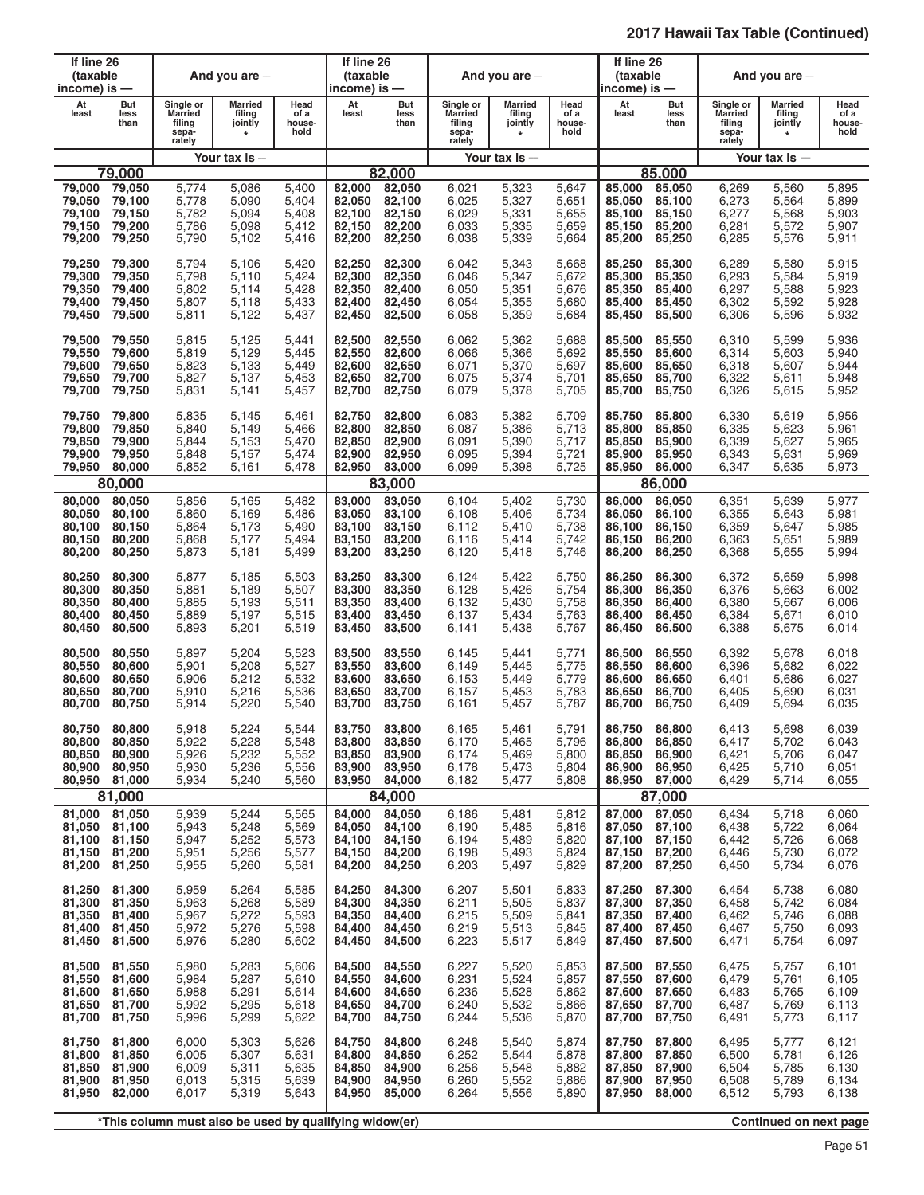## 2017 Hawaii Tax Table (Continued)

| If line 26 (taxable income) is — At least | But less than | Single or Married filing separately | Married filing jointly * | Head of a household | If line 26 (taxable income) is — At least | But less than | Single or Married filing separately | Married filing jointly * | Head of a household | If line 26 (taxable income) is — At least | But less than | Single or Married filing separately | Married filing jointly * | Head of a household |
|---|---|---|---|---|---|---|---|---|---|---|---|---|---|---|
| | | Your tax is — | | | | | Your tax is — | | | | | Your tax is — | | |
| **79,000** | | | | | **82,000** | | | | | **85,000** | | | | |
| 79,000 | 79,050 | 5,774 | 5,086 | 5,400 | 82,000 | 82,050 | 6,021 | 5,323 | 5,647 | 85,000 | 85,050 | 6,269 | 5,560 | 5,895 |
| 79,050 | 79,100 | 5,778 | 5,090 | 5,404 | 82,050 | 82,100 | 6,025 | 5,327 | 5,651 | 85,050 | 85,100 | 6,273 | 5,564 | 5,899 |
| 79,100 | 79,150 | 5,782 | 5,094 | 5,408 | 82,100 | 82,150 | 6,029 | 5,331 | 5,655 | 85,100 | 85,150 | 6,277 | 5,568 | 5,903 |
| 79,150 | 79,200 | 5,786 | 5,098 | 5,412 | 82,150 | 82,200 | 6,033 | 5,335 | 5,659 | 85,150 | 85,200 | 6,281 | 5,572 | 5,907 |
| 79,200 | 79,250 | 5,790 | 5,102 | 5,416 | 82,200 | 82,250 | 6,038 | 5,339 | 5,664 | 85,200 | 85,250 | 6,285 | 5,576 | 5,911 |
| 79,250 | 79,300 | 5,794 | 5,106 | 5,420 | 82,250 | 82,300 | 6,042 | 5,343 | 5,668 | 85,250 | 85,300 | 6,289 | 5,580 | 5,915 |
| 79,300 | 79,350 | 5,798 | 5,110 | 5,424 | 82,300 | 82,350 | 6,046 | 5,347 | 5,672 | 85,300 | 85,350 | 6,293 | 5,584 | 5,919 |
| 79,350 | 79,400 | 5,802 | 5,114 | 5,428 | 82,350 | 82,400 | 6,050 | 5,351 | 5,676 | 85,350 | 85,400 | 6,297 | 5,588 | 5,923 |
| 79,400 | 79,450 | 5,807 | 5,118 | 5,433 | 82,400 | 82,450 | 6,054 | 5,355 | 5,680 | 85,400 | 85,450 | 6,302 | 5,592 | 5,928 |
| 79,450 | 79,500 | 5,811 | 5,122 | 5,437 | 82,450 | 82,500 | 6,058 | 5,359 | 5,684 | 85,450 | 85,500 | 6,306 | 5,596 | 5,932 |
| 79,500 | 79,550 | 5,815 | 5,125 | 5,441 | 82,500 | 82,550 | 6,062 | 5,362 | 5,688 | 85,500 | 85,550 | 6,310 | 5,599 | 5,936 |
| 79,550 | 79,600 | 5,819 | 5,129 | 5,445 | 82,550 | 82,600 | 6,066 | 5,366 | 5,692 | 85,550 | 85,600 | 6,314 | 5,603 | 5,940 |
| 79,600 | 79,650 | 5,823 | 5,133 | 5,449 | 82,600 | 82,650 | 6,071 | 5,370 | 5,697 | 85,600 | 85,650 | 6,318 | 5,607 | 5,944 |
| 79,650 | 79,700 | 5,827 | 5,137 | 5,453 | 82,650 | 82,700 | 6,075 | 5,374 | 5,701 | 85,650 | 85,700 | 6,322 | 5,611 | 5,948 |
| 79,700 | 79,750 | 5,831 | 5,141 | 5,457 | 82,700 | 82,750 | 6,079 | 5,378 | 5,705 | 85,700 | 85,750 | 6,326 | 5,615 | 5,952 |
| 79,750 | 79,800 | 5,835 | 5,145 | 5,461 | 82,750 | 82,800 | 6,083 | 5,382 | 5,709 | 85,750 | 85,800 | 6,330 | 5,619 | 5,956 |
| 79,800 | 79,850 | 5,840 | 5,149 | 5,466 | 82,800 | 82,850 | 6,087 | 5,386 | 5,713 | 85,800 | 85,850 | 6,335 | 5,623 | 5,961 |
| 79,850 | 79,900 | 5,844 | 5,153 | 5,470 | 82,850 | 82,900 | 6,091 | 5,390 | 5,717 | 85,850 | 85,900 | 6,339 | 5,627 | 5,965 |
| 79,900 | 79,950 | 5,848 | 5,157 | 5,474 | 82,900 | 82,950 | 6,095 | 5,394 | 5,721 | 85,900 | 85,950 | 6,343 | 5,631 | 5,969 |
| 79,950 | 80,000 | 5,852 | 5,161 | 5,478 | 82,950 | 83,000 | 6,099 | 5,398 | 5,725 | 85,950 | 86,000 | 6,347 | 5,635 | 5,973 |
| **80,000** | | | | | **83,000** | | | | | **86,000** | | | | |
| 80,000 | 80,050 | 5,856 | 5,165 | 5,482 | 83,000 | 83,050 | 6,104 | 5,402 | 5,730 | 86,000 | 86,050 | 6,351 | 5,639 | 5,977 |
| 80,050 | 80,100 | 5,860 | 5,169 | 5,486 | 83,050 | 83,100 | 6,108 | 5,406 | 5,734 | 86,050 | 86,100 | 6,355 | 5,643 | 5,981 |
| 80,100 | 80,150 | 5,864 | 5,173 | 5,490 | 83,100 | 83,150 | 6,112 | 5,410 | 5,738 | 86,100 | 86,150 | 6,359 | 5,647 | 5,985 |
| 80,150 | 80,200 | 5,868 | 5,177 | 5,494 | 83,150 | 83,200 | 6,116 | 5,414 | 5,742 | 86,150 | 86,200 | 6,363 | 5,651 | 5,989 |
| 80,200 | 80,250 | 5,873 | 5,181 | 5,499 | 83,200 | 83,250 | 6,120 | 5,418 | 5,746 | 86,200 | 86,250 | 6,368 | 5,655 | 5,994 |
| 80,250 | 80,300 | 5,877 | 5,185 | 5,503 | 83,250 | 83,300 | 6,124 | 5,422 | 5,750 | 86,250 | 86,300 | 6,372 | 5,659 | 5,998 |
| 80,300 | 80,350 | 5,881 | 5,189 | 5,507 | 83,300 | 83,350 | 6,128 | 5,426 | 5,754 | 86,300 | 86,350 | 6,376 | 5,663 | 6,002 |
| 80,350 | 80,400 | 5,885 | 5,193 | 5,511 | 83,350 | 83,400 | 6,132 | 5,430 | 5,758 | 86,350 | 86,400 | 6,380 | 5,667 | 6,006 |
| 80,400 | 80,450 | 5,889 | 5,197 | 5,515 | 83,400 | 83,450 | 6,137 | 5,434 | 5,763 | 86,400 | 86,450 | 6,384 | 5,671 | 6,010 |
| 80,450 | 80,500 | 5,893 | 5,201 | 5,519 | 83,450 | 83,500 | 6,141 | 5,438 | 5,767 | 86,450 | 86,500 | 6,388 | 5,675 | 6,014 |
| 80,500 | 80,550 | 5,897 | 5,204 | 5,523 | 83,500 | 83,550 | 6,145 | 5,441 | 5,771 | 86,500 | 86,550 | 6,392 | 5,678 | 6,018 |
| 80,550 | 80,600 | 5,901 | 5,208 | 5,527 | 83,550 | 83,600 | 6,149 | 5,445 | 5,775 | 86,550 | 86,600 | 6,396 | 5,682 | 6,022 |
| 80,600 | 80,650 | 5,906 | 5,212 | 5,532 | 83,600 | 83,650 | 6,153 | 5,449 | 5,779 | 86,600 | 86,650 | 6,401 | 5,686 | 6,027 |
| 80,650 | 80,700 | 5,910 | 5,216 | 5,536 | 83,650 | 83,700 | 6,157 | 5,453 | 5,783 | 86,650 | 86,700 | 6,405 | 5,690 | 6,031 |
| 80,700 | 80,750 | 5,914 | 5,220 | 5,540 | 83,700 | 83,750 | 6,161 | 5,457 | 5,787 | 86,700 | 86,750 | 6,409 | 5,694 | 6,035 |
| 80,750 | 80,800 | 5,918 | 5,224 | 5,544 | 83,750 | 83,800 | 6,165 | 5,461 | 5,791 | 86,750 | 86,800 | 6,413 | 5,698 | 6,039 |
| 80,800 | 80,850 | 5,922 | 5,228 | 5,548 | 83,800 | 83,850 | 6,170 | 5,465 | 5,796 | 86,800 | 86,850 | 6,417 | 5,702 | 6,043 |
| 80,850 | 80,900 | 5,926 | 5,232 | 5,552 | 83,850 | 83,900 | 6,174 | 5,469 | 5,800 | 86,850 | 86,900 | 6,421 | 5,706 | 6,047 |
| 80,900 | 80,950 | 5,930 | 5,236 | 5,556 | 83,900 | 83,950 | 6,178 | 5,473 | 5,804 | 86,900 | 86,950 | 6,425 | 5,710 | 6,051 |
| 80,950 | 81,000 | 5,934 | 5,240 | 5,560 | 83,950 | 84,000 | 6,182 | 5,477 | 5,808 | 86,950 | 87,000 | 6,429 | 5,714 | 6,055 |
| **81,000** | | | | | **84,000** | | | | | **87,000** | | | | |
| 81,000 | 81,050 | 5,939 | 5,244 | 5,565 | 84,000 | 84,050 | 6,186 | 5,481 | 5,812 | 87,000 | 87,050 | 6,434 | 5,718 | 6,060 |
| 81,050 | 81,100 | 5,943 | 5,248 | 5,569 | 84,050 | 84,100 | 6,190 | 5,485 | 5,816 | 87,050 | 87,100 | 6,438 | 5,722 | 6,064 |
| 81,100 | 81,150 | 5,947 | 5,252 | 5,573 | 84,100 | 84,150 | 6,194 | 5,489 | 5,820 | 87,100 | 87,150 | 6,442 | 5,726 | 6,068 |
| 81,150 | 81,200 | 5,951 | 5,256 | 5,577 | 84,150 | 84,200 | 6,198 | 5,493 | 5,824 | 87,150 | 87,200 | 6,446 | 5,730 | 6,072 |
| 81,200 | 81,250 | 5,955 | 5,260 | 5,581 | 84,200 | 84,250 | 6,203 | 5,497 | 5,829 | 87,200 | 87,250 | 6,450 | 5,734 | 6,076 |
| 81,250 | 81,300 | 5,959 | 5,264 | 5,585 | 84,250 | 84,300 | 6,207 | 5,501 | 5,833 | 87,250 | 87,300 | 6,454 | 5,738 | 6,080 |
| 81,300 | 81,350 | 5,963 | 5,268 | 5,589 | 84,300 | 84,350 | 6,211 | 5,505 | 5,837 | 87,300 | 87,350 | 6,458 | 5,742 | 6,084 |
| 81,350 | 81,400 | 5,967 | 5,272 | 5,593 | 84,350 | 84,400 | 6,215 | 5,509 | 5,841 | 87,350 | 87,400 | 6,462 | 5,746 | 6,088 |
| 81,400 | 81,450 | 5,972 | 5,276 | 5,598 | 84,400 | 84,450 | 6,219 | 5,513 | 5,845 | 87,400 | 87,450 | 6,467 | 5,750 | 6,093 |
| 81,450 | 81,500 | 5,976 | 5,280 | 5,602 | 84,450 | 84,500 | 6,223 | 5,517 | 5,849 | 87,450 | 87,500 | 6,471 | 5,754 | 6,097 |
| 81,500 | 81,550 | 5,980 | 5,283 | 5,606 | 84,500 | 84,550 | 6,227 | 5,520 | 5,853 | 87,500 | 87,550 | 6,475 | 5,757 | 6,101 |
| 81,550 | 81,600 | 5,984 | 5,287 | 5,610 | 84,550 | 84,600 | 6,231 | 5,524 | 5,857 | 87,550 | 87,600 | 6,479 | 5,761 | 6,105 |
| 81,600 | 81,650 | 5,988 | 5,291 | 5,614 | 84,600 | 84,650 | 6,236 | 5,528 | 5,862 | 87,600 | 87,650 | 6,483 | 5,765 | 6,109 |
| 81,650 | 81,700 | 5,992 | 5,295 | 5,618 | 84,650 | 84,700 | 6,240 | 5,532 | 5,866 | 87,650 | 87,700 | 6,487 | 5,769 | 6,113 |
| 81,700 | 81,750 | 5,996 | 5,299 | 5,622 | 84,700 | 84,750 | 6,244 | 5,536 | 5,870 | 87,700 | 87,750 | 6,491 | 5,773 | 6,117 |
| 81,750 | 81,800 | 6,000 | 5,303 | 5,626 | 84,750 | 84,800 | 6,248 | 5,540 | 5,874 | 87,750 | 87,800 | 6,495 | 5,777 | 6,121 |
| 81,800 | 81,850 | 6,005 | 5,307 | 5,631 | 84,800 | 84,850 | 6,252 | 5,544 | 5,878 | 87,800 | 87,850 | 6,500 | 5,781 | 6,126 |
| 81,850 | 81,900 | 6,009 | 5,311 | 5,635 | 84,850 | 84,900 | 6,256 | 5,548 | 5,882 | 87,850 | 87,900 | 6,504 | 5,785 | 6,130 |
| 81,900 | 81,950 | 6,013 | 5,315 | 5,639 | 84,900 | 84,950 | 6,260 | 5,552 | 5,886 | 87,900 | 87,950 | 6,508 | 5,789 | 6,134 |
| 81,950 | 82,000 | 6,017 | 5,319 | 5,643 | 84,950 | 85,000 | 6,264 | 5,556 | 5,890 | 87,950 | 88,000 | 6,512 | 5,793 | 6,138 |

*This column must also be used by qualifying widow(er)

Continued on next page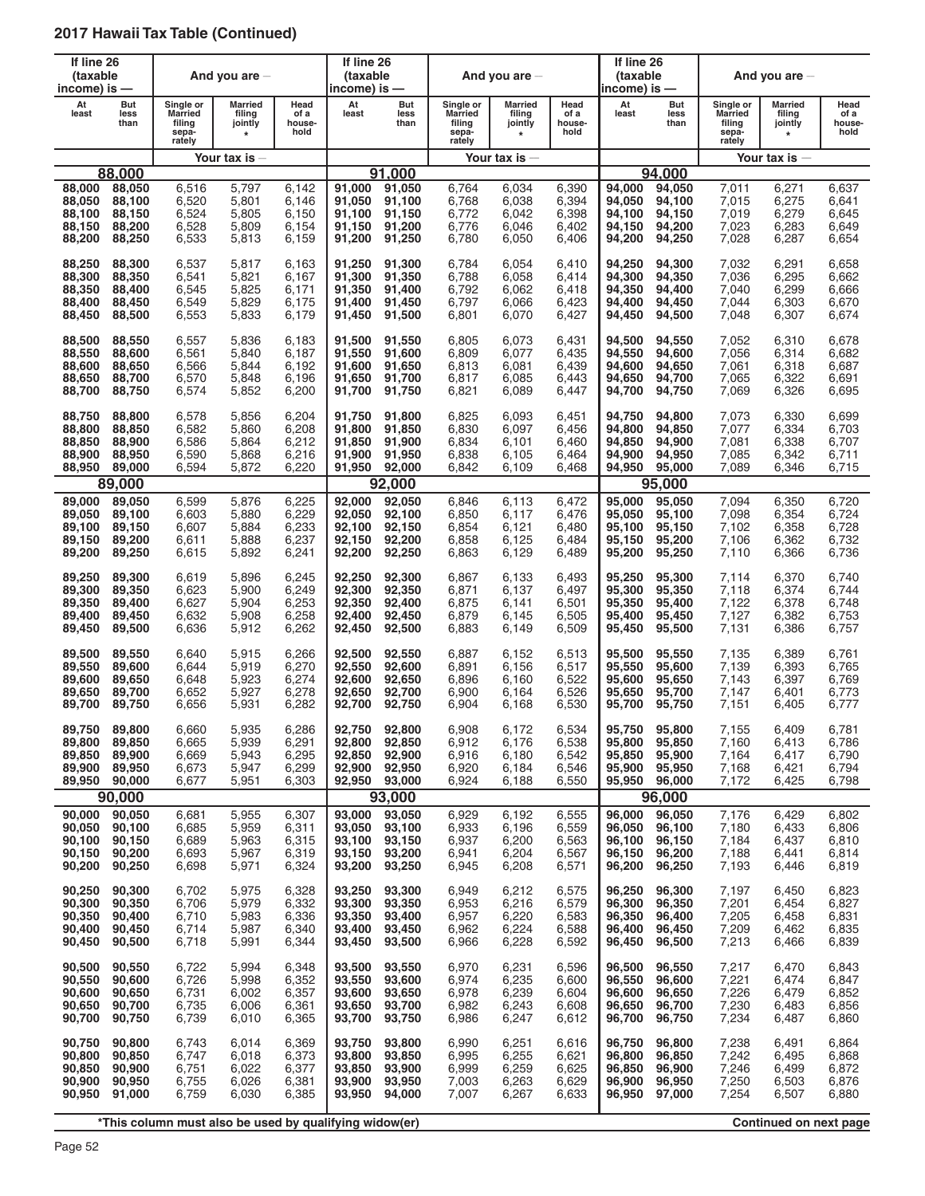## 2017 Hawaii Tax Table (Continued)

| If line 26 (taxable income) is — | | And you are — | | | If line 26 (taxable income) is — | | And you are — | | | If line 26 (taxable income) is — | | And you are — | | |
|---|---|---|---|---|---|---|---|---|---|---|---|---|---|---|
| At least | But less than | Single or Married filing sepa-rately | Married filing jointly * | Head of a house-hold | At least | But less than | Single or Married filing sepa-rately | Married filing jointly * | Head of a house-hold | At least | But less than | Single or Married filing sepa-rately | Married filing jointly * | Head of a house-hold |
| | | Your tax is — | | | | | Your tax is — | | | | | Your tax is — | | |
| **88,000** | | | | | **91,000** | | | | | **94,000** | | | | |
| 88,000 | 88,050 | 6,516 | 5,797 | 6,142 | 91,000 | 91,050 | 6,764 | 6,034 | 6,390 | 94,000 | 94,050 | 7,011 | 6,271 | 6,637 |
| 88,050 | 88,100 | 6,520 | 5,801 | 6,146 | 91,050 | 91,100 | 6,768 | 6,038 | 6,394 | 94,050 | 94,100 | 7,015 | 6,275 | 6,641 |
| 88,100 | 88,150 | 6,524 | 5,805 | 6,150 | 91,100 | 91,150 | 6,772 | 6,042 | 6,398 | 94,100 | 94,150 | 7,019 | 6,279 | 6,645 |
| 88,150 | 88,200 | 6,528 | 5,809 | 6,154 | 91,150 | 91,200 | 6,776 | 6,046 | 6,402 | 94,150 | 94,200 | 7,023 | 6,283 | 6,649 |
| 88,200 | 88,250 | 6,533 | 5,813 | 6,159 | 91,200 | 91,250 | 6,780 | 6,050 | 6,406 | 94,200 | 94,250 | 7,028 | 6,287 | 6,654 |
| 88,250 | 88,300 | 6,537 | 5,817 | 6,163 | 91,250 | 91,300 | 6,784 | 6,054 | 6,410 | 94,250 | 94,300 | 7,032 | 6,291 | 6,658 |
| 88,300 | 88,350 | 6,541 | 5,821 | 6,167 | 91,300 | 91,350 | 6,788 | 6,058 | 6,414 | 94,300 | 94,350 | 7,036 | 6,295 | 6,662 |
| 88,350 | 88,400 | 6,545 | 5,825 | 6,171 | 91,350 | 91,400 | 6,792 | 6,062 | 6,418 | 94,350 | 94,400 | 7,040 | 6,299 | 6,666 |
| 88,400 | 88,450 | 6,549 | 5,829 | 6,175 | 91,400 | 91,450 | 6,797 | 6,066 | 6,423 | 94,400 | 94,450 | 7,044 | 6,303 | 6,670 |
| 88,450 | 88,500 | 6,553 | 5,833 | 6,179 | 91,450 | 91,500 | 6,801 | 6,070 | 6,427 | 94,450 | 94,500 | 7,048 | 6,307 | 6,674 |
| 88,500 | 88,550 | 6,557 | 5,836 | 6,183 | 91,500 | 91,550 | 6,805 | 6,073 | 6,431 | 94,500 | 94,550 | 7,052 | 6,310 | 6,678 |
| 88,550 | 88,600 | 6,561 | 5,840 | 6,187 | 91,550 | 91,600 | 6,809 | 6,077 | 6,435 | 94,550 | 94,600 | 7,056 | 6,314 | 6,682 |
| 88,600 | 88,650 | 6,566 | 5,844 | 6,192 | 91,600 | 91,650 | 6,813 | 6,081 | 6,439 | 94,600 | 94,650 | 7,061 | 6,318 | 6,687 |
| 88,650 | 88,700 | 6,570 | 5,848 | 6,196 | 91,650 | 91,700 | 6,817 | 6,085 | 6,443 | 94,650 | 94,700 | 7,065 | 6,322 | 6,691 |
| 88,700 | 88,750 | 6,574 | 5,852 | 6,200 | 91,700 | 91,750 | 6,821 | 6,089 | 6,447 | 94,700 | 94,750 | 7,069 | 6,326 | 6,695 |
| 88,750 | 88,800 | 6,578 | 5,856 | 6,204 | 91,750 | 91,800 | 6,825 | 6,093 | 6,451 | 94,750 | 94,800 | 7,073 | 6,330 | 6,699 |
| 88,800 | 88,850 | 6,582 | 5,860 | 6,208 | 91,800 | 91,850 | 6,830 | 6,097 | 6,456 | 94,800 | 94,850 | 7,077 | 6,334 | 6,703 |
| 88,850 | 88,900 | 6,586 | 5,864 | 6,212 | 91,850 | 91,900 | 6,834 | 6,101 | 6,460 | 94,850 | 94,900 | 7,081 | 6,338 | 6,707 |
| 88,900 | 88,950 | 6,590 | 5,868 | 6,216 | 91,900 | 91,950 | 6,838 | 6,105 | 6,464 | 94,900 | 94,950 | 7,085 | 6,342 | 6,711 |
| 88,950 | 89,000 | 6,594 | 5,872 | 6,220 | 91,950 | 92,000 | 6,842 | 6,109 | 6,468 | 94,950 | 95,000 | 7,089 | 6,346 | 6,715 |
| **89,000** | | | | | **92,000** | | | | | **95,000** | | | | |
| 89,000 | 89,050 | 6,599 | 5,876 | 6,225 | 92,000 | 92,050 | 6,846 | 6,113 | 6,472 | 95,000 | 95,050 | 7,094 | 6,350 | 6,720 |
| 89,050 | 89,100 | 6,603 | 5,880 | 6,229 | 92,050 | 92,100 | 6,850 | 6,117 | 6,476 | 95,050 | 95,100 | 7,098 | 6,354 | 6,724 |
| 89,100 | 89,150 | 6,607 | 5,884 | 6,233 | 92,100 | 92,150 | 6,854 | 6,121 | 6,480 | 95,100 | 95,150 | 7,102 | 6,358 | 6,728 |
| 89,150 | 89,200 | 6,611 | 5,888 | 6,237 | 92,150 | 92,200 | 6,858 | 6,125 | 6,484 | 95,150 | 95,200 | 7,106 | 6,362 | 6,732 |
| 89,200 | 89,250 | 6,615 | 5,892 | 6,241 | 92,200 | 92,250 | 6,863 | 6,129 | 6,489 | 95,200 | 95,250 | 7,110 | 6,366 | 6,736 |
| 89,250 | 89,300 | 6,619 | 5,896 | 6,245 | 92,250 | 92,300 | 6,867 | 6,133 | 6,493 | 95,250 | 95,300 | 7,114 | 6,370 | 6,740 |
| 89,300 | 89,350 | 6,623 | 5,900 | 6,249 | 92,300 | 92,350 | 6,871 | 6,137 | 6,497 | 95,300 | 95,350 | 7,118 | 6,374 | 6,744 |
| 89,350 | 89,400 | 6,627 | 5,904 | 6,253 | 92,350 | 92,400 | 6,875 | 6,141 | 6,501 | 95,350 | 95,400 | 7,122 | 6,378 | 6,748 |
| 89,400 | 89,450 | 6,632 | 5,908 | 6,258 | 92,400 | 92,450 | 6,879 | 6,145 | 6,505 | 95,400 | 95,450 | 7,127 | 6,382 | 6,753 |
| 89,450 | 89,500 | 6,636 | 5,912 | 6,262 | 92,450 | 92,500 | 6,883 | 6,149 | 6,509 | 95,450 | 95,500 | 7,131 | 6,386 | 6,757 |
| 89,500 | 89,550 | 6,640 | 5,915 | 6,266 | 92,500 | 92,550 | 6,887 | 6,152 | 6,513 | 95,500 | 95,550 | 7,135 | 6,389 | 6,761 |
| 89,550 | 89,600 | 6,644 | 5,919 | 6,270 | 92,550 | 92,600 | 6,891 | 6,156 | 6,517 | 95,550 | 95,600 | 7,139 | 6,393 | 6,765 |
| 89,600 | 89,650 | 6,648 | 5,923 | 6,274 | 92,600 | 92,650 | 6,896 | 6,160 | 6,522 | 95,600 | 95,650 | 7,143 | 6,397 | 6,769 |
| 89,650 | 89,700 | 6,652 | 5,927 | 6,278 | 92,650 | 92,700 | 6,900 | 6,164 | 6,526 | 95,650 | 95,700 | 7,147 | 6,401 | 6,773 |
| 89,700 | 89,750 | 6,656 | 5,931 | 6,282 | 92,700 | 92,750 | 6,904 | 6,168 | 6,530 | 95,700 | 95,750 | 7,151 | 6,405 | 6,777 |
| 89,750 | 89,800 | 6,660 | 5,935 | 6,286 | 92,750 | 92,800 | 6,908 | 6,172 | 6,534 | 95,750 | 95,800 | 7,155 | 6,409 | 6,781 |
| 89,800 | 89,850 | 6,665 | 5,939 | 6,291 | 92,800 | 92,850 | 6,912 | 6,176 | 6,538 | 95,800 | 95,850 | 7,160 | 6,413 | 6,786 |
| 89,850 | 89,900 | 6,669 | 5,943 | 6,295 | 92,850 | 92,900 | 6,916 | 6,180 | 6,542 | 95,850 | 95,900 | 7,164 | 6,417 | 6,790 |
| 89,900 | 89,950 | 6,673 | 5,947 | 6,299 | 92,900 | 92,950 | 6,920 | 6,184 | 6,546 | 95,900 | 95,950 | 7,168 | 6,421 | 6,794 |
| 89,950 | 90,000 | 6,677 | 5,951 | 6,303 | 92,950 | 93,000 | 6,924 | 6,188 | 6,550 | 95,950 | 96,000 | 7,172 | 6,425 | 6,798 |
| **90,000** | | | | | **93,000** | | | | | **96,000** | | | | |
| 90,000 | 90,050 | 6,681 | 5,955 | 6,307 | 93,000 | 93,050 | 6,929 | 6,192 | 6,555 | 96,000 | 96,050 | 7,176 | 6,429 | 6,802 |
| 90,050 | 90,100 | 6,685 | 5,959 | 6,311 | 93,050 | 93,100 | 6,933 | 6,196 | 6,559 | 96,050 | 96,100 | 7,180 | 6,433 | 6,806 |
| 90,100 | 90,150 | 6,689 | 5,963 | 6,315 | 93,100 | 93,150 | 6,937 | 6,200 | 6,563 | 96,100 | 96,150 | 7,184 | 6,437 | 6,810 |
| 90,150 | 90,200 | 6,693 | 5,967 | 6,319 | 93,150 | 93,200 | 6,941 | 6,204 | 6,567 | 96,150 | 96,200 | 7,188 | 6,441 | 6,814 |
| 90,200 | 90,250 | 6,698 | 5,971 | 6,324 | 93,200 | 93,250 | 6,945 | 6,208 | 6,571 | 96,200 | 96,250 | 7,193 | 6,446 | 6,819 |
| 90,250 | 90,300 | 6,702 | 5,975 | 6,328 | 93,250 | 93,300 | 6,949 | 6,212 | 6,575 | 96,250 | 96,300 | 7,197 | 6,450 | 6,823 |
| 90,300 | 90,350 | 6,706 | 5,979 | 6,332 | 93,300 | 93,350 | 6,953 | 6,216 | 6,579 | 96,300 | 96,350 | 7,201 | 6,454 | 6,827 |
| 90,350 | 90,400 | 6,710 | 5,983 | 6,336 | 93,350 | 93,400 | 6,957 | 6,220 | 6,583 | 96,350 | 96,400 | 7,205 | 6,458 | 6,831 |
| 90,400 | 90,450 | 6,714 | 5,987 | 6,340 | 93,400 | 93,450 | 6,962 | 6,224 | 6,588 | 96,400 | 96,450 | 7,209 | 6,462 | 6,835 |
| 90,450 | 90,500 | 6,718 | 5,991 | 6,344 | 93,450 | 93,500 | 6,966 | 6,228 | 6,592 | 96,450 | 96,500 | 7,213 | 6,466 | 6,839 |
| 90,500 | 90,550 | 6,722 | 5,994 | 6,348 | 93,500 | 93,550 | 6,970 | 6,231 | 6,596 | 96,500 | 96,550 | 7,217 | 6,470 | 6,843 |
| 90,550 | 90,600 | 6,726 | 5,998 | 6,352 | 93,550 | 93,600 | 6,974 | 6,235 | 6,600 | 96,550 | 96,600 | 7,221 | 6,474 | 6,847 |
| 90,600 | 90,650 | 6,731 | 6,002 | 6,357 | 93,600 | 93,650 | 6,978 | 6,239 | 6,604 | 96,600 | 96,650 | 7,226 | 6,479 | 6,852 |
| 90,650 | 90,700 | 6,735 | 6,006 | 6,361 | 93,650 | 93,700 | 6,982 | 6,243 | 6,608 | 96,650 | 96,700 | 7,230 | 6,483 | 6,856 |
| 90,700 | 90,750 | 6,739 | 6,010 | 6,365 | 93,700 | 93,750 | 6,986 | 6,247 | 6,612 | 96,700 | 96,750 | 7,234 | 6,487 | 6,860 |
| 90,750 | 90,800 | 6,743 | 6,014 | 6,369 | 93,750 | 93,800 | 6,990 | 6,251 | 6,616 | 96,750 | 96,800 | 7,238 | 6,491 | 6,864 |
| 90,800 | 90,850 | 6,747 | 6,018 | 6,373 | 93,800 | 93,850 | 6,995 | 6,255 | 6,621 | 96,800 | 96,850 | 7,242 | 6,495 | 6,868 |
| 90,850 | 90,900 | 6,751 | 6,022 | 6,377 | 93,850 | 93,900 | 6,999 | 6,259 | 6,625 | 96,850 | 96,900 | 7,246 | 6,499 | 6,872 |
| 90,900 | 90,950 | 6,755 | 6,026 | 6,381 | 93,900 | 93,950 | 7,003 | 6,263 | 6,629 | 96,900 | 96,950 | 7,250 | 6,503 | 6,876 |
| 90,950 | 91,000 | 6,759 | 6,030 | 6,385 | 93,950 | 94,000 | 7,007 | 6,267 | 6,633 | 96,950 | 97,000 | 7,254 | 6,507 | 6,880 |

**\*This column must also be used by qualifying widow(er)**

**Continued on next page**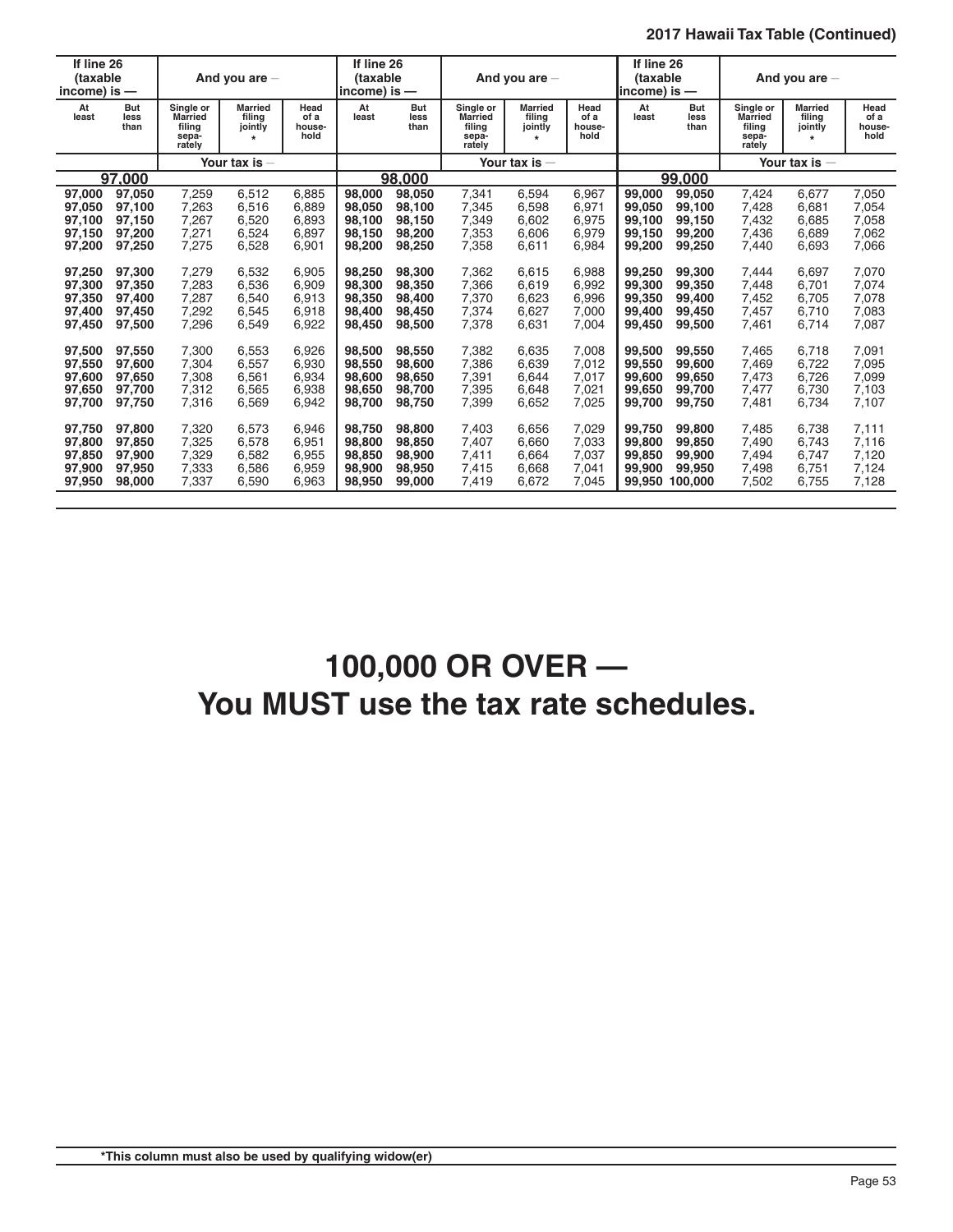**2017 Hawaii Tax Table (Continued)**

| If line 26 (taxable income) is — | | And you are — | | | If line 26 (taxable income) is — | | And you are — | | | If line 26 (taxable income) is — | | And you are — | | |
|---|---|---|---|---|---|---|---|---|---|---|---|---|---|---|
| At least | But less than | Single or Married filing separately | Married filing jointly * | Head of a household | At least | But less than | Single or Married filing separately | Married filing jointly * | Head of a household | At least | But less than | Single or Married filing separately | Married filing jointly * | Head of a household |
| | | Your tax is — | | | | | Your tax is — | | | | | Your tax is — | | |
| **97,000** | | | | | **98,000** | | | | | **99,000** | | | | |
| **97,000** | **97,050** | 7,259 | 6,512 | 6,885 | **98,000** | **98,050** | 7,341 | 6,594 | 6,967 | **99,000** | **99,050** | 7,424 | 6,677 | 7,050 |
| **97,050** | **97,100** | 7,263 | 6,516 | 6,889 | **98,050** | **98,100** | 7,345 | 6,598 | 6,971 | **99,050** | **99,100** | 7,428 | 6,681 | 7,054 |
| **97,100** | **97,150** | 7,267 | 6,520 | 6,893 | **98,100** | **98,150** | 7,349 | 6,602 | 6,975 | **99,100** | **99,150** | 7,432 | 6,685 | 7,058 |
| **97,150** | **97,200** | 7,271 | 6,524 | 6,897 | **98,150** | **98,200** | 7,353 | 6,606 | 6,979 | **99,150** | **99,200** | 7,436 | 6,689 | 7,062 |
| **97,200** | **97,250** | 7,275 | 6,528 | 6,901 | **98,200** | **98,250** | 7,358 | 6,611 | 6,984 | **99,200** | **99,250** | 7,440 | 6,693 | 7,066 |
| **97,250** | **97,300** | 7,279 | 6,532 | 6,905 | **98,250** | **98,300** | 7,362 | 6,615 | 6,988 | **99,250** | **99,300** | 7,444 | 6,697 | 7,070 |
| **97,300** | **97,350** | 7,283 | 6,536 | 6,909 | **98,300** | **98,350** | 7,366 | 6,619 | 6,992 | **99,300** | **99,350** | 7,448 | 6,701 | 7,074 |
| **97,350** | **97,400** | 7,287 | 6,540 | 6,913 | **98,350** | **98,400** | 7,370 | 6,623 | 6,996 | **99,350** | **99,400** | 7,452 | 6,705 | 7,078 |
| **97,400** | **97,450** | 7,292 | 6,545 | 6,918 | **98,400** | **98,450** | 7,374 | 6,627 | 7,000 | **99,400** | **99,450** | 7,457 | 6,710 | 7,083 |
| **97,450** | **97,500** | 7,296 | 6,549 | 6,922 | **98,450** | **98,500** | 7,378 | 6,631 | 7,004 | **99,450** | **99,500** | 7,461 | 6,714 | 7,087 |
| **97,500** | **97,550** | 7,300 | 6,553 | 6,926 | **98,500** | **98,550** | 7,382 | 6,635 | 7,008 | **99,500** | **99,550** | 7,465 | 6,718 | 7,091 |
| **97,550** | **97,600** | 7,304 | 6,557 | 6,930 | **98,550** | **98,600** | 7,386 | 6,639 | 7,012 | **99,550** | **99,600** | 7,469 | 6,722 | 7,095 |
| **97,600** | **97,650** | 7,308 | 6,561 | 6,934 | **98,600** | **98,650** | 7,391 | 6,644 | 7,017 | **99,600** | **99,650** | 7,473 | 6,726 | 7,099 |
| **97,650** | **97,700** | 7,312 | 6,565 | 6,938 | **98,650** | **98,700** | 7,395 | 6,648 | 7,021 | **99,650** | **99,700** | 7,477 | 6,730 | 7,103 |
| **97,700** | **97,750** | 7,316 | 6,569 | 6,942 | **98,700** | **98,750** | 7,399 | 6,652 | 7,025 | **99,700** | **99,750** | 7,481 | 6,734 | 7,107 |
| **97,750** | **97,800** | 7,320 | 6,573 | 6,946 | **98,750** | **98,800** | 7,403 | 6,656 | 7,029 | **99,750** | **99,800** | 7,485 | 6,738 | 7,111 |
| **97,800** | **97,850** | 7,325 | 6,578 | 6,951 | **98,800** | **98,850** | 7,407 | 6,660 | 7,033 | **99,800** | **99,850** | 7,490 | 6,743 | 7,116 |
| **97,850** | **97,900** | 7,329 | 6,582 | 6,955 | **98,850** | **98,900** | 7,411 | 6,664 | 7,037 | **99,850** | **99,900** | 7,494 | 6,747 | 7,120 |
| **97,900** | **97,950** | 7,333 | 6,586 | 6,959 | **98,900** | **98,950** | 7,415 | 6,668 | 7,041 | **99,900** | **99,950** | 7,498 | 6,751 | 7,124 |
| **97,950** | **98,000** | 7,337 | 6,590 | 6,963 | **98,950** | **99,000** | 7,419 | 6,672 | 7,045 | **99,950** | **100,000** | 7,502 | 6,755 | 7,128 |

# 100,000 OR OVER — You MUST use the tax rate schedules.

***This column must also be used by qualifying widow(er)**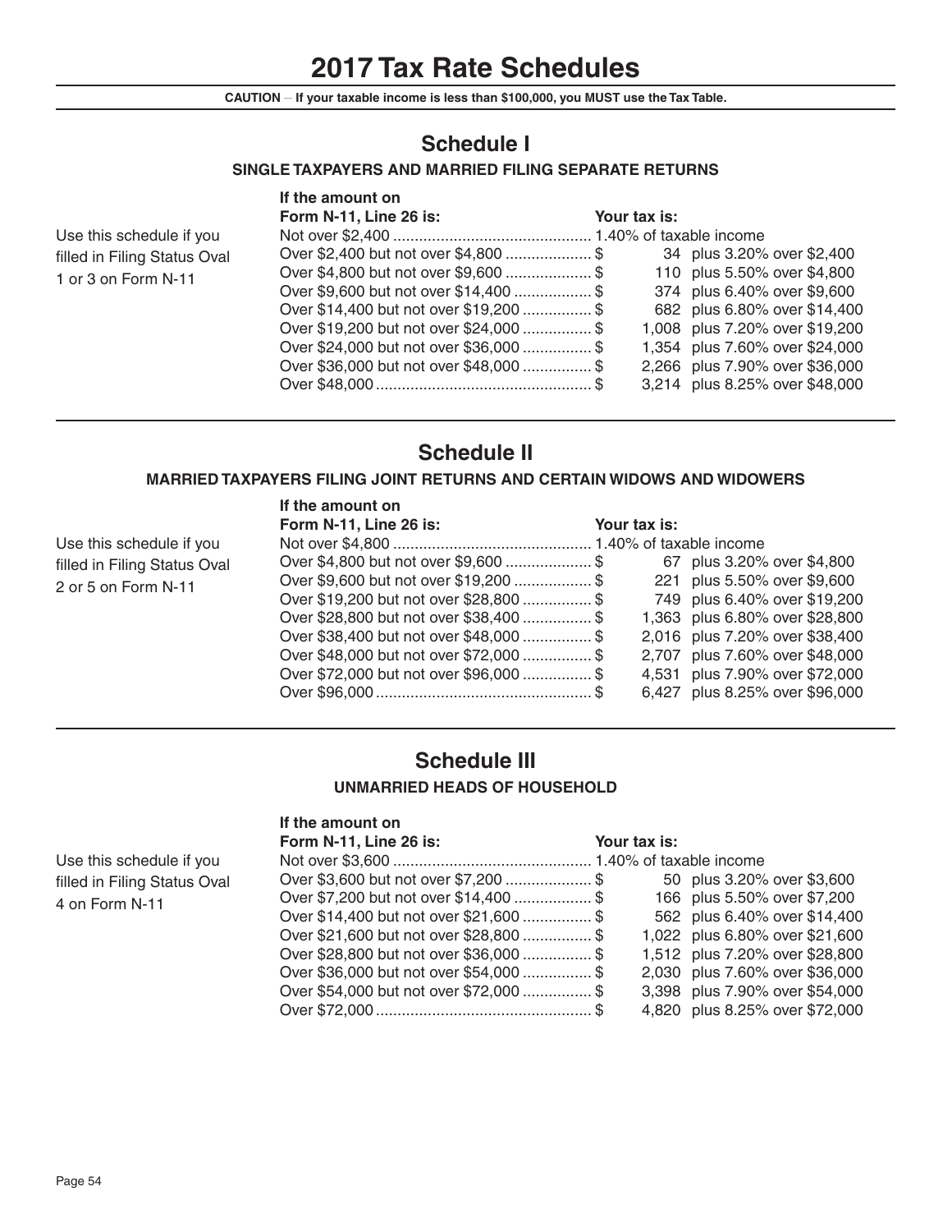# 2017 Tax Rate Schedules

**CAUTION – If your taxable income is less than $100,000, you MUST use the Tax Table.**

## Schedule I

### SINGLE TAXPAYERS AND MARRIED FILING SEPARATE RETURNS

Use this schedule if you filled in Filing Status Oval 1 or 3 on Form N-11

| If the amount on Form N-11, Line 26 is: | Your tax is: |
|---|---|
| Not over $2,400 | 1.40% of taxable income |
| Over $2,400 but not over $4,800 | $ 34 plus 3.20% over $2,400 |
| Over $4,800 but not over $9,600 | $ 110 plus 5.50% over $4,800 |
| Over $9,600 but not over $14,400 | $ 374 plus 6.40% over $9,600 |
| Over $14,400 but not over $19,200 | $ 682 plus 6.80% over $14,400 |
| Over $19,200 but not over $24,000 | $ 1,008 plus 7.20% over $19,200 |
| Over $24,000 but not over $36,000 | $ 1,354 plus 7.60% over $24,000 |
| Over $36,000 but not over $48,000 | $ 2,266 plus 7.90% over $36,000 |
| Over $48,000 | $ 3,214 plus 8.25% over $48,000 |

## Schedule II

### MARRIED TAXPAYERS FILING JOINT RETURNS AND CERTAIN WIDOWS AND WIDOWERS

Use this schedule if you filled in Filing Status Oval 2 or 5 on Form N-11

| If the amount on Form N-11, Line 26 is: | Your tax is: |
|---|---|
| Not over $4,800 | 1.40% of taxable income |
| Over $4,800 but not over $9,600 | $ 67 plus 3.20% over $4,800 |
| Over $9,600 but not over $19,200 | $ 221 plus 5.50% over $9,600 |
| Over $19,200 but not over $28,800 | $ 749 plus 6.40% over $19,200 |
| Over $28,800 but not over $38,400 | $ 1,363 plus 6.80% over $28,800 |
| Over $38,400 but not over $48,000 | $ 2,016 plus 7.20% over $38,400 |
| Over $48,000 but not over $72,000 | $ 2,707 plus 7.60% over $48,000 |
| Over $72,000 but not over $96,000 | $ 4,531 plus 7.90% over $72,000 |
| Over $96,000 | $ 6,427 plus 8.25% over $96,000 |

## Schedule III

### UNMARRIED HEADS OF HOUSEHOLD

Use this schedule if you filled in Filing Status Oval 4 on Form N-11

| If the amount on Form N-11, Line 26 is: | Your tax is: |
|---|---|
| Not over $3,600 | 1.40% of taxable income |
| Over $3,600 but not over $7,200 | $ 50 plus 3.20% over $3,600 |
| Over $7,200 but not over $14,400 | $ 166 plus 5.50% over $7,200 |
| Over $14,400 but not over $21,600 | $ 562 plus 6.40% over $14,400 |
| Over $21,600 but not over $28,800 | $ 1,022 plus 6.80% over $21,600 |
| Over $28,800 but not over $36,000 | $ 1,512 plus 7.20% over $28,800 |
| Over $36,000 but not over $54,000 | $ 2,030 plus 7.60% over $36,000 |
| Over $54,000 but not over $72,000 | $ 3,398 plus 7.90% over $54,000 |
| Over $72,000 | $ 4,820 plus 8.25% over $72,000 |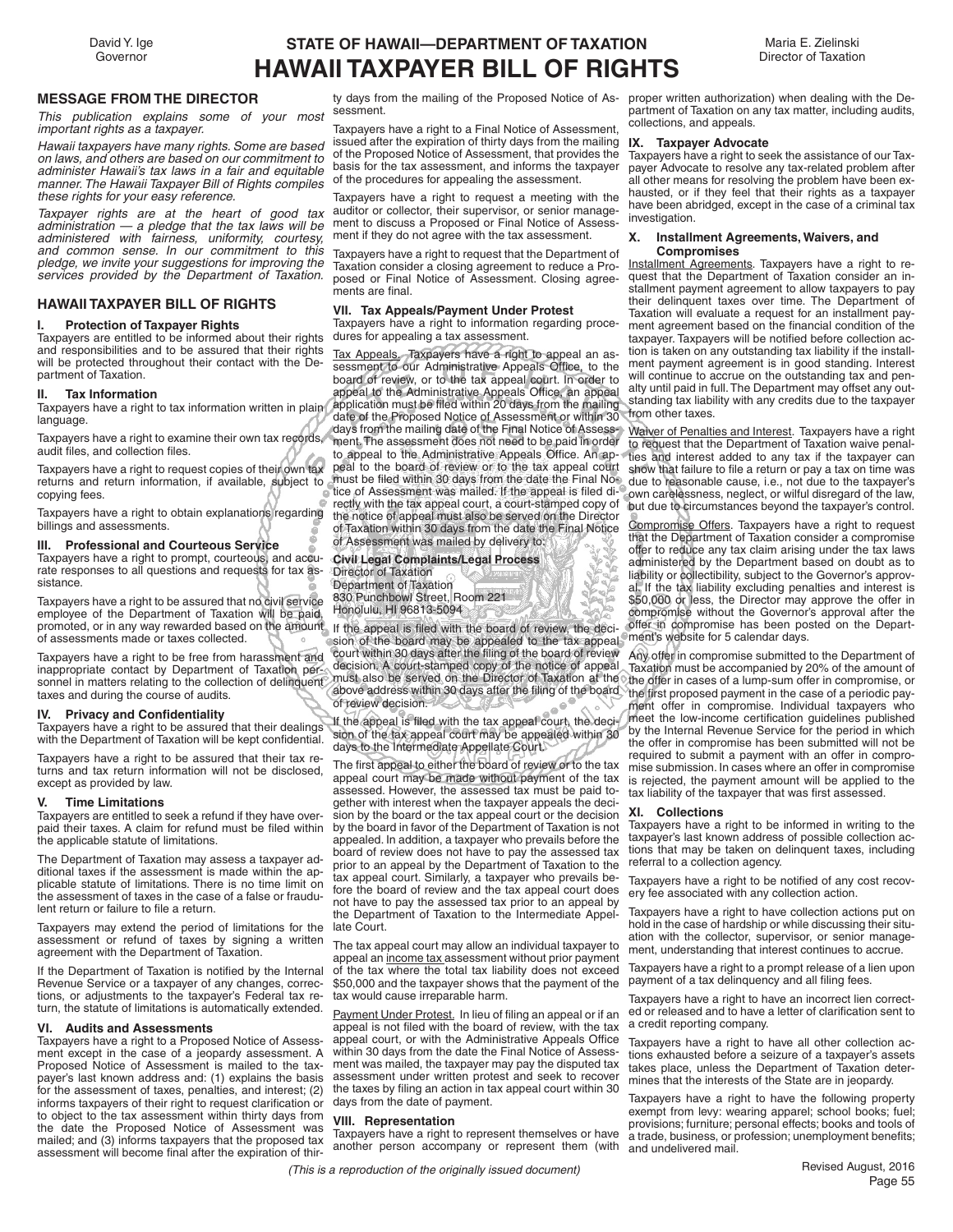David Y. Ige
Governor

# STATE OF HAWAII—DEPARTMENT OF TAXATION
# HAWAII TAXPAYER BILL OF RIGHTS

Maria E. Zielinski
Director of Taxation

## MESSAGE FROM THE DIRECTOR

*This publication explains some of your most important rights as a taxpayer.*

*Hawaii taxpayers have many rights. Some are based on laws, and others are based on our commitment to administer Hawaii's tax laws in a fair and equitable manner. The Hawaii Taxpayer Bill of Rights compiles these rights for your easy reference.*

*Taxpayer rights are at the heart of good tax administration — a pledge that the tax laws will be administered with fairness, uniformity, courtesy, and common sense. In our commitment to this pledge, we invite your suggestions for improving the services provided by the Department of Taxation.*

## HAWAII TAXPAYER BILL OF RIGHTS

### I. Protection of Taxpayer Rights

Taxpayers are entitled to be informed about their rights and responsibilities and to be assured that their rights will be protected throughout their contact with the Department of Taxation.

### II. Tax Information

Taxpayers have a right to tax information written in plain language.

Taxpayers have a right to examine their own tax records, audit files, and collection files.

Taxpayers have a right to request copies of their own tax returns and return information, if available, subject to copying fees.

Taxpayers have a right to obtain explanations regarding billings and assessments.

### III. Professional and Courteous Service

Taxpayers have a right to prompt, courteous, and accurate responses to all questions and requests for tax assistance.

Taxpayers have a right to be assured that no civil service employee of the Department of Taxation will be paid, promoted, or in any way rewarded based on the amount of assessments made or taxes collected.

Taxpayers have a right to be free from harassment and inappropriate contact by Department of Taxation personnel in matters relating to the collection of delinquent taxes and during the course of audits.

### IV. Privacy and Confidentiality

Taxpayers have a right to be assured that their dealings with the Department of Taxation will be kept confidential.

Taxpayers have a right to be assured that their tax returns and tax return information will not be disclosed, except as provided by law.

### V. Time Limitations

Taxpayers are entitled to seek a refund if they have overpaid their taxes. A claim for refund must be filed within the applicable statute of limitations.

The Department of Taxation may assess a taxpayer additional taxes if the assessment is made within the applicable statute of limitations. There is no time limit on the assessment of taxes in the case of a false or fraudulent return or failure to file a return.

Taxpayers may extend the period of limitations for the assessment or refund of taxes by signing a written agreement with the Department of Taxation.

If the Department of Taxation is notified by the Internal Revenue Service or a taxpayer of any changes, corrections, or adjustments to the taxpayer's Federal tax return, the statute of limitations is automatically extended.

### VI. Audits and Assessments

Taxpayers have a right to a Proposed Notice of Assessment except in the case of a jeopardy assessment. A Proposed Notice of Assessment is mailed to the taxpayer's last known address and: (1) explains the basis for the assessment of taxes, penalties, and interest; (2) informs taxpayers of their right to request clarification or to object to the tax assessment within thirty days from the date the Proposed Notice of Assessment was mailed; and (3) informs taxpayers that the proposed tax assessment will become final after the expiration of thirty days from the mailing of the Proposed Notice of Assessment.

Taxpayers have a right to a Final Notice of Assessment, issued after the expiration of thirty days from the mailing of the Proposed Notice of Assessment, that provides the basis for the tax assessment, and informs the taxpayer of the procedures for appealing the assessment.

Taxpayers have a right to request a meeting with the auditor or collector, their supervisor, or senior management to discuss a Proposed or Final Notice of Assessment if they do not agree with the tax assessment.

Taxpayers have a right to request that the Department of Taxation consider a closing agreement to reduce a Proposed or Final Notice of Assessment. Closing agreements are final.

### VII. Tax Appeals/Payment Under Protest

Taxpayers have a right to information regarding procedures for appealing a tax assessment.

Tax Appeals. Taxpayers have a right to appeal an assessment to our Administrative Appeals Office, to the board of review, or to the tax appeal court. In order to appeal to the Administrative Appeals Office, an appeal application must be filed within 20 days from the mailing date of the Proposed Notice of Assessment or within 30 days from the mailing date of the Final Notice of Assessment. The assessment does not need to be paid in order to appeal to the Administrative Appeals Office. An appeal to the board of review or to the tax appeal court must be filed within 30 days from the date the Final Notice of Assessment was mailed. If the appeal is filed directly with the tax appeal court, a court-stamped copy of the notice of appeal must also be served on the Director of Taxation within 30 days from the date the Final Notice of Assessment was mailed by delivery to:

**Civil Legal Complaints/Legal Process**
Director of Taxation
Department of Taxation
830 Punchbowl Street, Room 221
Honolulu, HI 96813-5094

If the appeal is filed with the board of review, the decision of the board may be appealed to the tax appeal court within 30 days after the filing of the board of review decision. A court-stamped copy of the notice of appeal must also be served on the Director of Taxation at the above address within 30 days after the filing of the board of review decision.

If the appeal is filed with the tax appeal court, the decision of the tax appeal court may be appealed within 30 days to the Intermediate Appellate Court.

The first appeal to either the board of review or to the tax appeal court may be made without payment of the tax assessed. However, the assessed tax must be paid together with interest when the taxpayer appeals the decision by the board or the tax appeal court or the decision by the board in favor of the Department of Taxation is not appealed. In addition, a taxpayer who prevails before the board of review does not have to pay the assessed tax prior to an appeal by the Department of Taxation to the tax appeal court. Similarly, a taxpayer who prevails before the board of review and the tax appeal court does not have to pay the assessed tax prior to an appeal by the Department of Taxation to the Intermediate Appellate Court.

The tax appeal court may allow an individual taxpayer to appeal an income tax assessment without prior payment of the tax where the total tax liability does not exceed $50,000 and the taxpayer shows that the payment of the tax would cause irreparable harm.

Payment Under Protest. In lieu of filing an appeal or if an appeal is not filed with the board of review, the tax appeal court, or with the Administrative Appeals Office within 30 days from the date the Final Notice of Assessment was mailed, the taxpayer may pay the disputed tax assessment under written protest and seek to recover the taxes by filing an action in tax appeal court within 30 days from the date of payment.

### VIII. Representation

Taxpayers have a right to represent themselves or have another person accompany or represent them (with proper written authorization) when dealing with the Department of Taxation on any tax matter, including audits, collections, and appeals.

### IX. Taxpayer Advocate

Taxpayers have a right to seek the assistance of our Taxpayer Advocate to resolve any tax-related problem after all other means for resolving the problem have been exhausted, or if they feel that their rights as a taxpayer have been abridged, except in the case of a criminal tax investigation.

### X. Installment Agreements, Waivers, and Compromises

Installment Agreements. Taxpayers have a right to request that the Department of Taxation consider an installment payment agreement to allow taxpayers to pay their delinquent taxes over time. The Department of Taxation will evaluate a request for an installment payment agreement based on the financial condition of the taxpayer. Taxpayers will be notified before collection action is taken on any outstanding tax liability if the installment payment agreement is in good standing. Interest will continue to accrue on the outstanding tax and penalty until paid in full. The Department may offset any outstanding tax liability with any credits due to the taxpayer from other taxes.

Waiver of Penalties and Interest. Taxpayers have a right to request that the Department of Taxation waive penalties and interest added to any tax if the taxpayer can show that failure to file a return or pay a tax on time was due to reasonable cause, i.e., not due to the taxpayer's own carelessness, neglect, or wilful disregard of the law, but due to circumstances beyond the taxpayer's control.

Compromise Offers. Taxpayers have a right to request that the Department of Taxation consider a compromise offer to reduce any tax claim arising under the tax laws administered by the Department based on doubt as to liability or collectibility, subject to the Governor's approval. If the tax liability excluding penalties and interest is $50,000 or less, the Director may approve the offer in compromise without the Governor's approval after the offer in compromise has been posted on the Department's website for 5 calendar days.

Any offer in compromise submitted to the Department of Taxation must be accompanied by 20% of the amount of the offer in cases of a lump-sum offer in compromise, or the first proposed payment in the case of a periodic payment offer in compromise. Individual taxpayers who meet the low-income certification guidelines published by the Internal Revenue Service for the period in which the offer in compromise has been submitted will not be required to submit a payment with an offer in compromise submission. In cases where an offer in compromise is rejected, the payment amount will be applied to the tax liability of the taxpayer that was first assessed.

### XI. Collections

Taxpayers have a right to be informed in writing to the taxpayer's last known address of possible collection actions that may be taken on delinquent taxes, including referral to a collection agency.

Taxpayers have a right to be notified of any cost recovery fee associated with any collection action.

Taxpayers have a right to have collection actions put on hold in the case of hardship or while discussing their situation with the collector, supervisor, or senior management, understanding that interest continues to accrue.

Taxpayers have a right to a prompt release of a lien upon payment of a tax delinquency and all filing fees.

Taxpayers have a right to have an incorrect lien corrected or released and to have a letter of clarification sent to a credit reporting company.

Taxpayers have a right to have all other collection actions exhausted before a seizure of a taxpayer's assets takes place, unless the Department of Taxation determines that the interests of the State are in jeopardy.

Taxpayers have a right to have the following property exempt from levy: wearing apparel; school books; fuel; provisions; furniture; personal effects; books and tools of a trade, business, or profession; unemployment benefits; and undelivered mail.

*(This is a reproduction of the originally issued document)*

Revised August, 2016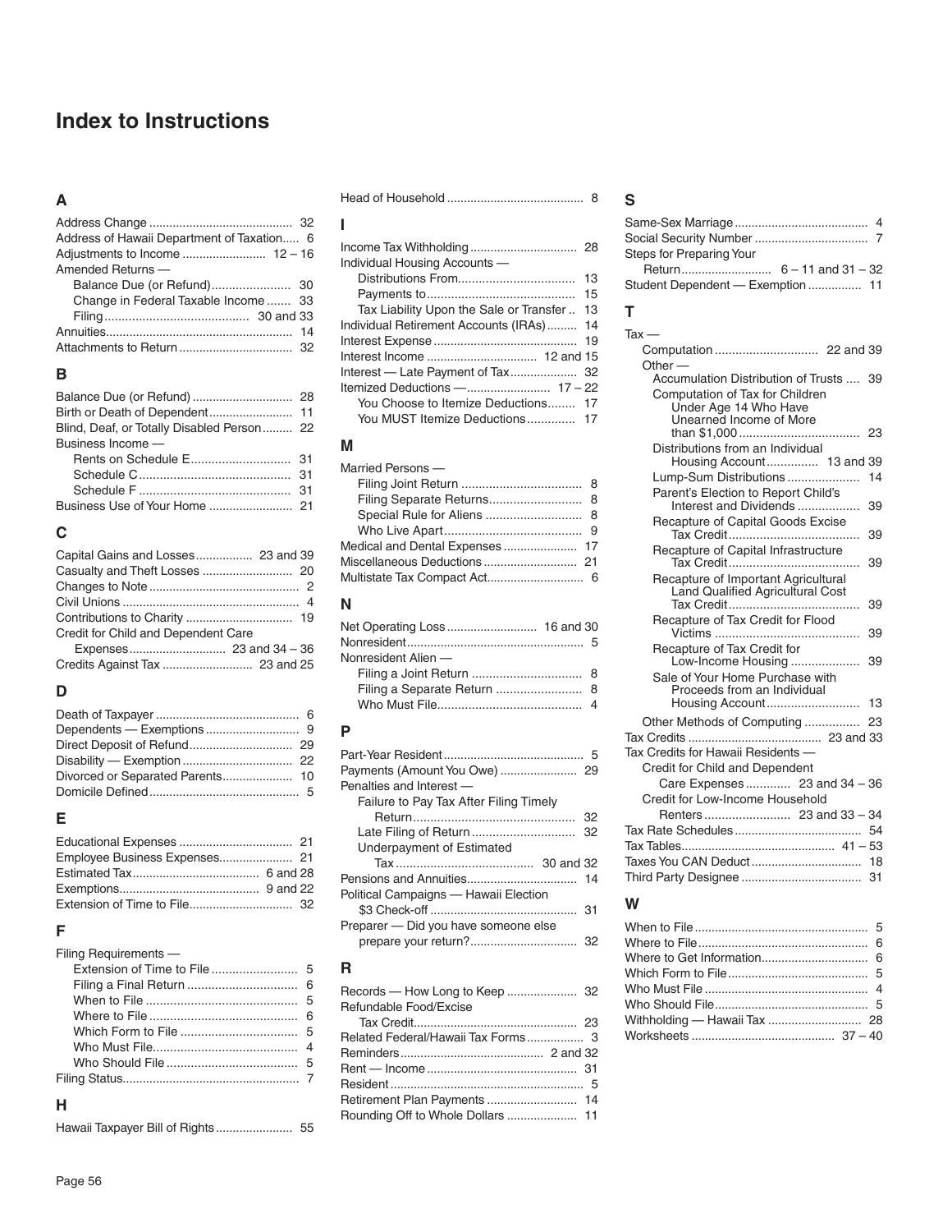# Index to Instructions

## A

Address Change ........................................... 32
Address of Hawaii Department of Taxation..... 6
Adjustments to Income ......................... 12 – 16
Amended Returns —
- Balance Due (or Refund)....................... 30
- Change in Federal Taxable Income ....... 33
- Filing.......................................... 30 and 33

Annuities....................................................... 14
Attachments to Return .................................. 32

## B

Balance Due (or Refund) .............................. 28
Birth or Death of Dependent......................... 11
Blind, Deaf, or Totally Disabled Person......... 22
Business Income —
- Rents on Schedule E............................. 31
- Schedule C............................................ 31
- Schedule F ............................................ 31

Business Use of Your Home ......................... 21

## C

Capital Gains and Losses................. 23 and 39
Casualty and Theft Losses ........................... 20
Changes to Note ............................................. 2
Civil Unions ..................................................... 4
Contributions to Charity ................................ 19
Credit for Child and Dependent Care
- Expenses............................. 23 and 34 – 36

Credits Against Tax ........................... 23 and 25

## D

Death of Taxpayer ........................................... 6
Dependents — Exemptions ............................ 9
Direct Deposit of Refund............................... 29
Disability — Exemption ................................. 22
Divorced or Separated Parents..................... 10
Domicile Defined............................................. 5

## E

Educational Expenses .................................. 21
Employee Business Expenses...................... 21
Estimated Tax...................................... 6 and 28
Exemptions.......................................... 9 and 22
Extension of Time to File............................... 32

## F

Filing Requirements —
- Extension of Time to File ......................... 5
- Filing a Final Return ................................ 6
- When to File ............................................ 5
- Where to File ........................................... 6
- Which Form to File .................................. 5
- Who Must File.......................................... 4
- Who Should File ...................................... 5

Filing Status.................................................... 7

## H

Hawaii Taxpayer Bill of Rights....................... 55
Head of Household ......................................... 8

## I

Income Tax Withholding ............................... 28
Individual Housing Accounts —
- Distributions From.................................. 13
- Payments to........................................... 15
- Tax Liability Upon the Sale or Transfer .. 13

Individual Retirement Accounts (IRAs)......... 14
Interest Expense ........................................... 19
Interest Income ................................ 12 and 15
Interest — Late Payment of Tax.................... 32
Itemized Deductions —......................... 17 – 22
- You Choose to Itemize Deductions........ 17
- You MUST Itemize Deductions.............. 17

## M

Married Persons —
- Filing Joint Return ................................... 8
- Filing Separate Returns........................... 8
- Special Rule for Aliens ............................ 8
- Who Live Apart ........................................ 9

Medical and Dental Expenses ...................... 17
Miscellaneous Deductions ............................ 21
Multistate Tax Compact Act............................ 6

## N

Net Operating Loss ........................... 16 and 30
Nonresident..................................................... 5
Nonresident Alien —
- Filing a Joint Return ................................ 8
- Filing a Separate Return ......................... 8
- Who Must File.......................................... 4

## P

Part-Year Resident .......................................... 5
Payments (Amount You Owe) ....................... 29
Penalties and Interest —
- Failure to Pay Tax After Filing Timely Return............................................... 32
- Late Filing of Return .............................. 32
- Underpayment of Estimated Tax ........................................ 30 and 32

Pensions and Annuities................................. 14
Political Campaigns — Hawaii Election $3 Check-off ........................................... 31
Preparer — Did you have someone else prepare your return?............................... 32

## R

Records — How Long to Keep ..................... 32
Refundable Food/Excise Tax Credit................................................ 23
Related Federal/Hawaii Tax Forms................. 3
Reminders.......................................... 2 and 32
Rent — Income ............................................. 31
Resident .......................................................... 5
Retirement Plan Payments ........................... 14
Rounding Off to Whole Dollars ..................... 11

## S

Same-Sex Marriage ......................................... 4
Social Security Number .................................. 7
Steps for Preparing Your Return........................... 6 – 11 and 31 – 32
Student Dependent — Exemption ................ 11

## T

Tax —
- Computation .............................. 22 and 39
- Other —
  - Accumulation Distribution of Trusts .... 39
  - Computation of Tax for Children Under Age 14 Who Have Unearned Income of More than $1,000 ................................... 23
  - Distributions from an Individual Housing Account............... 13 and 39
  - Lump-Sum Distributions ..................... 14
  - Parent's Election to Report Child's Interest and Dividends .................. 39
  - Recapture of Capital Goods Excise Tax Credit...................................... 39
  - Recapture of Capital Infrastructure Tax Credit...................................... 39
  - Recapture of Important Agricultural Land Qualified Agricultural Cost Tax Credit...................................... 39
  - Recapture of Tax Credit for Flood Victims .......................................... 39
  - Recapture of Tax Credit for Low-Income Housing .................... 39
  - Sale of Your Home Purchase with Proceeds from an Individual Housing Account........................... 13
- Other Methods of Computing ................ 23

Tax Credits ....................................... 23 and 33
Tax Credits for Hawaii Residents —
- Credit for Child and Dependent Care Expenses ............. 23 and 34 – 36
- Credit for Low-Income Household Renters ......................... 23 and 33 – 34

Tax Rate Schedules ...................................... 54
Tax Tables............................................. 41 – 53
Taxes You CAN Deduct ................................ 18
Third Party Designee .................................... 31

## W

When to File .................................................... 5
Where to File ................................................... 6
Where to Get Information................................ 6
Which Form to File .......................................... 5
Who Must File ................................................. 4
Who Should File.............................................. 5
Withholding — Hawaii Tax ............................ 28
Worksheets ........................................... 37 – 40